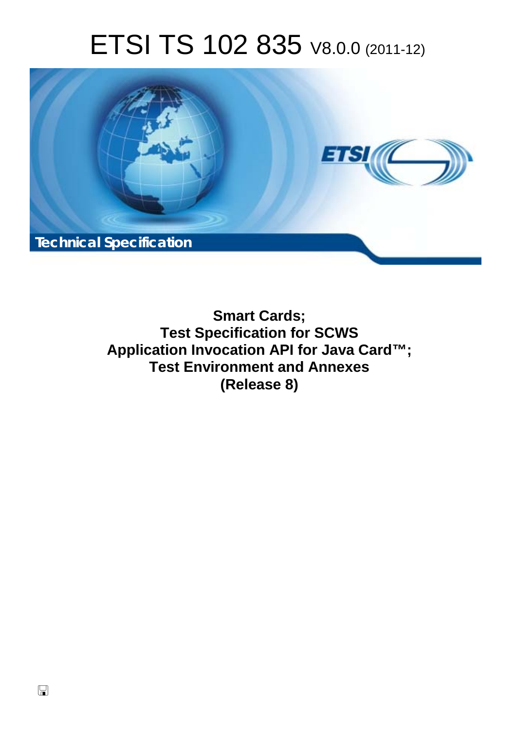# ETSI TS 102 835 V8.0.0 (2011-12)

Technical Specification

**Smart Cards;**
**Test Specification for SCWS**
**Application Invocation API for Java Card™;**
**Test Environment and Annexes**
**(Release 8)**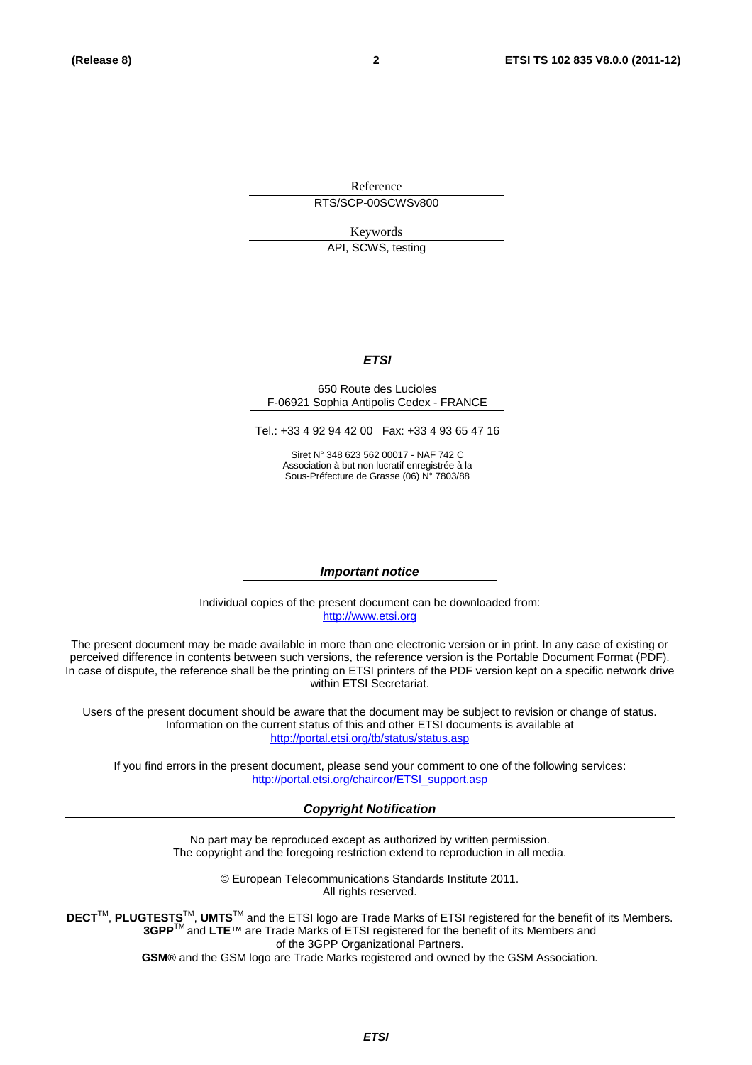Reference

RTS/SCP-00SCWSv800

Keywords

API, SCWS, testing

***ETSI***

650 Route des Lucioles
F-06921 Sophia Antipolis Cedex - FRANCE

Tel.: +33 4 92 94 42 00   Fax: +33 4 93 65 47 16

Siret N° 348 623 562 00017 - NAF 742 C
Association à but non lucratif enregistrée à la
Sous-Préfecture de Grasse (06) N° 7803/88

***Important notice***

Individual copies of the present document can be downloaded from:
http://www.etsi.org

The present document may be made available in more than one electronic version or in print. In any case of existing or perceived difference in contents between such versions, the reference version is the Portable Document Format (PDF). In case of dispute, the reference shall be the printing on ETSI printers of the PDF version kept on a specific network drive within ETSI Secretariat.

Users of the present document should be aware that the document may be subject to revision or change of status. Information on the current status of this and other ETSI documents is available at
http://portal.etsi.org/tb/status/status.asp

If you find errors in the present document, please send your comment to one of the following services:
http://portal.etsi.org/chaircor/ETSI_support.asp

***Copyright Notification***

No part may be reproduced except as authorized by written permission.
The copyright and the foregoing restriction extend to reproduction in all media.

© European Telecommunications Standards Institute 2011.
All rights reserved.

**DECT**™, **PLUGTESTS**™, **UMTS**™ and the ETSI logo are Trade Marks of ETSI registered for the benefit of its Members.
**3GPP**™ and **LTE**™ are Trade Marks of ETSI registered for the benefit of its Members and
of the 3GPP Organizational Partners.
**GSM**® and the GSM logo are Trade Marks registered and owned by the GSM Association.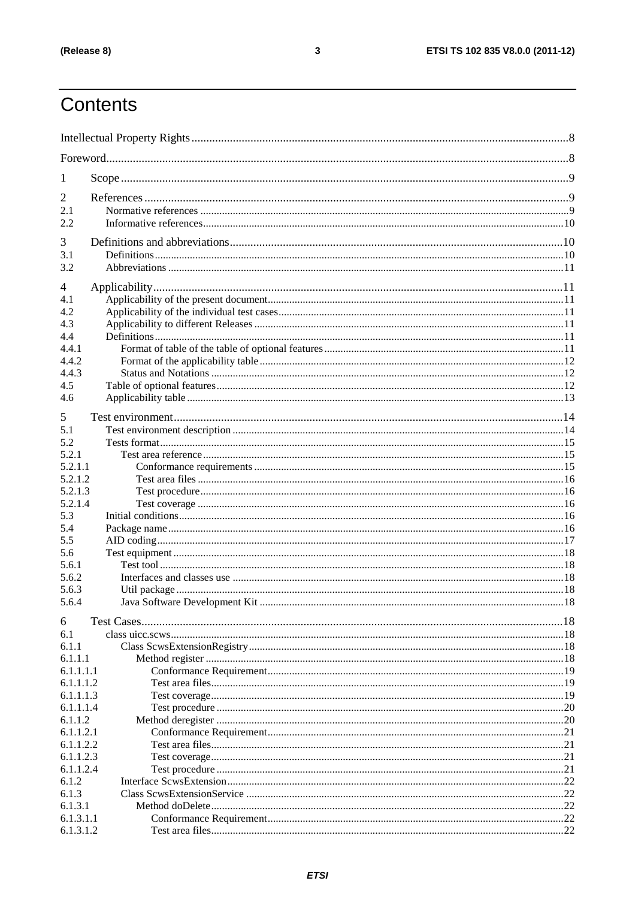# Contents

Intellectual Property Rights ..... 8
Foreword ..... 8
1 Scope ..... 9
2 References ..... 9
2.1 Normative references ..... 9
2.2 Informative references ..... 10
3 Definitions and abbreviations ..... 10
3.1 Definitions ..... 10
3.2 Abbreviations ..... 11
4 Applicability ..... 11
4.1 Applicability of the present document ..... 11
4.2 Applicability of the individual test cases ..... 11
4.3 Applicability to different Releases ..... 11
4.4 Definitions ..... 11
4.4.1 Format of table of the table of optional features ..... 11
4.4.2 Format of the applicability table ..... 12
4.4.3 Status and Notations ..... 12
4.5 Table of optional features ..... 12
4.6 Applicability table ..... 13
5 Test environment ..... 14
5.1 Test environment description ..... 14
5.2 Tests format ..... 15
5.2.1 Test area reference ..... 15
5.2.1.1 Conformance requirements ..... 15
5.2.1.2 Test area files ..... 16
5.2.1.3 Test procedure ..... 16
5.2.1.4 Test coverage ..... 16
5.3 Initial conditions ..... 16
5.4 Package name ..... 16
5.5 AID coding ..... 17
5.6 Test equipment ..... 18
5.6.1 Test tool ..... 18
5.6.2 Interfaces and classes use ..... 18
5.6.3 Util package ..... 18
5.6.4 Java Software Development Kit ..... 18
6 Test Cases ..... 18
6.1 class uicc.scws ..... 18
6.1.1 Class ScwsExtensionRegistry ..... 18
6.1.1.1 Method register ..... 18
6.1.1.1.1 Conformance Requirement ..... 19
6.1.1.1.2 Test area files ..... 19
6.1.1.1.3 Test coverage ..... 19
6.1.1.1.4 Test procedure ..... 20
6.1.1.2 Method deregister ..... 20
6.1.1.2.1 Conformance Requirement ..... 21
6.1.1.2.2 Test area files ..... 21
6.1.1.2.3 Test coverage ..... 21
6.1.1.2.4 Test procedure ..... 21
6.1.2 Interface ScwsExtension ..... 22
6.1.3 Class ScwsExtensionService ..... 22
6.1.3.1 Method doDelete ..... 22
6.1.3.1.1 Conformance Requirement ..... 22
6.1.3.1.2 Test area files ..... 22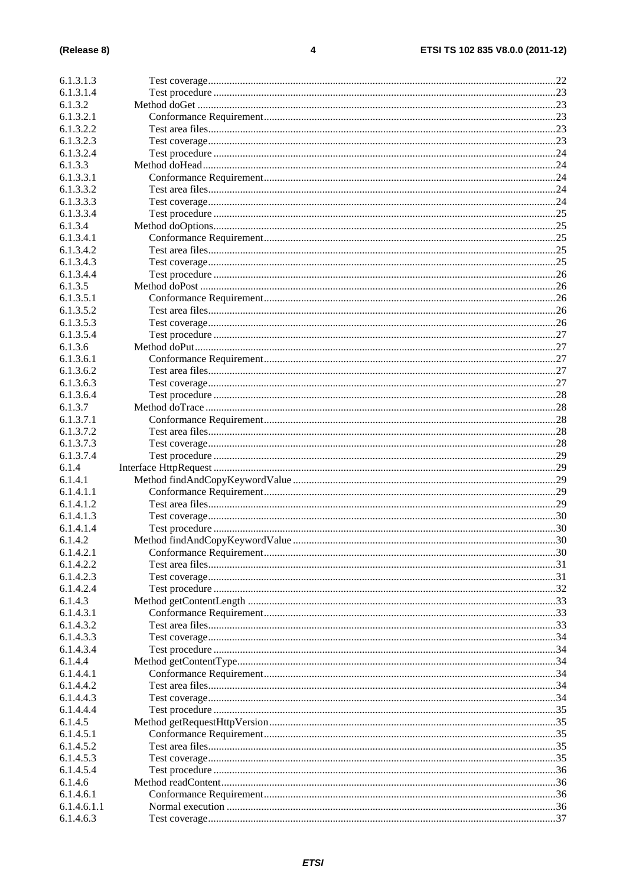6.1.3.1.3 Test coverage ... 22
6.1.3.1.4 Test procedure ... 23
6.1.3.2 Method doGet ... 23
6.1.3.2.1 Conformance Requirement ... 23
6.1.3.2.2 Test area files ... 23
6.1.3.2.3 Test coverage ... 23
6.1.3.2.4 Test procedure ... 24
6.1.3.3 Method doHead ... 24
6.1.3.3.1 Conformance Requirement ... 24
6.1.3.3.2 Test area files ... 24
6.1.3.3.3 Test coverage ... 24
6.1.3.3.4 Test procedure ... 25
6.1.3.4 Method doOptions ... 25
6.1.3.4.1 Conformance Requirement ... 25
6.1.3.4.2 Test area files ... 25
6.1.3.4.3 Test coverage ... 25
6.1.3.4.4 Test procedure ... 26
6.1.3.5 Method doPost ... 26
6.1.3.5.1 Conformance Requirement ... 26
6.1.3.5.2 Test area files ... 26
6.1.3.5.3 Test coverage ... 26
6.1.3.5.4 Test procedure ... 27
6.1.3.6 Method doPut ... 27
6.1.3.6.1 Conformance Requirement ... 27
6.1.3.6.2 Test area files ... 27
6.1.3.6.3 Test coverage ... 27
6.1.3.6.4 Test procedure ... 28
6.1.3.7 Method doTrace ... 28
6.1.3.7.1 Conformance Requirement ... 28
6.1.3.7.2 Test area files ... 28
6.1.3.7.3 Test coverage ... 28
6.1.3.7.4 Test procedure ... 29
6.1.4 Interface HttpRequest ... 29
6.1.4.1 Method findAndCopyKeywordValue ... 29
6.1.4.1.1 Conformance Requirement ... 29
6.1.4.1.2 Test area files ... 29
6.1.4.1.3 Test coverage ... 30
6.1.4.1.4 Test procedure ... 30
6.1.4.2 Method findAndCopyKeywordValue ... 30
6.1.4.2.1 Conformance Requirement ... 30
6.1.4.2.2 Test area files ... 31
6.1.4.2.3 Test coverage ... 31
6.1.4.2.4 Test procedure ... 32
6.1.4.3 Method getContentLength ... 33
6.1.4.3.1 Conformance Requirement ... 33
6.1.4.3.2 Test area files ... 33
6.1.4.3.3 Test coverage ... 34
6.1.4.3.4 Test procedure ... 34
6.1.4.4 Method getContentType ... 34
6.1.4.4.1 Conformance Requirement ... 34
6.1.4.4.2 Test area files ... 34
6.1.4.4.3 Test coverage ... 34
6.1.4.4.4 Test procedure ... 35
6.1.4.5 Method getRequestHttpVersion ... 35
6.1.4.5.1 Conformance Requirement ... 35
6.1.4.5.2 Test area files ... 35
6.1.4.5.3 Test coverage ... 35
6.1.4.5.4 Test procedure ... 36
6.1.4.6 Method readContent ... 36
6.1.4.6.1 Conformance Requirement ... 36
6.1.4.6.1.1 Normal execution ... 36
6.1.4.6.3 Test coverage ... 37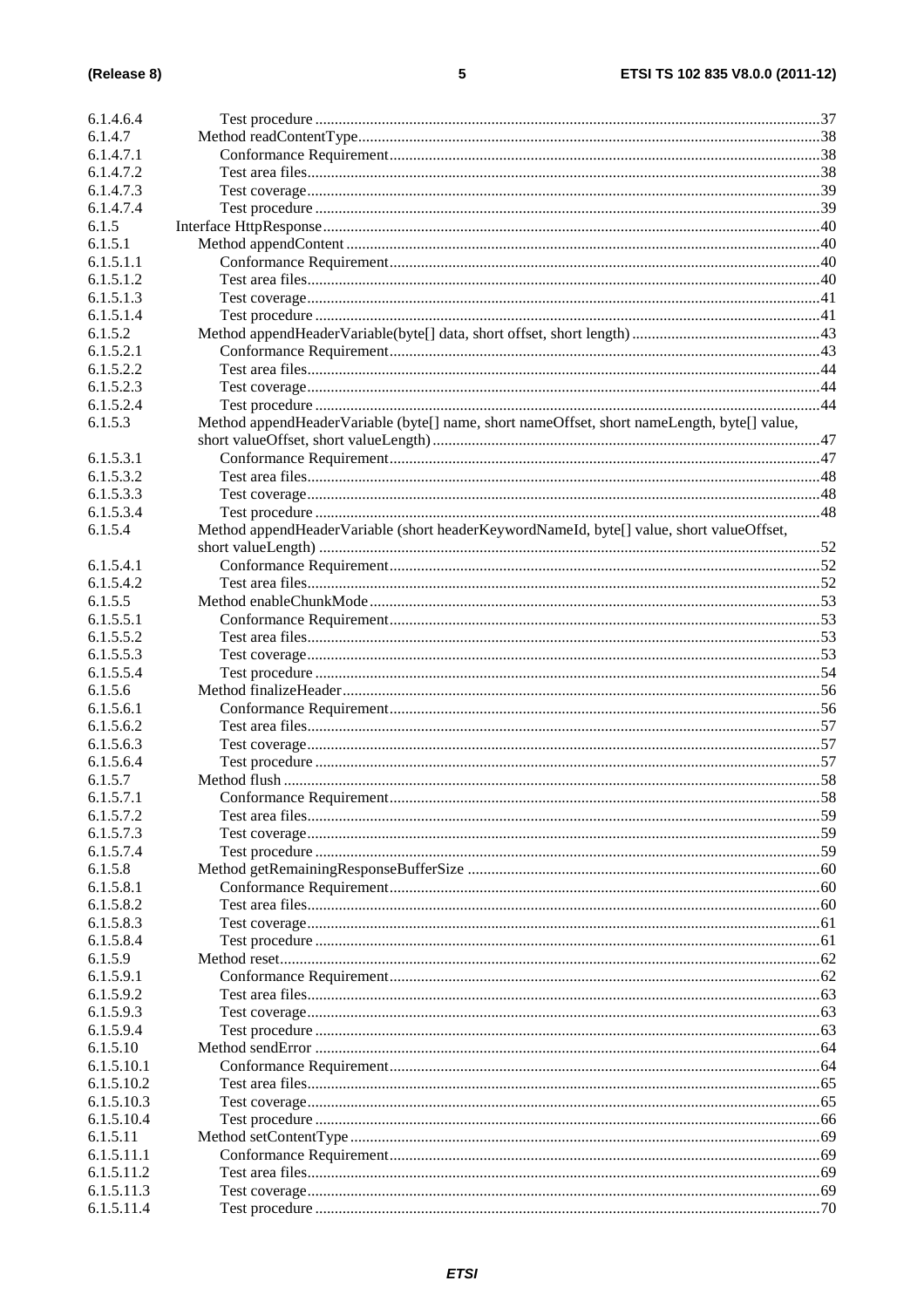| | | |
|---|---|---|
| 6.1.4.6.4 | Test procedure | 37 |
| 6.1.4.7 | Method readContentType | 38 |
| 6.1.4.7.1 | Conformance Requirement | 38 |
| 6.1.4.7.2 | Test area files | 38 |
| 6.1.4.7.3 | Test coverage | 39 |
| 6.1.4.7.4 | Test procedure | 39 |
| 6.1.5 | Interface HttpResponse | 40 |
| 6.1.5.1 | Method appendContent | 40 |
| 6.1.5.1.1 | Conformance Requirement | 40 |
| 6.1.5.1.2 | Test area files | 40 |
| 6.1.5.1.3 | Test coverage | 41 |
| 6.1.5.1.4 | Test procedure | 41 |
| 6.1.5.2 | Method appendHeaderVariable(byte[] data, short offset, short length) | 43 |
| 6.1.5.2.1 | Conformance Requirement | 43 |
| 6.1.5.2.2 | Test area files | 44 |
| 6.1.5.2.3 | Test coverage | 44 |
| 6.1.5.2.4 | Test procedure | 44 |
| 6.1.5.3 | Method appendHeaderVariable (byte[] name, short nameOffset, short nameLength, byte[] value, short valueOffset, short valueLength) | 47 |
| 6.1.5.3.1 | Conformance Requirement | 47 |
| 6.1.5.3.2 | Test area files | 48 |
| 6.1.5.3.3 | Test coverage | 48 |
| 6.1.5.3.4 | Test procedure | 48 |
| 6.1.5.4 | Method appendHeaderVariable (short headerKeywordNameId, byte[] value, short valueOffset, short valueLength) | 52 |
| 6.1.5.4.1 | Conformance Requirement | 52 |
| 6.1.5.4.2 | Test area files | 52 |
| 6.1.5.5 | Method enableChunkMode | 53 |
| 6.1.5.5.1 | Conformance Requirement | 53 |
| 6.1.5.5.2 | Test area files | 53 |
| 6.1.5.5.3 | Test coverage | 53 |
| 6.1.5.5.4 | Test procedure | 54 |
| 6.1.5.6 | Method finalizeHeader | 56 |
| 6.1.5.6.1 | Conformance Requirement | 56 |
| 6.1.5.6.2 | Test area files | 57 |
| 6.1.5.6.3 | Test coverage | 57 |
| 6.1.5.6.4 | Test procedure | 57 |
| 6.1.5.7 | Method flush | 58 |
| 6.1.5.7.1 | Conformance Requirement | 58 |
| 6.1.5.7.2 | Test area files | 59 |
| 6.1.5.7.3 | Test coverage | 59 |
| 6.1.5.7.4 | Test procedure | 59 |
| 6.1.5.8 | Method getRemainingResponseBufferSize | 60 |
| 6.1.5.8.1 | Conformance Requirement | 60 |
| 6.1.5.8.2 | Test area files | 60 |
| 6.1.5.8.3 | Test coverage | 61 |
| 6.1.5.8.4 | Test procedure | 61 |
| 6.1.5.9 | Method reset | 62 |
| 6.1.5.9.1 | Conformance Requirement | 62 |
| 6.1.5.9.2 | Test area files | 63 |
| 6.1.5.9.3 | Test coverage | 63 |
| 6.1.5.9.4 | Test procedure | 63 |
| 6.1.5.10 | Method sendError | 64 |
| 6.1.5.10.1 | Conformance Requirement | 64 |
| 6.1.5.10.2 | Test area files | 65 |
| 6.1.5.10.3 | Test coverage | 65 |
| 6.1.5.10.4 | Test procedure | 66 |
| 6.1.5.11 | Method setContentType | 69 |
| 6.1.5.11.1 | Conformance Requirement | 69 |
| 6.1.5.11.2 | Test area files | 69 |
| 6.1.5.11.3 | Test coverage | 69 |
| 6.1.5.11.4 | Test procedure | 70 |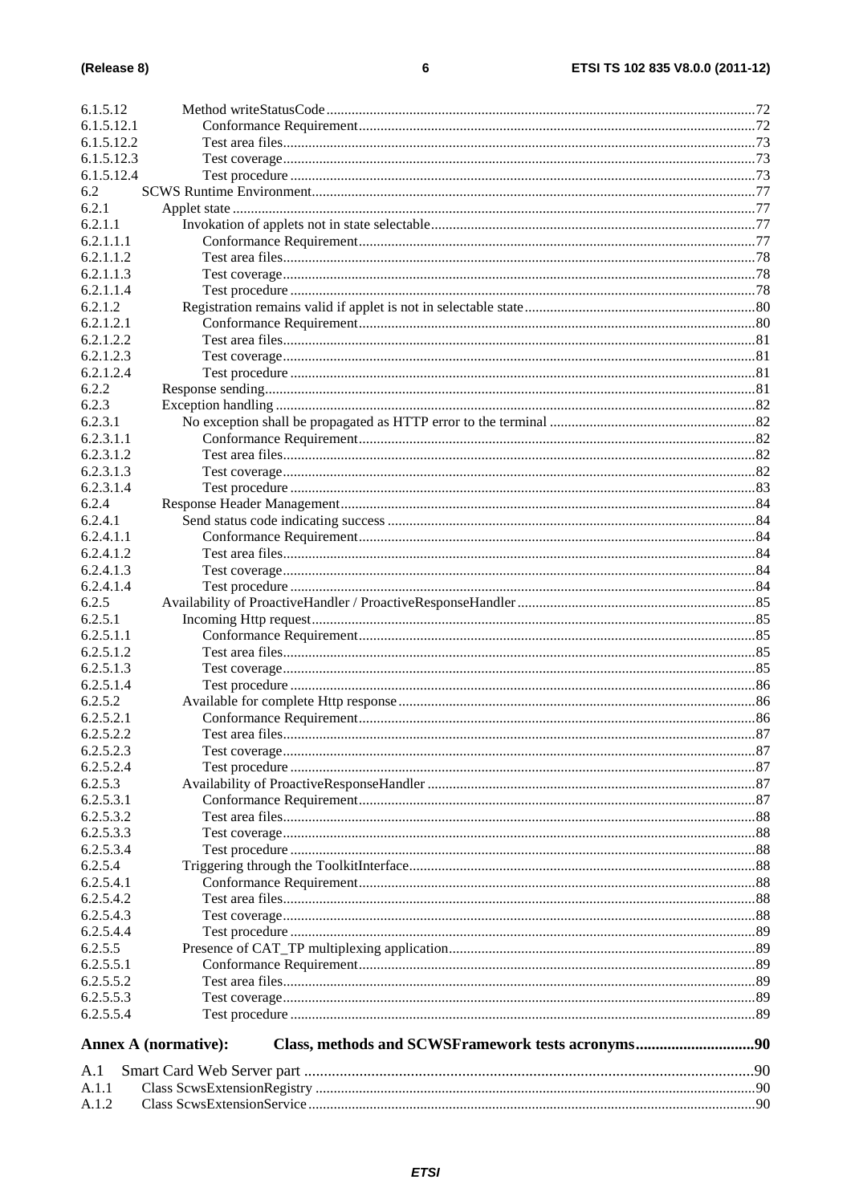6.1.5.12 Method writeStatusCode .......................................................................................................72
6.1.5.12.1 Conformance Requirement .............................................................................................72
6.1.5.12.2 Test area files..................................................................................................................73
6.1.5.12.3 Test coverage..................................................................................................................73
6.1.5.12.4 Test procedure ................................................................................................................73
6.2 SCWS Runtime Environment..........................................................................................................77
6.2.1 Applet state .................................................................................................................................77
6.2.1.1 Invokation of applets not in state selectable.........................................................................77
6.2.1.1.1 Conformance Requirement .............................................................................................77
6.2.1.1.2 Test area files..................................................................................................................78
6.2.1.1.3 Test coverage..................................................................................................................78
6.2.1.1.4 Test procedure ................................................................................................................78
6.2.1.2 Registration remains valid if applet is not in selectable state ................................................80
6.2.1.2.1 Conformance Requirement .............................................................................................80
6.2.1.2.2 Test area files..................................................................................................................81
6.2.1.2.3 Test coverage..................................................................................................................81
6.2.1.2.4 Test procedure ................................................................................................................81
6.2.2 Response sending.........................................................................................................................81
6.2.3 Exception handling ......................................................................................................................82
6.2.3.1 No exception shall be propagated as HTTP error to the terminal ..........................................82
6.2.3.1.1 Conformance Requirement .............................................................................................82
6.2.3.1.2 Test area files..................................................................................................................82
6.2.3.1.3 Test coverage..................................................................................................................82
6.2.3.1.4 Test procedure ................................................................................................................83
6.2.4 Response Header Management ...................................................................................................84
6.2.4.1 Send status code indicating success .....................................................................................84
6.2.4.1.1 Conformance Requirement .............................................................................................84
6.2.4.1.2 Test area files..................................................................................................................84
6.2.4.1.3 Test coverage..................................................................................................................84
6.2.4.1.4 Test procedure ................................................................................................................84
6.2.5 Availability of ProactiveHandler / ProactiveResponseHandler ..................................................85
6.2.5.1 Incoming Http request ..........................................................................................................85
6.2.5.1.1 Conformance Requirement .............................................................................................85
6.2.5.1.2 Test area files..................................................................................................................85
6.2.5.1.3 Test coverage..................................................................................................................85
6.2.5.1.4 Test procedure ................................................................................................................86
6.2.5.2 Available for complete Http response ..................................................................................86
6.2.5.2.1 Conformance Requirement .............................................................................................86
6.2.5.2.2 Test area files..................................................................................................................87
6.2.5.2.3 Test coverage..................................................................................................................87
6.2.5.2.4 Test procedure ................................................................................................................87
6.2.5.3 Availability of ProactiveResponseHandler ..........................................................................87
6.2.5.3.1 Conformance Requirement .............................................................................................87
6.2.5.3.2 Test area files..................................................................................................................88
6.2.5.3.3 Test coverage..................................................................................................................88
6.2.5.3.4 Test procedure ................................................................................................................88
6.2.5.4 Triggering through the ToolkitInterface ...............................................................................88
6.2.5.4.1 Conformance Requirement .............................................................................................88
6.2.5.4.2 Test area files..................................................................................................................88
6.2.5.4.3 Test coverage..................................................................................................................88
6.2.5.4.4 Test procedure ................................................................................................................89
6.2.5.5 Presence of CAT_TP multiplexing application .....................................................................89
6.2.5.5.1 Conformance Requirement .............................................................................................89
6.2.5.5.2 Test area files..................................................................................................................89
6.2.5.5.3 Test coverage..................................................................................................................89
6.2.5.5.4 Test procedure ................................................................................................................89

**Annex A (normative): Class, methods and SCWSFramework tests acronyms..............................90**

A.1 Smart Card Web Server part .................................................................................................................90
A.1.1 Class ScwsExtensionRegistry .........................................................................................................90
A.1.2 Class ScwsExtensionService...........................................................................................................90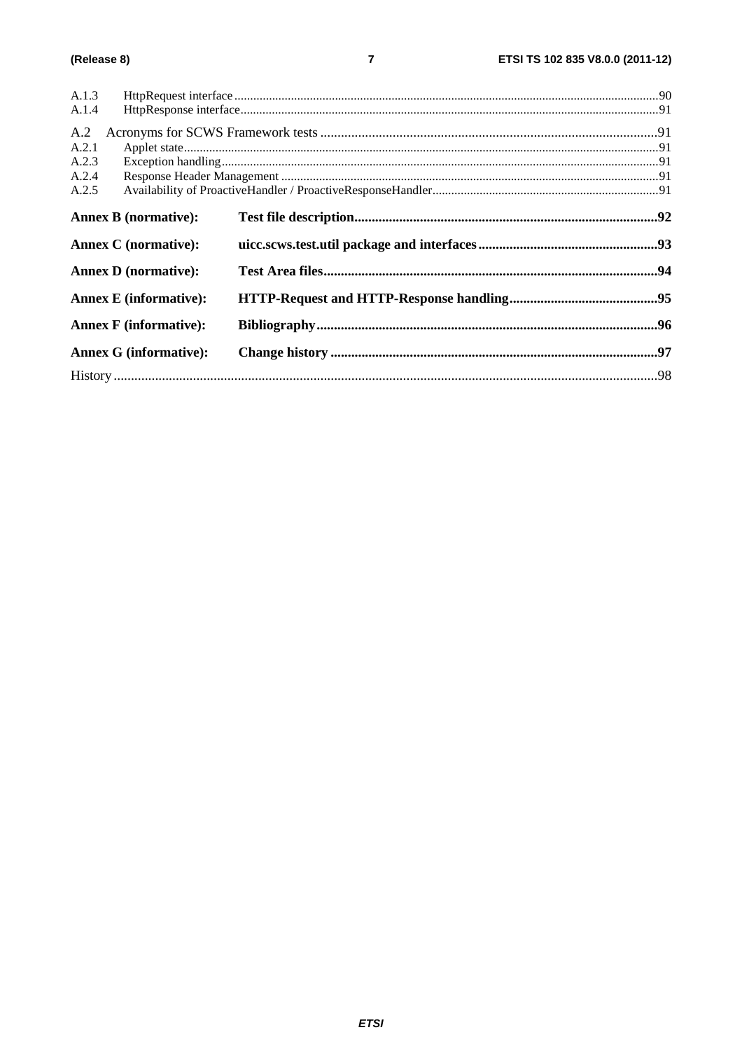A.1.3 HttpRequest interface ....................................................................................................................................90
A.1.4 HttpResponse interface..................................................................................................................................91

A.2 Acronyms for SCWS Framework tests ................................................................................................91
A.2.1 Applet state....................................................................................................................................................91
A.2.3 Exception handling........................................................................................................................................91
A.2.4 Response Header Management .....................................................................................................................91
A.2.5 Availability of ProactiveHandler / ProactiveResponseHandler......................................................................91

**Annex B (normative): Test file description.......................................................................................92**

**Annex C (normative): uicc.scws.test.util package and interfaces...................................................93**

**Annex D (normative): Test Area files................................................................................................94**

**Annex E (informative): HTTP-Request and HTTP-Response handling..........................................95**

**Annex F (informative): Bibliography..................................................................................................96**

**Annex G (informative): Change history ..............................................................................................97**

History ..............................................................................................................................................................98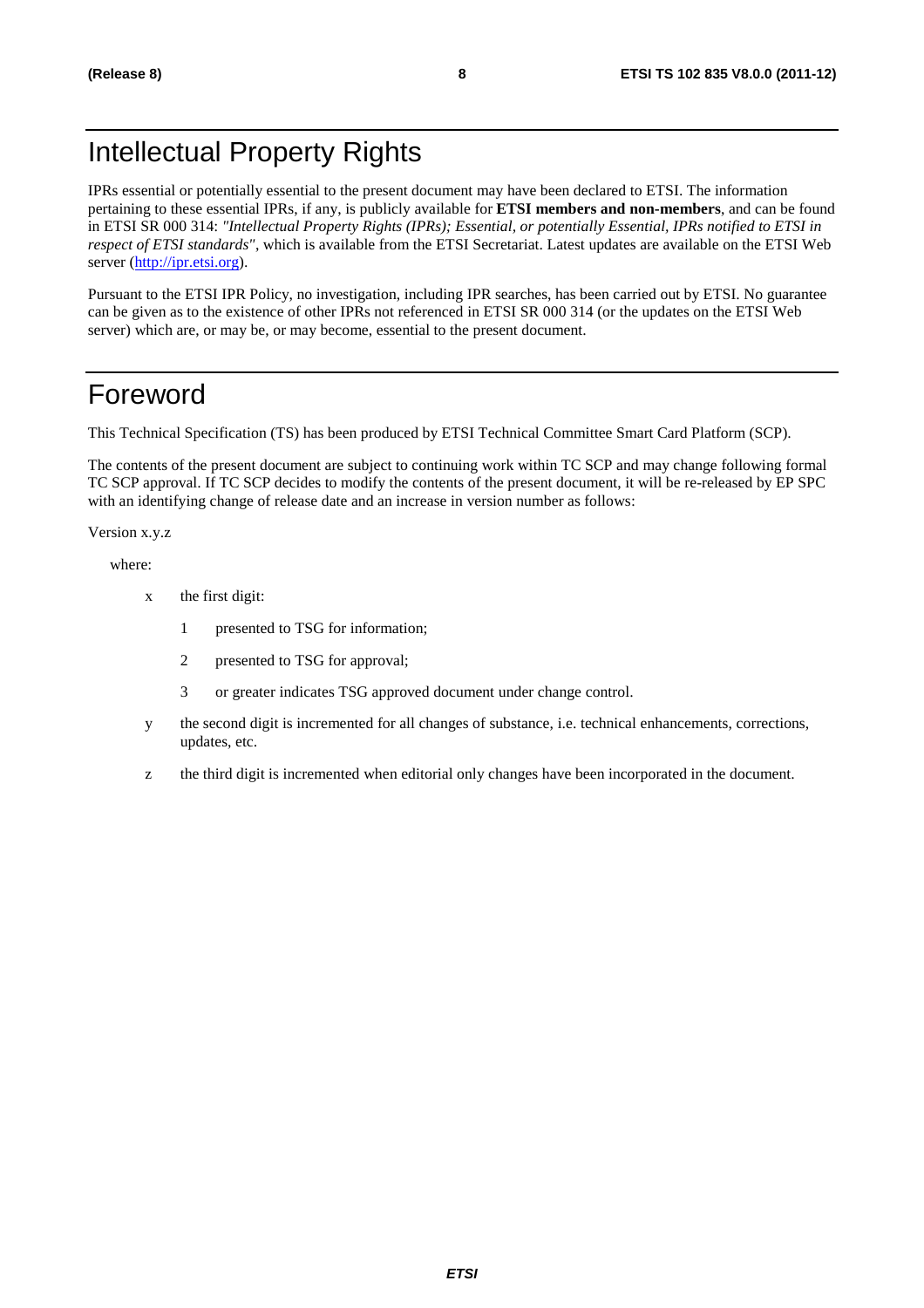# Intellectual Property Rights

IPRs essential or potentially essential to the present document may have been declared to ETSI. The information pertaining to these essential IPRs, if any, is publicly available for **ETSI members and non-members**, and can be found in ETSI SR 000 314: *"Intellectual Property Rights (IPRs); Essential, or potentially Essential, IPRs notified to ETSI in respect of ETSI standards"*, which is available from the ETSI Secretariat. Latest updates are available on the ETSI Web server (http://ipr.etsi.org).

Pursuant to the ETSI IPR Policy, no investigation, including IPR searches, has been carried out by ETSI. No guarantee can be given as to the existence of other IPRs not referenced in ETSI SR 000 314 (or the updates on the ETSI Web server) which are, or may be, or may become, essential to the present document.

# Foreword

This Technical Specification (TS) has been produced by ETSI Technical Committee Smart Card Platform (SCP).

The contents of the present document are subject to continuing work within TC SCP and may change following formal TC SCP approval. If TC SCP decides to modify the contents of the present document, it will be re-released by EP SPC with an identifying change of release date and an increase in version number as follows:

Version x.y.z

where:

- x the first digit:
  - 1 presented to TSG for information;
  - 2 presented to TSG for approval;
  - 3 or greater indicates TSG approved document under change control.
- y the second digit is incremented for all changes of substance, i.e. technical enhancements, corrections, updates, etc.
- z the third digit is incremented when editorial only changes have been incorporated in the document.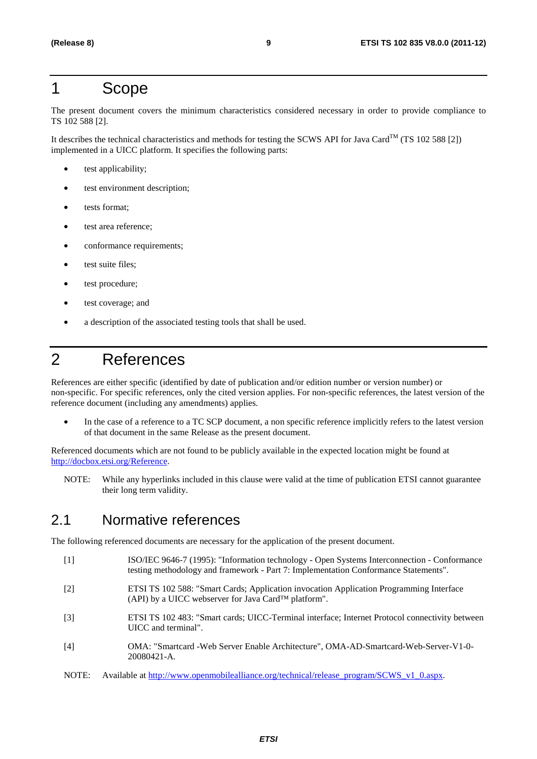# 1 Scope

The present document covers the minimum characteristics considered necessary in order to provide compliance to TS 102 588 [2].

It describes the technical characteristics and methods for testing the SCWS API for Java Card™ (TS 102 588 [2]) implemented in a UICC platform. It specifies the following parts:

- test applicability;
- test environment description;
- tests format;
- test area reference;
- conformance requirements;
- test suite files;
- test procedure;
- test coverage; and
- a description of the associated testing tools that shall be used.

# 2 References

References are either specific (identified by date of publication and/or edition number or version number) or non-specific. For specific references, only the cited version applies. For non-specific references, the latest version of the reference document (including any amendments) applies.

- In the case of a reference to a TC SCP document, a non specific reference implicitly refers to the latest version of that document in the same Release as the present document.

Referenced documents which are not found to be publicly available in the expected location might be found at http://docbox.etsi.org/Reference.

NOTE: While any hyperlinks included in this clause were valid at the time of publication ETSI cannot guarantee their long term validity.

## 2.1 Normative references

The following referenced documents are necessary for the application of the present document.

[1] ISO/IEC 9646-7 (1995): "Information technology - Open Systems Interconnection - Conformance testing methodology and framework - Part 7: Implementation Conformance Statements".

[2] ETSI TS 102 588: "Smart Cards; Application invocation Application Programming Interface (API) by a UICC webserver for Java Card™ platform".

[3] ETSI TS 102 483: "Smart cards; UICC-Terminal interface; Internet Protocol connectivity between UICC and terminal".

[4] OMA: "Smartcard -Web Server Enable Architecture", OMA-AD-Smartcard-Web-Server-V1-0-20080421-A.

NOTE: Available at http://www.openmobilealliance.org/technical/release_program/SCWS_v1_0.aspx.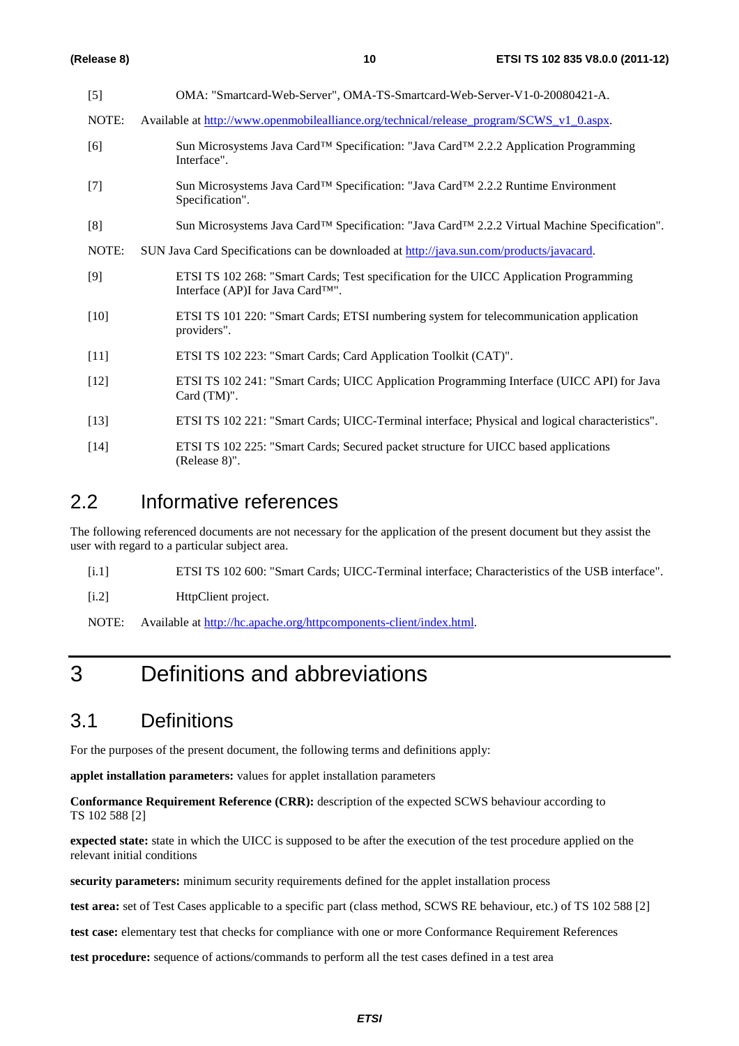[5] OMA: "Smartcard-Web-Server", OMA-TS-Smartcard-Web-Server-V1-0-20080421-A.

NOTE: Available at http://www.openmobilealliance.org/technical/release_program/SCWS_v1_0.aspx.

[6] Sun Microsystems Java Card™ Specification: "Java Card™ 2.2.2 Application Programming Interface".

[7] Sun Microsystems Java Card™ Specification: "Java Card™ 2.2.2 Runtime Environment Specification".

[8] Sun Microsystems Java Card™ Specification: "Java Card™ 2.2.2 Virtual Machine Specification".

NOTE: SUN Java Card Specifications can be downloaded at http://java.sun.com/products/javacard.

[9] ETSI TS 102 268: "Smart Cards; Test specification for the UICC Application Programming Interface (AP)I for Java Card™".

[10] ETSI TS 101 220: "Smart Cards; ETSI numbering system for telecommunication application providers".

[11] ETSI TS 102 223: "Smart Cards; Card Application Toolkit (CAT)".

[12] ETSI TS 102 241: "Smart Cards; UICC Application Programming Interface (UICC API) for Java Card (TM)".

[13] ETSI TS 102 221: "Smart Cards; UICC-Terminal interface; Physical and logical characteristics".

[14] ETSI TS 102 225: "Smart Cards; Secured packet structure for UICC based applications (Release 8)".

## 2.2 Informative references

The following referenced documents are not necessary for the application of the present document but they assist the user with regard to a particular subject area.

[i.1] ETSI TS 102 600: "Smart Cards; UICC-Terminal interface; Characteristics of the USB interface".

[i.2] HttpClient project.

NOTE: Available at http://hc.apache.org/httpcomponents-client/index.html.

# 3 Definitions and abbreviations

## 3.1 Definitions

For the purposes of the present document, the following terms and definitions apply:

**applet installation parameters:** values for applet installation parameters

**Conformance Requirement Reference (CRR):** description of the expected SCWS behaviour according to TS 102 588 [2]

**expected state:** state in which the UICC is supposed to be after the execution of the test procedure applied on the relevant initial conditions

**security parameters:** minimum security requirements defined for the applet installation process

**test area:** set of Test Cases applicable to a specific part (class method, SCWS RE behaviour, etc.) of TS 102 588 [2]

**test case:** elementary test that checks for compliance with one or more Conformance Requirement References

**test procedure:** sequence of actions/commands to perform all the test cases defined in a test area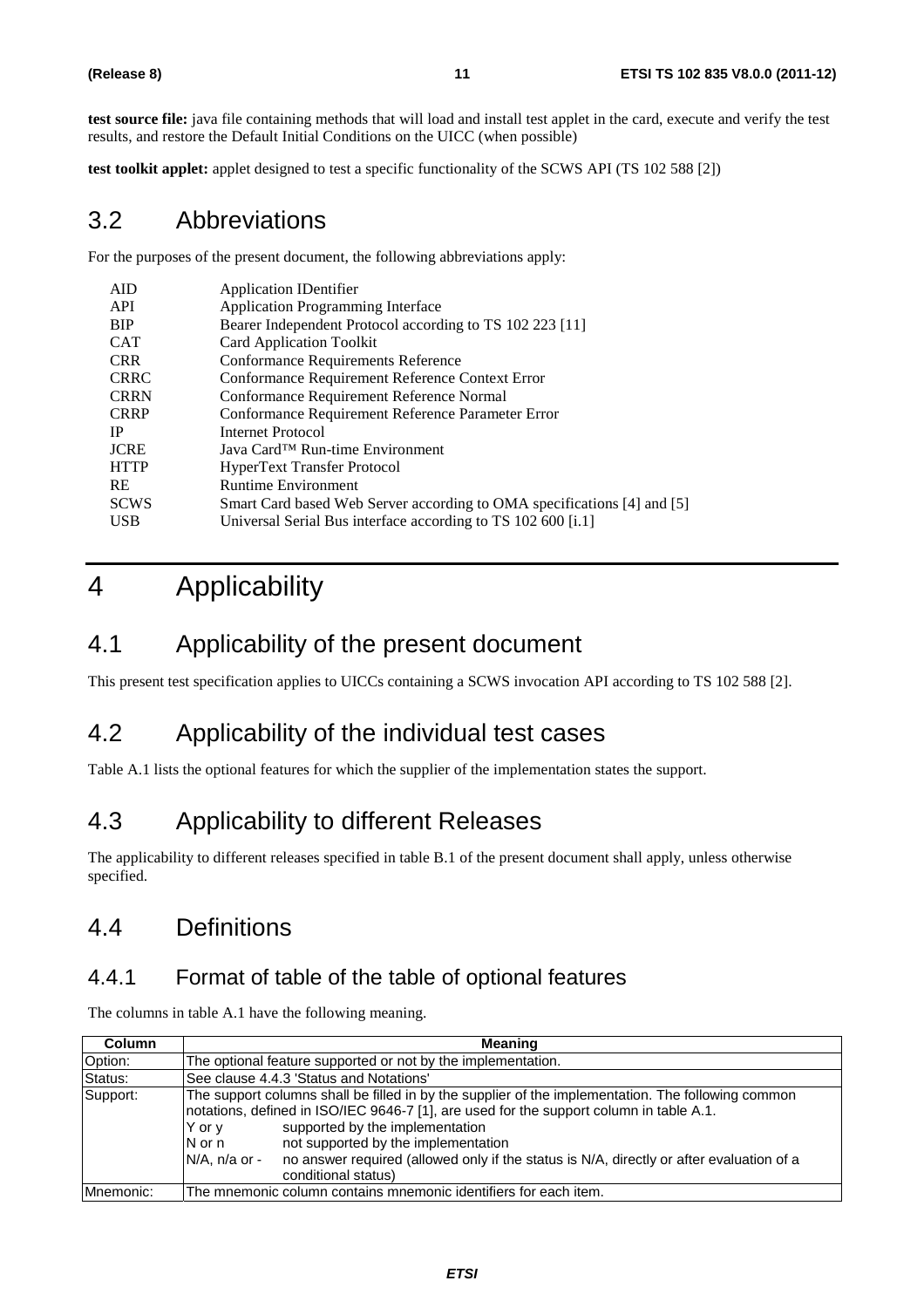**test source file:** java file containing methods that will load and install test applet in the card, execute and verify the test results, and restore the Default Initial Conditions on the UICC (when possible)

**test toolkit applet:** applet designed to test a specific functionality of the SCWS API (TS 102 588 [2])

## 3.2 Abbreviations

For the purposes of the present document, the following abbreviations apply:

| | |
|---|---|
| AID | Application IDentifier |
| API | Application Programming Interface |
| BIP | Bearer Independent Protocol according to TS 102 223 [11] |
| CAT | Card Application Toolkit |
| CRR | Conformance Requirements Reference |
| CRRC | Conformance Requirement Reference Context Error |
| CRRN | Conformance Requirement Reference Normal |
| CRRP | Conformance Requirement Reference Parameter Error |
| IP | Internet Protocol |
| JCRE | Java Card™ Run-time Environment |
| HTTP | HyperText Transfer Protocol |
| RE | Runtime Environment |
| SCWS | Smart Card based Web Server according to OMA specifications [4] and [5] |
| USB | Universal Serial Bus interface according to TS 102 600 [i.1] |

# 4 Applicability

## 4.1 Applicability of the present document

This present test specification applies to UICCs containing a SCWS invocation API according to TS 102 588 [2].

## 4.2 Applicability of the individual test cases

Table A.1 lists the optional features for which the supplier of the implementation states the support.

## 4.3 Applicability to different Releases

The applicability to different releases specified in table B.1 of the present document shall apply, unless otherwise specified.

## 4.4 Definitions

### 4.4.1 Format of table of the table of optional features

The columns in table A.1 have the following meaning.

| Column | Meaning |
|---|---|
| Option: | The optional feature supported or not by the implementation. |
| Status: | See clause 4.4.3 'Status and Notations' |
| Support: | The support columns shall be filled in by the supplier of the implementation. The following common notations, defined in ISO/IEC 9646-7 [1], are used for the support column in table A.1.<br>Y or y supported by the implementation<br>N or n not supported by the implementation<br>N/A, n/a or - no answer required (allowed only if the status is N/A, directly or after evaluation of a conditional status) |
| Mnemonic: | The mnemonic column contains mnemonic identifiers for each item. |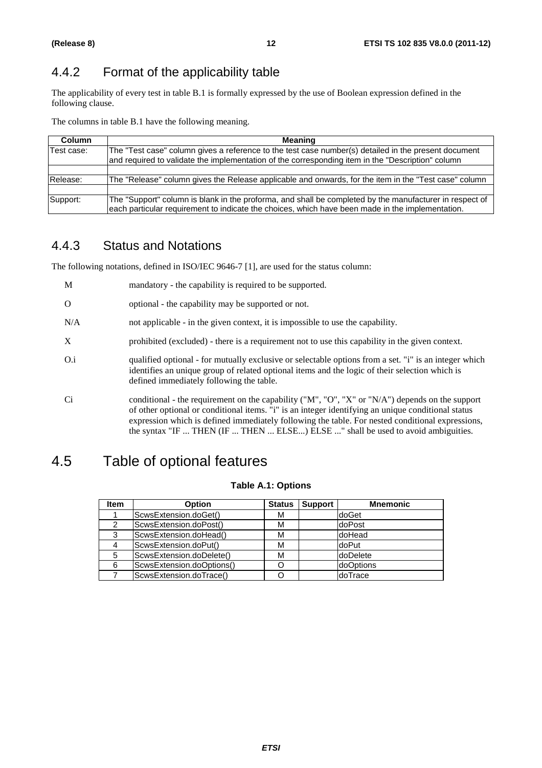### 4.4.2 Format of the applicability table

The applicability of every test in table B.1 is formally expressed by the use of Boolean expression defined in the following clause.

The columns in table B.1 have the following meaning.

| Column | Meaning |
|---|---|
| Test case: | The "Test case" column gives a reference to the test case number(s) detailed in the present document and required to validate the implementation of the corresponding item in the "Description" column |
| | |
| Release: | The "Release" column gives the Release applicable and onwards, for the item in the "Test case" column |
| | |
| Support: | The "Support" column is blank in the proforma, and shall be completed by the manufacturer in respect of each particular requirement to indicate the choices, which have been made in the implementation. |

### 4.4.3 Status and Notations

The following notations, defined in ISO/IEC 9646-7 [1], are used for the status column:

- M mandatory - the capability is required to be supported.
- O optional - the capability may be supported or not.
- N/A not applicable - in the given context, it is impossible to use the capability.
- X prohibited (excluded) - there is a requirement not to use this capability in the given context.
- O.i qualified optional - for mutually exclusive or selectable options from a set. "i" is an integer which identifies an unique group of related optional items and the logic of their selection which is defined immediately following the table.
- Ci conditional - the requirement on the capability ("M", "O", "X" or "N/A") depends on the support of other optional or conditional items. "i" is an integer identifying an unique conditional status expression which is defined immediately following the table. For nested conditional expressions, the syntax "IF ... THEN (IF ... THEN ... ELSE...) ELSE ..." shall be used to avoid ambiguities.

## 4.5 Table of optional features

**Table A.1: Options**

| Item | Option | Status | Support | Mnemonic |
|---|---|---|---|---|
| 1 | ScwsExtension.doGet() | M | | doGet |
| 2 | ScwsExtension.doPost() | M | | doPost |
| 3 | ScwsExtension.doHead() | M | | doHead |
| 4 | ScwsExtension.doPut() | M | | doPut |
| 5 | ScwsExtension.doDelete() | M | | doDelete |
| 6 | ScwsExtension.doOptions() | O | | doOptions |
| 7 | ScwsExtension.doTrace() | O | | doTrace |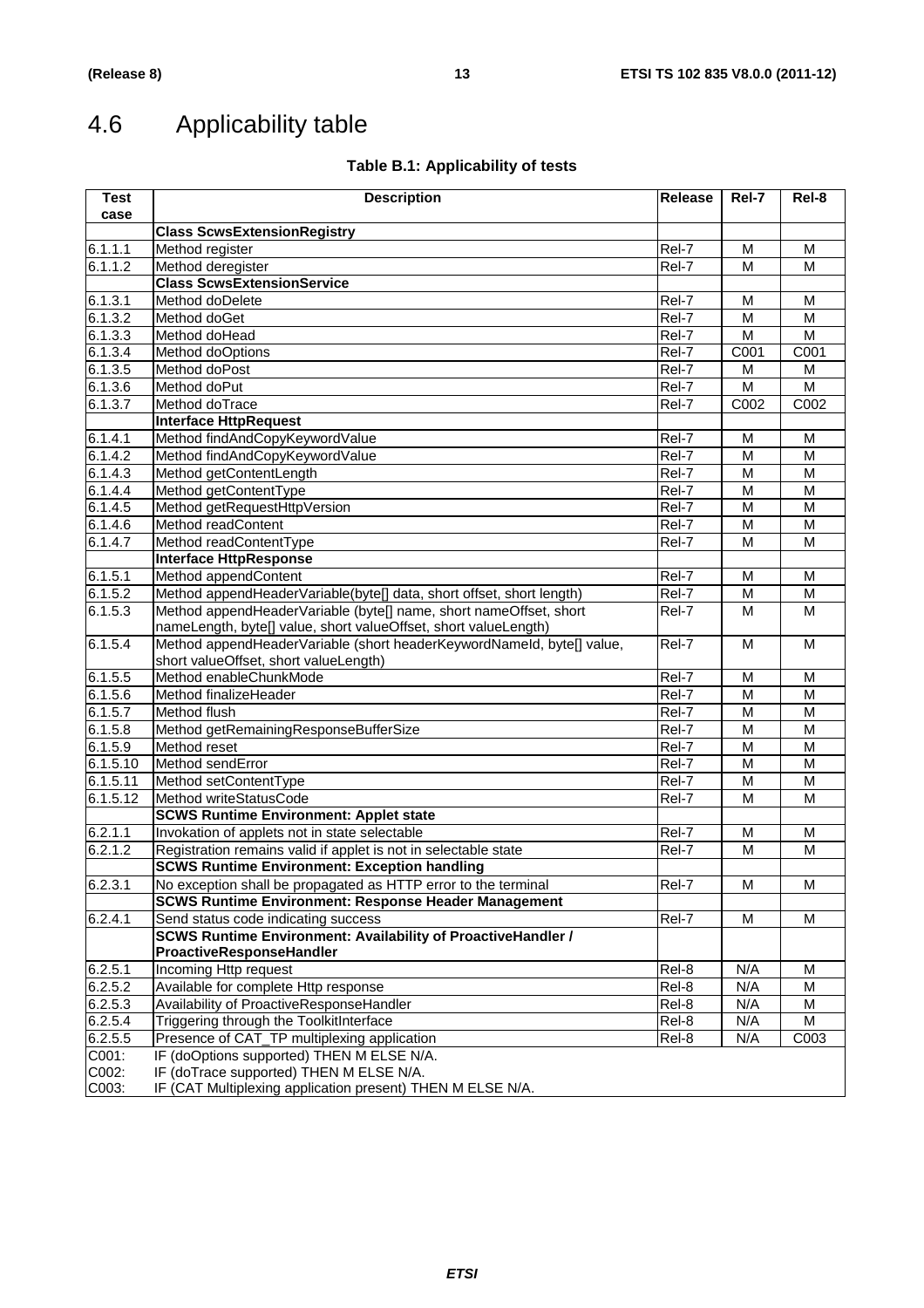## 4.6 Applicability table

**Table B.1: Applicability of tests**

| Test case | Description | Release | Rel-7 | Rel-8 |
|---|---|---|---|---|
| | **Class ScwsExtensionRegistry** | | | |
| 6.1.1.1 | Method register | Rel-7 | M | M |
| 6.1.1.2 | Method deregister | Rel-7 | M | M |
| | **Class ScwsExtensionService** | | | |
| 6.1.3.1 | Method doDelete | Rel-7 | M | M |
| 6.1.3.2 | Method doGet | Rel-7 | M | M |
| 6.1.3.3 | Method doHead | Rel-7 | M | M |
| 6.1.3.4 | Method doOptions | Rel-7 | C001 | C001 |
| 6.1.3.5 | Method doPost | Rel-7 | M | M |
| 6.1.3.6 | Method doPut | Rel-7 | M | M |
| 6.1.3.7 | Method doTrace | Rel-7 | C002 | C002 |
| | **Interface HttpRequest** | | | |
| 6.1.4.1 | Method findAndCopyKeywordValue | Rel-7 | M | M |
| 6.1.4.2 | Method findAndCopyKeywordValue | Rel-7 | M | M |
| 6.1.4.3 | Method getContentLength | Rel-7 | M | M |
| 6.1.4.4 | Method getContentType | Rel-7 | M | M |
| 6.1.4.5 | Method getRequestHttpVersion | Rel-7 | M | M |
| 6.1.4.6 | Method readContent | Rel-7 | M | M |
| 6.1.4.7 | Method readContentType | Rel-7 | M | M |
| | **Interface HttpResponse** | | | |
| 6.1.5.1 | Method appendContent | Rel-7 | M | M |
| 6.1.5.2 | Method appendHeaderVariable(byte[] data, short offset, short length) | Rel-7 | M | M |
| 6.1.5.3 | Method appendHeaderVariable (byte[] name, short nameOffset, short nameLength, byte[] value, short valueOffset, short valueLength) | Rel-7 | M | M |
| 6.1.5.4 | Method appendHeaderVariable (short headerKeywordNameId, byte[] value, short valueOffset, short valueLength) | Rel-7 | M | M |
| 6.1.5.5 | Method enableChunkMode | Rel-7 | M | M |
| 6.1.5.6 | Method finalizeHeader | Rel-7 | M | M |
| 6.1.5.7 | Method flush | Rel-7 | M | M |
| 6.1.5.8 | Method getRemainingResponseBufferSize | Rel-7 | M | M |
| 6.1.5.9 | Method reset | Rel-7 | M | M |
| 6.1.5.10 | Method sendError | Rel-7 | M | M |
| 6.1.5.11 | Method setContentType | Rel-7 | M | M |
| 6.1.5.12 | Method writeStatusCode | Rel-7 | M | M |
| | **SCWS Runtime Environment: Applet state** | | | |
| 6.2.1.1 | Invokation of applets not in state selectable | Rel-7 | M | M |
| 6.2.1.2 | Registration remains valid if applet is not in selectable state | Rel-7 | M | M |
| | **SCWS Runtime Environment: Exception handling** | | | |
| 6.2.3.1 | No exception shall be propagated as HTTP error to the terminal | Rel-7 | M | M |
| | **SCWS Runtime Environment: Response Header Management** | | | |
| 6.2.4.1 | Send status code indicating success | Rel-7 | M | M |
| | **SCWS Runtime Environment: Availability of ProactiveHandler / ProactiveResponseHandler** | | | |
| 6.2.5.1 | Incoming Http request | Rel-8 | N/A | M |
| 6.2.5.2 | Available for complete Http response | Rel-8 | N/A | M |
| 6.2.5.3 | Availability of ProactiveResponseHandler | Rel-8 | N/A | M |
| 6.2.5.4 | Triggering through the ToolkitInterface | Rel-8 | N/A | M |
| 6.2.5.5 | Presence of CAT_TP multiplexing application | Rel-8 | N/A | C003 |
| C001: | IF (doOptions supported) THEN M ELSE N/A. | | | |
| C002: | IF (doTrace supported) THEN M ELSE N/A. | | | |
| C003: | IF (CAT Multiplexing application present) THEN M ELSE N/A. | | | |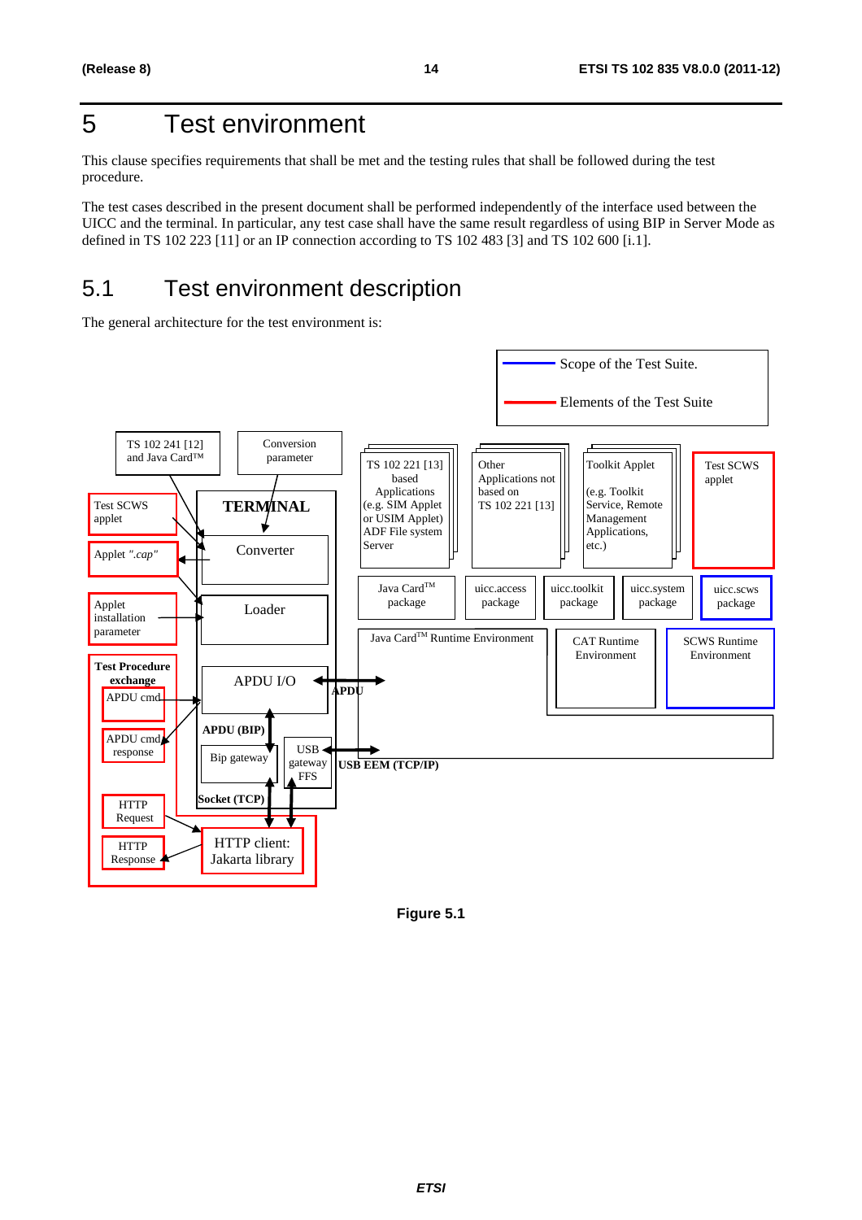# 5 Test environment

This clause specifies requirements that shall be met and the testing rules that shall be followed during the test procedure.

The test cases described in the present document shall be performed independently of the interface used between the UICC and the terminal. In particular, any test case shall have the same result regardless of using BIP in Server Mode as defined in TS 102 223 [11] or an IP connection according to TS 102 483 [3] and TS 102 600 [i.1].

## 5.1 Test environment description

The general architecture for the test environment is:

Scope of the Test Suite.

Elements of the Test Suite

TS 102 241 [12] and Java Card™

Conversion parameter

TS 102 221 [13] based Applications (e.g. SIM Applet or USIM Applet) ADF File system Server

Other Applications not based on TS 102 221 [13]

Toolkit Applet (e.g. Toolkit Service, Remote Management Applications, etc.)

Test SCWS applet

Test SCWS applet

TERMINAL

Converter

Applet ".cap"

Applet installation parameter

Loader

Java Card™ package

uicc.access package

uicc.toolkit package

uicc.system package

uicc.scws package

Java Card™ Runtime Environment

CAT Runtime Environment

SCWS Runtime Environment

Test Procedure exchange

APDU cmd

APDU cmd response

APDU I/O

APDU

APDU (BIP)

Bip gateway

USB gateway FFS

USB EEM (TCP/IP)

Socket (TCP)

HTTP Request

HTTP Response

HTTP client: Jakarta library

**Figure 5.1**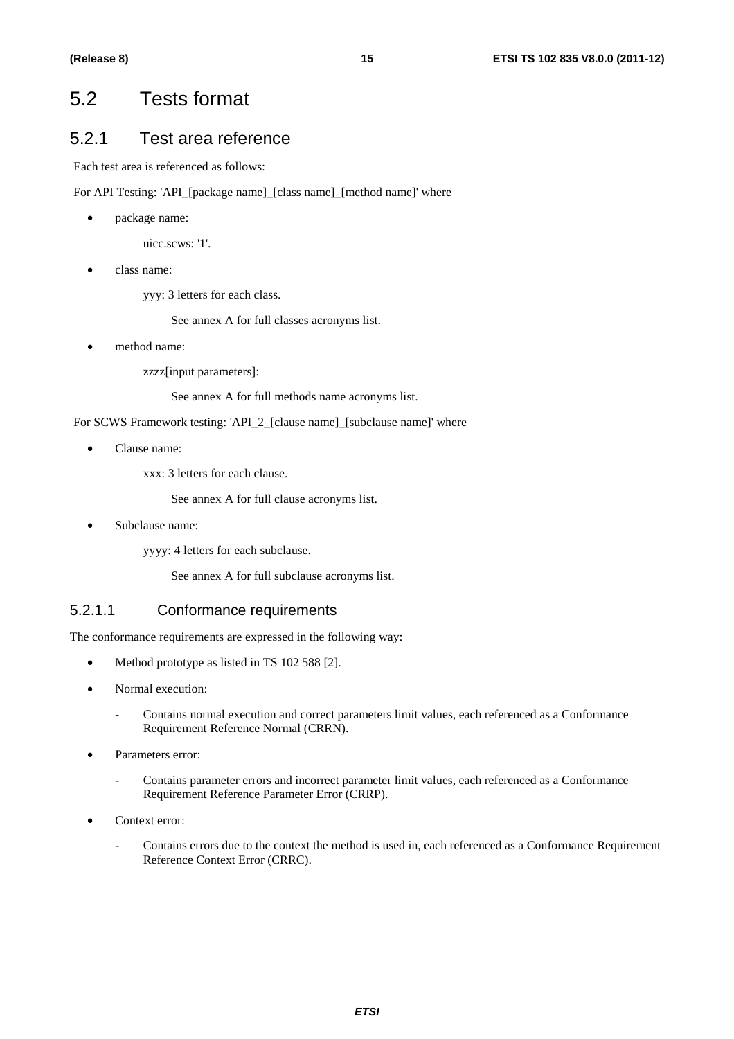## 5.2 Tests format

### 5.2.1 Test area reference

Each test area is referenced as follows:

For API Testing: 'API_[package name]_[class name]_[method name]' where

- package name:

  uicc.scws: '1'.

- class name:

  yyy: 3 letters for each class.

  See annex A for full classes acronyms list.

- method name:

  zzzz[input parameters]:

  See annex A for full methods name acronyms list.

For SCWS Framework testing: 'API_2_[clause name]_[subclause name]' where

- Clause name:

  xxx: 3 letters for each clause.

  See annex A for full clause acronyms list.

- Subclause name:

  yyyy: 4 letters for each subclause.

  See annex A for full subclause acronyms list.

#### 5.2.1.1 Conformance requirements

The conformance requirements are expressed in the following way:

- Method prototype as listed in TS 102 588 [2].
- Normal execution:
  - Contains normal execution and correct parameters limit values, each referenced as a Conformance Requirement Reference Normal (CRRN).
- Parameters error:
  - Contains parameter errors and incorrect parameter limit values, each referenced as a Conformance Requirement Reference Parameter Error (CRRP).
- Context error:
  - Contains errors due to the context the method is used in, each referenced as a Conformance Requirement Reference Context Error (CRRC).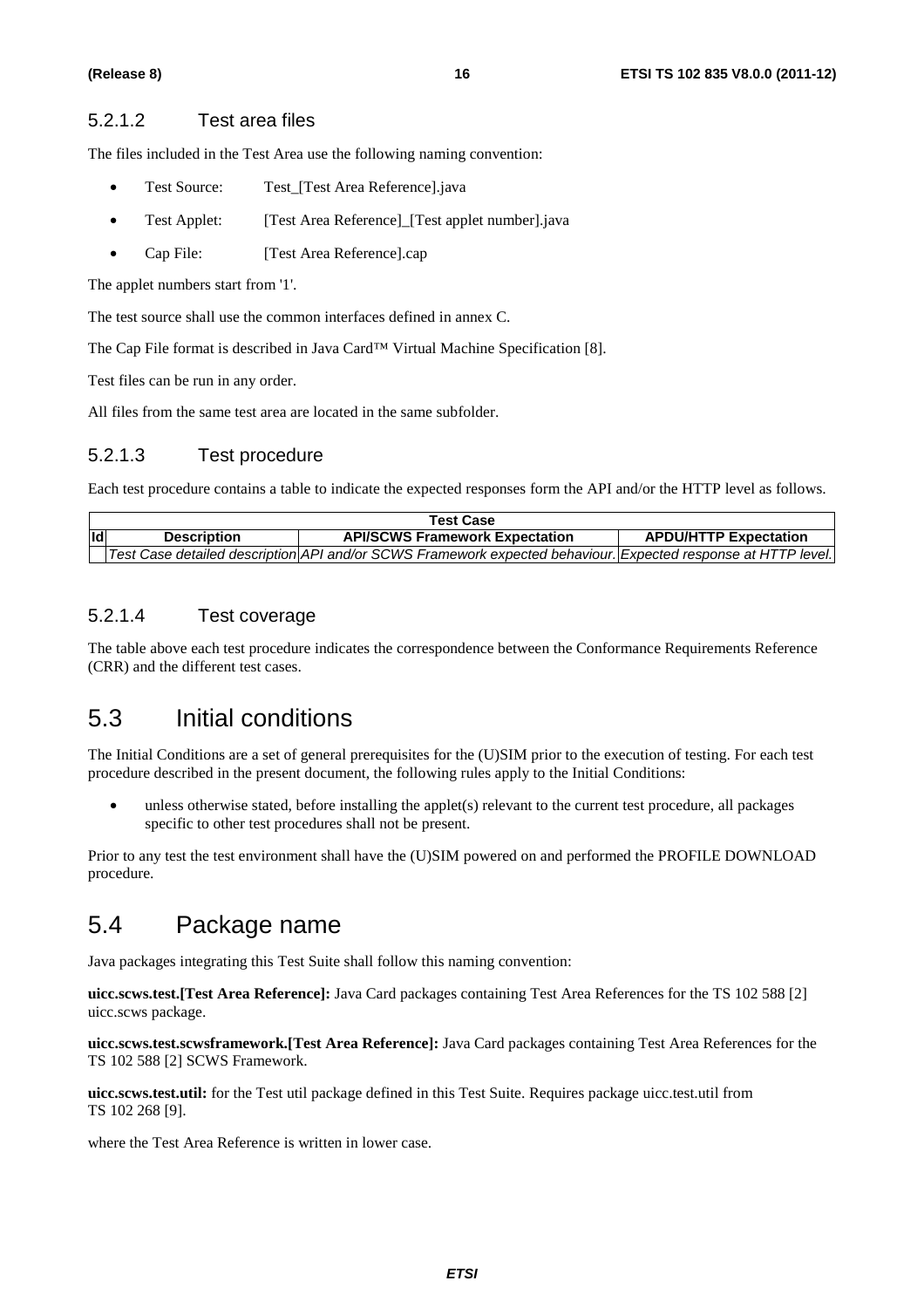### 5.2.1.2 Test area files

The files included in the Test Area use the following naming convention:

- Test Source: Test_[Test Area Reference].java
- Test Applet: [Test Area Reference]_[Test applet number].java
- Cap File: [Test Area Reference].cap

The applet numbers start from '1'.

The test source shall use the common interfaces defined in annex C.

The Cap File format is described in Java Card™ Virtual Machine Specification [8].

Test files can be run in any order.

All files from the same test area are located in the same subfolder.

### 5.2.1.3 Test procedure

Each test procedure contains a table to indicate the expected responses form the API and/or the HTTP level as follows.

| Test Case | | | |
|---|---|---|---|
| **Id** | **Description** | **API/SCWS Framework Expectation** | **APDU/HTTP Expectation** |
| | *Test Case detailed description* | *API and/or SCWS Framework expected behaviour.* | *Expected response at HTTP level.* |

### 5.2.1.4 Test coverage

The table above each test procedure indicates the correspondence between the Conformance Requirements Reference (CRR) and the different test cases.

## 5.3 Initial conditions

The Initial Conditions are a set of general prerequisites for the (U)SIM prior to the execution of testing. For each test procedure described in the present document, the following rules apply to the Initial Conditions:

- unless otherwise stated, before installing the applet(s) relevant to the current test procedure, all packages specific to other test procedures shall not be present.

Prior to any test the test environment shall have the (U)SIM powered on and performed the PROFILE DOWNLOAD procedure.

## 5.4 Package name

Java packages integrating this Test Suite shall follow this naming convention:

**uicc.scws.test.[Test Area Reference]:** Java Card packages containing Test Area References for the TS 102 588 [2] uicc.scws package.

**uicc.scws.test.scwsframework.[Test Area Reference]:** Java Card packages containing Test Area References for the TS 102 588 [2] SCWS Framework.

**uicc.scws.test.util:** for the Test util package defined in this Test Suite. Requires package uicc.test.util from TS 102 268 [9].

where the Test Area Reference is written in lower case.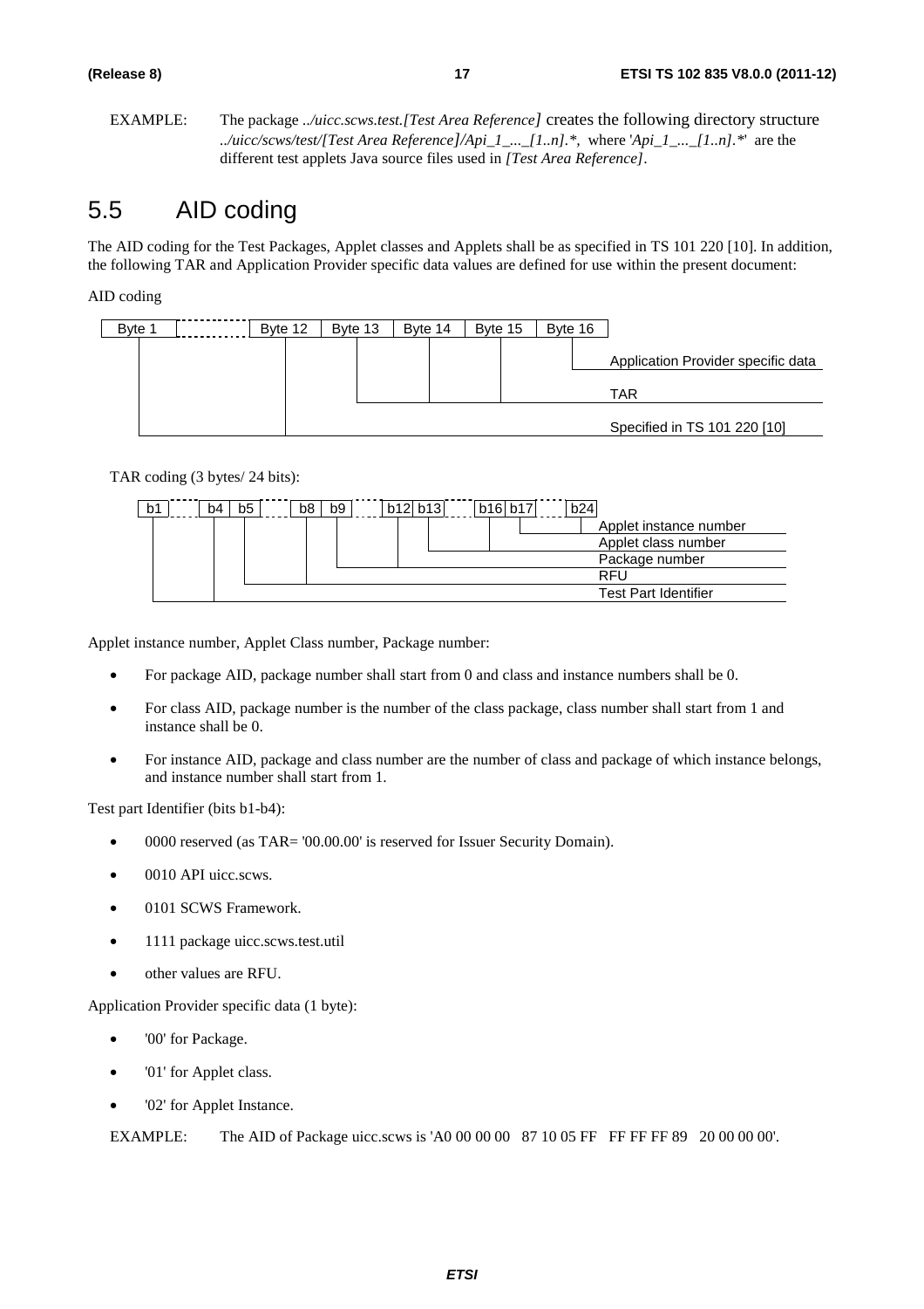EXAMPLE: The package *../uicc.scws.test.[Test Area Reference]* creates the following directory structure *../uicc/scws/test/[Test Area Reference]/Api_1_..._[1..n].**, where '*Api_1_..._[1..n].**' are the different test applets Java source files used in *[Test Area Reference]*.

# 5.5 AID coding

The AID coding for the Test Packages, Applet classes and Applets shall be as specified in TS 101 220 [10]. In addition, the following TAR and Application Provider specific data values are defined for use within the present document:

AID coding

Byte 1 ... Byte 12 | Byte 13 | Byte 14 | Byte 15 | Byte 16

Application Provider specific data

TAR

Specified in TS 101 220 [10]

TAR coding (3 bytes/ 24 bits):

b1 ... b4 | b5 ... b8 | b9 ... b12 | b13 ... b16 | b17 ... b24

Applet instance number

Applet class number

Package number

RFU

Test Part Identifier

Applet instance number, Applet Class number, Package number:

- For package AID, package number shall start from 0 and class and instance numbers shall be 0.
- For class AID, package number is the number of the class package, class number shall start from 1 and instance shall be 0.
- For instance AID, package and class number are the number of class and package of which instance belongs, and instance number shall start from 1.

Test part Identifier (bits b1-b4):

- 0000 reserved (as TAR= '00.00.00' is reserved for Issuer Security Domain).
- 0010 API uicc.scws.
- 0101 SCWS Framework.
- 1111 package uicc.scws.test.util
- other values are RFU.

Application Provider specific data (1 byte):

- '00' for Package.
- '01' for Applet class.
- '02' for Applet Instance.

EXAMPLE: The AID of Package uicc.scws is 'A0 00 00 00 87 10 05 FF FF FF FF 89 20 00 00 00'.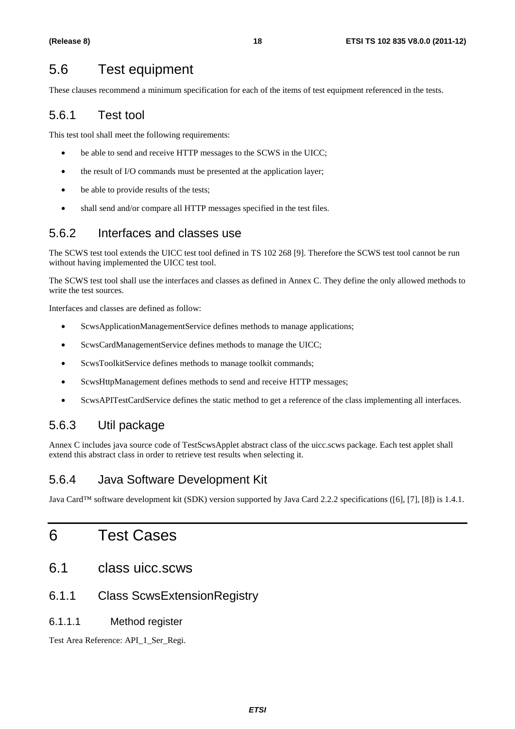## 5.6 Test equipment

These clauses recommend a minimum specification for each of the items of test equipment referenced in the tests.

### 5.6.1 Test tool

This test tool shall meet the following requirements:

- be able to send and receive HTTP messages to the SCWS in the UICC;
- the result of I/O commands must be presented at the application layer;
- be able to provide results of the tests;
- shall send and/or compare all HTTP messages specified in the test files.

### 5.6.2 Interfaces and classes use

The SCWS test tool extends the UICC test tool defined in TS 102 268 [9]. Therefore the SCWS test tool cannot be run without having implemented the UICC test tool.

The SCWS test tool shall use the interfaces and classes as defined in Annex C. They define the only allowed methods to write the test sources.

Interfaces and classes are defined as follow:

- ScwsApplicationManagementService defines methods to manage applications;
- ScwsCardManagementService defines methods to manage the UICC;
- ScwsToolkitService defines methods to manage toolkit commands;
- ScwsHttpManagement defines methods to send and receive HTTP messages;
- ScwsAPITestCardService defines the static method to get a reference of the class implementing all interfaces.

### 5.6.3 Util package

Annex C includes java source code of TestScwsApplet abstract class of the uicc.scws package. Each test applet shall extend this abstract class in order to retrieve test results when selecting it.

### 5.6.4 Java Software Development Kit

Java Card™ software development kit (SDK) version supported by Java Card 2.2.2 specifications ([6], [7], [8]) is 1.4.1.

# 6 Test Cases

## 6.1 class uicc.scws

### 6.1.1 Class ScwsExtensionRegistry

#### 6.1.1.1 Method register

Test Area Reference: API_1_Ser_Regi.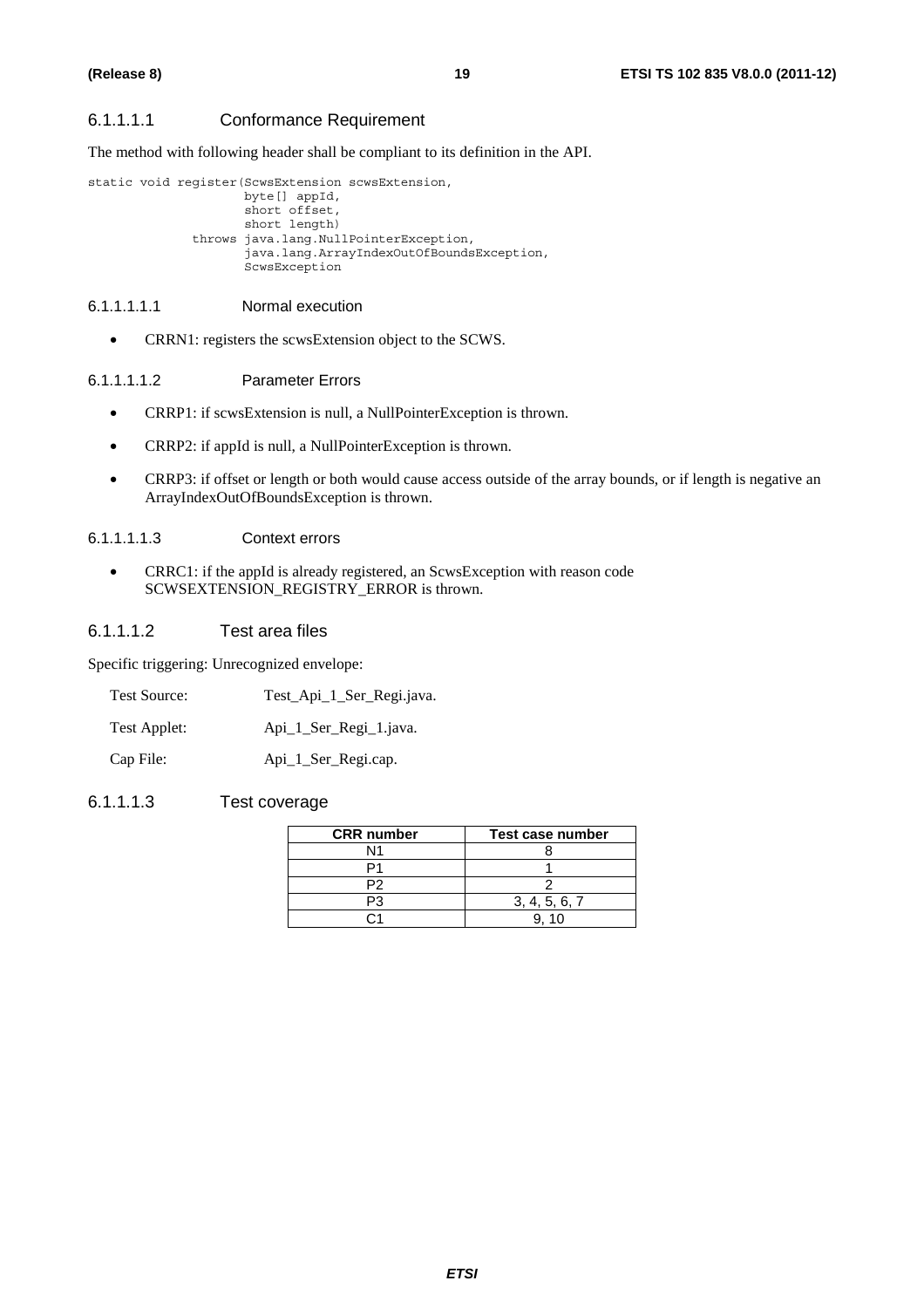#### 6.1.1.1.1 Conformance Requirement

The method with following header shall be compliant to its definition in the API.

```
static void register(ScwsExtension scwsExtension,
                     byte[] appId,
                     short offset,
                     short length)
             throws java.lang.NullPointerException,
                     java.lang.ArrayIndexOutOfBoundsException,
                     ScwsException
```

##### 6.1.1.1.1.1 Normal execution

- CRRN1: registers the scwsExtension object to the SCWS.

##### 6.1.1.1.1.2 Parameter Errors

- CRRP1: if scwsExtension is null, a NullPointerException is thrown.
- CRRP2: if appId is null, a NullPointerException is thrown.
- CRRP3: if offset or length or both would cause access outside of the array bounds, or if length is negative an ArrayIndexOutOfBoundsException is thrown.

##### 6.1.1.1.1.3 Context errors

- CRRC1: if the appId is already registered, an ScwsException with reason code SCWSEXTENSION_REGISTRY_ERROR is thrown.

#### 6.1.1.1.2 Test area files

Specific triggering: Unrecognized envelope:

Test Source: Test_Api_1_Ser_Regi.java.

Test Applet: Api_1_Ser_Regi_1.java.

Cap File: Api_1_Ser_Regi.cap.

#### 6.1.1.1.3 Test coverage

| CRR number | Test case number |
|---|---|
| N1 | 8 |
| P1 | 1 |
| P2 | 2 |
| P3 | 3, 4, 5, 6, 7 |
| C1 | 9, 10 |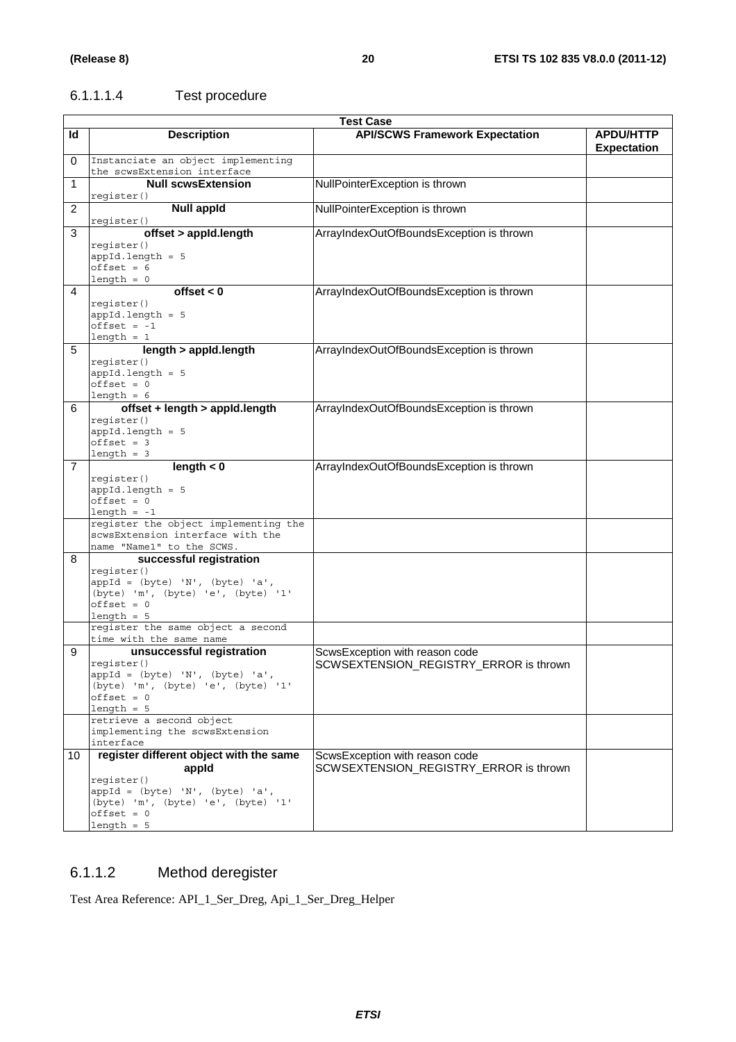#### 6.1.1.1.4 Test procedure

| Test Case | | | |
|---|---|---|---|
| **Id** | **Description** | **API/SCWS Framework Expectation** | **APDU/HTTP Expectation** |
| 0 | Instanciate an object implementing the scwsExtension interface | | |
| 1 | **Null scwsExtension**<br>register() | NullPointerException is thrown | |
| 2 | **Null appId**<br>register() | NullPointerException is thrown | |
| 3 | **offset > appId.length**<br>register()<br>appId.length = 5<br>offset = 6<br>length = 0 | ArrayIndexOutOfBoundsException is thrown | |
| 4 | **offset < 0**<br>register()<br>appId.length = 5<br>offset = -1<br>length = 1 | ArrayIndexOutOfBoundsException is thrown | |
| 5 | **length > appId.length**<br>register()<br>appId.length = 5<br>offset = 0<br>length = 6 | ArrayIndexOutOfBoundsException is thrown | |
| 6 | **offset + length > appId.length**<br>register()<br>appId.length = 5<br>offset = 3<br>length = 3 | ArrayIndexOutOfBoundsException is thrown | |
| 7 | **length < 0**<br>register()<br>appId.length = 5<br>offset = 0<br>length = -1 | ArrayIndexOutOfBoundsException is thrown | |
| | register the object implementing the scwsExtension interface with the name "Name1" to the SCWS. | | |
| 8 | **successful registration**<br>register()<br>appId = (byte) 'N', (byte) 'a', (byte) 'm', (byte) 'e', (byte) '1'<br>offset = 0<br>length = 5 | | |
| | register the same object a second time with the same name | | |
| 9 | **unsuccessful registration**<br>register()<br>appId = (byte) 'N', (byte) 'a', (byte) 'm', (byte) 'e', (byte) '1'<br>offset = 0<br>length = 5 | ScwsException with reason code SCWSEXTENSION_REGISTRY_ERROR is thrown | |
| | retrieve a second object implementing the scwsExtension interface | | |
| 10 | **register different object with the same appId**<br>register()<br>appId = (byte) 'N', (byte) 'a', (byte) 'm', (byte) 'e', (byte) '1'<br>offset = 0<br>length = 5 | ScwsException with reason code SCWSEXTENSION_REGISTRY_ERROR is thrown | |

### 6.1.1.2 Method deregister

Test Area Reference: API_1_Ser_Dreg, Api_1_Ser_Dreg_Helper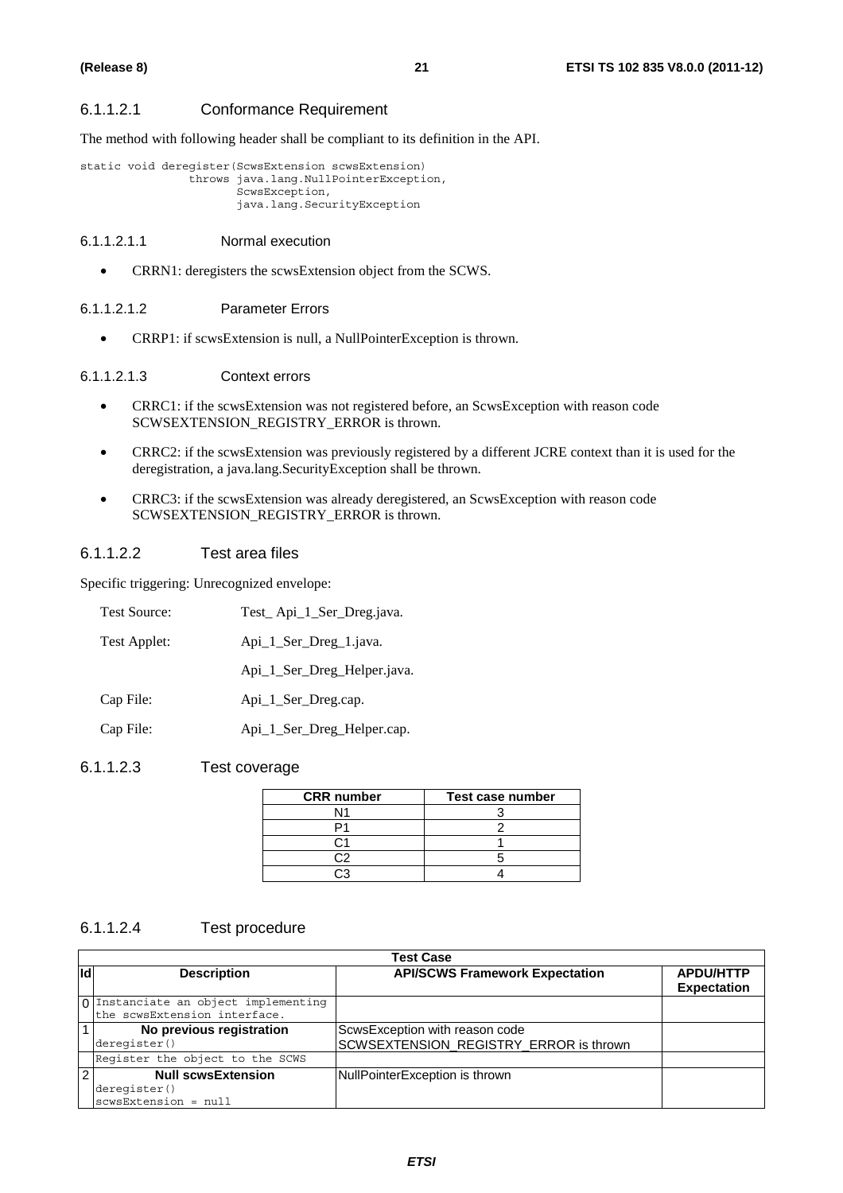#### 6.1.1.2.1 Conformance Requirement

The method with following header shall be compliant to its definition in the API.

```
static void deregister(ScwsExtension scwsExtension)
                throws java.lang.NullPointerException,
                       ScwsException,
                       java.lang.SecurityException
```

##### 6.1.1.2.1.1 Normal execution

- CRRN1: deregisters the scwsExtension object from the SCWS.

##### 6.1.1.2.1.2 Parameter Errors

- CRRP1: if scwsExtension is null, a NullPointerException is thrown.

##### 6.1.1.2.1.3 Context errors

- CRRC1: if the scwsExtension was not registered before, an ScwsException with reason code SCWSEXTENSION_REGISTRY_ERROR is thrown.
- CRRC2: if the scwsExtension was previously registered by a different JCRE context than it is used for the deregistration, a java.lang.SecurityException shall be thrown.
- CRRC3: if the scwsExtension was already deregistered, an ScwsException with reason code SCWSEXTENSION_REGISTRY_ERROR is thrown.

#### 6.1.1.2.2 Test area files

Specific triggering: Unrecognized envelope:

| | |
|---|---|
| Test Source: | Test_ Api_1_Ser_Dreg.java. |
| Test Applet: | Api_1_Ser_Dreg_1.java. |
| | Api_1_Ser_Dreg_Helper.java. |
| Cap File: | Api_1_Ser_Dreg.cap. |
| Cap File: | Api_1_Ser_Dreg_Helper.cap. |

#### 6.1.1.2.3 Test coverage

| CRR number | Test case number |
|---|---|
| N1 | 3 |
| P1 | 2 |
| C1 | 1 |
| C2 | 5 |
| C3 | 4 |

#### 6.1.1.2.4 Test procedure

| Id | Description | API/SCWS Framework Expectation | APDU/HTTP Expectation |
|---|---|---|---|
| 0 | Instanciate an object implementing the scwsExtension interface. | | |
| 1 | **No previous registration**<br>deregister() | ScwsException with reason code SCWSEXTENSION_REGISTRY_ERROR is thrown | |
| | Register the object to the SCWS | | |
| 2 | **Null scwsExtension**<br>deregister()<br>scwsExtension = null | NullPointerException is thrown | |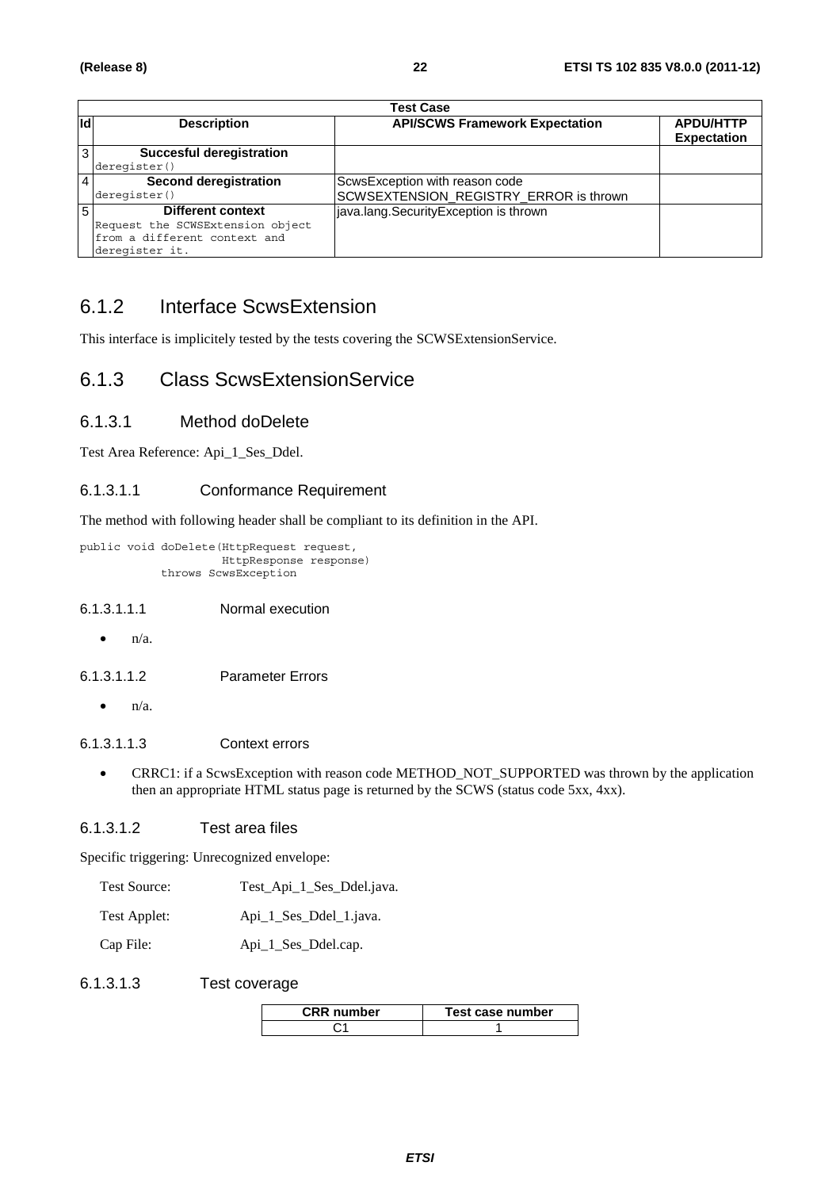| Test Case | | | |
|---|---|---|---|
| **Id** | **Description** | **API/SCWS Framework Expectation** | **APDU/HTTP Expectation** |
| 3 | **Succesful deregistration**<br>deregister() | | |
| 4 | **Second deregistration**<br>deregister() | ScwsException with reason code SCWSEXTENSION_REGISTRY_ERROR is thrown | |
| 5 | **Different context**<br>Request the SCWSExtension object from a different context and deregister it. | java.lang.SecurityException is thrown | |

## 6.1.2 Interface ScwsExtension

This interface is implicitely tested by the tests covering the SCWSExtensionService.

## 6.1.3 Class ScwsExtensionService

### 6.1.3.1 Method doDelete

Test Area Reference: Api_1_Ses_Ddel.

#### 6.1.3.1.1 Conformance Requirement

The method with following header shall be compliant to its definition in the API.

```
public void doDelete(HttpRequest request,
                     HttpResponse response)
            throws ScwsException
```

##### 6.1.3.1.1.1 Normal execution

- n/a.

##### 6.1.3.1.1.2 Parameter Errors

- n/a.

##### 6.1.3.1.1.3 Context errors

- CRRC1: if a ScwsException with reason code METHOD_NOT_SUPPORTED was thrown by the application then an appropriate HTML status page is returned by the SCWS (status code 5xx, 4xx).

#### 6.1.3.1.2 Test area files

Specific triggering: Unrecognized envelope:

Test Source: Test_Api_1_Ses_Ddel.java.

Test Applet: Api_1_Ses_Ddel_1.java.

Cap File: Api_1_Ses_Ddel.cap.

#### 6.1.3.1.3 Test coverage

| CRR number | Test case number |
|---|---|
| C1 | 1 |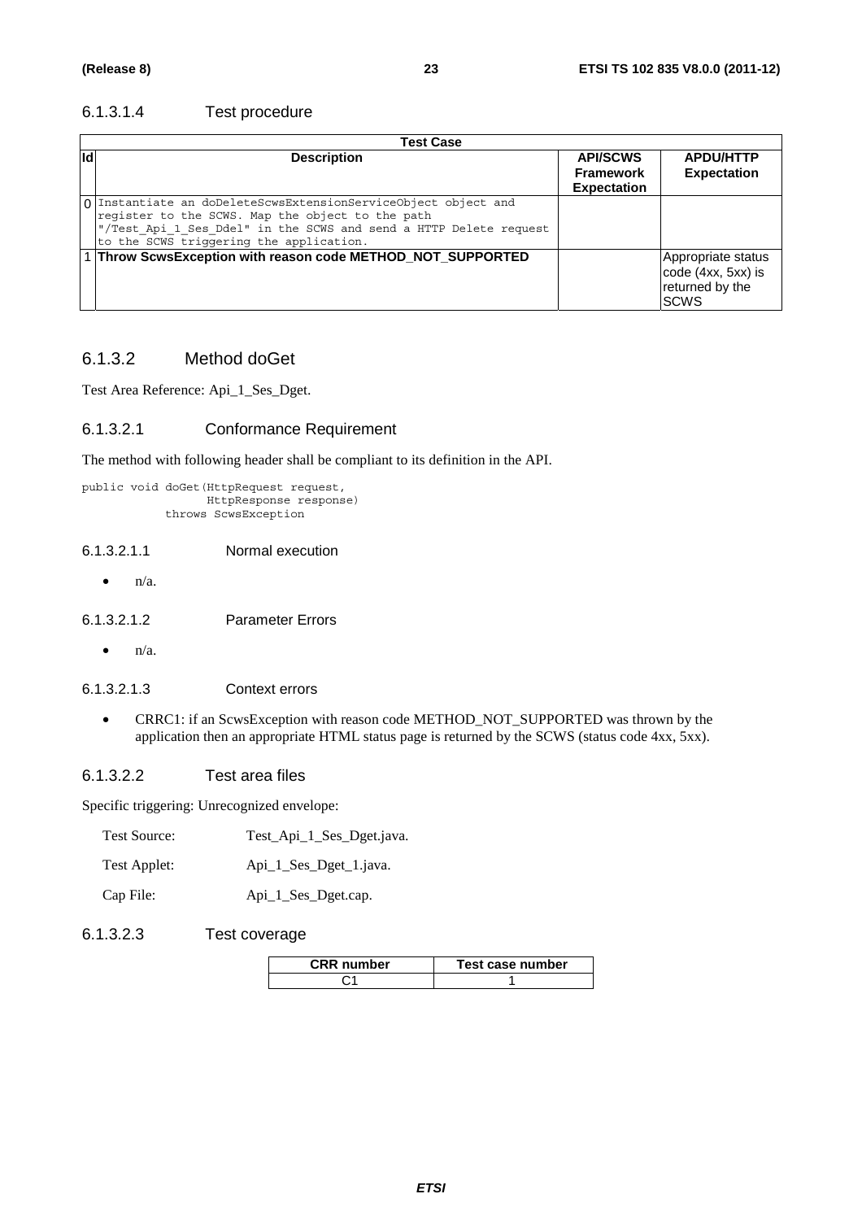#### 6.1.3.1.4 Test procedure

| Test Case | | | |
|---|---|---|---|
| **Id** | **Description** | **API/SCWS Framework Expectation** | **APDU/HTTP Expectation** |
| 0 | Instantiate an doDeleteScwsExtensionServiceObject object and register to the SCWS. Map the object to the path "/Test_Api_1_Ses_Ddel" in the SCWS and send a HTTP Delete request to the SCWS triggering the application. | | |
| 1 | **Throw ScwsException with reason code METHOD_NOT_SUPPORTED** | | Appropriate status code (4xx, 5xx) is returned by the SCWS |

### 6.1.3.2 Method doGet

Test Area Reference: Api_1_Ses_Dget.

#### 6.1.3.2.1 Conformance Requirement

The method with following header shall be compliant to its definition in the API.

```
public void doGet(HttpRequest request,
                  HttpResponse response)
            throws ScwsException
```

##### 6.1.3.2.1.1 Normal execution

- n/a.

##### 6.1.3.2.1.2 Parameter Errors

- n/a.

##### 6.1.3.2.1.3 Context errors

- CRRC1: if an ScwsException with reason code METHOD_NOT_SUPPORTED was thrown by the application then an appropriate HTML status page is returned by the SCWS (status code 4xx, 5xx).

#### 6.1.3.2.2 Test area files

Specific triggering: Unrecognized envelope:

Test Source: Test_Api_1_Ses_Dget.java.

Test Applet: Api_1_Ses_Dget_1.java.

Cap File: Api_1_Ses_Dget.cap.

#### 6.1.3.2.3 Test coverage

| CRR number | Test case number |
|---|---|
| C1 | 1 |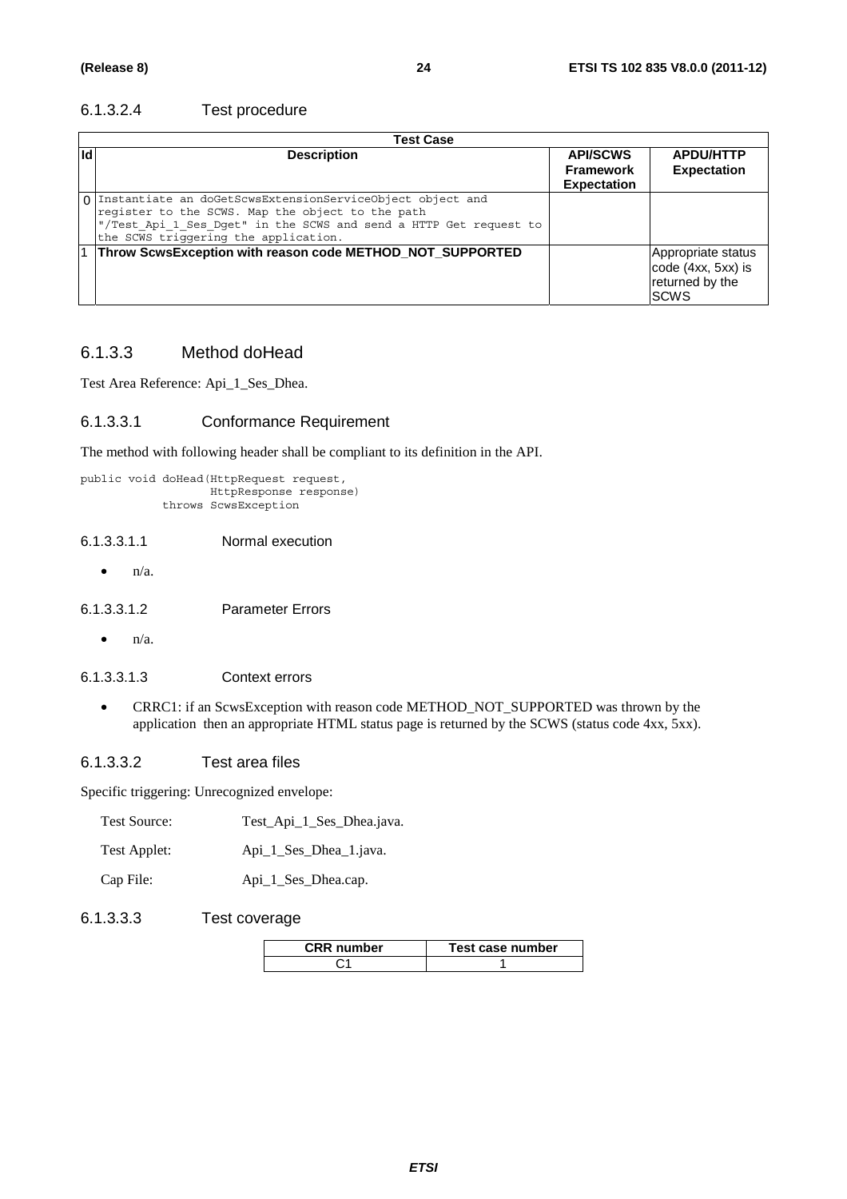#### 6.1.3.2.4 Test procedure

| Test Case | | | |
|---|---|---|---|
| **Id** | **Description** | **API/SCWS Framework Expectation** | **APDU/HTTP Expectation** |
| 0 | Instantiate an doGetScwsExtensionServiceObject object and register to the SCWS. Map the object to the path "/Test_Api_1_Ses_Dget" in the SCWS and send a HTTP Get request to the SCWS triggering the application. | | |
| 1 | **Throw ScwsException with reason code METHOD_NOT_SUPPORTED** | | Appropriate status code (4xx, 5xx) is returned by the SCWS |

### 6.1.3.3 Method doHead

Test Area Reference: Api_1_Ses_Dhea.

#### 6.1.3.3.1 Conformance Requirement

The method with following header shall be compliant to its definition in the API.

```
public void doHead(HttpRequest request,
                   HttpResponse response)
           throws ScwsException
```

##### 6.1.3.3.1.1 Normal execution

- n/a.

##### 6.1.3.3.1.2 Parameter Errors

- n/a.

##### 6.1.3.3.1.3 Context errors

- CRRC1: if an ScwsException with reason code METHOD_NOT_SUPPORTED was thrown by the application then an appropriate HTML status page is returned by the SCWS (status code 4xx, 5xx).

#### 6.1.3.3.2 Test area files

Specific triggering: Unrecognized envelope:

Test Source: Test_Api_1_Ses_Dhea.java.

Test Applet: Api_1_Ses_Dhea_1.java.

Cap File: Api_1_Ses_Dhea.cap.

#### 6.1.3.3.3 Test coverage

| CRR number | Test case number |
|---|---|
| C1 | 1 |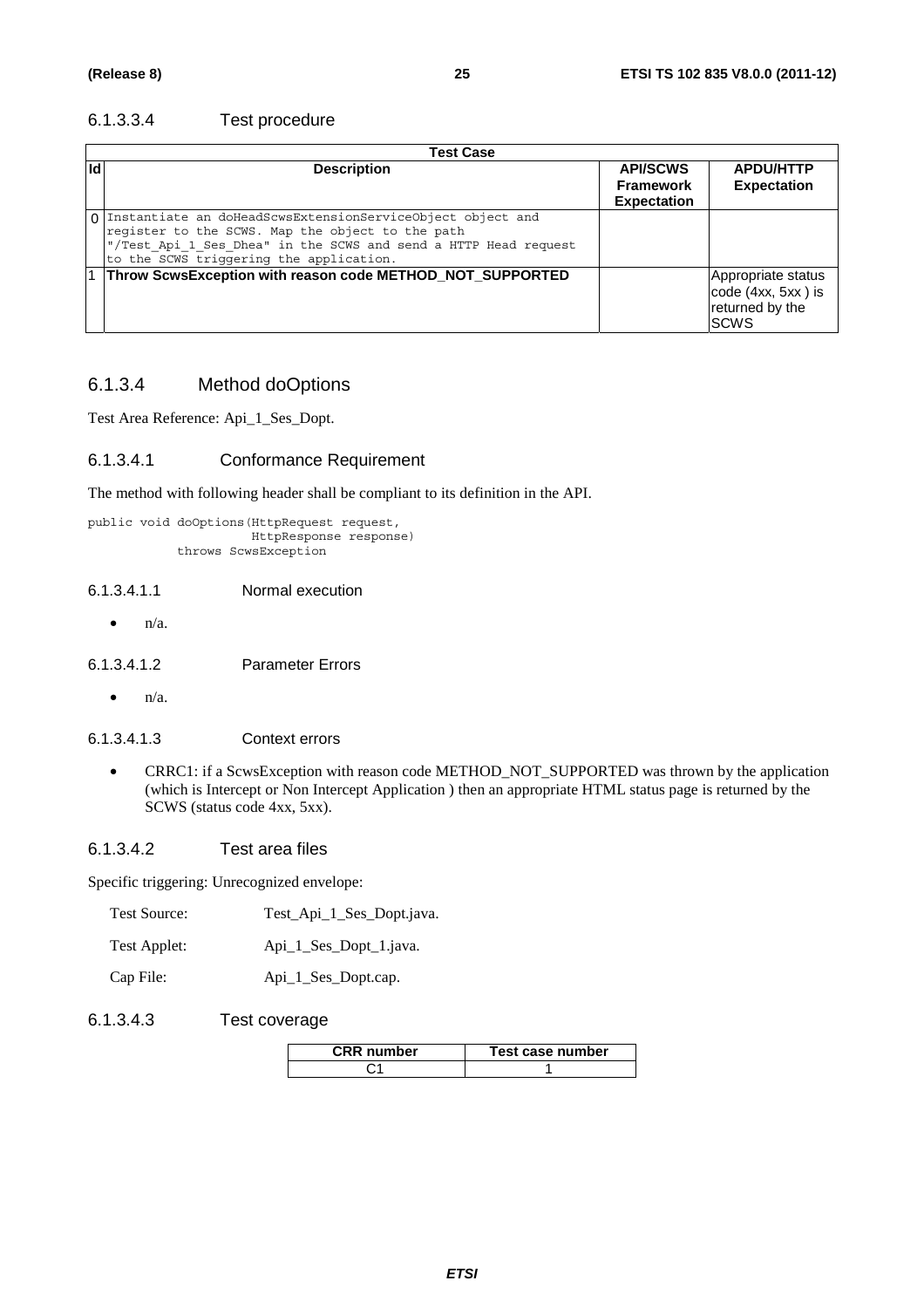#### 6.1.3.3.4 Test procedure

| Test Case | | | |
|---|---|---|---|
| **Id** | **Description** | **API/SCWS Framework Expectation** | **APDU/HTTP Expectation** |
| 0 | Instantiate an doHeadScwsExtensionServiceObject object and register to the SCWS. Map the object to the path "/Test_Api_1_Ses_Dhea" in the SCWS and send a HTTP Head request to the SCWS triggering the application. | | |
| 1 | **Throw ScwsException with reason code METHOD_NOT_SUPPORTED** | | Appropriate status code (4xx, 5xx ) is returned by the SCWS |

### 6.1.3.4 Method doOptions

Test Area Reference: Api_1_Ses_Dopt.

#### 6.1.3.4.1 Conformance Requirement

The method with following header shall be compliant to its definition in the API.

```
public void doOptions(HttpRequest request,
                      HttpResponse response)
           throws ScwsException
```

##### 6.1.3.4.1.1 Normal execution

- n/a.

##### 6.1.3.4.1.2 Parameter Errors

- n/a.

##### 6.1.3.4.1.3 Context errors

- CRRC1: if a ScwsException with reason code METHOD_NOT_SUPPORTED was thrown by the application (which is Intercept or Non Intercept Application ) then an appropriate HTML status page is returned by the SCWS (status code 4xx, 5xx).

#### 6.1.3.4.2 Test area files

Specific triggering: Unrecognized envelope:

Test Source: Test_Api_1_Ses_Dopt.java.

Test Applet: Api_1_Ses_Dopt_1.java.

Cap File: Api_1_Ses_Dopt.cap.

#### 6.1.3.4.3 Test coverage

| CRR number | Test case number |
|---|---|
| C1 | 1 |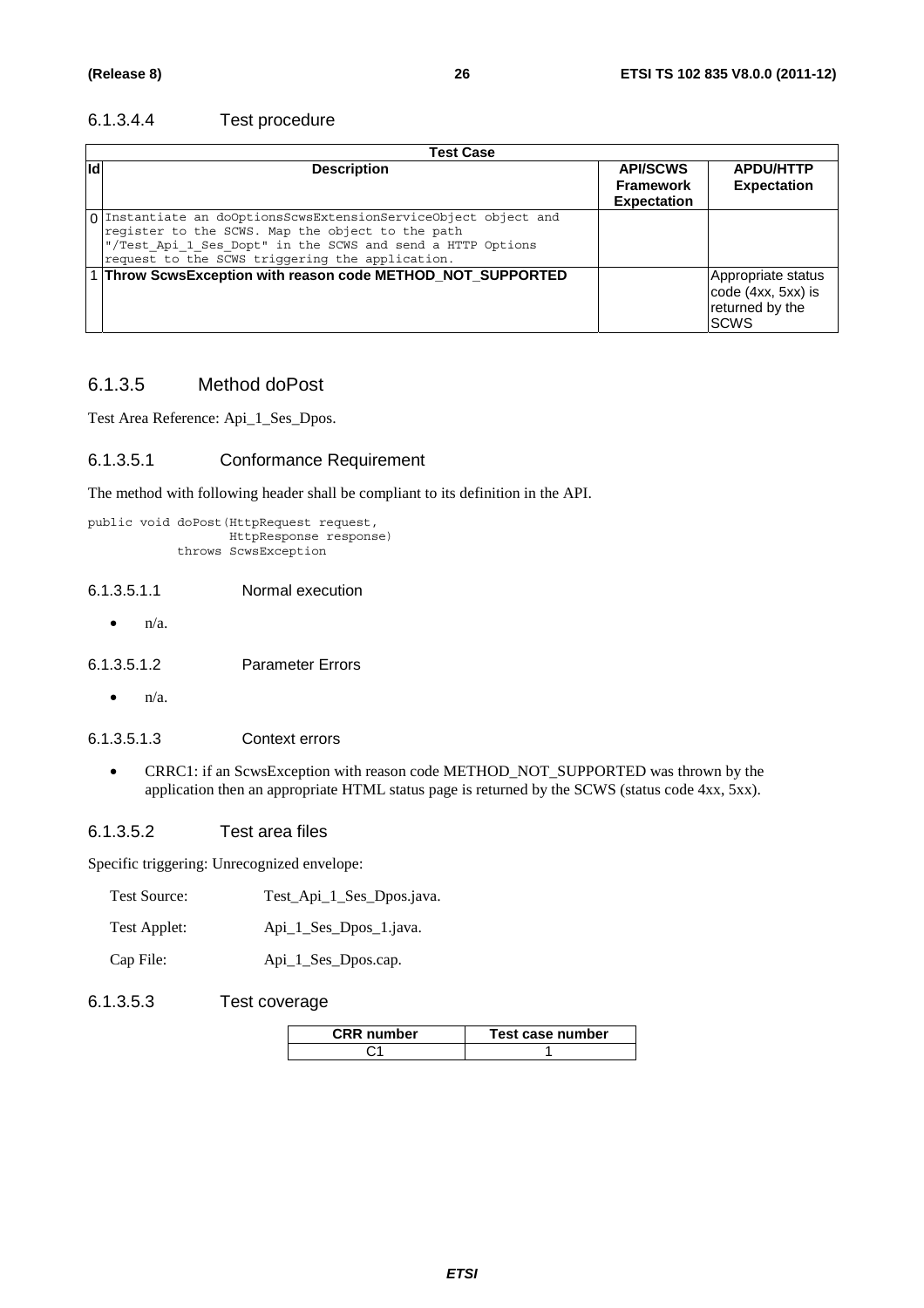#### 6.1.3.4.4 Test procedure

| Test Case | | | |
|---|---|---|---|
| **Id** | **Description** | **API/SCWS Framework Expectation** | **APDU/HTTP Expectation** |
| 0 | Instantiate an doOptionsScwsExtensionServiceObject object and register to the SCWS. Map the object to the path "/Test_Api_1_Ses_Dopt" in the SCWS and send a HTTP Options request to the SCWS triggering the application. | | |
| 1 | **Throw ScwsException with reason code METHOD_NOT_SUPPORTED** | | Appropriate status code (4xx, 5xx) is returned by the SCWS |

### 6.1.3.5 Method doPost

Test Area Reference: Api_1_Ses_Dpos.

#### 6.1.3.5.1 Conformance Requirement

The method with following header shall be compliant to its definition in the API.

```
public void doPost(HttpRequest request,
                   HttpResponse response)
           throws ScwsException
```

##### 6.1.3.5.1.1 Normal execution

- n/a.

##### 6.1.3.5.1.2 Parameter Errors

- n/a.

##### 6.1.3.5.1.3 Context errors

- CRRC1: if an ScwsException with reason code METHOD_NOT_SUPPORTED was thrown by the application then an appropriate HTML status page is returned by the SCWS (status code 4xx, 5xx).

#### 6.1.3.5.2 Test area files

Specific triggering: Unrecognized envelope:

Test Source: Test_Api_1_Ses_Dpos.java.

Test Applet: Api_1_Ses_Dpos_1.java.

Cap File: Api_1_Ses_Dpos.cap.

#### 6.1.3.5.3 Test coverage

| CRR number | Test case number |
|---|---|
| C1 | 1 |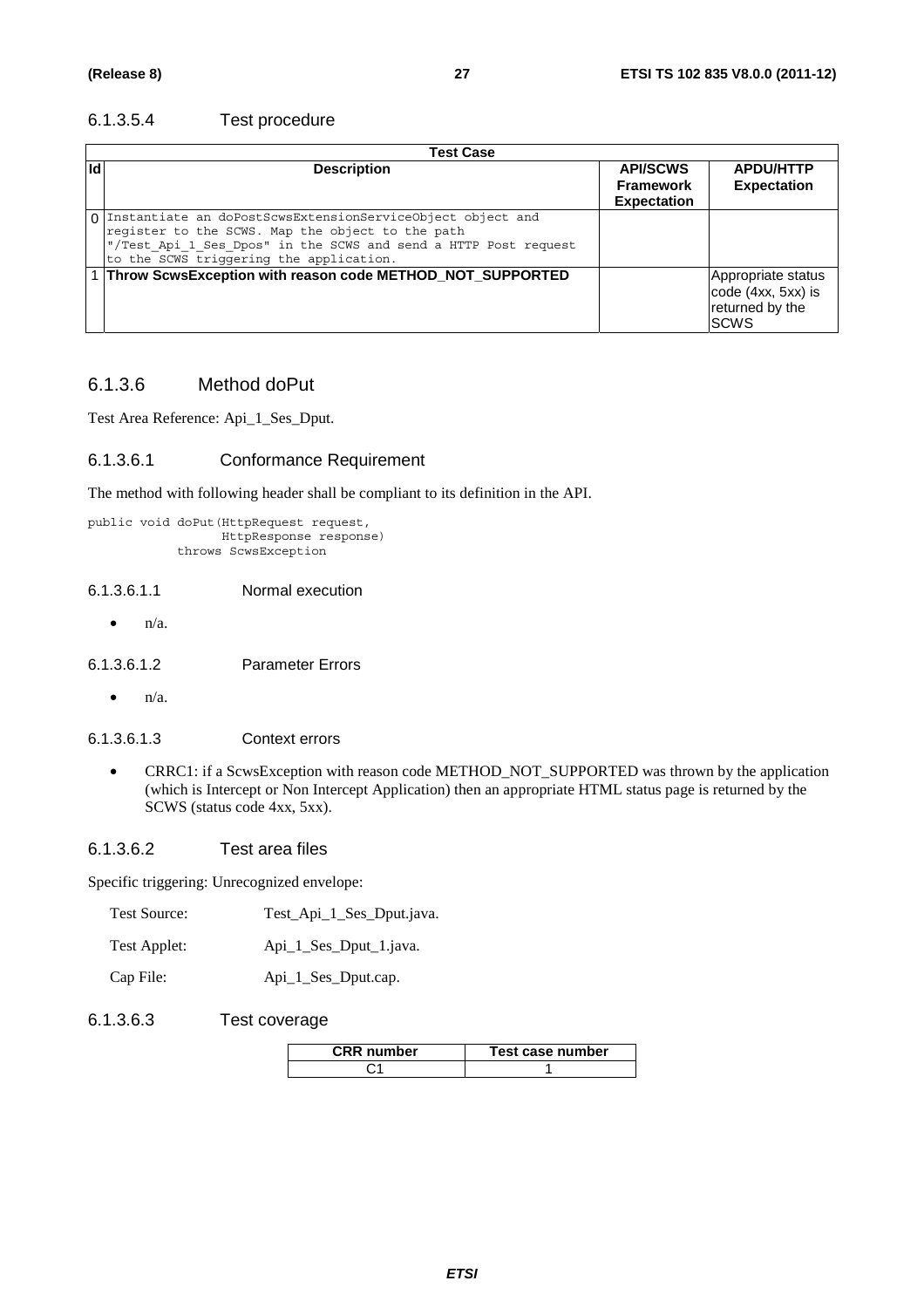#### 6.1.3.5.4 Test procedure

| Test Case | | | |
|---|---|---|---|
| **Id** | **Description** | **API/SCWS Framework Expectation** | **APDU/HTTP Expectation** |
| 0 | Instantiate an doPostScwsExtensionServiceObject object and register to the SCWS. Map the object to the path "/Test_Api_1_Ses_Dpos" in the SCWS and send a HTTP Post request to the SCWS triggering the application. | | |
| 1 | **Throw ScwsException with reason code METHOD_NOT_SUPPORTED** | | Appropriate status code (4xx, 5xx) is returned by the SCWS |

### 6.1.3.6 Method doPut

Test Area Reference: Api_1_Ses_Dput.

#### 6.1.3.6.1 Conformance Requirement

The method with following header shall be compliant to its definition in the API.

```
public void doPut(HttpRequest request,
                  HttpResponse response)
            throws ScwsException
```

##### 6.1.3.6.1.1 Normal execution

- n/a.

##### 6.1.3.6.1.2 Parameter Errors

- n/a.

##### 6.1.3.6.1.3 Context errors

- CRRC1: if a ScwsException with reason code METHOD_NOT_SUPPORTED was thrown by the application (which is Intercept or Non Intercept Application) then an appropriate HTML status page is returned by the SCWS (status code 4xx, 5xx).

#### 6.1.3.6.2 Test area files

Specific triggering: Unrecognized envelope:

Test Source: Test_Api_1_Ses_Dput.java.

Test Applet: Api_1_Ses_Dput_1.java.

Cap File: Api_1_Ses_Dput.cap.

#### 6.1.3.6.3 Test coverage

| CRR number | Test case number |
|---|---|
| C1 | 1 |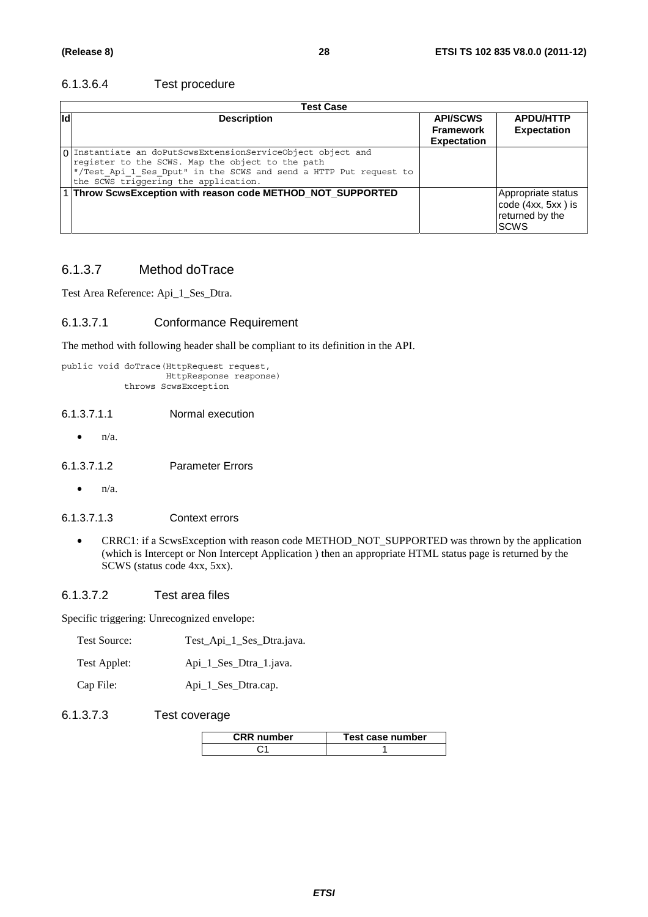#### 6.1.3.6.4 Test procedure

| Test Case | | | |
|---|---|---|---|
| **Id** | **Description** | **API/SCWS Framework Expectation** | **APDU/HTTP Expectation** |
| 0 | Instantiate an doPutScwsExtensionServiceObject object and register to the SCWS. Map the object to the path "/Test_Api_1_Ses_Dput" in the SCWS and send a HTTP Put request to the SCWS triggering the application. | | |
| 1 | **Throw ScwsException with reason code METHOD_NOT_SUPPORTED** | | Appropriate status code (4xx, 5xx ) is returned by the SCWS |

### 6.1.3.7 Method doTrace

Test Area Reference: Api_1_Ses_Dtra.

#### 6.1.3.7.1 Conformance Requirement

The method with following header shall be compliant to its definition in the API.

```
public void doTrace(HttpRequest request,
                    HttpResponse response)
            throws ScwsException
```

##### 6.1.3.7.1.1 Normal execution

- n/a.

##### 6.1.3.7.1.2 Parameter Errors

- n/a.

##### 6.1.3.7.1.3 Context errors

- CRRC1: if a ScwsException with reason code METHOD_NOT_SUPPORTED was thrown by the application (which is Intercept or Non Intercept Application ) then an appropriate HTML status page is returned by the SCWS (status code 4xx, 5xx).

#### 6.1.3.7.2 Test area files

Specific triggering: Unrecognized envelope:

Test Source: Test_Api_1_Ses_Dtra.java.

Test Applet: Api_1_Ses_Dtra_1.java.

Cap File: Api_1_Ses_Dtra.cap.

#### 6.1.3.7.3 Test coverage

| CRR number | Test case number |
|---|---|
| C1 | 1 |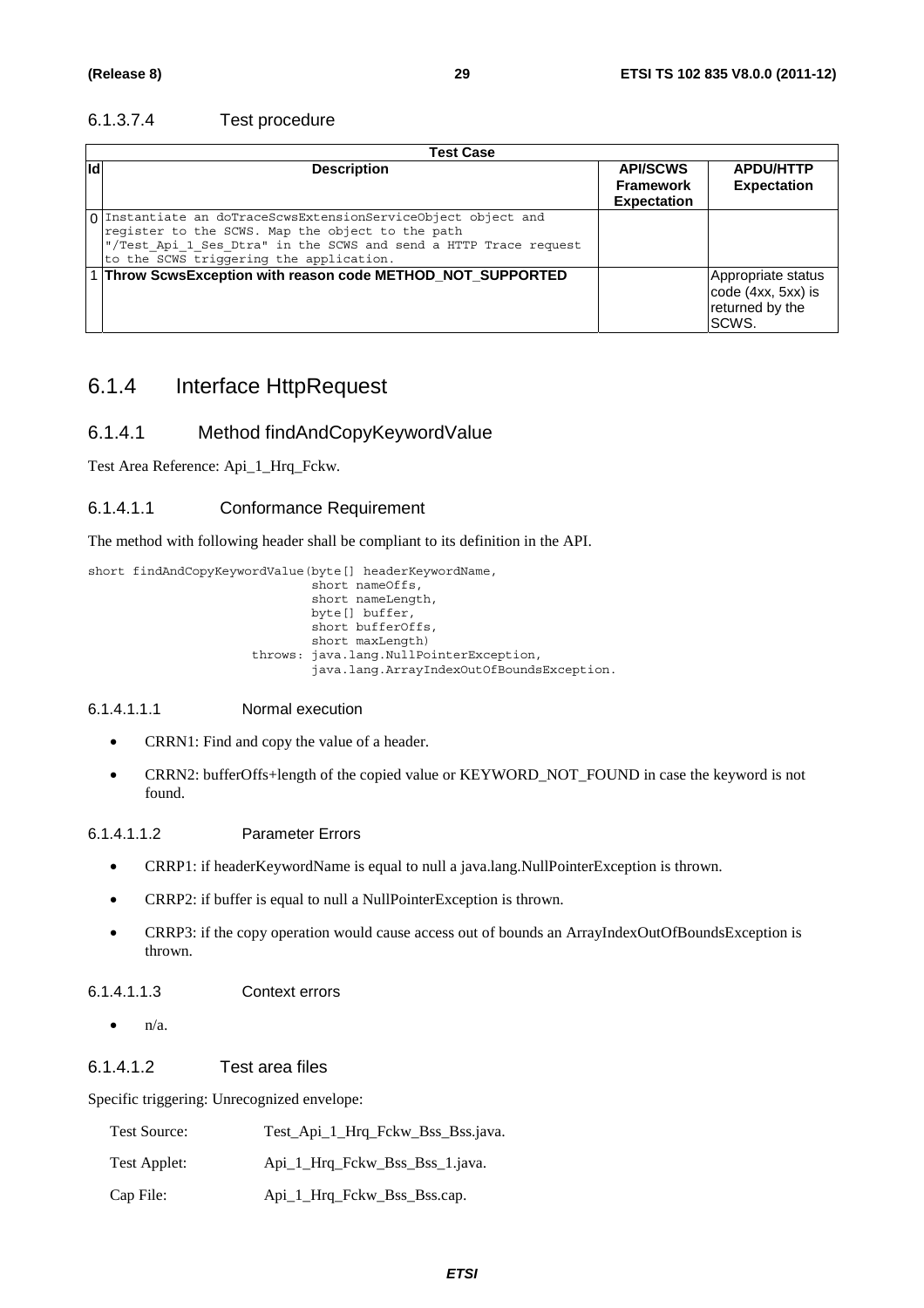#### 6.1.3.7.4 Test procedure

| Test Case | | | |
|---|---|---|---|
| **Id** | **Description** | **API/SCWS Framework Expectation** | **APDU/HTTP Expectation** |
| 0 | Instantiate an doTraceScwsExtensionServiceObject object and register to the SCWS. Map the object to the path "/Test_Api_1_Ses_Dtra" in the SCWS and send a HTTP Trace request to the SCWS triggering the application. | | |
| 1 | **Throw ScwsException with reason code METHOD_NOT_SUPPORTED** | | Appropriate status code (4xx, 5xx) is returned by the SCWS. |

## 6.1.4 Interface HttpRequest

### 6.1.4.1 Method findAndCopyKeywordValue

Test Area Reference: Api_1_Hrq_Fckw.

#### 6.1.4.1.1 Conformance Requirement

The method with following header shall be compliant to its definition in the API.

```
short findAndCopyKeywordValue(byte[] headerKeywordName,
                              short nameOffs,
                              short nameLength,
                              byte[] buffer,
                              short bufferOffs,
                              short maxLength)
                      throws: java.lang.NullPointerException,
                              java.lang.ArrayIndexOutOfBoundsException.
```

##### 6.1.4.1.1.1 Normal execution

- CRRN1: Find and copy the value of a header.
- CRRN2: bufferOffs+length of the copied value or KEYWORD_NOT_FOUND in case the keyword is not found.

##### 6.1.4.1.1.2 Parameter Errors

- CRRP1: if headerKeywordName is equal to null a java.lang.NullPointerException is thrown.
- CRRP2: if buffer is equal to null a NullPointerException is thrown.
- CRRP3: if the copy operation would cause access out of bounds an ArrayIndexOutOfBoundsException is thrown.

##### 6.1.4.1.1.3 Context errors

- n/a.

#### 6.1.4.1.2 Test area files

Specific triggering: Unrecognized envelope:

Test Source: Test_Api_1_Hrq_Fckw_Bss_Bss.java.

Test Applet: Api_1_Hrq_Fckw_Bss_Bss_1.java.

Cap File: Api_1_Hrq_Fckw_Bss_Bss.cap.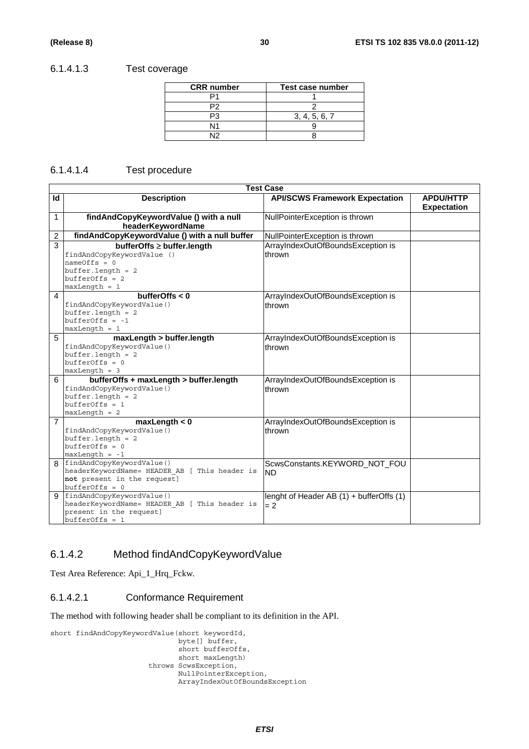#### 6.1.4.1.3 Test coverage

| CRR number | Test case number |
|---|---|
| P1 | 1 |
| P2 | 2 |
| P3 | 3, 4, 5, 6, 7 |
| N1 | 9 |
| N2 | 8 |

#### 6.1.4.1.4 Test procedure

| Test Case | | | |
|---|---|---|---|
| **Id** | **Description** | **API/SCWS Framework Expectation** | **APDU/HTTP Expectation** |
| 1 | **findAndCopyKeywordValue () with a null headerKeywordName** | NullPointerException is thrown | |
| 2 | **findAndCopyKeywordValue () with a null buffer** | NullPointerException is thrown | |
| 3 | **bufferOffs ≥ buffer.length**<br>`findAndCopyKeywordValue ()`<br>`nameOffs = 0`<br>`buffer.length = 2`<br>`bufferOffs = 2`<br>`maxLength = 1` | ArrayIndexOutOfBoundsException is thrown | |
| 4 | **bufferOffs < 0**<br>`findAndCopyKeywordValue()`<br>`buffer.length = 2`<br>`bufferOffs = -1`<br>`maxLength = 1` | ArrayIndexOutOfBoundsException is thrown | |
| 5 | **maxLength > buffer.length**<br>`findAndCopyKeywordValue()`<br>`buffer.length = 2`<br>`bufferOffs = 0`<br>`maxLength = 3` | ArrayIndexOutOfBoundsException is thrown | |
| 6 | **bufferOffs + maxLength > buffer.length**<br>`findAndCopyKeywordValue()`<br>`buffer.length = 2`<br>`bufferOffs = 1`<br>`maxLength = 2` | ArrayIndexOutOfBoundsException is thrown | |
| 7 | **maxLength < 0**<br>`findAndCopyKeywordValue()`<br>`buffer.length = 2`<br>`bufferOffs = 0`<br>`maxLength = -1` | ArrayIndexOutOfBoundsException is thrown | |
| 8 | `findAndCopyKeywordValue()`<br>`headerKeywordName= HEADER_AB [ This header is` **not** `present in the request]`<br>`bufferOffs = 0` | ScwsConstants.KEYWORD_NOT_FOUND | |
| 9 | `findAndCopyKeywordValue()`<br>`headerKeywordName= HEADER_AB [ This header is present in the request]`<br>`bufferOffs = 1` | lenght of Header AB (1) + bufferOffs (1) = 2 | |

### 6.1.4.2 Method findAndCopyKeywordValue

Test Area Reference: Api_1_Hrq_Fckw.

#### 6.1.4.2.1 Conformance Requirement

The method with following header shall be compliant to its definition in the API.

```
short findAndCopyKeywordValue(short keywordId,
                              byte[] buffer,
                              short bufferOffs,
                              short maxLength)
                       throws ScwsException,
                              NullPointerException,
                              ArrayIndexOutOfBoundsException
```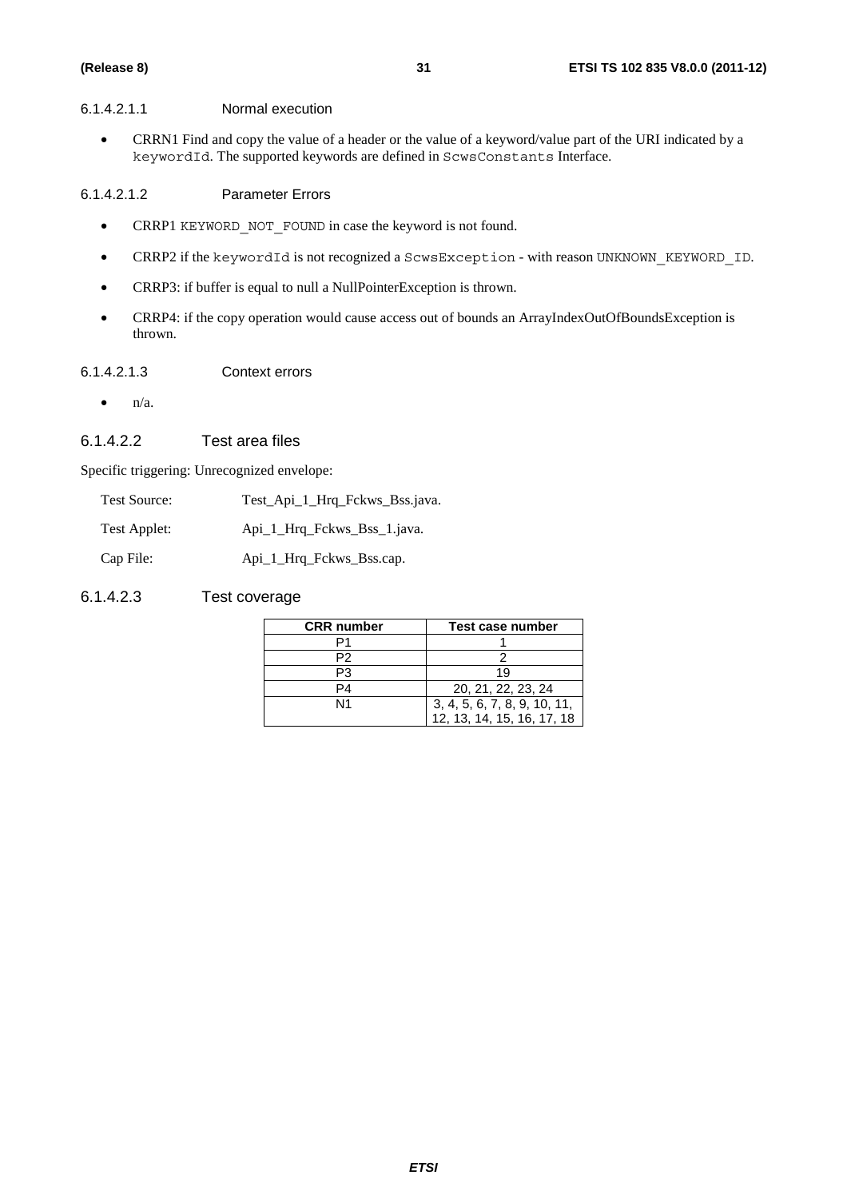##### 6.1.4.2.1.1 Normal execution

- CRRN1 Find and copy the value of a header or the value of a keyword/value part of the URI indicated by a `keywordId`. The supported keywords are defined in `ScwsConstants` Interface.

##### 6.1.4.2.1.2 Parameter Errors

- CRRP1 `KEYWORD_NOT_FOUND` in case the keyword is not found.
- CRRP2 if the `keywordId` is not recognized a `ScwsException` - with reason `UNKNOWN_KEYWORD_ID`.
- CRRP3: if buffer is equal to null a NullPointerException is thrown.
- CRRP4: if the copy operation would cause access out of bounds an ArrayIndexOutOfBoundsException is thrown.

##### 6.1.4.2.1.3 Context errors

- n/a.

#### 6.1.4.2.2 Test area files

Specific triggering: Unrecognized envelope:

Test Source: Test_Api_1_Hrq_Fckws_Bss.java.

Test Applet: Api_1_Hrq_Fckws_Bss_1.java.

Cap File: Api_1_Hrq_Fckws_Bss.cap.

#### 6.1.4.2.3 Test coverage

| CRR number | Test case number |
|---|---|
| P1 | 1 |
| P2 | 2 |
| P3 | 19 |
| P4 | 20, 21, 22, 23, 24 |
| N1 | 3, 4, 5, 6, 7, 8, 9, 10, 11, 12, 13, 14, 15, 16, 17, 18 |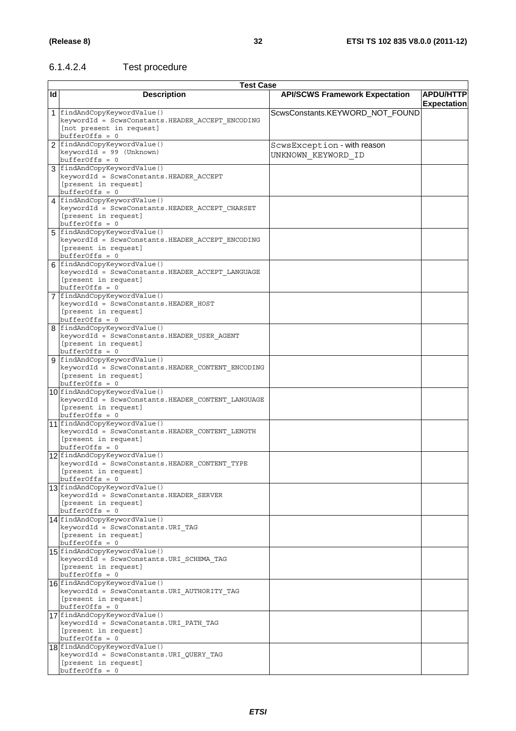#### 6.1.4.2.4 Test procedure

| Test Case | | | |
|---|---|---|---|
| **Id** | **Description** | **API/SCWS Framework Expectation** | **APDU/HTTP Expectation** |
| 1 | findAndCopyKeywordValue()<br>keywordId = ScwsConstants.HEADER_ACCEPT_ENCODING<br>[not present in request]<br>bufferOffs = 0 | ScwsConstants.KEYWORD_NOT_FOUND | |
| 2 | findAndCopyKeywordValue()<br>keywordId = 99 (Unknown)<br>bufferOffs = 0 | ScwsException - with reason UNKNOWN_KEYWORD_ID | |
| 3 | findAndCopyKeywordValue()<br>keywordId = ScwsConstants.HEADER_ACCEPT<br>[present in request]<br>bufferOffs = 0 | | |
| 4 | findAndCopyKeywordValue()<br>keywordId = ScwsConstants.HEADER_ACCEPT_CHARSET<br>[present in request]<br>bufferOffs = 0 | | |
| 5 | findAndCopyKeywordValue()<br>keywordId = ScwsConstants.HEADER_ACCEPT_ENCODING<br>[present in request]<br>bufferOffs = 0 | | |
| 6 | findAndCopyKeywordValue()<br>keywordId = ScwsConstants.HEADER_ACCEPT_LANGUAGE<br>[present in request]<br>bufferOffs = 0 | | |
| 7 | findAndCopyKeywordValue()<br>keywordId = ScwsConstants.HEADER_HOST<br>[present in request]<br>bufferOffs = 0 | | |
| 8 | findAndCopyKeywordValue()<br>keywordId = ScwsConstants.HEADER_USER_AGENT<br>[present in request]<br>bufferOffs = 0 | | |
| 9 | findAndCopyKeywordValue()<br>keywordId = ScwsConstants.HEADER_CONTENT_ENCODING<br>[present in request]<br>bufferOffs = 0 | | |
| 10 | findAndCopyKeywordValue()<br>keywordId = ScwsConstants.HEADER_CONTENT_LANGUAGE<br>[present in request]<br>bufferOffs = 0 | | |
| 11 | findAndCopyKeywordValue()<br>keywordId = ScwsConstants.HEADER_CONTENT_LENGTH<br>[present in request]<br>bufferOffs = 0 | | |
| 12 | findAndCopyKeywordValue()<br>keywordId = ScwsConstants.HEADER_CONTENT_TYPE<br>[present in request]<br>bufferOffs = 0 | | |
| 13 | findAndCopyKeywordValue()<br>keywordId = ScwsConstants.HEADER_SERVER<br>[present in request]<br>bufferOffs = 0 | | |
| 14 | findAndCopyKeywordValue()<br>keywordId = ScwsConstants.URI_TAG<br>[present in request]<br>bufferOffs = 0 | | |
| 15 | findAndCopyKeywordValue()<br>keywordId = ScwsConstants.URI_SCHEMA_TAG<br>[present in request]<br>bufferOffs = 0 | | |
| 16 | findAndCopyKeywordValue()<br>keywordId = ScwsConstants.URI_AUTHORITY_TAG<br>[present in request]<br>bufferOffs = 0 | | |
| 17 | findAndCopyKeywordValue()<br>keywordId = ScwsConstants.URI_PATH_TAG<br>[present in request]<br>bufferOffs = 0 | | |
| 18 | findAndCopyKeywordValue()<br>keywordId = ScwsConstants.URI_QUERY_TAG<br>[present in request]<br>bufferOffs = 0 | | |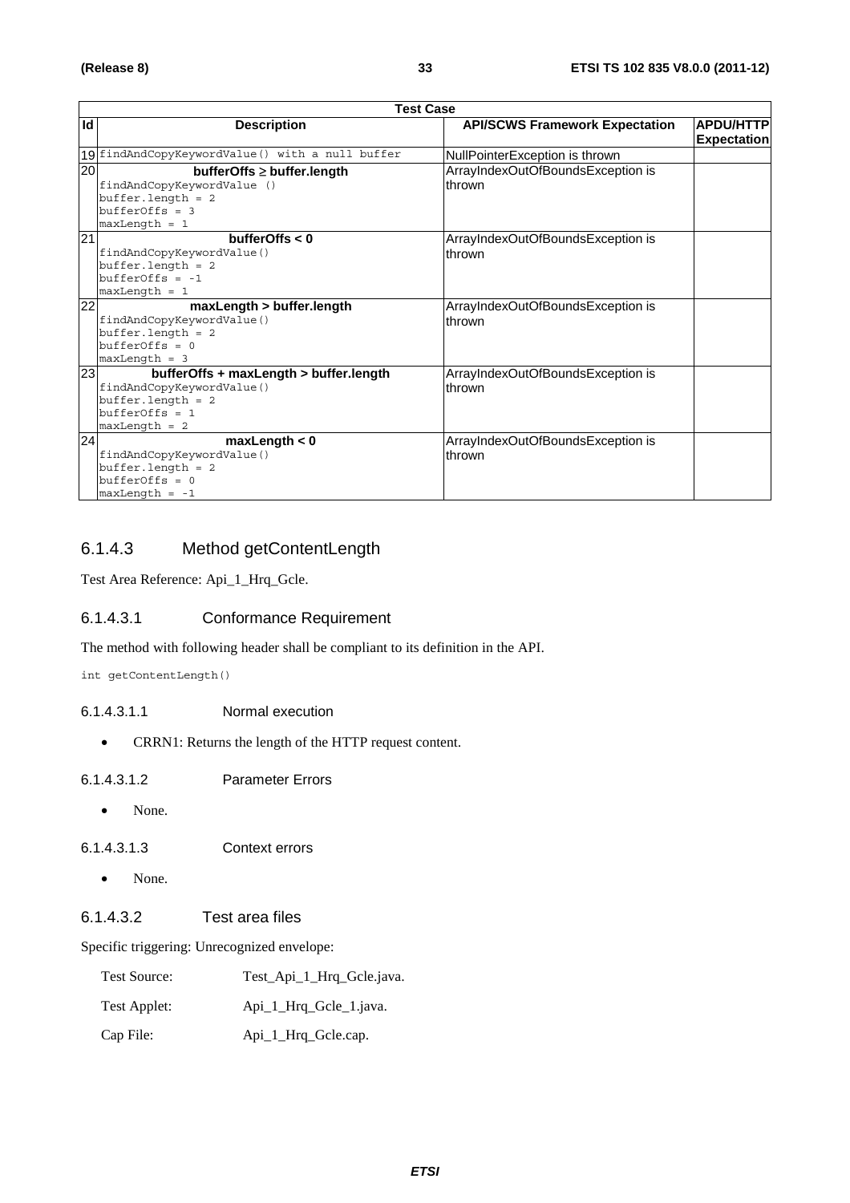| Test Case | | | |
|---|---|---|---|
| **Id** | **Description** | **API/SCWS Framework Expectation** | **APDU/HTTP Expectation** |
| 19 | `findAndCopyKeywordValue() with a null buffer` | NullPointerException is thrown | |
| 20 | **bufferOffs ≥ buffer.length**<br>`findAndCopyKeywordValue ()`<br>`buffer.length = 2`<br>`bufferOffs = 3`<br>`maxLength = 1` | ArrayIndexOutOfBoundsException is thrown | |
| 21 | **bufferOffs < 0**<br>`findAndCopyKeywordValue()`<br>`buffer.length = 2`<br>`bufferOffs = -1`<br>`maxLength = 1` | ArrayIndexOutOfBoundsException is thrown | |
| 22 | **maxLength > buffer.length**<br>`findAndCopyKeywordValue()`<br>`buffer.length = 2`<br>`bufferOffs = 0`<br>`maxLength = 3` | ArrayIndexOutOfBoundsException is thrown | |
| 23 | **bufferOffs + maxLength > buffer.length**<br>`findAndCopyKeywordValue()`<br>`buffer.length = 2`<br>`bufferOffs = 1`<br>`maxLength = 2` | ArrayIndexOutOfBoundsException is thrown | |
| 24 | **maxLength < 0**<br>`findAndCopyKeywordValue()`<br>`buffer.length = 2`<br>`bufferOffs = 0`<br>`maxLength = -1` | ArrayIndexOutOfBoundsException is thrown | |

### 6.1.4.3 Method getContentLength

Test Area Reference: Api_1_Hrq_Gcle.

#### 6.1.4.3.1 Conformance Requirement

The method with following header shall be compliant to its definition in the API.

```
int getContentLength()
```

##### 6.1.4.3.1.1 Normal execution

- CRRN1: Returns the length of the HTTP request content.

##### 6.1.4.3.1.2 Parameter Errors

- None.

##### 6.1.4.3.1.3 Context errors

- None.

#### 6.1.4.3.2 Test area files

Specific triggering: Unrecognized envelope:

Test Source: Test_Api_1_Hrq_Gcle.java.

Test Applet: Api_1_Hrq_Gcle_1.java.

Cap File: Api_1_Hrq_Gcle.cap.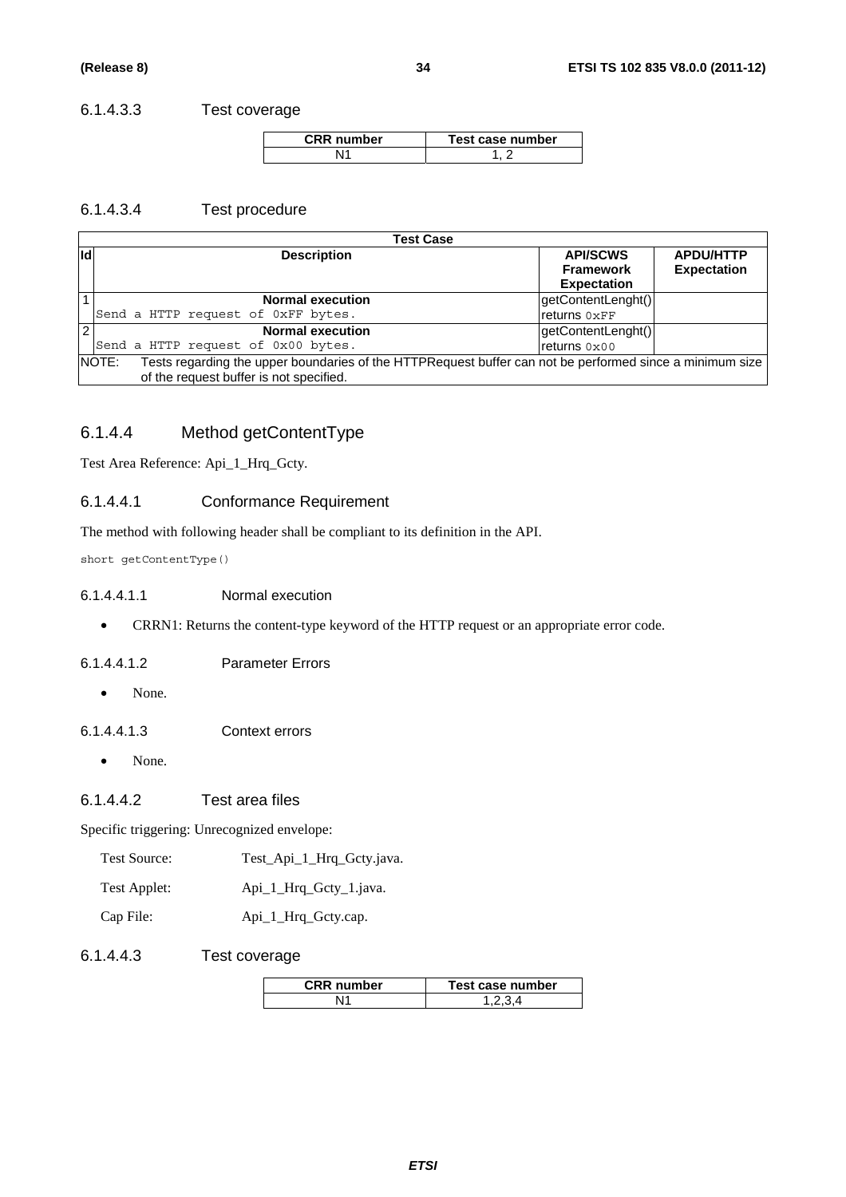#### 6.1.4.3.3 Test coverage

| CRR number | Test case number |
|---|---|
| N1 | 1, 2 |

#### 6.1.4.3.4 Test procedure

| Id | Description | API/SCWS Framework Expectation | APDU/HTTP Expectation |
|---|---|---|---|
| 1 | **Normal execution**<br>`Send a HTTP request of 0xFF bytes.` | getContentLenght() returns `0xFF` | |
| 2 | **Normal execution**<br>`Send a HTTP request of 0x00 bytes.` | getContentLenght() returns `0x00` | |
| NOTE: Tests regarding the upper boundaries of the HTTPRequest buffer can not be performed since a minimum size of the request buffer is not specified. | | | |

### 6.1.4.4 Method getContentType

Test Area Reference: Api_1_Hrq_Gcty.

#### 6.1.4.4.1 Conformance Requirement

The method with following header shall be compliant to its definition in the API.

```
short getContentType()
```

##### 6.1.4.4.1.1 Normal execution

- CRRN1: Returns the content-type keyword of the HTTP request or an appropriate error code.

##### 6.1.4.4.1.2 Parameter Errors

- None.

##### 6.1.4.4.1.3 Context errors

- None.

#### 6.1.4.4.2 Test area files

Specific triggering: Unrecognized envelope:

Test Source: Test_Api_1_Hrq_Gcty.java.

Test Applet: Api_1_Hrq_Gcty_1.java.

Cap File: Api_1_Hrq_Gcty.cap.

#### 6.1.4.4.3 Test coverage

| CRR number | Test case number |
|---|---|
| N1 | 1,2,3,4 |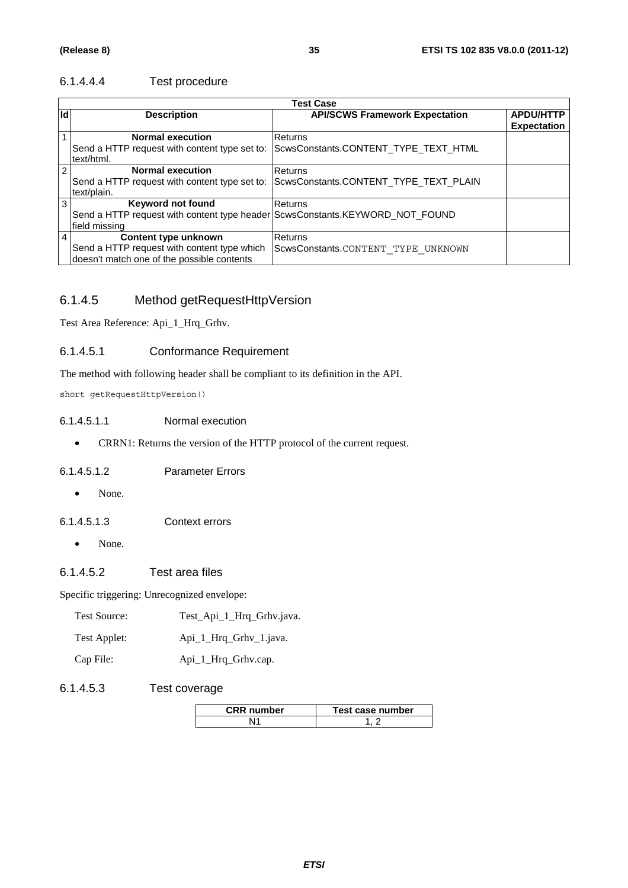#### 6.1.4.4.4 Test procedure

| Test Case | | | |
|---|---|---|---|
| **Id** | **Description** | **API/SCWS Framework Expectation** | **APDU/HTTP Expectation** |
| 1 | **Normal execution**<br>Send a HTTP request with content type set to: text/html. | Returns ScwsConstants.CONTENT_TYPE_TEXT_HTML | |
| 2 | **Normal execution**<br>Send a HTTP request with content type set to: text/plain. | Returns ScwsConstants.CONTENT_TYPE_TEXT_PLAIN | |
| 3 | **Keyword not found**<br>Send a HTTP request with content type header field missing | Returns ScwsConstants.KEYWORD_NOT_FOUND | |
| 4 | **Content type unknown**<br>Send a HTTP request with content type which doesn't match one of the possible contents | Returns ScwsConstants.CONTENT_TYPE_UNKNOWN | |

### 6.1.4.5 Method getRequestHttpVersion

Test Area Reference: Api_1_Hrq_Grhv.

#### 6.1.4.5.1 Conformance Requirement

The method with following header shall be compliant to its definition in the API.

```
short getRequestHttpVersion()
```

##### 6.1.4.5.1.1 Normal execution

- CRRN1: Returns the version of the HTTP protocol of the current request.

##### 6.1.4.5.1.2 Parameter Errors

- None.

##### 6.1.4.5.1.3 Context errors

- None.

#### 6.1.4.5.2 Test area files

Specific triggering: Unrecognized envelope:

Test Source: Test_Api_1_Hrq_Grhv.java.

Test Applet: Api_1_Hrq_Grhv_1.java.

Cap File: Api_1_Hrq_Grhv.cap.

#### 6.1.4.5.3 Test coverage

| CRR number | Test case number |
|---|---|
| N1 | 1, 2 |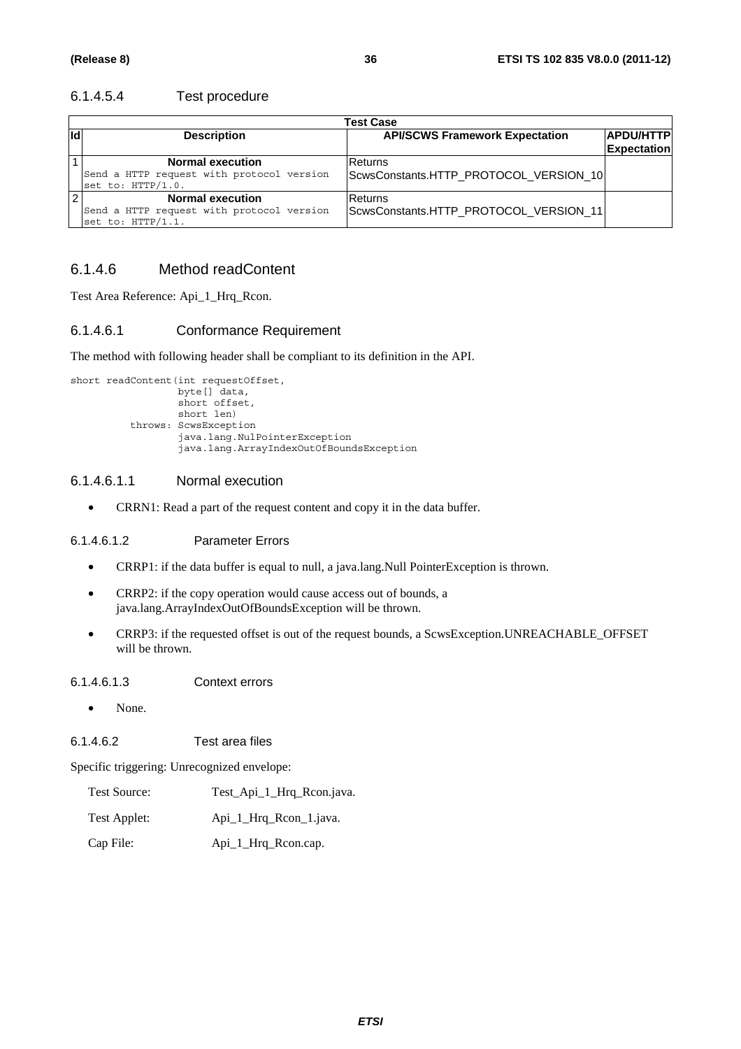#### 6.1.4.5.4 Test procedure

| Test Case | | | |
|---|---|---|---|
| Id | Description | API/SCWS Framework Expectation | APDU/HTTP Expectation |
| 1 | **Normal execution**<br>Send a HTTP request with protocol version set to: HTTP/1.0. | Returns<br>ScwsConstants.HTTP_PROTOCOL_VERSION_10 | |
| 2 | **Normal execution**<br>Send a HTTP request with protocol version set to: HTTP/1.1. | Returns<br>ScwsConstants.HTTP_PROTOCOL_VERSION_11 | |

### 6.1.4.6 Method readContent

Test Area Reference: Api_1_Hrq_Rcon.

#### 6.1.4.6.1 Conformance Requirement

The method with following header shall be compliant to its definition in the API.

```
short readContent(int requestOffset,
                 byte[] data,
                 short offset,
                 short len)
          throws: ScwsException
                 java.lang.NulPointerException
                 java.lang.ArrayIndexOutOfBoundsException
```

##### 6.1.4.6.1.1 Normal execution

- CRRN1: Read a part of the request content and copy it in the data buffer.

##### 6.1.4.6.1.2 Parameter Errors

- CRRP1: if the data buffer is equal to null, a java.lang.Null PointerException is thrown.
- CRRP2: if the copy operation would cause access out of bounds, a java.lang.ArrayIndexOutOfBoundsException will be thrown.
- CRRP3: if the requested offset is out of the request bounds, a ScwsException.UNREACHABLE_OFFSET will be thrown.

##### 6.1.4.6.1.3 Context errors

- None.

#### 6.1.4.6.2 Test area files

Specific triggering: Unrecognized envelope:

Test Source: Test_Api_1_Hrq_Rcon.java.

Test Applet: Api_1_Hrq_Rcon_1.java.

Cap File: Api_1_Hrq_Rcon.cap.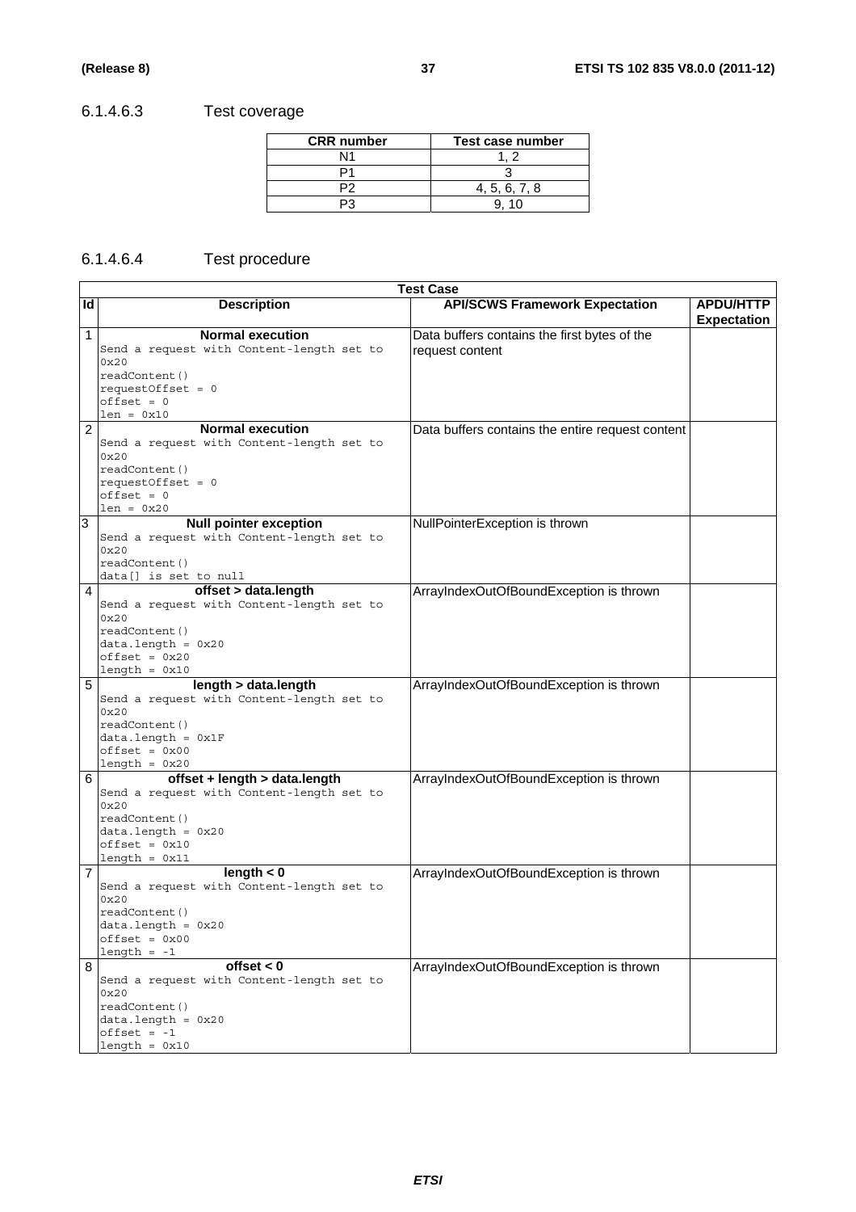### 6.1.4.6.3 Test coverage

| CRR number | Test case number |
|---|---|
| N1 | 1, 2 |
| P1 | 3 |
| P2 | 4, 5, 6, 7, 8 |
| P3 | 9, 10 |

### 6.1.4.6.4 Test procedure

| Test Case | | | |
|---|---|---|---|
| **Id** | **Description** | **API/SCWS Framework Expectation** | **APDU/HTTP Expectation** |
| 1 | **Normal execution**<br>Send a request with Content-length set to 0x20<br>readContent()<br>requestOffset = 0<br>offset = 0<br>len = 0x10 | Data buffers contains the first bytes of the request content | |
| 2 | **Normal execution**<br>Send a request with Content-length set to 0x20<br>readContent()<br>requestOffset = 0<br>offset = 0<br>len = 0x20 | Data buffers contains the entire request content | |
| 3 | **Null pointer exception**<br>Send a request with Content-length set to 0x20<br>readContent()<br>data[] is set to null | NullPointerException is thrown | |
| 4 | **offset > data.length**<br>Send a request with Content-length set to 0x20<br>readContent()<br>data.length = 0x20<br>offset = 0x20<br>length = 0x10 | ArrayIndexOutOfBoundException is thrown | |
| 5 | **length > data.length**<br>Send a request with Content-length set to 0x20<br>readContent()<br>data.length = 0x1F<br>offset = 0x00<br>length = 0x20 | ArrayIndexOutOfBoundException is thrown | |
| 6 | **offset + length > data.length**<br>Send a request with Content-length set to 0x20<br>readContent()<br>data.length = 0x20<br>offset = 0x10<br>length = 0x11 | ArrayIndexOutOfBoundException is thrown | |
| 7 | **length < 0**<br>Send a request with Content-length set to 0x20<br>readContent()<br>data.length = 0x20<br>offset = 0x00<br>length = -1 | ArrayIndexOutOfBoundException is thrown | |
| 8 | **offset < 0**<br>Send a request with Content-length set to 0x20<br>readContent()<br>data.length = 0x20<br>offset = -1<br>length = 0x10 | ArrayIndexOutOfBoundException is thrown | |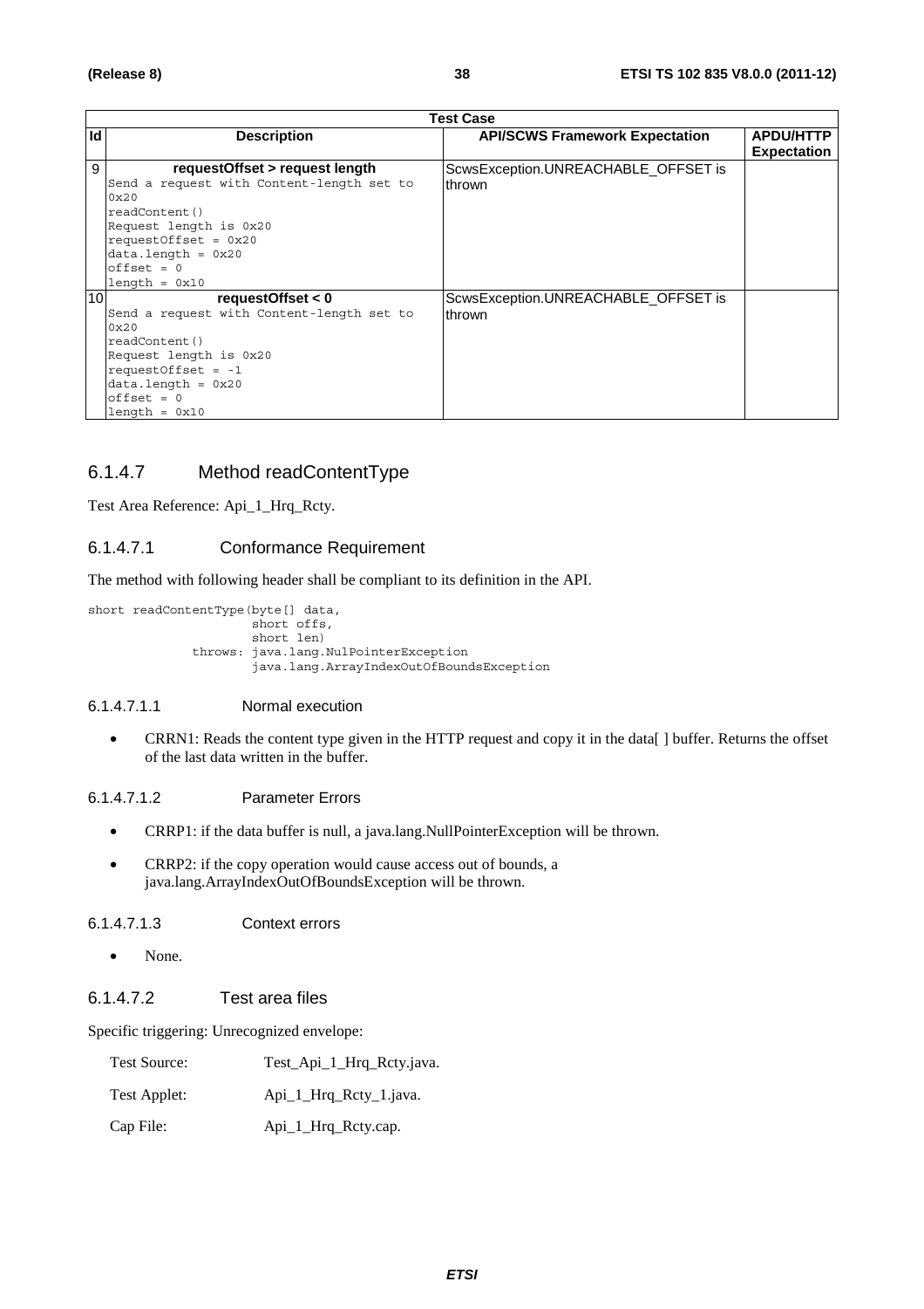| Test Case | | | |
|---|---|---|---|
| **Id** | **Description** | **API/SCWS Framework Expectation** | **APDU/HTTP Expectation** |
| 9 | **requestOffset > request length**<br>Send a request with Content-length set to 0x20<br>readContent()<br>Request length is 0x20<br>requestOffset = 0x20<br>data.length = 0x20<br>offset = 0<br>length = 0x10 | ScwsException.UNREACHABLE_OFFSET is thrown | |
| 10 | **requestOffset < 0**<br>Send a request with Content-length set to 0x20<br>readContent()<br>Request length is 0x20<br>requestOffset = -1<br>data.length = 0x20<br>offset = 0<br>length = 0x10 | ScwsException.UNREACHABLE_OFFSET is thrown | |

### 6.1.4.7 Method readContentType

Test Area Reference: Api_1_Hrq_Rcty.

#### 6.1.4.7.1 Conformance Requirement

The method with following header shall be compliant to its definition in the API.

```
short readContentType(byte[] data,
                      short offs,
                      short len)
             throws: java.lang.NulPointerException
                      java.lang.ArrayIndexOutOfBoundsException
```

##### 6.1.4.7.1.1 Normal execution

- CRRN1: Reads the content type given in the HTTP request and copy it in the data[ ] buffer. Returns the offset of the last data written in the buffer.

##### 6.1.4.7.1.2 Parameter Errors

- CRRP1: if the data buffer is null, a java.lang.NullPointerException will be thrown.
- CRRP2: if the copy operation would cause access out of bounds, a java.lang.ArrayIndexOutOfBoundsException will be thrown.

##### 6.1.4.7.1.3 Context errors

- None.

#### 6.1.4.7.2 Test area files

Specific triggering: Unrecognized envelope:

Test Source: Test_Api_1_Hrq_Rcty.java.

Test Applet: Api_1_Hrq_Rcty_1.java.

Cap File: Api_1_Hrq_Rcty.cap.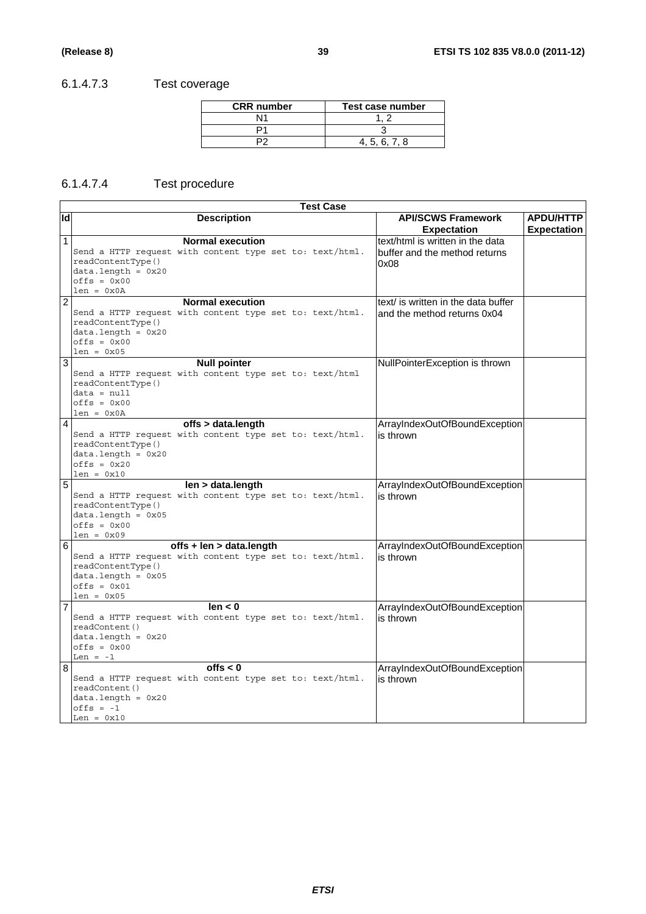#### 6.1.4.7.3 Test coverage

| CRR number | Test case number |
|---|---|
| N1 | 1, 2 |
| P1 | 3 |
| P2 | 4, 5, 6, 7, 8 |

#### 6.1.4.7.4 Test procedure

| Test Case | | | |
|---|---|---|---|
| **Id** | **Description** | **API/SCWS Framework Expectation** | **APDU/HTTP Expectation** |
| 1 | **Normal execution**<br>Send a HTTP request with content type set to: text/html.<br>readContentType()<br>data.length = 0x20<br>offs = 0x00<br>len = 0x0A | text/html is written in the data buffer and the method returns 0x08 | |
| 2 | **Normal execution**<br>Send a HTTP request with content type set to: text/html.<br>readContentType()<br>data.length = 0x20<br>offs = 0x00<br>len = 0x05 | text/ is written in the data buffer and the method returns 0x04 | |
| 3 | **Null pointer**<br>Send a HTTP request with content type set to: text/html<br>readContentType()<br>data = null<br>offs = 0x00<br>len = 0x0A | NullPointerException is thrown | |
| 4 | **offs > data.length**<br>Send a HTTP request with content type set to: text/html.<br>readContentType()<br>data.length = 0x20<br>offs = 0x20<br>len = 0x10 | ArrayIndexOutOfBoundException is thrown | |
| 5 | **len > data.length**<br>Send a HTTP request with content type set to: text/html.<br>readContentType()<br>data.length = 0x05<br>offs = 0x00<br>len = 0x09 | ArrayIndexOutOfBoundException is thrown | |
| 6 | **offs + len > data.length**<br>Send a HTTP request with content type set to: text/html.<br>readContentType()<br>data.length = 0x05<br>offs = 0x01<br>len = 0x05 | ArrayIndexOutOfBoundException is thrown | |
| 7 | **len < 0**<br>Send a HTTP request with content type set to: text/html.<br>readContent()<br>data.length = 0x20<br>offs = 0x00<br>Len = -1 | ArrayIndexOutOfBoundException is thrown | |
| 8 | **offs < 0**<br>Send a HTTP request with content type set to: text/html.<br>readContent()<br>data.length = 0x20<br>offs = -1<br>Len = 0x10 | ArrayIndexOutOfBoundException is thrown | |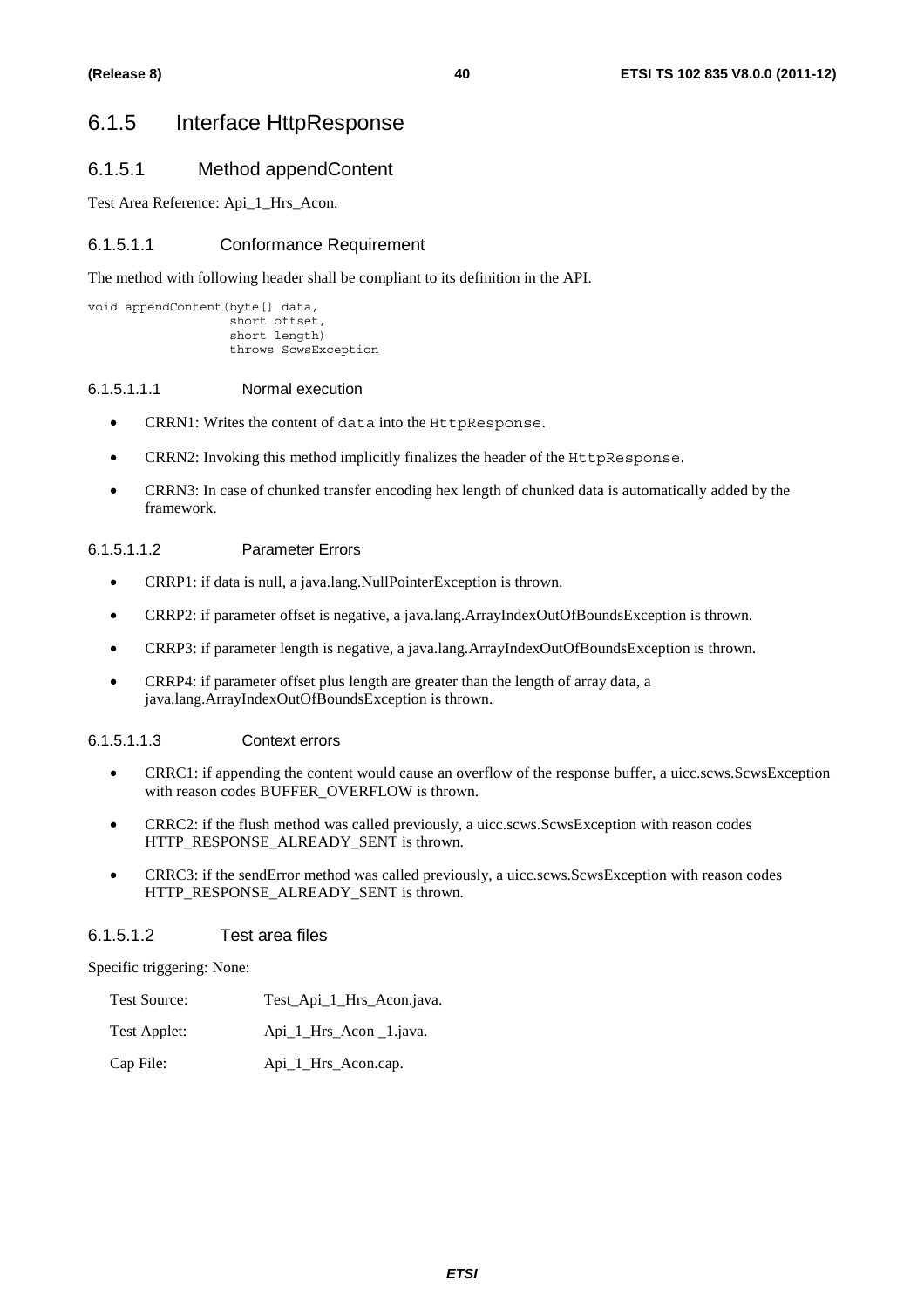## 6.1.5 Interface HttpResponse

### 6.1.5.1 Method appendContent

Test Area Reference: Api_1_Hrs_Acon.

#### 6.1.5.1.1 Conformance Requirement

The method with following header shall be compliant to its definition in the API.

```
void appendContent(byte[] data,
                   short offset,
                   short length)
                   throws ScwsException
```

##### 6.1.5.1.1.1 Normal execution

- CRRN1: Writes the content of `data` into the `HttpResponse`.
- CRRN2: Invoking this method implicitly finalizes the header of the `HttpResponse`.
- CRRN3: In case of chunked transfer encoding hex length of chunked data is automatically added by the framework.

##### 6.1.5.1.1.2 Parameter Errors

- CRRP1: if data is null, a java.lang.NullPointerException is thrown.
- CRRP2: if parameter offset is negative, a java.lang.ArrayIndexOutOfBoundsException is thrown.
- CRRP3: if parameter length is negative, a java.lang.ArrayIndexOutOfBoundsException is thrown.
- CRRP4: if parameter offset plus length are greater than the length of array data, a java.lang.ArrayIndexOutOfBoundsException is thrown.

##### 6.1.5.1.1.3 Context errors

- CRRC1: if appending the content would cause an overflow of the response buffer, a uicc.scws.ScwsException with reason codes BUFFER_OVERFLOW is thrown.
- CRRC2: if the flush method was called previously, a uicc.scws.ScwsException with reason codes HTTP_RESPONSE_ALREADY_SENT is thrown.
- CRRC3: if the sendError method was called previously, a uicc.scws.ScwsException with reason codes HTTP_RESPONSE_ALREADY_SENT is thrown.

#### 6.1.5.1.2 Test area files

Specific triggering: None:

| | |
|---|---|
| Test Source: | Test_Api_1_Hrs_Acon.java. |
| Test Applet: | Api_1_Hrs_Acon _1.java. |
| Cap File: | Api_1_Hrs_Acon.cap. |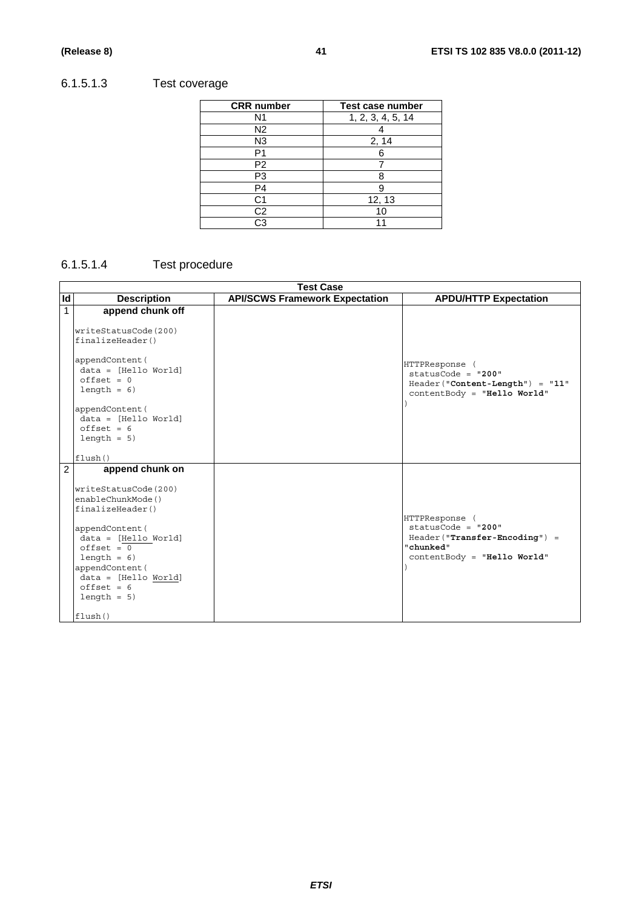#### 6.1.5.1.3 Test coverage

| CRR number | Test case number |
| --- | --- |
| N1 | 1, 2, 3, 4, 5, 14 |
| N2 | 4 |
| N3 | 2, 14 |
| P1 | 6 |
| P2 | 7 |
| P3 | 8 |
| P4 | 9 |
| C1 | 12, 13 |
| C2 | 10 |
| C3 | 11 |

#### 6.1.5.1.4 Test procedure

| Test Case | | | |
| --- | --- | --- | --- |
| **Id** | **Description** | **API/SCWS Framework Expectation** | **APDU/HTTP Expectation** |
| 1 | **append chunk off**<br><br>writeStatusCode(200)<br>finalizeHeader()<br><br>appendContent(<br>data = [Hello World]<br>offset = 0<br>length = 6)<br><br>appendContent(<br>data = [Hello World]<br>offset = 6<br>length = 5)<br><br>flush() | | HTTPResponse (<br>statusCode = "**200**"<br>Header("**Content-Length**") = "**11**"<br>contentBody = "**Hello World**"<br>) |
| 2 | **append chunk on**<br><br>writeStatusCode(200)<br>enableChunkMode()<br>finalizeHeader()<br><br>appendContent(<br>data = [Hello World]<br>offset = 0<br>length = 6)<br>appendContent(<br>data = [Hello World]<br>offset = 6<br>length = 5)<br><br>flush() | | HTTPResponse (<br>statusCode = "**200**"<br>Header("**Transfer-Encoding**") = "**chunked**"<br>contentBody = "**Hello World**"<br>) |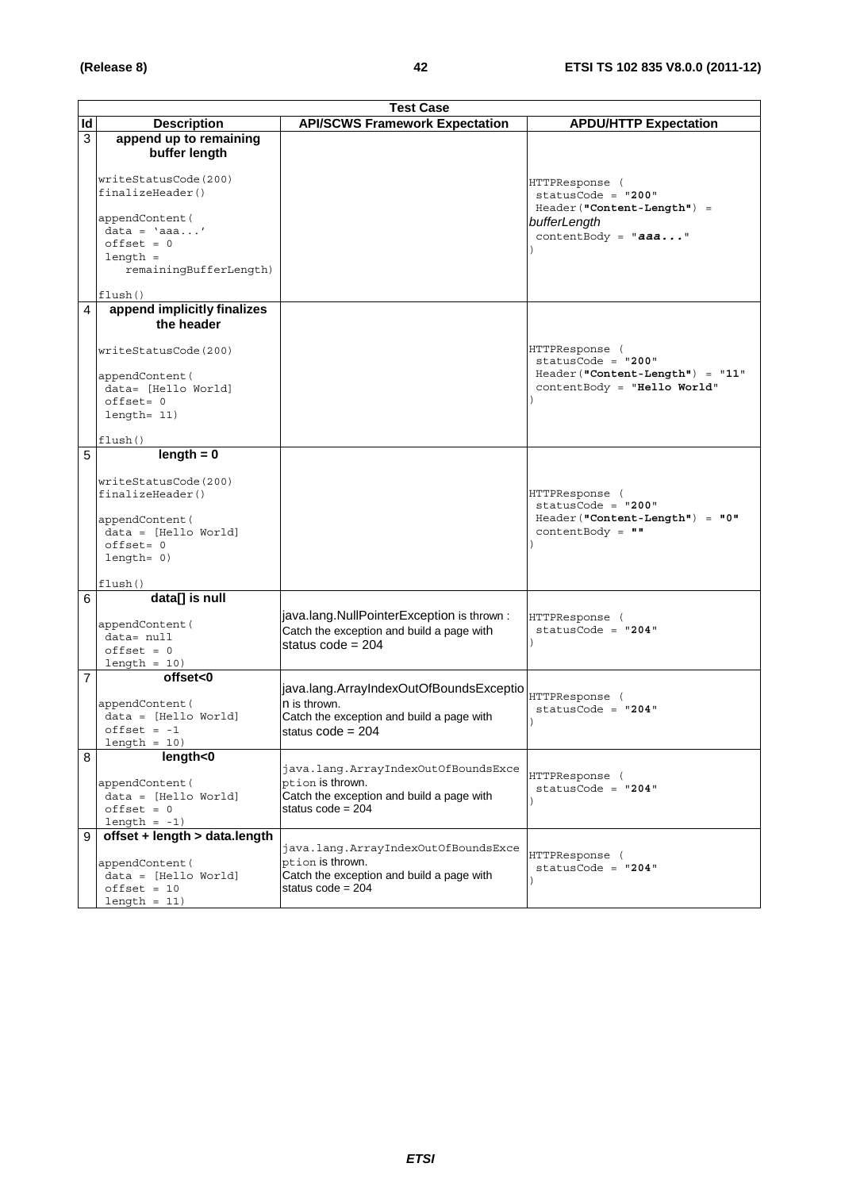| Test Case | | | |
|---|---|---|---|
| **Id** | **Description** | **API/SCWS Framework Expectation** | **APDU/HTTP Expectation** |
| 3 | **append up to remaining buffer length**<br><br>writeStatusCode(200)<br>finalizeHeader()<br><br>appendContent(<br>data = 'aaa...'<br>offset = 0<br>length =<br>remainingBufferLength)<br><br>flush() | | HTTPResponse (<br>statusCode = "**200**"<br>Header(**"Content-Length"**) = *bufferLength*<br>contentBody = "***aaa...***"<br>) |
| 4 | **append implicitly finalizes the header**<br><br>writeStatusCode(200)<br><br>appendContent(<br>data= [Hello World]<br>offset= 0<br>length= 11)<br><br>flush() | | HTTPResponse (<br>statusCode = "**200**"<br>Header(**"Content-Length"**) = "**11**"<br>contentBody = "**Hello World**"<br>) |
| 5 | **length = 0**<br><br>writeStatusCode(200)<br>finalizeHeader()<br><br>appendContent(<br>data = [Hello World]<br>offset= 0<br>length= 0)<br><br>flush() | | HTTPResponse (<br>statusCode = "**200**"<br>Header(**"Content-Length"**) = "**0**"<br>contentBody = "**"**<br>) |
| 6 | **data[] is null**<br><br>appendContent(<br>data= null<br>offset = 0<br>length = 10) | java.lang.NullPointerException is thrown :<br>Catch the exception and build a page with status code = 204 | HTTPResponse (<br>statusCode = "**204**"<br>) |
| 7 | **offset<0**<br><br>appendContent(<br>data = [Hello World]<br>offset = -1<br>length = 10) | java.lang.ArrayIndexOutOfBoundsException is thrown.<br>Catch the exception and build a page with status code = 204 | HTTPResponse (<br>statusCode = "**204**"<br>) |
| 8 | **length<0**<br><br>appendContent(<br>data = [Hello World]<br>offset = 0<br>length = -1) | java.lang.ArrayIndexOutOfBoundsException is thrown.<br>Catch the exception and build a page with status code = 204 | HTTPResponse (<br>statusCode = "**204**"<br>) |
| 9 | **offset + length > data.length**<br><br>appendContent(<br>data = [Hello World]<br>offset = 10<br>length = 11) | java.lang.ArrayIndexOutOfBoundsException is thrown.<br>Catch the exception and build a page with status code = 204 | HTTPResponse (<br>statusCode = "**204**"<br>) |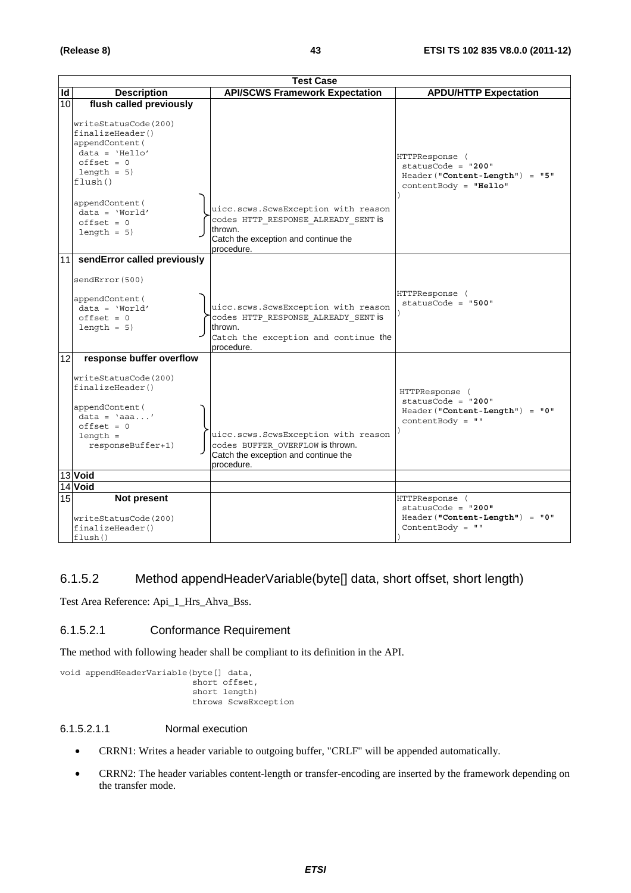| Test Case | | | |
|---|---|---|---|
| **Id** | **Description** | **API/SCWS Framework Expectation** | **APDU/HTTP Expectation** |
| 10 | **flush called previously**<br><br>writeStatusCode(200)<br>finalizeHeader()<br>appendContent(<br>data = 'Hello'<br>offset = 0<br>length = 5)<br>flush()<br><br>appendContent(<br>data = 'World'<br>offset = 0<br>length = 5) | uicc.scws.ScwsException with reason codes HTTP_RESPONSE_ALREADY_SENT is thrown.<br>Catch the exception and continue the procedure. | HTTPResponse (<br>statusCode = "**200**"<br>Header("**Content-Length**") = "**5**"<br>contentBody = "**Hello**"<br>) |
| 11 | **sendError called previously**<br><br>sendError(500)<br><br>appendContent(<br>data = 'World'<br>offset = 0<br>length = 5) | uicc.scws.ScwsException with reason codes HTTP_RESPONSE_ALREADY_SENT is thrown.<br>Catch the exception and continue the procedure. | HTTPResponse (<br>statusCode = "**500**"<br>) |
| 12 | **response buffer overflow**<br><br>writeStatusCode(200)<br>finalizeHeader()<br><br>appendContent(<br>data = 'aaa...'<br>offset = 0<br>length =<br>responseBuffer+1) | uicc.scws.ScwsException with reason codes BUFFER_OVERFLOW is thrown.<br>Catch the exception and continue the procedure. | HTTPResponse (<br>statusCode = "**200**"<br>Header("**Content-Length**") = "**0**"<br>contentBody = ""<br>) |
| 13 | **Void** | | |
| 14 | **Void** | | |
| 15 | **Not present**<br><br>writeStatusCode(200)<br>finalizeHeader()<br>flush() | | HTTPResponse (<br>statusCode = "**200**"<br>Header("**Content-Length**") = "**0**"<br>ContentBody = ""<br>) |

### 6.1.5.2 Method appendHeaderVariable(byte[] data, short offset, short length)

Test Area Reference: Api_1_Hrs_Ahva_Bss.

#### 6.1.5.2.1 Conformance Requirement

The method with following header shall be compliant to its definition in the API.

```
void appendHeaderVariable(byte[] data,
                          short offset,
                          short length)
                          throws ScwsException
```

##### 6.1.5.2.1.1 Normal execution

- CRRN1: Writes a header variable to outgoing buffer, "CRLF" will be appended automatically.
- CRRN2: The header variables content-length or transfer-encoding are inserted by the framework depending on the transfer mode.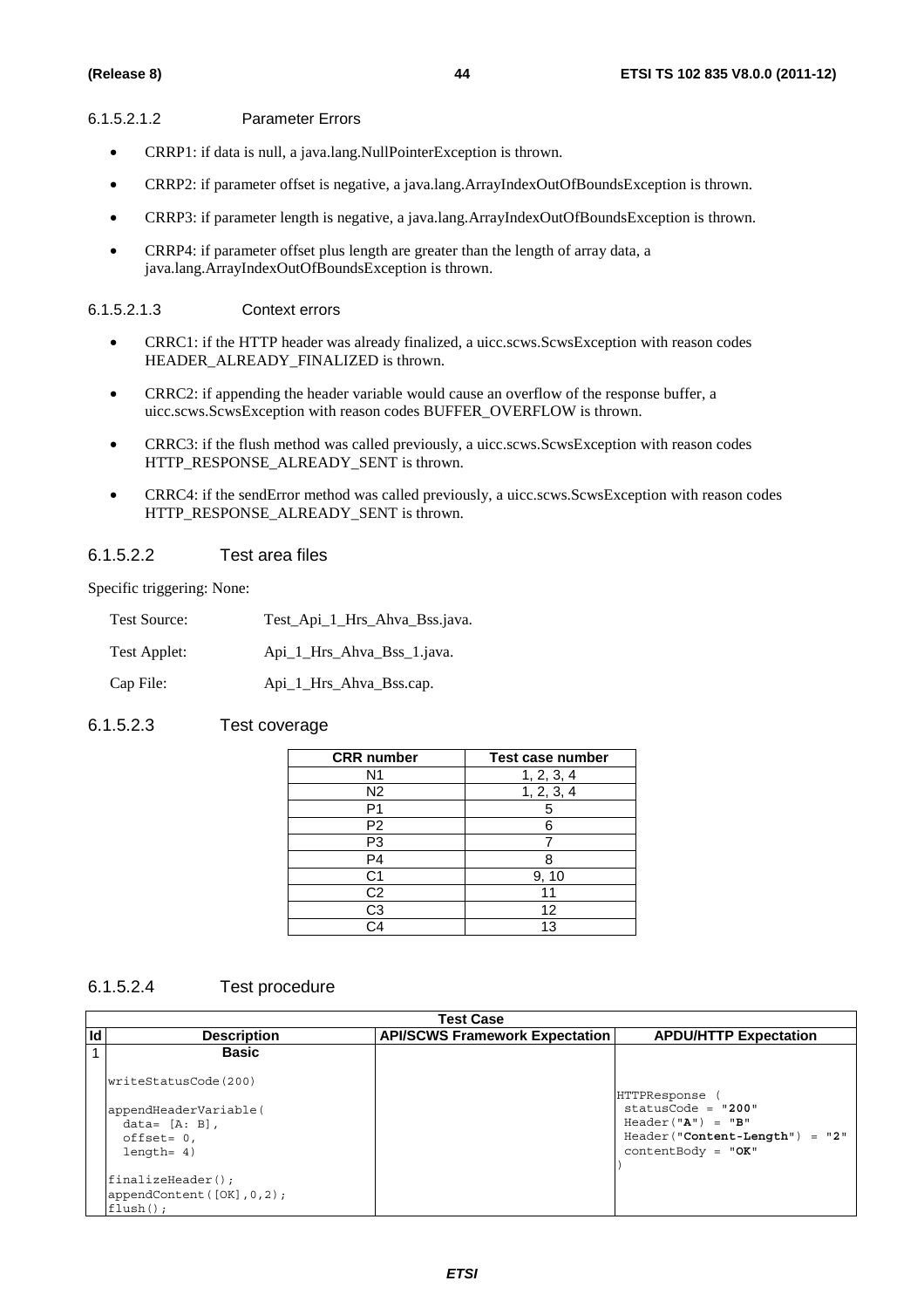#### 6.1.5.2.1.2 Parameter Errors

- CRRP1: if data is null, a java.lang.NullPointerException is thrown.
- CRRP2: if parameter offset is negative, a java.lang.ArrayIndexOutOfBoundsException is thrown.
- CRRP3: if parameter length is negative, a java.lang.ArrayIndexOutOfBoundsException is thrown.
- CRRP4: if parameter offset plus length are greater than the length of array data, a java.lang.ArrayIndexOutOfBoundsException is thrown.

#### 6.1.5.2.1.3 Context errors

- CRRC1: if the HTTP header was already finalized, a uicc.scws.ScwsException with reason codes HEADER_ALREADY_FINALIZED is thrown.
- CRRC2: if appending the header variable would cause an overflow of the response buffer, a uicc.scws.ScwsException with reason codes BUFFER_OVERFLOW is thrown.
- CRRC3: if the flush method was called previously, a uicc.scws.ScwsException with reason codes HTTP_RESPONSE_ALREADY_SENT is thrown.
- CRRC4: if the sendError method was called previously, a uicc.scws.ScwsException with reason codes HTTP_RESPONSE_ALREADY_SENT is thrown.

### 6.1.5.2.2 Test area files

Specific triggering: None:

Test Source: Test_Api_1_Hrs_Ahva_Bss.java.

Test Applet: Api_1_Hrs_Ahva_Bss_1.java.

Cap File: Api_1_Hrs_Ahva_Bss.cap.

### 6.1.5.2.3 Test coverage

| CRR number | Test case number |
|---|---|
| N1 | 1, 2, 3, 4 |
| N2 | 1, 2, 3, 4 |
| P1 | 5 |
| P2 | 6 |
| P3 | 7 |
| P4 | 8 |
| C1 | 9, 10 |
| C2 | 11 |
| C3 | 12 |
| C4 | 13 |

### 6.1.5.2.4 Test procedure

| Id | Description | API/SCWS Framework Expectation | APDU/HTTP Expectation |
|---|---|---|---|
| 1 | **Basic**<br><br>writeStatusCode(200)<br><br>appendHeaderVariable(<br>  data= [A: B],<br>  offset= 0,<br>  length= 4)<br><br>finalizeHeader();<br>appendContent([OK],0,2);<br>flush(); | | HTTPResponse (<br> statusCode = "**200**"<br> Header("**A**") = "**B**"<br> Header("**Content-Length**") = "**2**"<br> contentBody = "**OK**"<br>) |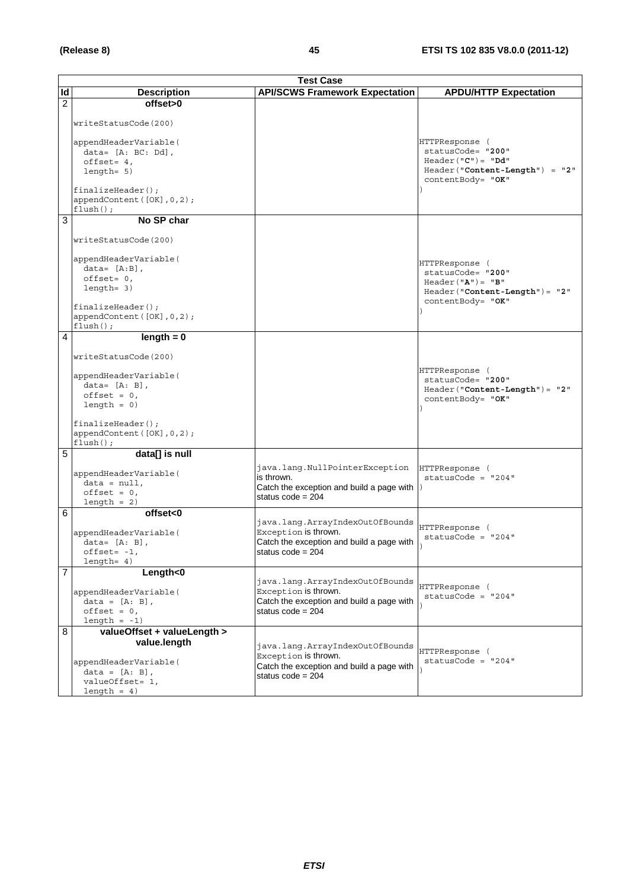| Test Case | | | |
|---|---|---|---|
| **Id** | **Description** | **API/SCWS Framework Expectation** | **APDU/HTTP Expectation** |
| 2 | **offset>0**<br><br>writeStatusCode(200)<br><br>appendHeaderVariable(<br>  data= [A: BC: Dd],<br>  offset= 4,<br>  length= 5)<br><br>finalizeHeader();<br>appendContent([OK],0,2);<br>flush(); | | HTTPResponse (<br> statusCode= "**200**"<br> Header("**C**")= "**Dd**"<br> Header("**Content-Length**") = "**2**"<br> contentBody= "**OK**"<br>) |
| 3 | **No SP char**<br><br>writeStatusCode(200)<br><br>appendHeaderVariable(<br>  data= [A:B],<br>  offset= 0,<br>  length= 3)<br><br>finalizeHeader();<br>appendContent([OK],0,2);<br>flush(); | | HTTPResponse (<br> statusCode= "**200**"<br> Header("**A**")= "**B**"<br> Header("**Content-Length**")= "**2**"<br> contentBody= "**OK**"<br>) |
| 4 | **length = 0**<br><br>writeStatusCode(200)<br><br>appendHeaderVariable(<br>  data= [A: B],<br>  offset = 0,<br>  length = 0)<br><br>finalizeHeader();<br>appendContent([OK],0,2);<br>flush(); | | HTTPResponse (<br> statusCode= "**200**"<br> Header("**Content-Length**")= "**2**"<br> contentBody= "**OK**"<br>) |
| 5 | **data[] is null**<br><br>appendHeaderVariable(<br>  data = null,<br>  offset = 0,<br>  length = 2) | java.lang.NullPointerException is thrown.<br>Catch the exception and build a page with status code = 204 | HTTPResponse (<br> statusCode = "204"<br>) |
| 6 | **offset<0**<br><br>appendHeaderVariable(<br>  data= [A: B],<br>  offset= -1,<br>  length= 4) | java.lang.ArrayIndexOutOfBoundsException is thrown.<br>Catch the exception and build a page with status code = 204 | HTTPResponse (<br> statusCode = "204"<br>) |
| 7 | **Length<0**<br><br>appendHeaderVariable(<br>  data = [A: B],<br>  offset = 0,<br>  length = -1) | java.lang.ArrayIndexOutOfBoundsException is thrown.<br>Catch the exception and build a page with status code = 204 | HTTPResponse (<br> statusCode = "204"<br>) |
| 8 | **valueOffset + valueLength > value.length**<br><br>appendHeaderVariable(<br>  data = [A: B],<br>  valueOffset= 1,<br>  length = 4) | java.lang.ArrayIndexOutOfBoundsException is thrown.<br>Catch the exception and build a page with status code = 204 | HTTPResponse (<br> statusCode = "204"<br>) |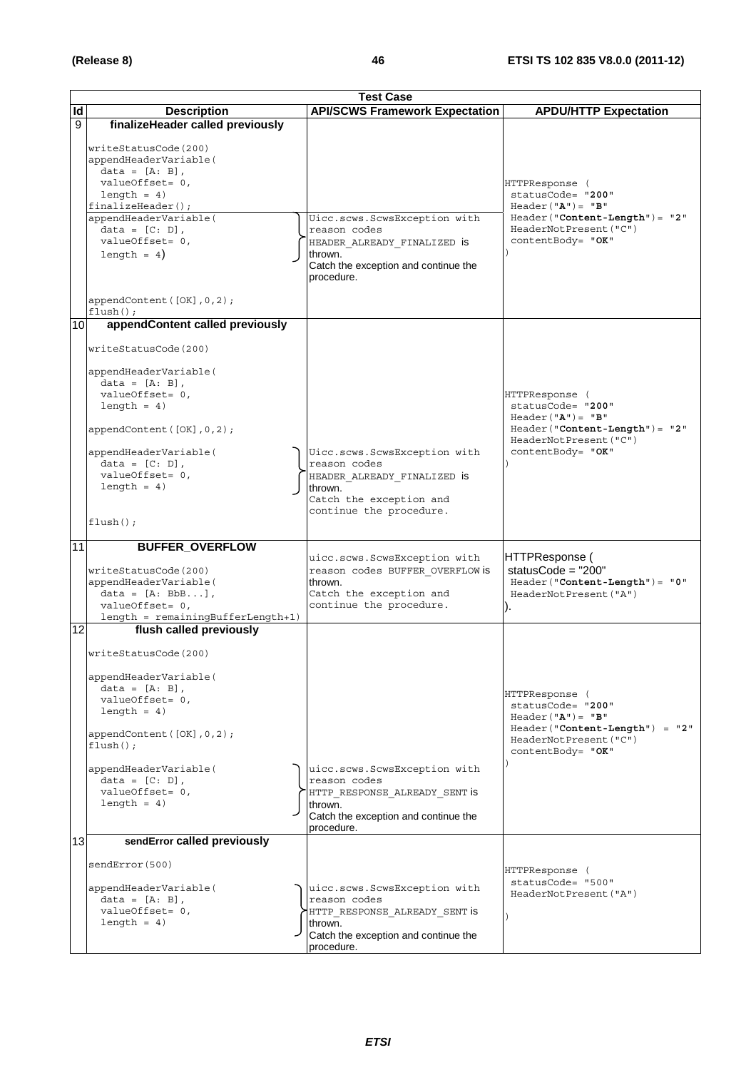| Test Case | | | |
|---|---|---|---|
| **Id** | **Description** | **API/SCWS Framework Expectation** | **APDU/HTTP Expectation** |
| 9 | **finalizeHeader called previously**<br><br>writeStatusCode(200)<br>appendHeaderVariable(<br>data = [A: B],<br>valueOffset= 0,<br>length = 4)<br>finalizeHeader();<br>appendHeaderVariable(<br>data = [C: D],<br>valueOffset= 0,<br>length = 4)<br><br>appendContent([OK],0,2);<br>flush(); | Uicc.scws.ScwsException with reason codes HEADER_ALREADY_FINALIZED is thrown.<br>Catch the exception and continue the procedure. | HTTPResponse (<br>statusCode= "**200**"<br>Header("**A**")= "**B**"<br>Header("**Content-Length**")= "**2**"<br>HeaderNotPresent("C")<br>contentBody= "**OK**"<br>) |
| 10 | **appendContent called previously**<br><br>writeStatusCode(200)<br><br>appendHeaderVariable(<br>data = [A: B],<br>valueOffset= 0,<br>length = 4)<br><br>appendContent([OK],0,2);<br><br>appendHeaderVariable(<br>data = [C: D],<br>valueOffset= 0,<br>length = 4)<br><br>flush(); | Uicc.scws.ScwsException with reason codes HEADER_ALREADY_FINALIZED is thrown.<br>Catch the exception and continue the procedure. | HTTPResponse (<br>statusCode= "**200**"<br>Header("**A**")= "**B**"<br>Header("**Content-Length**")= "**2**"<br>HeaderNotPresent("C")<br>contentBody= "**OK**"<br>) |
| 11 | **BUFFER_OVERFLOW**<br><br>writeStatusCode(200)<br>appendHeaderVariable(<br>data = [A: BbB...],<br>valueOffset= 0,<br>length = remainingBufferLength+1) | uicc.scws.ScwsException with reason codes BUFFER_OVERFLOW is thrown.<br>Catch the exception and continue the procedure. | HTTPResponse (<br>statusCode = "200"<br>Header("**Content-Length**")= "**0**"<br>HeaderNotPresent("A")<br>). |
| 12 | **flush called previously**<br><br>writeStatusCode(200)<br><br>appendHeaderVariable(<br>data = [A: B],<br>valueOffset= 0,<br>length = 4)<br><br>appendContent([OK],0,2);<br>flush();<br><br>appendHeaderVariable(<br>data = [C: D],<br>valueOffset= 0,<br>length = 4) | uicc.scws.ScwsException with reason codes HTTP_RESPONSE_ALREADY_SENT is thrown.<br>Catch the exception and continue the procedure. | HTTPResponse (<br>statusCode= "**200**"<br>Header("**A**")= "**B**"<br>Header("**Content-Length**") = "**2**"<br>HeaderNotPresent("C")<br>contentBody= "**OK**"<br>) |
| 13 | **sendError called previously**<br><br>sendError(500)<br><br>appendHeaderVariable(<br>data = [A: B],<br>valueOffset= 0,<br>length = 4) | uicc.scws.ScwsException with reason codes HTTP_RESPONSE_ALREADY_SENT is thrown.<br>Catch the exception and continue the procedure. | HTTPResponse (<br>statusCode= "500"<br>HeaderNotPresent("A")<br><br>) |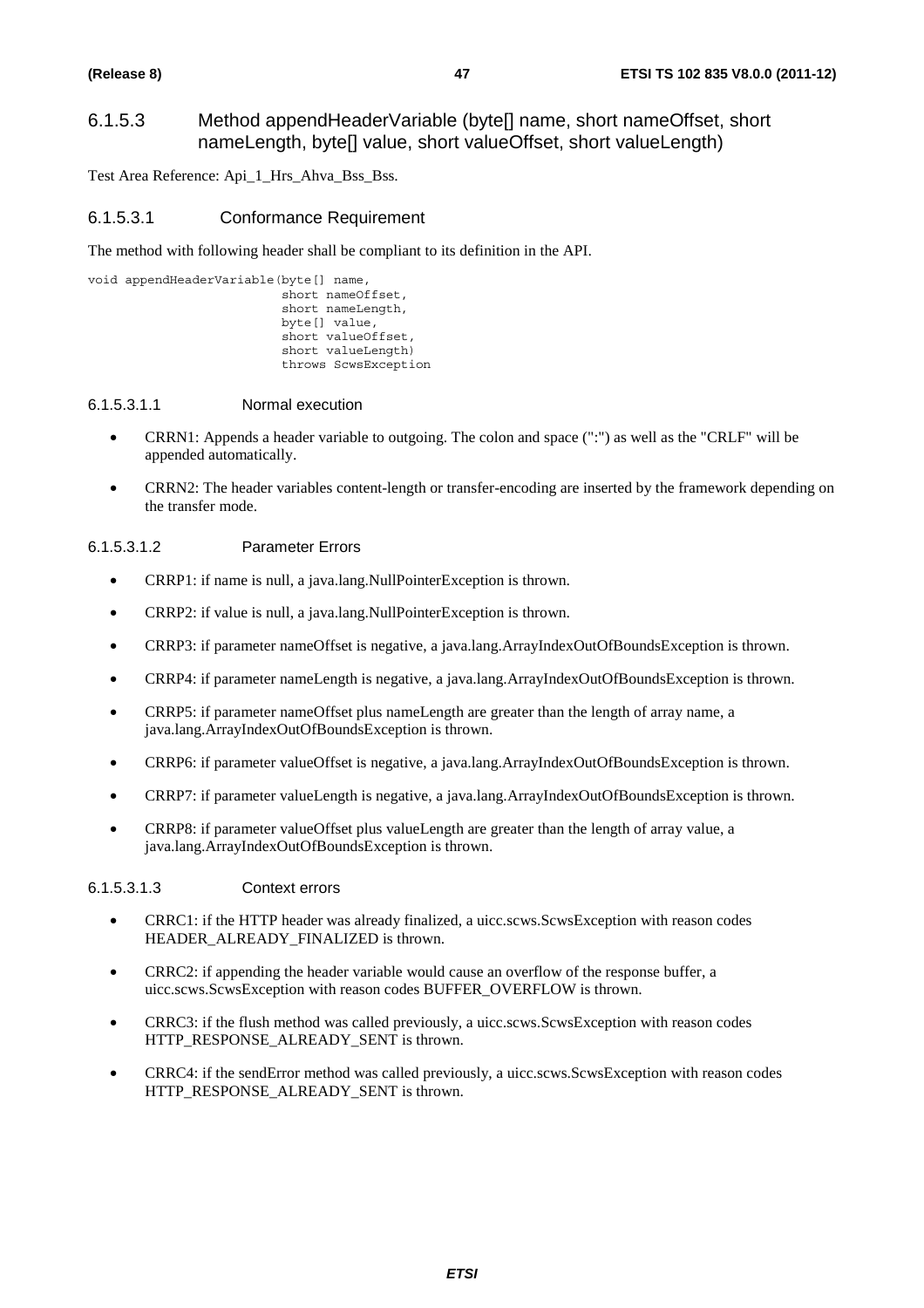### 6.1.5.3 Method appendHeaderVariable (byte[] name, short nameOffset, short nameLength, byte[] value, short valueOffset, short valueLength)

Test Area Reference: Api_1_Hrs_Ahva_Bss_Bss.

#### 6.1.5.3.1 Conformance Requirement

The method with following header shall be compliant to its definition in the API.

```
void appendHeaderVariable(byte[] name,
                          short nameOffset,
                          short nameLength,
                          byte[] value,
                          short valueOffset,
                          short valueLength)
                          throws ScwsException
```

##### 6.1.5.3.1.1 Normal execution

- CRRN1: Appends a header variable to outgoing. The colon and space (":") as well as the "CRLF" will be appended automatically.
- CRRN2: The header variables content-length or transfer-encoding are inserted by the framework depending on the transfer mode.

##### 6.1.5.3.1.2 Parameter Errors

- CRRP1: if name is null, a java.lang.NullPointerException is thrown.
- CRRP2: if value is null, a java.lang.NullPointerException is thrown.
- CRRP3: if parameter nameOffset is negative, a java.lang.ArrayIndexOutOfBoundsException is thrown.
- CRRP4: if parameter nameLength is negative, a java.lang.ArrayIndexOutOfBoundsException is thrown.
- CRRP5: if parameter nameOffset plus nameLength are greater than the length of array name, a java.lang.ArrayIndexOutOfBoundsException is thrown.
- CRRP6: if parameter valueOffset is negative, a java.lang.ArrayIndexOutOfBoundsException is thrown.
- CRRP7: if parameter valueLength is negative, a java.lang.ArrayIndexOutOfBoundsException is thrown.
- CRRP8: if parameter valueOffset plus valueLength are greater than the length of array value, a java.lang.ArrayIndexOutOfBoundsException is thrown.

##### 6.1.5.3.1.3 Context errors

- CRRC1: if the HTTP header was already finalized, a uicc.scws.ScwsException with reason codes HEADER_ALREADY_FINALIZED is thrown.
- CRRC2: if appending the header variable would cause an overflow of the response buffer, a uicc.scws.ScwsException with reason codes BUFFER_OVERFLOW is thrown.
- CRRC3: if the flush method was called previously, a uicc.scws.ScwsException with reason codes HTTP_RESPONSE_ALREADY_SENT is thrown.
- CRRC4: if the sendError method was called previously, a uicc.scws.ScwsException with reason codes HTTP_RESPONSE_ALREADY_SENT is thrown.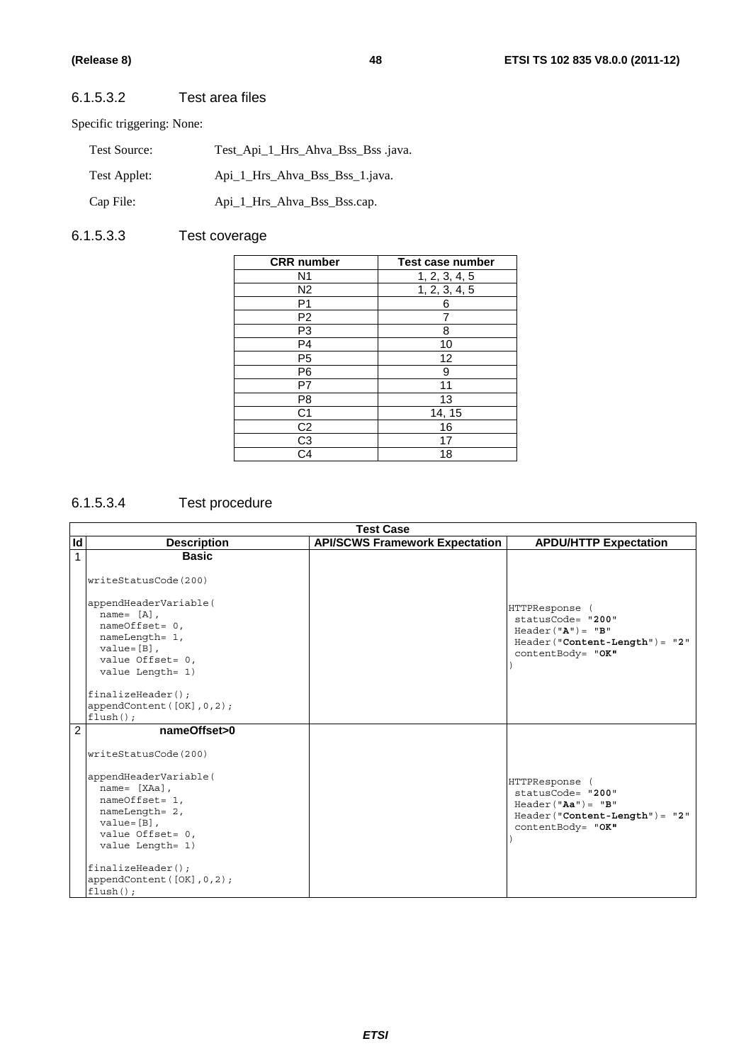#### 6.1.5.3.2 Test area files

Specific triggering: None:

Test Source: Test_Api_1_Hrs_Ahva_Bss_Bss .java.

Test Applet: Api_1_Hrs_Ahva_Bss_Bss_1.java.

Cap File: Api_1_Hrs_Ahva_Bss_Bss.cap.

#### 6.1.5.3.3 Test coverage

| CRR number | Test case number |
|---|---|
| N1 | 1, 2, 3, 4, 5 |
| N2 | 1, 2, 3, 4, 5 |
| P1 | 6 |
| P2 | 7 |
| P3 | 8 |
| P4 | 10 |
| P5 | 12 |
| P6 | 9 |
| P7 | 11 |
| P8 | 13 |
| C1 | 14, 15 |
| C2 | 16 |
| C3 | 17 |
| C4 | 18 |

#### 6.1.5.3.4 Test procedure

| Test Case | | | |
|---|---|---|---|
| **Id** | **Description** | **API/SCWS Framework Expectation** | **APDU/HTTP Expectation** |
| 1 | **Basic**<br><br>writeStatusCode(200)<br><br>appendHeaderVariable(<br>name= [A],<br>nameOffset= 0,<br>nameLength= 1,<br>value=[B],<br>value Offset= 0,<br>value Length= 1)<br><br>finalizeHeader();<br>appendContent([OK],0,2);<br>flush(); | | HTTPResponse (<br>statusCode= "**200**"<br>Header("**A**")= "**B**"<br>Header("**Content-Length**")= "**2**"<br>contentBody= "**OK**"<br>) |
| 2 | **nameOffset>0**<br><br>writeStatusCode(200)<br><br>appendHeaderVariable(<br>name= [XAa],<br>nameOffset= 1,<br>nameLength= 2,<br>value=[B],<br>value Offset= 0,<br>value Length= 1)<br><br>finalizeHeader();<br>appendContent([OK],0,2);<br>flush(); | | HTTPResponse (<br>statusCode= "**200**"<br>Header("**Aa**")= "**B**"<br>Header("**Content-Length**")= "**2**"<br>contentBody= "**OK**"<br>) |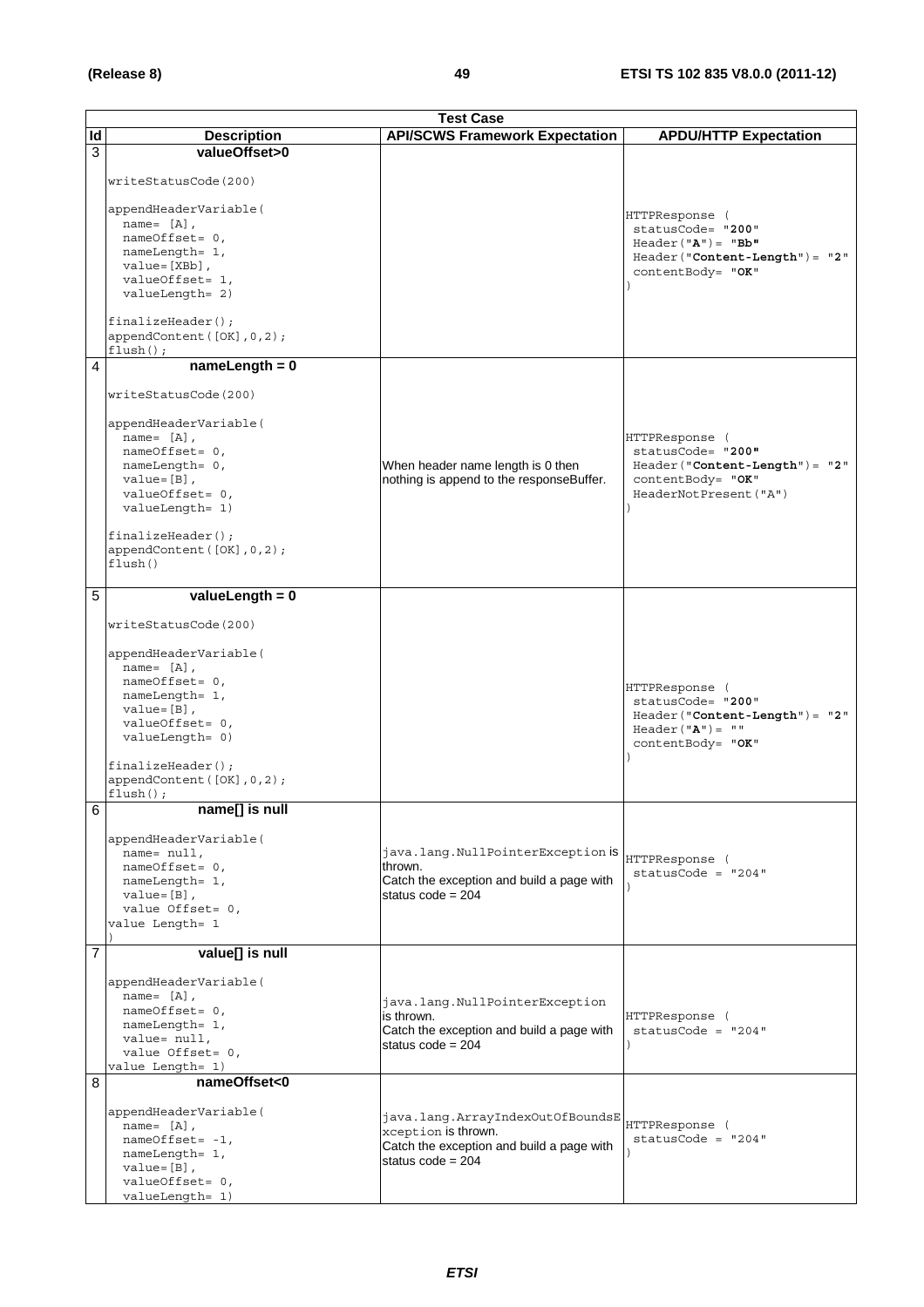| Test Case | | | |
|---|---|---|---|
| **Id** | **Description** | **API/SCWS Framework Expectation** | **APDU/HTTP Expectation** |
| 3 | **valueOffset>0**<br><br>writeStatusCode(200)<br><br>appendHeaderVariable(<br>name= [A],<br>nameOffset= 0,<br>nameLength= 1,<br>value=[XBb],<br>valueOffset= 1,<br>valueLength= 2)<br><br>finalizeHeader();<br>appendContent([OK],0,2);<br>flush(); | | HTTPResponse (<br>statusCode= "**200**"<br>Header("**A**")= "**Bb**"<br>Header("**Content-Length**")= "**2**"<br>contentBody= "**OK**"<br>) |
| 4 | **nameLength = 0**<br><br>writeStatusCode(200)<br><br>appendHeaderVariable(<br>name= [A],<br>nameOffset= 0,<br>nameLength= 0,<br>value=[B],<br>valueOffset= 0,<br>valueLength= 1)<br><br>finalizeHeader();<br>appendContent([OK],0,2);<br>flush() | When header name length is 0 then nothing is append to the responseBuffer. | HTTPResponse (<br>statusCode= "**200**"<br>Header("**Content-Length**")= "**2**"<br>contentBody= "**OK**"<br>HeaderNotPresent("A")<br>) |
| 5 | **valueLength = 0**<br><br>writeStatusCode(200)<br><br>appendHeaderVariable(<br>name= [A],<br>nameOffset= 0,<br>nameLength= 1,<br>value=[B],<br>valueOffset= 0,<br>valueLength= 0)<br><br>finalizeHeader();<br>appendContent([OK],0,2);<br>flush(); | | HTTPResponse (<br>statusCode= "**200**"<br>Header("**Content-Length**")= "**2**"<br>Header("**A**")= ""<br>contentBody= "**OK**"<br>) |
| 6 | **name[] is null**<br><br>appendHeaderVariable(<br>name= null,<br>nameOffset= 0,<br>nameLength= 1,<br>value=[B],<br>value Offset= 0,<br>value Length= 1<br>) | java.lang.NullPointerException is thrown.<br>Catch the exception and build a page with status code = 204 | HTTPResponse (<br>statusCode = "204"<br>) |
| 7 | **value[] is null**<br><br>appendHeaderVariable(<br>name= [A],<br>nameOffset= 0,<br>nameLength= 1,<br>value= null,<br>value Offset= 0,<br>value Length= 1) | java.lang.NullPointerException is thrown.<br>Catch the exception and build a page with status code = 204 | HTTPResponse (<br>statusCode = "204"<br>) |
| 8 | **nameOffset<0**<br><br>appendHeaderVariable(<br>name= [A],<br>nameOffset= -1,<br>nameLength= 1,<br>value=[B],<br>valueOffset= 0,<br>valueLength= 1) | java.lang.ArrayIndexOutOfBoundsException is thrown.<br>Catch the exception and build a page with status code = 204 | HTTPResponse (<br>statusCode = "204"<br>) |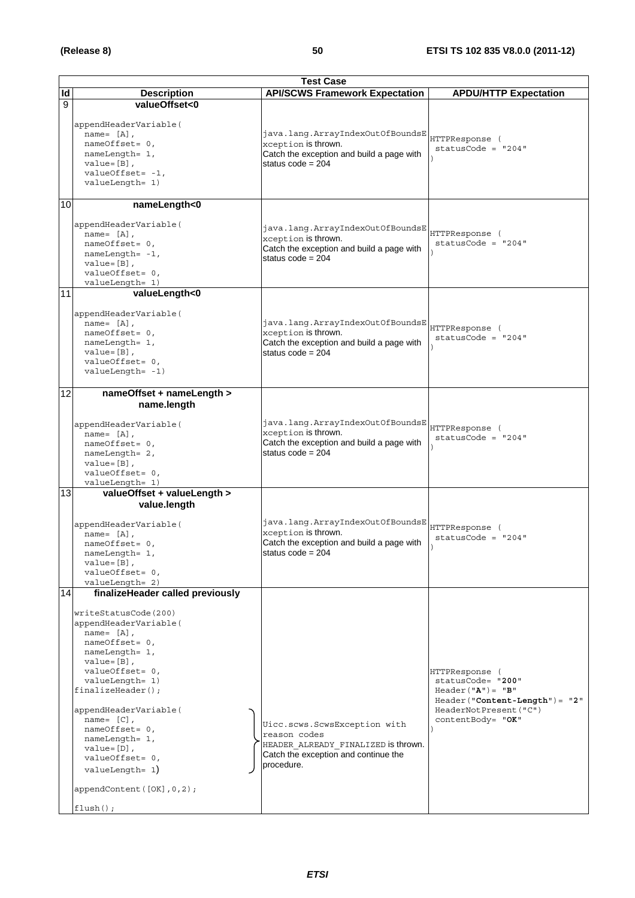| Test Case | | | |
|---|---|---|---|
| **Id** | **Description** | **API/SCWS Framework Expectation** | **APDU/HTTP Expectation** |
| 9 | **valueOffset<0**<br><br>appendHeaderVariable(<br>name= [A],<br>nameOffset= 0,<br>nameLength= 1,<br>value=[B],<br>valueOffset= -1,<br>valueLength= 1) | java.lang.ArrayIndexOutOfBoundsException is thrown.<br>Catch the exception and build a page with status code = 204 | HTTPResponse (<br>statusCode = "204"<br>) |
| 10 | **nameLength<0**<br><br>appendHeaderVariable(<br>name= [A],<br>nameOffset= 0,<br>nameLength= -1,<br>value=[B],<br>valueOffset= 0,<br>valueLength= 1) | java.lang.ArrayIndexOutOfBoundsException is thrown.<br>Catch the exception and build a page with status code = 204 | HTTPResponse (<br>statusCode = "204"<br>) |
| 11 | **valueLength<0**<br><br>appendHeaderVariable(<br>name= [A],<br>nameOffset= 0,<br>nameLength= 1,<br>value=[B],<br>valueOffset= 0,<br>valueLength= -1) | java.lang.ArrayIndexOutOfBoundsException is thrown.<br>Catch the exception and build a page with status code = 204 | HTTPResponse (<br>statusCode = "204"<br>) |
| 12 | **nameOffset + nameLength > name.length**<br><br>appendHeaderVariable(<br>name= [A],<br>nameOffset= 0,<br>nameLength= 2,<br>value=[B],<br>valueOffset= 0,<br>valueLength= 1) | java.lang.ArrayIndexOutOfBoundsException is thrown.<br>Catch the exception and build a page with status code = 204 | HTTPResponse (<br>statusCode = "204"<br>) |
| 13 | **valueOffset + valueLength > value.length**<br><br>appendHeaderVariable(<br>name= [A],<br>nameOffset= 0,<br>nameLength= 1,<br>value=[B],<br>valueOffset= 0,<br>valueLength= 2) | java.lang.ArrayIndexOutOfBoundsException is thrown.<br>Catch the exception and build a page with status code = 204 | HTTPResponse (<br>statusCode = "204"<br>) |
| 14 | **finalizeHeader called previously**<br><br>writeStatusCode(200)<br>appendHeaderVariable(<br>name= [A],<br>nameOffset= 0,<br>nameLength= 1,<br>value=[B],<br>valueOffset= 0,<br>valueLength= 1)<br>finalizeHeader();<br><br>appendHeaderVariable(<br>name= [C],<br>nameOffset= 0,<br>nameLength= 1,<br>value=[D],<br>valueOffset= 0,<br>valueLength= 1)<br><br>appendContent([OK],0,2);<br><br>flush(); | Uicc.scws.ScwsException with reason codes HEADER_ALREADY_FINALIZED is thrown.<br>Catch the exception and continue the procedure. | HTTPResponse (<br>statusCode= "**200**"<br>Header("**A**")= "**B**"<br>Header("**Content-Length**")= "**2**"<br>HeaderNotPresent("C")<br>contentBody= "**OK**"<br>) |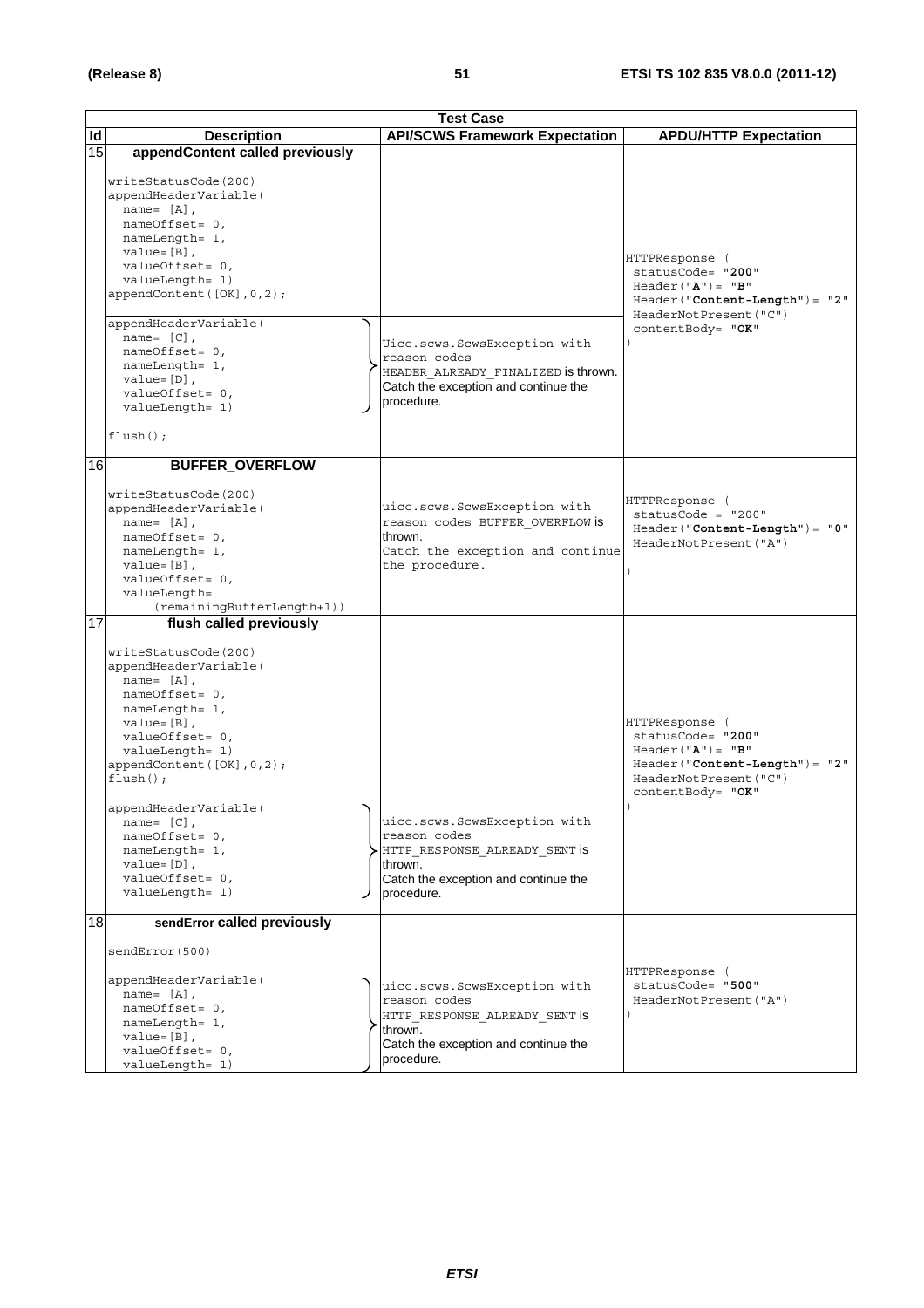| Test Case | | | |
|---|---|---|---|
| **Id** | **Description** | **API/SCWS Framework Expectation** | **APDU/HTTP Expectation** |
| 15 | **appendContent called previously**<br><br>writeStatusCode(200)<br>appendHeaderVariable(<br>  name= [A],<br>  nameOffset= 0,<br>  nameLength= 1,<br>  value=[B],<br>  valueOffset= 0,<br>  valueLength= 1)<br>appendContent([OK],0,2);<br><br>appendHeaderVariable(<br>  name= [C],<br>  nameOffset= 0,<br>  nameLength= 1,<br>  value=[D],<br>  valueOffset= 0,<br>  valueLength= 1)<br><br>flush(); | Uicc.scws.ScwsException with reason codes HEADER_ALREADY_FINALIZED is thrown. Catch the exception and continue the procedure. | HTTPResponse (<br>  statusCode= "**200**"<br>  Header("**A**")= "**B**"<br>  Header("**Content-Length**")= "**2**"<br>  HeaderNotPresent("C")<br>  contentBody= "**OK**"<br>) |
| 16 | **BUFFER_OVERFLOW**<br><br>writeStatusCode(200)<br>appendHeaderVariable(<br>  name= [A],<br>  nameOffset= 0,<br>  nameLength= 1,<br>  value=[B],<br>  valueOffset= 0,<br>  valueLength=<br>    (remainingBufferLength+1)) | uicc.scws.ScwsException with reason codes BUFFER_OVERFLOW is thrown.<br>Catch the exception and continue the procedure. | HTTPResponse (<br>  statusCode = "200"<br>  Header("**Content-Length**")= "**0**"<br>  HeaderNotPresent("A")<br><br>) |
| 17 | **flush called previously**<br><br>writeStatusCode(200)<br>appendHeaderVariable(<br>  name= [A],<br>  nameOffset= 0,<br>  nameLength= 1,<br>  value=[B],<br>  valueOffset= 0,<br>  valueLength= 1)<br>appendContent([OK],0,2);<br>flush();<br><br>appendHeaderVariable(<br>  name= [C],<br>  nameOffset= 0,<br>  nameLength= 1,<br>  value=[D],<br>  valueOffset= 0,<br>  valueLength= 1) | uicc.scws.ScwsException with reason codes HTTP_RESPONSE_ALREADY_SENT is thrown.<br>Catch the exception and continue the procedure. | HTTPResponse (<br>  statusCode= "**200**"<br>  Header("**A**")= "**B**"<br>  Header("**Content-Length**")= "**2**"<br>  HeaderNotPresent("C")<br>  contentBody= "**OK**"<br>) |
| 18 | **sendError called previously**<br><br>sendError(500)<br><br>appendHeaderVariable(<br>  name= [A],<br>  nameOffset= 0,<br>  nameLength= 1,<br>  value=[B],<br>  valueOffset= 0,<br>  valueLength= 1) | uicc.scws.ScwsException with reason codes HTTP_RESPONSE_ALREADY_SENT is thrown.<br>Catch the exception and continue the procedure. | HTTPResponse (<br>  statusCode= "**500**"<br>  HeaderNotPresent("A")<br>) |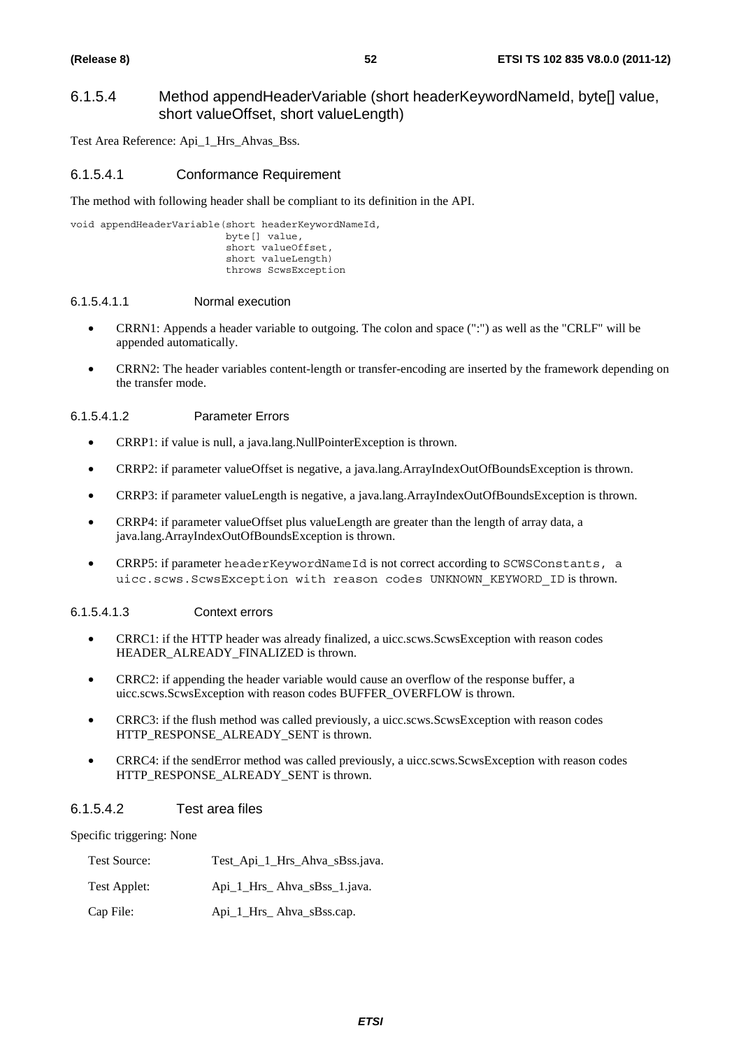### 6.1.5.4 Method appendHeaderVariable (short headerKeywordNameId, byte[] value, short valueOffset, short valueLength)

Test Area Reference: Api_1_Hrs_Ahvas_Bss.

#### 6.1.5.4.1 Conformance Requirement

The method with following header shall be compliant to its definition in the API.

```
void appendHeaderVariable(short headerKeywordNameId,
                          byte[] value,
                          short valueOffset,
                          short valueLength)
                          throws ScwsException
```

##### 6.1.5.4.1.1 Normal execution

- CRRN1: Appends a header variable to outgoing. The colon and space (":") as well as the "CRLF" will be appended automatically.
- CRRN2: The header variables content-length or transfer-encoding are inserted by the framework depending on the transfer mode.

##### 6.1.5.4.1.2 Parameter Errors

- CRRP1: if value is null, a java.lang.NullPointerException is thrown.
- CRRP2: if parameter valueOffset is negative, a java.lang.ArrayIndexOutOfBoundsException is thrown.
- CRRP3: if parameter valueLength is negative, a java.lang.ArrayIndexOutOfBoundsException is thrown.
- CRRP4: if parameter valueOffset plus valueLength are greater than the length of array data, a java.lang.ArrayIndexOutOfBoundsException is thrown.
- CRRP5: if parameter `headerKeywordNameId` is not correct according to `SCWSConstants, a uicc.scws.ScwsException with reason codes UNKNOWN_KEYWORD_ID` is thrown.

##### 6.1.5.4.1.3 Context errors

- CRRC1: if the HTTP header was already finalized, a uicc.scws.ScwsException with reason codes HEADER_ALREADY_FINALIZED is thrown.
- CRRC2: if appending the header variable would cause an overflow of the response buffer, a uicc.scws.ScwsException with reason codes BUFFER_OVERFLOW is thrown.
- CRRC3: if the flush method was called previously, a uicc.scws.ScwsException with reason codes HTTP_RESPONSE_ALREADY_SENT is thrown.
- CRRC4: if the sendError method was called previously, a uicc.scws.ScwsException with reason codes HTTP_RESPONSE_ALREADY_SENT is thrown.

#### 6.1.5.4.2 Test area files

Specific triggering: None

| | |
|---|---|
| Test Source: | Test_Api_1_Hrs_Ahva_sBss.java. |
| Test Applet: | Api_1_Hrs_ Ahva_sBss_1.java. |
| Cap File: | Api_1_Hrs_ Ahva_sBss.cap. |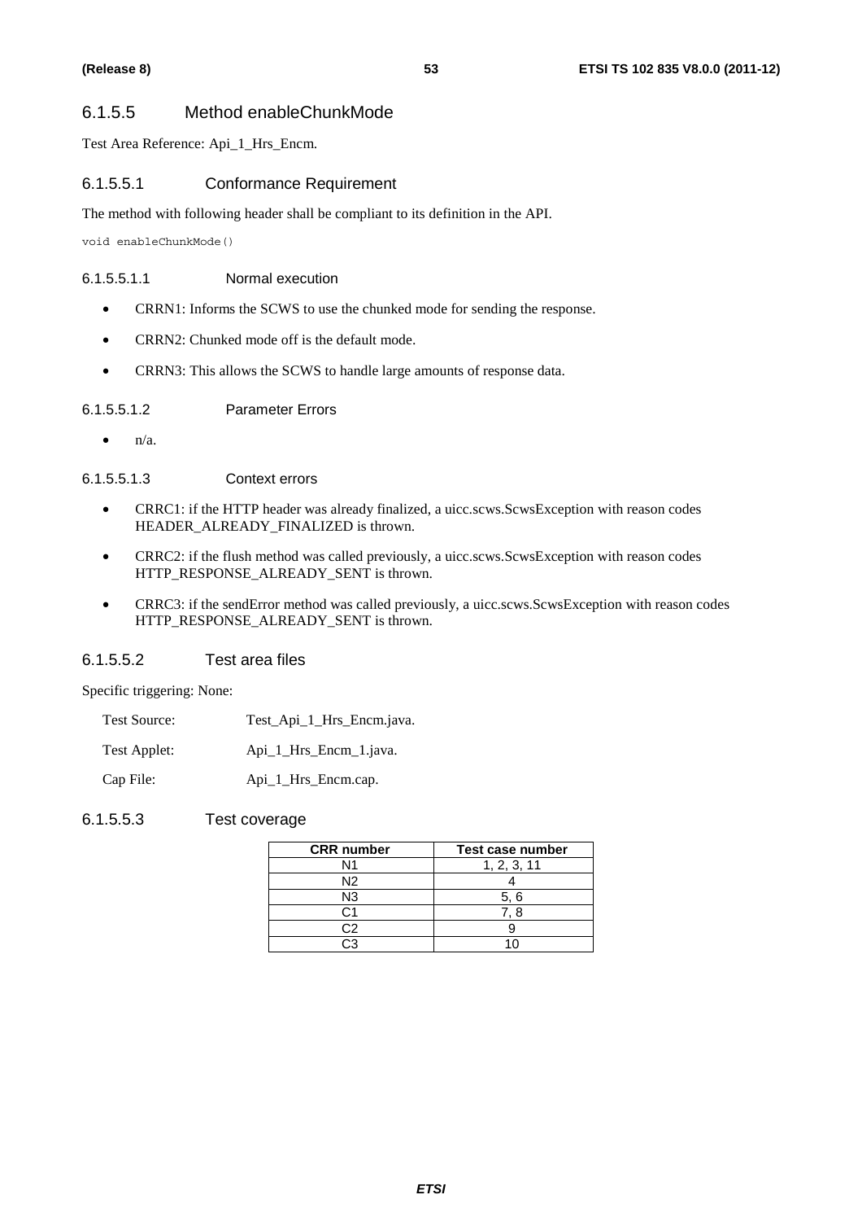### 6.1.5.5 Method enableChunkMode

Test Area Reference: Api_1_Hrs_Encm.

#### 6.1.5.5.1 Conformance Requirement

The method with following header shall be compliant to its definition in the API.

```
void enableChunkMode()
```

##### 6.1.5.5.1.1 Normal execution

- CRRN1: Informs the SCWS to use the chunked mode for sending the response.
- CRRN2: Chunked mode off is the default mode.
- CRRN3: This allows the SCWS to handle large amounts of response data.

##### 6.1.5.5.1.2 Parameter Errors

- n/a.

##### 6.1.5.5.1.3 Context errors

- CRRC1: if the HTTP header was already finalized, a uicc.scws.ScwsException with reason codes HEADER_ALREADY_FINALIZED is thrown.
- CRRC2: if the flush method was called previously, a uicc.scws.ScwsException with reason codes HTTP_RESPONSE_ALREADY_SENT is thrown.
- CRRC3: if the sendError method was called previously, a uicc.scws.ScwsException with reason codes HTTP_RESPONSE_ALREADY_SENT is thrown.

#### 6.1.5.5.2 Test area files

Specific triggering: None:

Test Source: Test_Api_1_Hrs_Encm.java.

Test Applet: Api_1_Hrs_Encm_1.java.

Cap File: Api_1_Hrs_Encm.cap.

#### 6.1.5.5.3 Test coverage

| CRR number | Test case number |
|---|---|
| N1 | 1, 2, 3, 11 |
| N2 | 4 |
| N3 | 5, 6 |
| C1 | 7, 8 |
| C2 | 9 |
| C3 | 10 |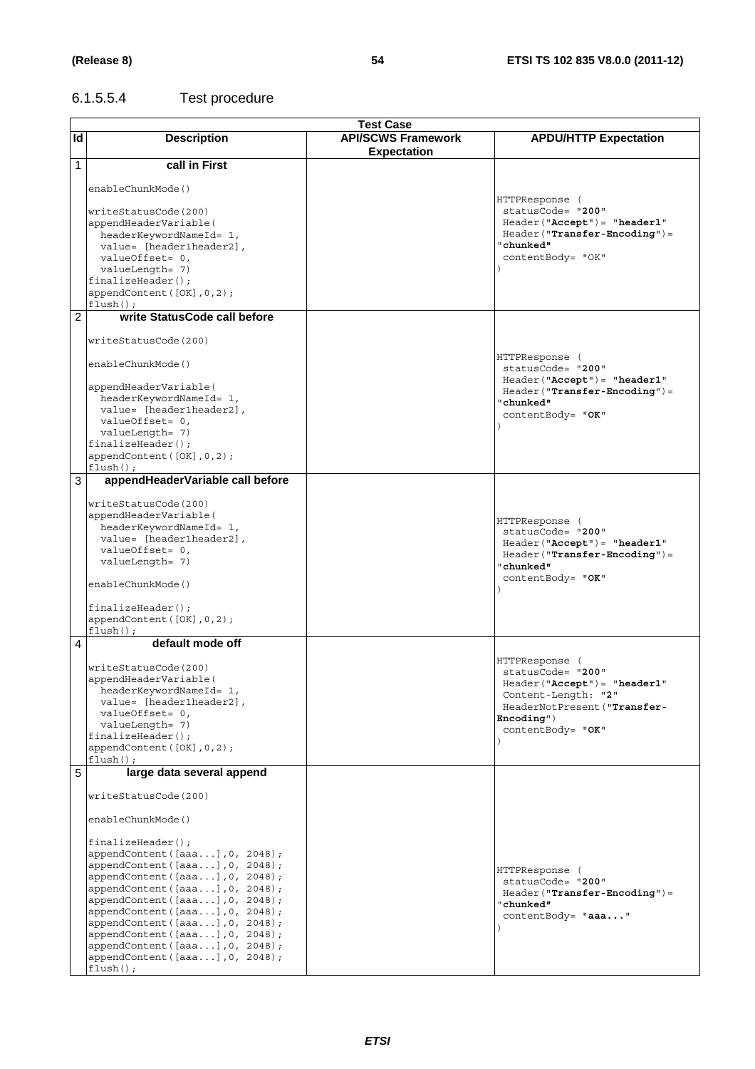#### 6.1.5.5.4 Test procedure

| Test Case | | | |
|---|---|---|---|
| **Id** | **Description** | **API/SCWS Framework Expectation** | **APDU/HTTP Expectation** |
| 1 | **call in First**<br><br>enableChunkMode()<br><br>writeStatusCode(200)<br>appendHeaderVariable(<br>headerKeywordNameId= 1,<br>value= [header1header2],<br>valueOffset= 0,<br>valueLength= 7)<br>finalizeHeader();<br>appendContent([OK],0,2);<br>flush(); | | HTTPResponse (<br>statusCode= "**200**"<br>Header("**Accept**")= "**header1**"<br>Header("**Transfer-Encoding**")= "**chunked**"<br>contentBody= "OK"<br>) |
| 2 | **write StatusCode call before**<br><br>writeStatusCode(200)<br><br>enableChunkMode()<br><br>appendHeaderVariable(<br>headerKeywordNameId= 1,<br>value= [header1header2],<br>valueOffset= 0,<br>valueLength= 7)<br>finalizeHeader();<br>appendContent([OK],0,2);<br>flush(); | | HTTPResponse (<br>statusCode= "**200**"<br>Header("**Accept**")= "**header1**"<br>Header("**Transfer-Encoding**")= "**chunked**"<br>contentBody= "**OK**"<br>) |
| 3 | **appendHeaderVariable call before**<br><br>writeStatusCode(200)<br>appendHeaderVariable(<br>headerKeywordNameId= 1,<br>value= [header1header2],<br>valueOffset= 0,<br>valueLength= 7)<br><br>enableChunkMode()<br><br>finalizeHeader();<br>appendContent([OK],0,2);<br>flush(); | | HTTPResponse (<br>statusCode= "**200**"<br>Header("**Accept**")= "**header1**"<br>Header("**Transfer-Encoding**")= "**chunked**"<br>contentBody= "**OK**"<br>) |
| 4 | **default mode off**<br><br>writeStatusCode(200)<br>appendHeaderVariable(<br>headerKeywordNameId= 1,<br>value= [header1header2],<br>valueOffset= 0,<br>valueLength= 7)<br>finalizeHeader();<br>appendContent([OK],0,2);<br>flush(); | | HTTPResponse (<br>statusCode= "**200**"<br>Header("**Accept**")= "**header1**"<br>Content-Length: "**2**"<br>HeaderNotPresent("**Transfer-Encoding**")<br>contentBody= "**OK**"<br>) |
| 5 | **large data several append**<br><br>writeStatusCode(200)<br><br>enableChunkMode()<br><br>finalizeHeader();<br>appendContent([aaa...],0, 2048);<br>appendContent([aaa...],0, 2048);<br>appendContent([aaa...],0, 2048);<br>appendContent([aaa...],0, 2048);<br>appendContent([aaa...],0, 2048);<br>appendContent([aaa...],0, 2048);<br>appendContent([aaa...],0, 2048);<br>appendContent([aaa...],0, 2048);<br>appendContent([aaa...],0, 2048);<br>appendContent([aaa...],0, 2048);<br>flush(); | | HTTPResponse (<br>statusCode= "**200**"<br>Header("**Transfer-Encoding**")= "**chunked**"<br>contentBody= "**aaa...**"<br>) |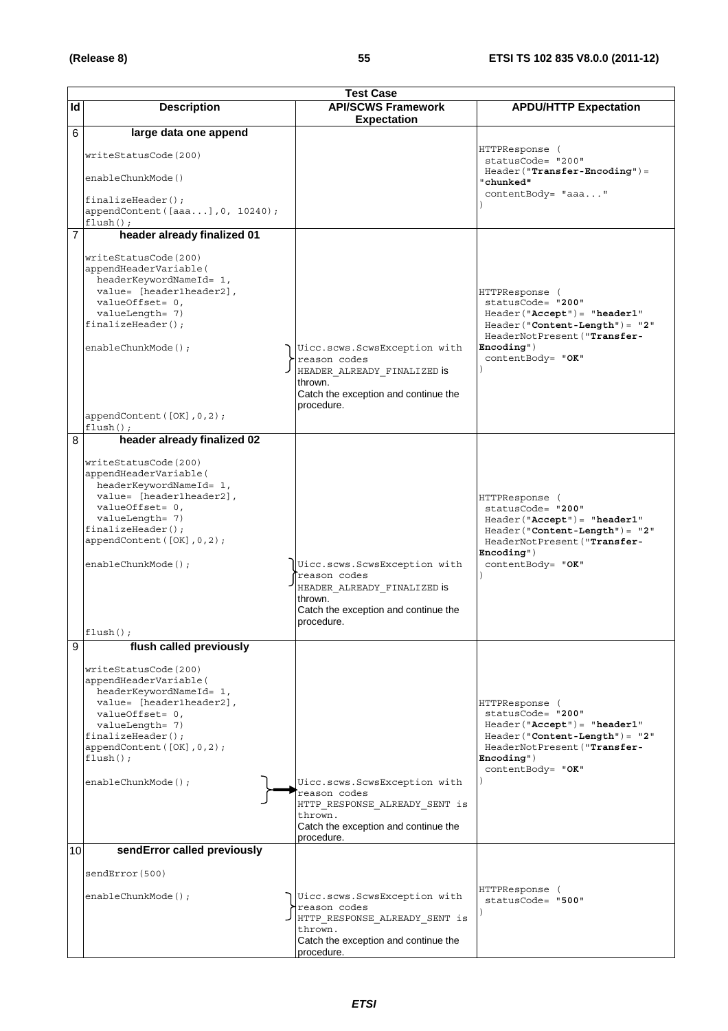| Test Case | | | |
|---|---|---|---|
| **Id** | **Description** | **API/SCWS Framework Expectation** | **APDU/HTTP Expectation** |
| 6 | **large data one append**<br><br>writeStatusCode(200)<br><br>enableChunkMode()<br><br>finalizeHeader();<br>appendContent([aaa...],0, 10240);<br>flush(); | | HTTPResponse (<br>statusCode= "200"<br>Header("**Transfer-Encoding**")= "**chunked**"<br>contentBody= "aaa..."<br>) |
| 7 | **header already finalized 01**<br><br>writeStatusCode(200)<br>appendHeaderVariable(<br>headerKeywordNameId= 1,<br>value= [header1header2],<br>valueOffset= 0,<br>valueLength= 7)<br>finalizeHeader();<br><br>enableChunkMode();<br><br>appendContent([OK],0,2);<br>flush(); | Uicc.scws.ScwsException with reason codes HEADER_ALREADY_FINALIZED is thrown.<br>Catch the exception and continue the procedure. | HTTPResponse (<br>statusCode= "**200**"<br>Header("**Accept**")= "**header1**"<br>Header("**Content-Length**")= "**2**"<br>HeaderNotPresent("**Transfer-Encoding**")<br>contentBody= "**OK**"<br>) |
| 8 | **header already finalized 02**<br><br>writeStatusCode(200)<br>appendHeaderVariable(<br>headerKeywordNameId= 1,<br>value= [header1header2],<br>valueOffset= 0,<br>valueLength= 7)<br>finalizeHeader();<br>appendContent([OK],0,2);<br><br>enableChunkMode();<br><br>flush(); | Uicc.scws.ScwsException with reason codes HEADER_ALREADY_FINALIZED is thrown.<br>Catch the exception and continue the procedure. | HTTPResponse (<br>statusCode= "**200**"<br>Header("**Accept**")= "**header1**"<br>Header("**Content-Length**")= "**2**"<br>HeaderNotPresent("**Transfer-Encoding**")<br>contentBody= "**OK**"<br>) |
| 9 | **flush called previously**<br><br>writeStatusCode(200)<br>appendHeaderVariable(<br>headerKeywordNameId= 1,<br>value= [header1header2],<br>valueOffset= 0,<br>valueLength= 7)<br>finalizeHeader();<br>appendContent([OK],0,2);<br>flush();<br><br>enableChunkMode(); | Uicc.scws.ScwsException with reason codes HTTP_RESPONSE_ALREADY_SENT is thrown.<br>Catch the exception and continue the procedure. | HTTPResponse (<br>statusCode= "**200**"<br>Header("**Accept**")= "**header1**"<br>Header("**Content-Length**")= "**2**"<br>HeaderNotPresent("**Transfer-Encoding**")<br>contentBody= "**OK**"<br>) |
| 10 | **sendError called previously**<br><br>sendError(500)<br><br>enableChunkMode(); | Uicc.scws.ScwsException with reason codes HTTP_RESPONSE_ALREADY_SENT is thrown.<br>Catch the exception and continue the procedure. | HTTPResponse (<br>statusCode= "**500**"<br>) |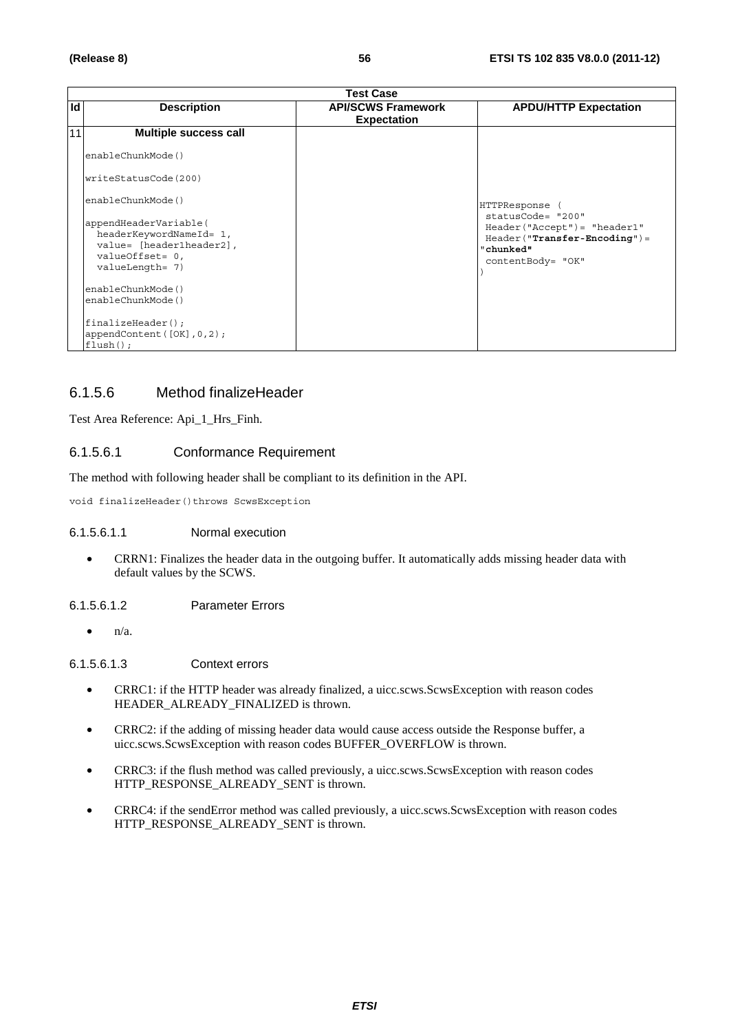| Test Case | | | |
|---|---|---|---|
| **Id** | **Description** | **API/SCWS Framework Expectation** | **APDU/HTTP Expectation** |
| 11 | **Multiple success call**<br><br>enableChunkMode()<br><br>writeStatusCode(200)<br><br>enableChunkMode()<br><br>appendHeaderVariable(<br>  headerKeywordNameId= 1,<br>  value= [header1header2],<br>  valueOffset= 0,<br>  valueLength= 7)<br><br>enableChunkMode()<br>enableChunkMode()<br><br>finalizeHeader();<br>appendContent([OK],0,2);<br>flush(); | | HTTPResponse (<br> statusCode= "200"<br> Header("Accept")= "header1"<br> Header("**Transfer-Encoding**")= "**chunked**"<br> contentBody= "OK"<br>) |

### 6.1.5.6 Method finalizeHeader

Test Area Reference: Api_1_Hrs_Finh.

#### 6.1.5.6.1 Conformance Requirement

The method with following header shall be compliant to its definition in the API.

```
void finalizeHeader()throws ScwsException
```

##### 6.1.5.6.1.1 Normal execution

- CRRN1: Finalizes the header data in the outgoing buffer. It automatically adds missing header data with default values by the SCWS.

##### 6.1.5.6.1.2 Parameter Errors

- n/a.

##### 6.1.5.6.1.3 Context errors

- CRRC1: if the HTTP header was already finalized, a uicc.scws.ScwsException with reason codes HEADER_ALREADY_FINALIZED is thrown.
- CRRC2: if the adding of missing header data would cause access outside the Response buffer, a uicc.scws.ScwsException with reason codes BUFFER_OVERFLOW is thrown.
- CRRC3: if the flush method was called previously, a uicc.scws.ScwsException with reason codes HTTP_RESPONSE_ALREADY_SENT is thrown.
- CRRC4: if the sendError method was called previously, a uicc.scws.ScwsException with reason codes HTTP_RESPONSE_ALREADY_SENT is thrown.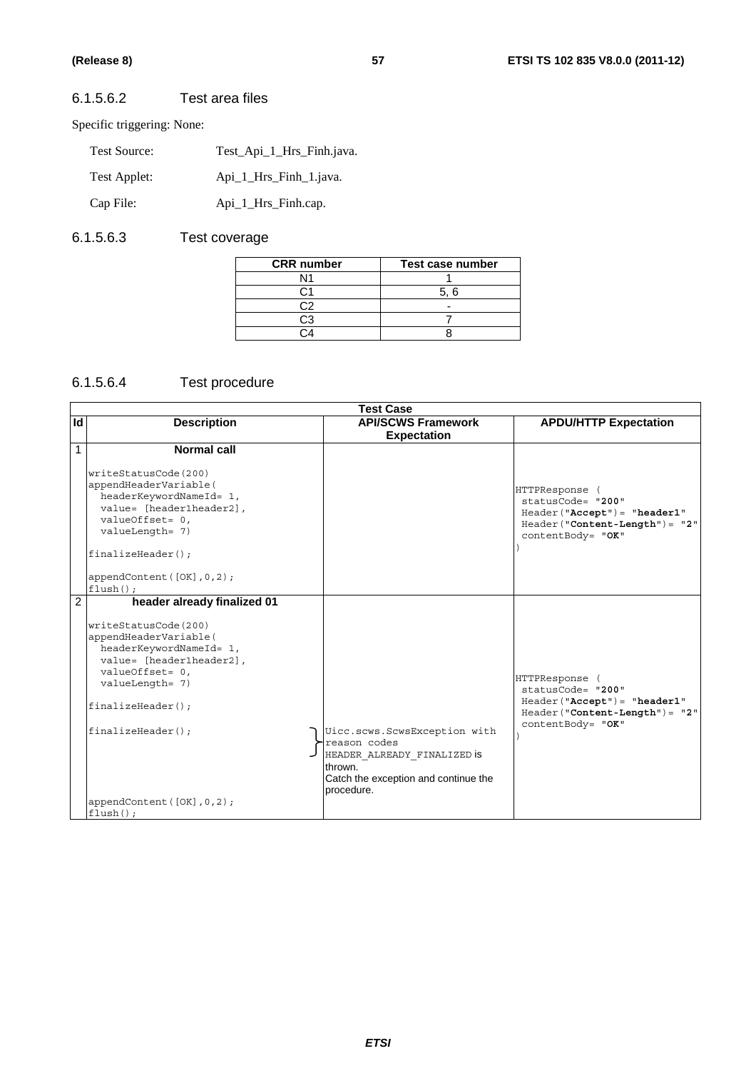### 6.1.5.6.2 Test area files

Specific triggering: None:

Test Source: Test_Api_1_Hrs_Finh.java.

Test Applet: Api_1_Hrs_Finh_1.java.

Cap File: Api_1_Hrs_Finh.cap.

### 6.1.5.6.3 Test coverage

| CRR number | Test case number |
|---|---|
| N1 | 1 |
| C1 | 5, 6 |
| C2 | - |
| C3 | 7 |
| C4 | 8 |

### 6.1.5.6.4 Test procedure

| Test Case | | | |
|---|---|---|---|
| **Id** | **Description** | **API/SCWS Framework Expectation** | **APDU/HTTP Expectation** |
| 1 | **Normal call**<br><br>writeStatusCode(200)<br>appendHeaderVariable(<br>headerKeywordNameId= 1,<br>value= [header1header2],<br>valueOffset= 0,<br>valueLength= 7)<br><br>finalizeHeader();<br><br>appendContent([OK],0,2);<br>flush(); | | HTTPResponse (<br>statusCode= "**200**"<br>Header("**Accept**")= "**header1**"<br>Header("**Content-Length**")= "**2**"<br>contentBody= "**OK**"<br>) |
| 2 | **header already finalized 01**<br><br>writeStatusCode(200)<br>appendHeaderVariable(<br>headerKeywordNameId= 1,<br>value= [header1header2],<br>valueOffset= 0,<br>valueLength= 7)<br><br>finalizeHeader();<br><br>finalizeHeader();<br><br>appendContent([OK],0,2);<br>flush(); | Uicc.scws.ScwsException with reason codes HEADER_ALREADY_FINALIZED is thrown.<br>Catch the exception and continue the procedure. | HTTPResponse (<br>statusCode= "**200**"<br>Header("**Accept**")= "**header1**"<br>Header("**Content-Length**")= "**2**"<br>contentBody= "**OK**"<br>) |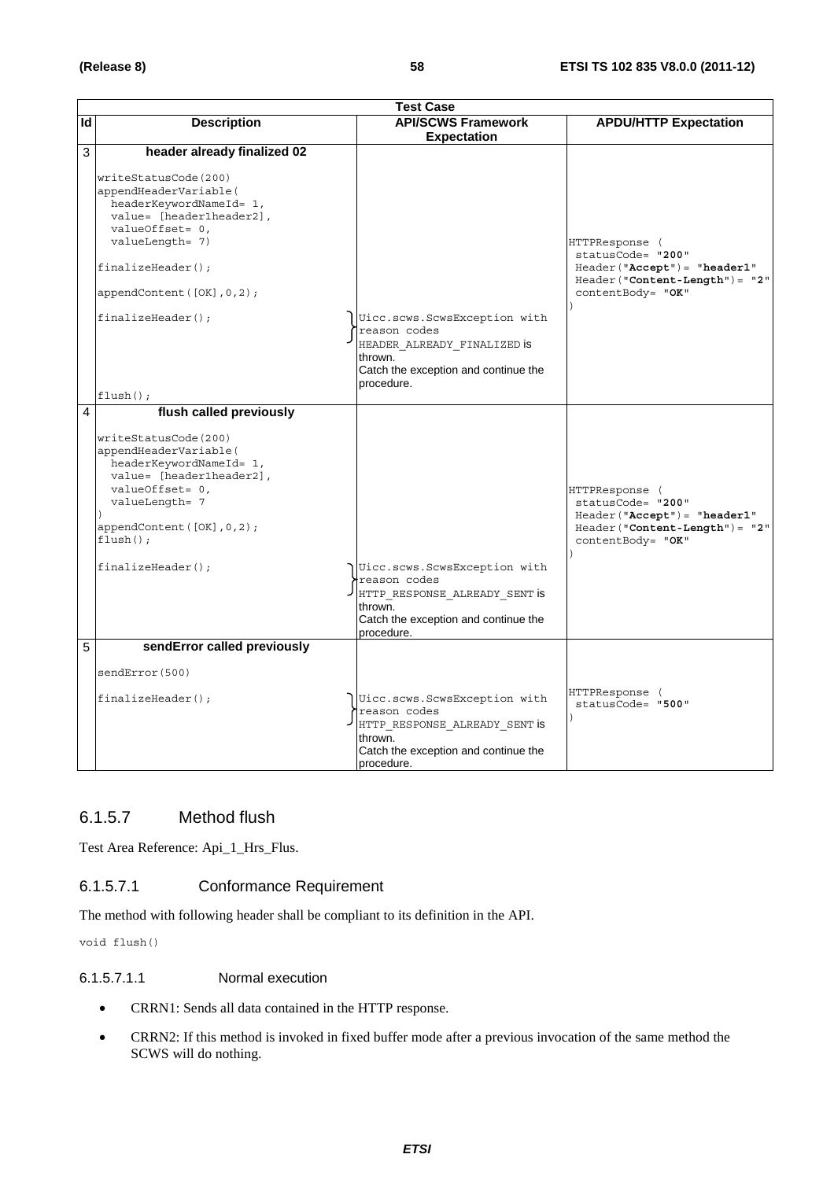| Test Case | | | |
|---|---|---|---|
| **Id** | **Description** | **API/SCWS Framework Expectation** | **APDU/HTTP Expectation** |
| 3 | **header already finalized 02**<br><br>writeStatusCode(200)<br>appendHeaderVariable(<br>headerKeywordNameId= 1,<br>value= [header1header2],<br>valueOffset= 0,<br>valueLength= 7)<br><br>finalizeHeader();<br><br>appendContent([OK],0,2);<br><br>finalizeHeader();<br><br>flush(); | Uicc.scws.ScwsException with reason codes HEADER_ALREADY_FINALIZED is thrown.<br>Catch the exception and continue the procedure. | HTTPResponse (<br>statusCode= "**200**"<br>Header("**Accept**")= "**header1**"<br>Header("**Content-Length**")= "**2**"<br>contentBody= "**OK**"<br>) |
| 4 | **flush called previously**<br><br>writeStatusCode(200)<br>appendHeaderVariable(<br>headerKeywordNameId= 1,<br>value= [header1header2],<br>valueOffset= 0,<br>valueLength= 7<br>)<br>appendContent([OK],0,2);<br>flush();<br><br>finalizeHeader(); | Uicc.scws.ScwsException with reason codes HTTP_RESPONSE_ALREADY_SENT is thrown.<br>Catch the exception and continue the procedure. | HTTPResponse (<br>statusCode= "**200**"<br>Header("**Accept**")= "**header1**"<br>Header("**Content-Length**")= "**2**"<br>contentBody= "**OK**"<br>) |
| 5 | **sendError called previously**<br><br>sendError(500)<br><br>finalizeHeader(); | Uicc.scws.ScwsException with reason codes HTTP_RESPONSE_ALREADY_SENT is thrown.<br>Catch the exception and continue the procedure. | HTTPResponse (<br>statusCode= "**500**"<br>) |

### 6.1.5.7 Method flush

Test Area Reference: Api_1_Hrs_Flus.

#### 6.1.5.7.1 Conformance Requirement

The method with following header shall be compliant to its definition in the API.

```
void flush()
```

##### 6.1.5.7.1.1 Normal execution

- CRRN1: Sends all data contained in the HTTP response.
- CRRN2: If this method is invoked in fixed buffer mode after a previous invocation of the same method the SCWS will do nothing.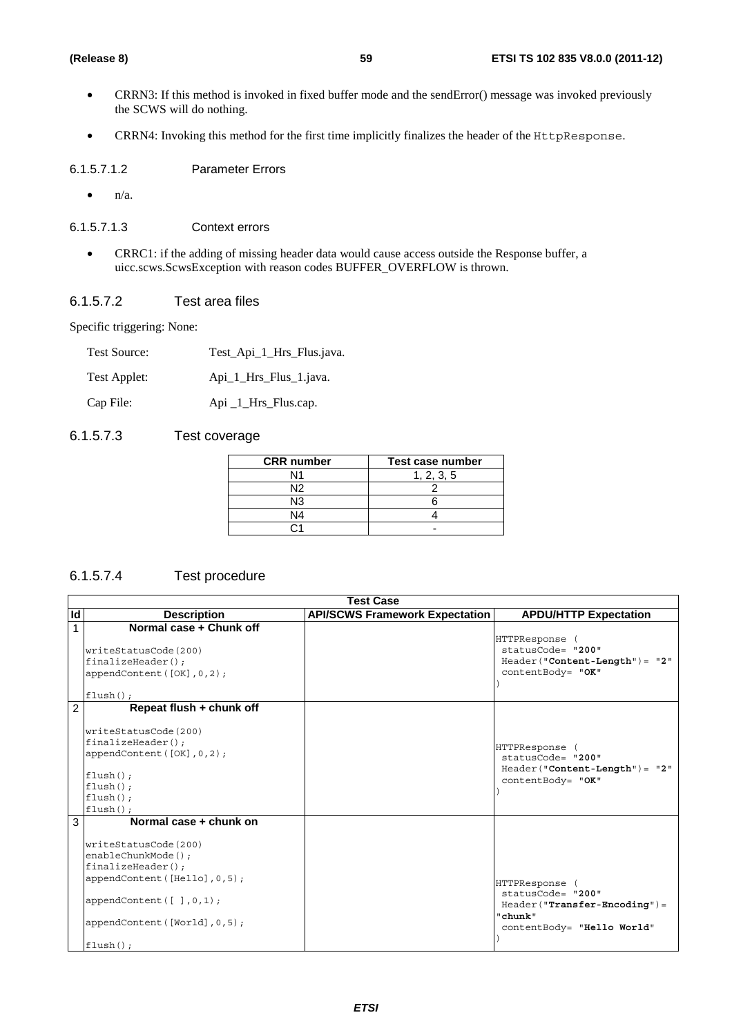- CRRN3: If this method is invoked in fixed buffer mode and the sendError() message was invoked previously the SCWS will do nothing.
- CRRN4: Invoking this method for the first time implicitly finalizes the header of the `HttpResponse`.

#### 6.1.5.7.1.2 Parameter Errors

- n/a.

#### 6.1.5.7.1.3 Context errors

- CRRC1: if the adding of missing header data would cause access outside the Response buffer, a uicc.scws.ScwsException with reason codes BUFFER_OVERFLOW is thrown.

### 6.1.5.7.2 Test area files

Specific triggering: None:

Test Source: Test_Api_1_Hrs_Flus.java.

Test Applet: Api_1_Hrs_Flus_1.java.

Cap File: Api _1_Hrs_Flus.cap.

### 6.1.5.7.3 Test coverage

| CRR number | Test case number |
|---|---|
| N1 | 1, 2, 3, 5 |
| N2 | 2 |
| N3 | 6 |
| N4 | 4 |
| C1 | - |

### 6.1.5.7.4 Test procedure

| Id | Description | API/SCWS Framework Expectation | APDU/HTTP Expectation |
|---|---|---|---|
| 1 | **Normal case + Chunk off**<br><br>`writeStatusCode(200)`<br>`finalizeHeader();`<br>`appendContent([OK],0,2);`<br><br>`flush();` | | HTTPResponse (<br>statusCode= "**200**"<br>Header("**Content-Length**")= "**2**"<br>contentBody= "**OK**"<br>) |
| 2 | **Repeat flush + chunk off**<br><br>`writeStatusCode(200)`<br>`finalizeHeader();`<br>`appendContent([OK],0,2);`<br><br>`flush();`<br>`flush();`<br>`flush();`<br>`flush();` | | HTTPResponse (<br>statusCode= "**200**"<br>Header("**Content-Length**")= "**2**"<br>contentBody= "**OK**"<br>) |
| 3 | **Normal case + chunk on**<br><br>`writeStatusCode(200)`<br>`enableChunkMode();`<br>`finalizeHeader();`<br>`appendContent([Hello],0,5);`<br><br>`appendContent([ ],0,1);`<br><br>`appendContent([World],0,5);`<br><br>`flush();` | | HTTPResponse (<br>statusCode= "**200**"<br>Header("**Transfer-Encoding**")= "**chunk**"<br>contentBody= "**Hello World**"<br>) |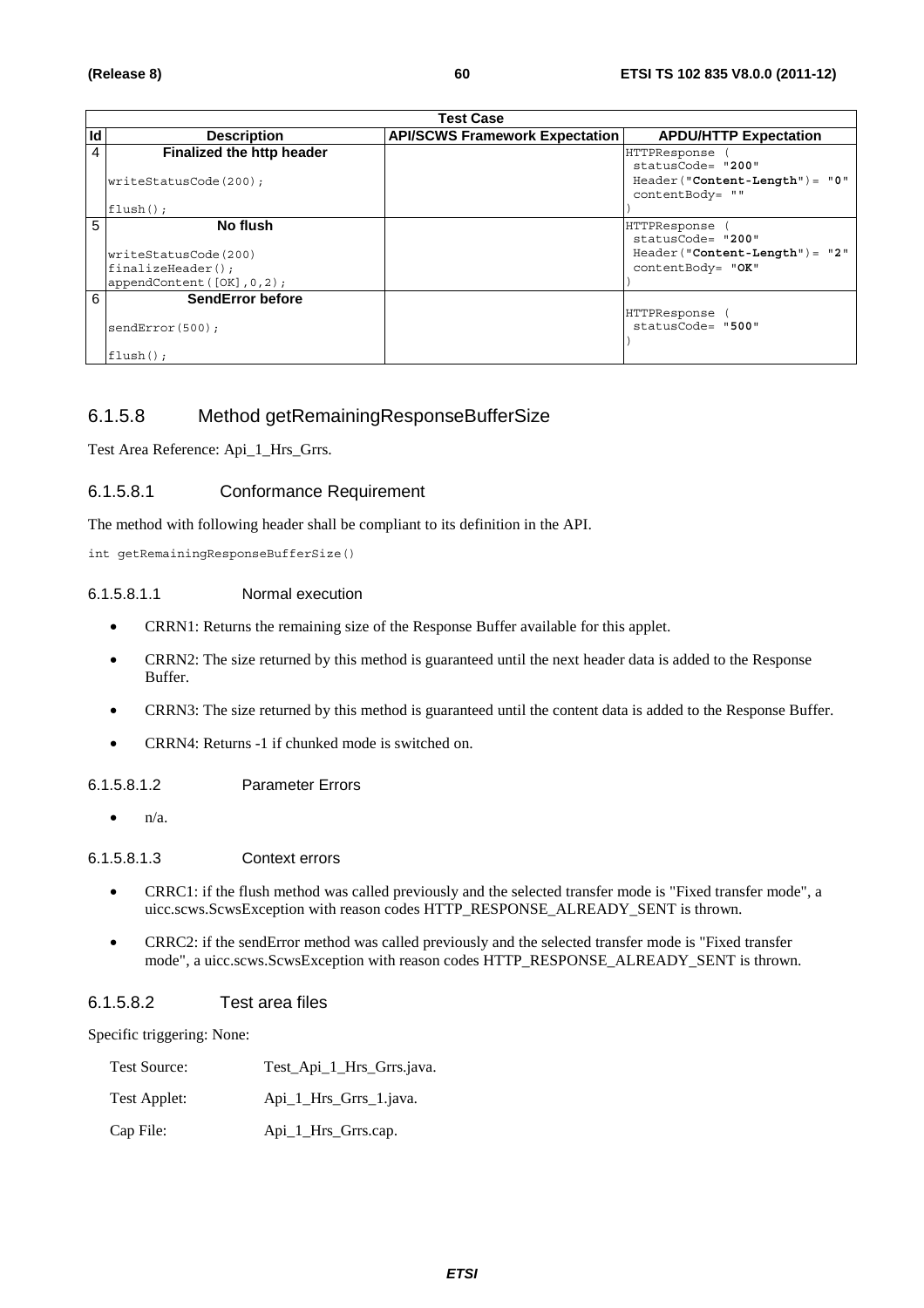| Test Case | | | |
|---|---|---|---|
| **Id** | **Description** | **API/SCWS Framework Expectation** | **APDU/HTTP Expectation** |
| 4 | **Finalized the http header**<br><br>writeStatusCode(200);<br><br>flush(); | | HTTPResponse (<br>statusCode= "**200**"<br>Header("**Content-Length**")= "**0**"<br>contentBody= ""<br>) |
| 5 | **No flush**<br><br>writeStatusCode(200)<br>finalizeHeader();<br>appendContent([OK],0,2); | | HTTPResponse (<br>statusCode= "**200**"<br>Header("**Content-Length**")= "**2**"<br>contentBody= "**OK**"<br>) |
| 6 | **SendError before**<br><br>sendError(500);<br><br>flush(); | | HTTPResponse (<br>statusCode= "**500**"<br>) |

#### 6.1.5.8 Method getRemainingResponseBufferSize

Test Area Reference: Api_1_Hrs_Grrs.

##### 6.1.5.8.1 Conformance Requirement

The method with following header shall be compliant to its definition in the API.

```
int getRemainingResponseBufferSize()
```

###### 6.1.5.8.1.1 Normal execution

- CRRN1: Returns the remaining size of the Response Buffer available for this applet.
- CRRN2: The size returned by this method is guaranteed until the next header data is added to the Response Buffer.
- CRRN3: The size returned by this method is guaranteed until the content data is added to the Response Buffer.
- CRRN4: Returns -1 if chunked mode is switched on.

###### 6.1.5.8.1.2 Parameter Errors

- n/a.

###### 6.1.5.8.1.3 Context errors

- CRRC1: if the flush method was called previously and the selected transfer mode is "Fixed transfer mode", a uicc.scws.ScwsException with reason codes HTTP_RESPONSE_ALREADY_SENT is thrown.
- CRRC2: if the sendError method was called previously and the selected transfer mode is "Fixed transfer mode", a uicc.scws.ScwsException with reason codes HTTP_RESPONSE_ALREADY_SENT is thrown.

##### 6.1.5.8.2 Test area files

Specific triggering: None:

Test Source: Test_Api_1_Hrs_Grrs.java.

Test Applet: Api_1_Hrs_Grrs_1.java.

Cap File: Api_1_Hrs_Grrs.cap.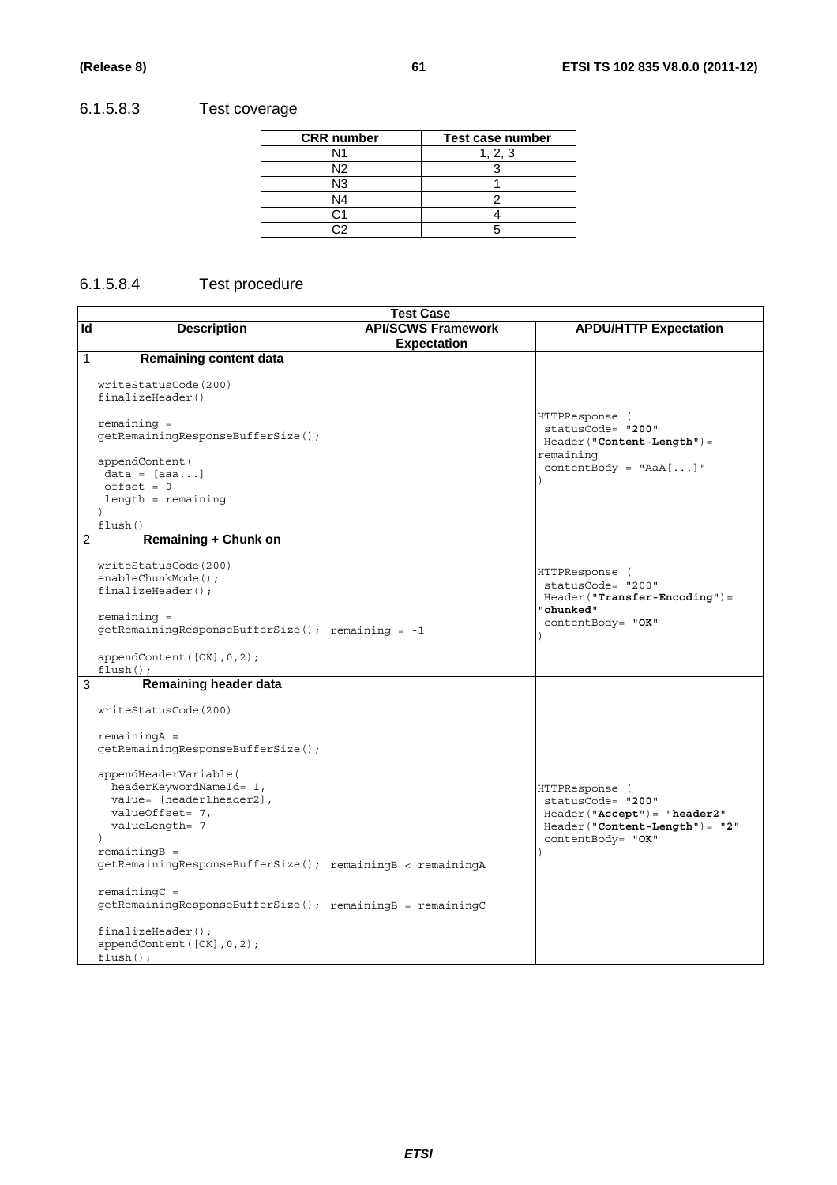### 6.1.5.8.3 Test coverage

| CRR number | Test case number |
|---|---|
| N1 | 1, 2, 3 |
| N2 | 3 |
| N3 | 1 |
| N4 | 2 |
| C1 | 4 |
| C2 | 5 |

### 6.1.5.8.4 Test procedure

| Id | Description | API/SCWS Framework Expectation | APDU/HTTP Expectation |
|---|---|---|---|
| 1 | **Remaining content data**<br><br>writeStatusCode(200)<br>finalizeHeader()<br><br>remaining =<br>getRemainingResponseBufferSize();<br><br>appendContent(<br>data = [aaa...]<br>offset = 0<br>length = remaining<br>)<br>flush() | | HTTPResponse (<br>statusCode= "**200**"<br>Header("**Content-Length**")= remaining<br>contentBody = "AaA[...]"<br>) |
| 2 | **Remaining + Chunk on**<br><br>writeStatusCode(200)<br>enableChunkMode();<br>finalizeHeader();<br><br>remaining =<br>getRemainingResponseBufferSize();<br><br>appendContent([OK],0,2);<br>flush(); | remaining = -1 | HTTPResponse (<br>statusCode= "200"<br>Header("**Transfer-Encoding**")= "**chunked**"<br>contentBody= "**OK**"<br>) |
| 3 | **Remaining header data**<br><br>writeStatusCode(200)<br><br>remainingA =<br>getRemainingResponseBufferSize();<br><br>appendHeaderVariable(<br>headerKeywordNameId= 1,<br>value= [header1header2],<br>valueOffset= 7,<br>valueLength= 7<br>)<br>remainingB =<br>getRemainingResponseBufferSize();<br><br>remainingC =<br>getRemainingResponseBufferSize();<br><br>finalizeHeader();<br>appendContent([OK],0,2);<br>flush(); | remainingB < remainingA<br><br>remainingB = remainingC | HTTPResponse (<br>statusCode= "**200**"<br>Header("**Accept**")= "**header2**"<br>Header("**Content-Length**")= "**2**"<br>contentBody= "**OK**"<br>) |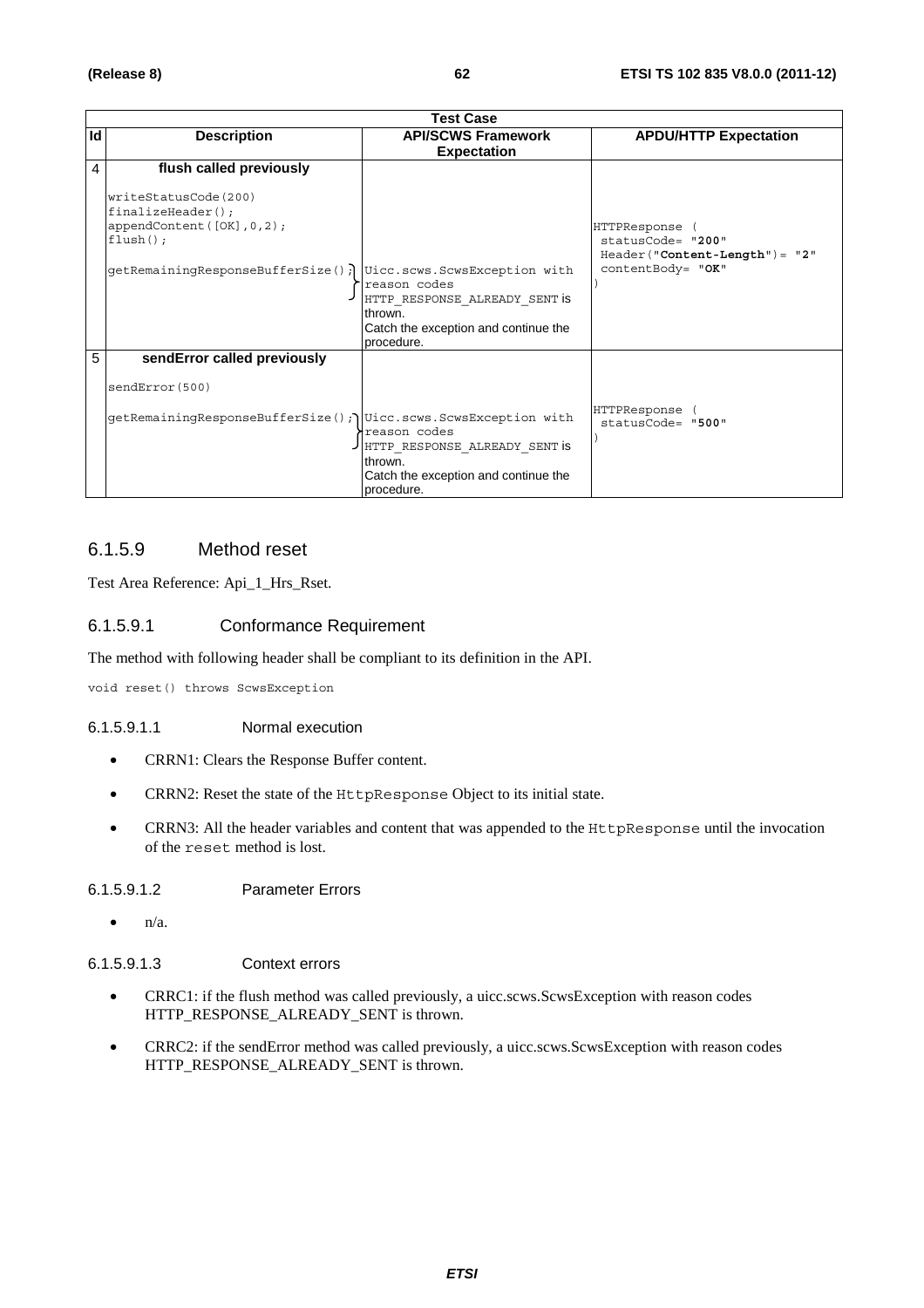| Test Case | | | |
|---|---|---|---|
| **Id** | **Description** | **API/SCWS Framework Expectation** | **APDU/HTTP Expectation** |
| 4 | **flush called previously**<br><br>writeStatusCode(200)<br>finalizeHeader();<br>appendContent([OK],0,2);<br>flush();<br><br>getRemainingResponseBufferSize(); | Uicc.scws.ScwsException with reason codes HTTP_RESPONSE_ALREADY_SENT is thrown.<br>Catch the exception and continue the procedure. | HTTPResponse (<br>statusCode= "**200**"<br>Header("**Content-Length**")= "**2**"<br>contentBody= "**OK**"<br>) |
| 5 | **sendError called previously**<br><br>sendError(500)<br><br>getRemainingResponseBufferSize(); | Uicc.scws.ScwsException with reason codes HTTP_RESPONSE_ALREADY_SENT is thrown.<br>Catch the exception and continue the procedure. | HTTPResponse (<br>statusCode= "**500**"<br>) |

### 6.1.5.9 Method reset

Test Area Reference: Api_1_Hrs_Rset.

#### 6.1.5.9.1 Conformance Requirement

The method with following header shall be compliant to its definition in the API.

```
void reset() throws ScwsException
```

##### 6.1.5.9.1.1 Normal execution

- CRRN1: Clears the Response Buffer content.
- CRRN2: Reset the state of the HttpResponse Object to its initial state.
- CRRN3: All the header variables and content that was appended to the HttpResponse until the invocation of the reset method is lost.

##### 6.1.5.9.1.2 Parameter Errors

- n/a.

##### 6.1.5.9.1.3 Context errors

- CRRC1: if the flush method was called previously, a uicc.scws.ScwsException with reason codes HTTP_RESPONSE_ALREADY_SENT is thrown.
- CRRC2: if the sendError method was called previously, a uicc.scws.ScwsException with reason codes HTTP_RESPONSE_ALREADY_SENT is thrown.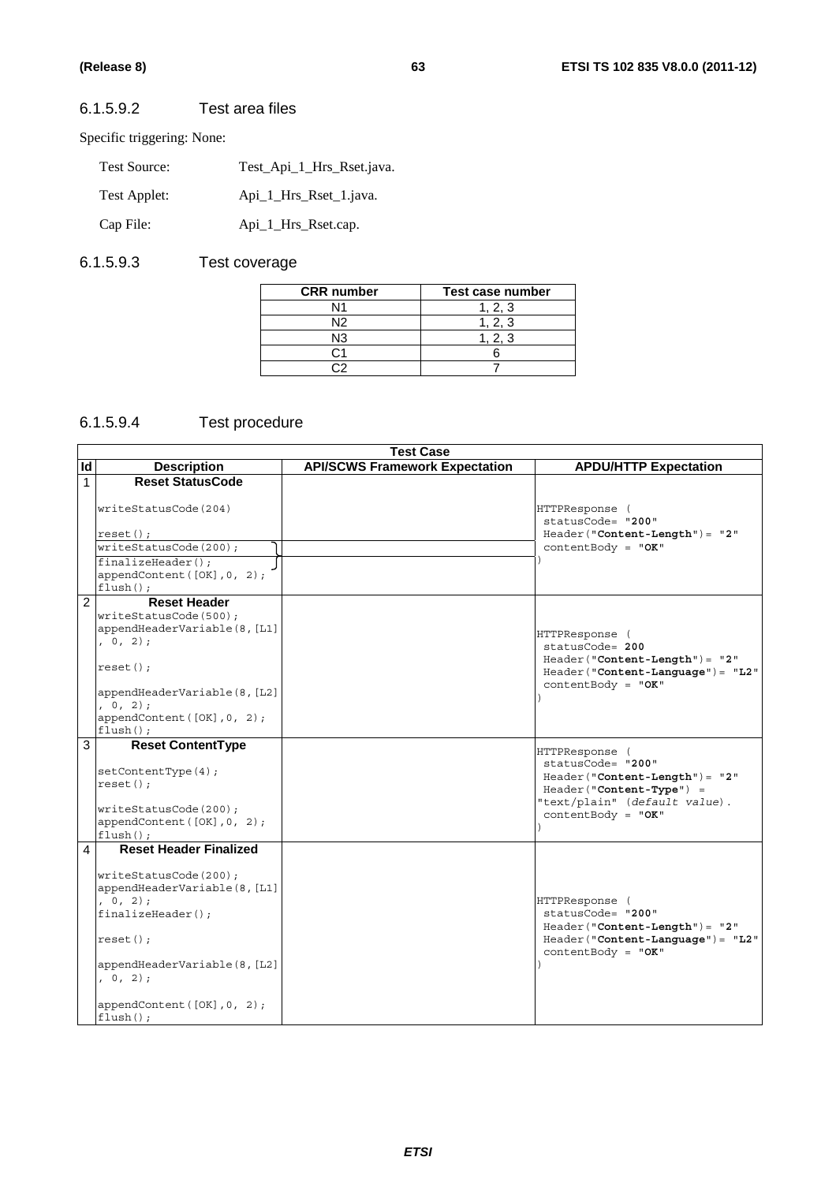### 6.1.5.9.2 Test area files

Specific triggering: None:

Test Source: Test_Api_1_Hrs_Rset.java.

Test Applet: Api_1_Hrs_Rset_1.java.

Cap File: Api_1_Hrs_Rset.cap.

### 6.1.5.9.3 Test coverage

| CRR number | Test case number |
|---|---|
| N1 | 1, 2, 3 |
| N2 | 1, 2, 3 |
| N3 | 1, 2, 3 |
| C1 | 6 |
| C2 | 7 |

### 6.1.5.9.4 Test procedure

| Id | Description | API/SCWS Framework Expectation | APDU/HTTP Expectation |
|---|---|---|---|
| 1 | **Reset StatusCode**<br><br>writeStatusCode(204)<br><br>reset();<br>writeStatusCode(200);<br>finalizeHeader();<br>appendContent([OK],0, 2);<br>flush(); | | HTTPResponse (<br>statusCode= "**200**"<br>Header("**Content-Length**")= "**2**"<br>contentBody = "**OK**"<br>) |
| 2 | **Reset Header**<br>writeStatusCode(500);<br>appendHeaderVariable(8,[L1], 0, 2);<br><br>reset();<br><br>appendHeaderVariable(8,[L2], 0, 2);<br>appendContent([OK],0, 2);<br>flush(); | | HTTPResponse (<br>statusCode= **200**<br>Header("**Content-Length**")= "**2**"<br>Header("**Content-Language**")= "**L2**"<br>contentBody = "**OK**"<br>) |
| 3 | **Reset ContentType**<br><br>setContentType(4);<br>reset();<br><br>writeStatusCode(200);<br>appendContent([OK],0, 2);<br>flush(); | | HTTPResponse (<br>statusCode= "**200**"<br>Header("**Content-Length**")= "**2**"<br>Header("**Content-Type**") = "text/plain" (*default value*).<br>contentBody = "**OK**"<br>) |
| 4 | **Reset Header Finalized**<br><br>writeStatusCode(200);<br>appendHeaderVariable(8,[L1], 0, 2);<br>finalizeHeader();<br><br>reset();<br><br>appendHeaderVariable(8,[L2], 0, 2);<br><br>appendContent([OK],0, 2);<br>flush(); | | HTTPResponse (<br>statusCode= "**200**"<br>Header("**Content-Length**")= "**2**"<br>Header("**Content-Language**")= "**L2**"<br>contentBody = "**OK**"<br>) |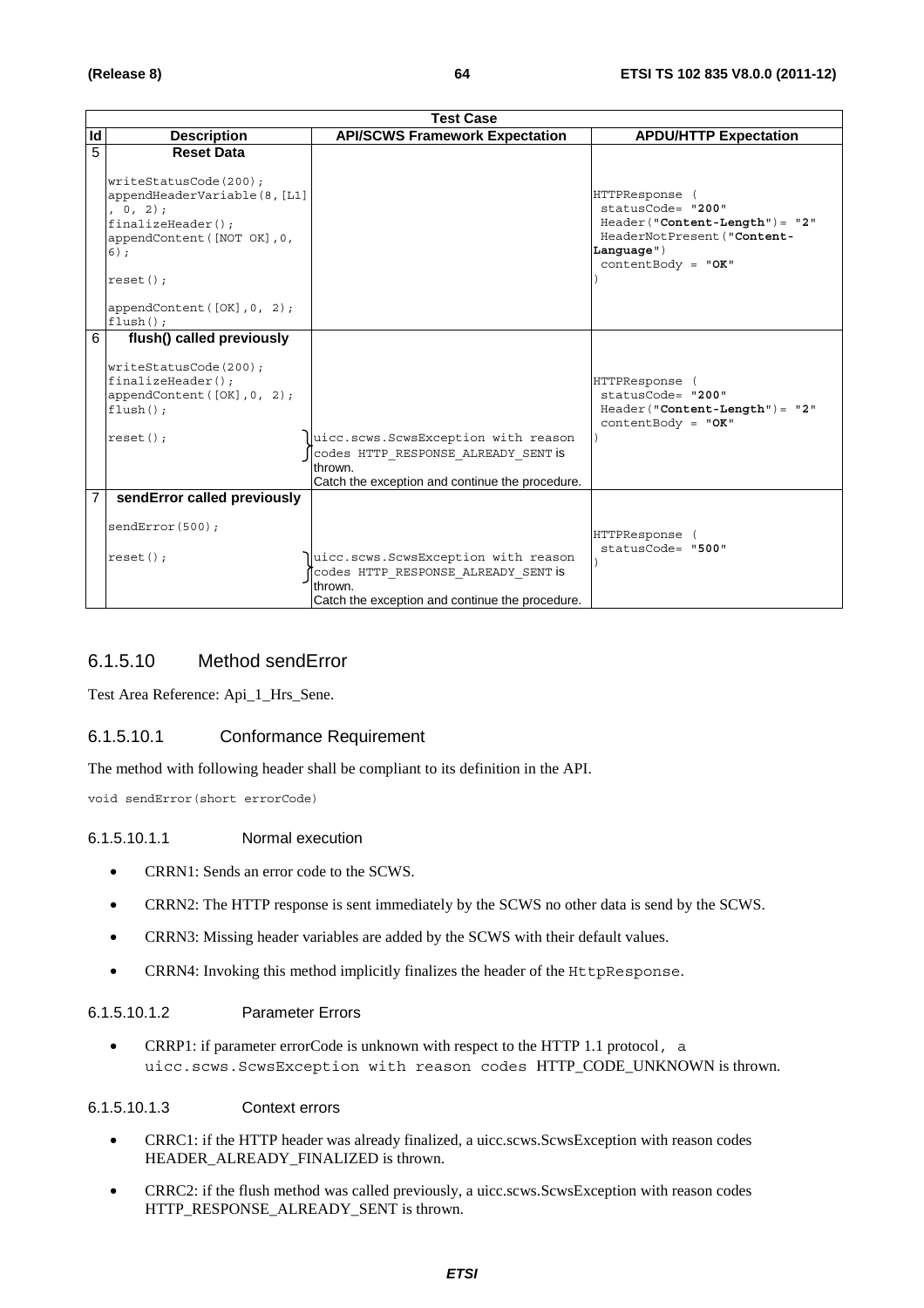| Test Case | | | |
|---|---|---|---|
| **Id** | **Description** | **API/SCWS Framework Expectation** | **APDU/HTTP Expectation** |
| 5 | **Reset Data**<br><br>writeStatusCode(200);<br>appendHeaderVariable(8,[L1], 0, 2);<br>finalizeHeader();<br>appendContent([NOT OK],0, 6);<br><br>reset();<br><br>appendContent([OK],0, 2);<br>flush(); | | HTTPResponse (<br>statusCode= "**200**"<br>Header("**Content-Length**")= "**2**"<br>HeaderNotPresent("**Content-Language**")<br>contentBody = "**OK**"<br>) |
| 6 | **flush() called previously**<br><br>writeStatusCode(200);<br>finalizeHeader();<br>appendContent([OK],0, 2);<br>flush();<br><br>reset(); | uicc.scws.ScwsException with reason codes HTTP_RESPONSE_ALREADY_SENT is thrown.<br>Catch the exception and continue the procedure. | HTTPResponse (<br>statusCode= "**200**"<br>Header("**Content-Length**")= "**2**"<br>contentBody = "**OK**"<br>) |
| 7 | **sendError called previously**<br><br>sendError(500);<br><br>reset(); | uicc.scws.ScwsException with reason codes HTTP_RESPONSE_ALREADY_SENT is thrown.<br>Catch the exception and continue the procedure. | HTTPResponse (<br>statusCode= "**500**"<br>) |

### 6.1.5.10 Method sendError

Test Area Reference: Api_1_Hrs_Sene.

#### 6.1.5.10.1 Conformance Requirement

The method with following header shall be compliant to its definition in the API.

```
void sendError(short errorCode)
```

##### 6.1.5.10.1.1 Normal execution

- CRRN1: Sends an error code to the SCWS.
- CRRN2: The HTTP response is sent immediately by the SCWS no other data is send by the SCWS.
- CRRN3: Missing header variables are added by the SCWS with their default values.
- CRRN4: Invoking this method implicitly finalizes the header of the `HttpResponse`.

##### 6.1.5.10.1.2 Parameter Errors

- CRRP1: if parameter errorCode is unknown with respect to the HTTP 1.1 protocol, a uicc.scws.ScwsException with reason codes HTTP_CODE_UNKNOWN is thrown.

##### 6.1.5.10.1.3 Context errors

- CRRC1: if the HTTP header was already finalized, a uicc.scws.ScwsException with reason codes HEADER_ALREADY_FINALIZED is thrown.
- CRRC2: if the flush method was called previously, a uicc.scws.ScwsException with reason codes HTTP_RESPONSE_ALREADY_SENT is thrown.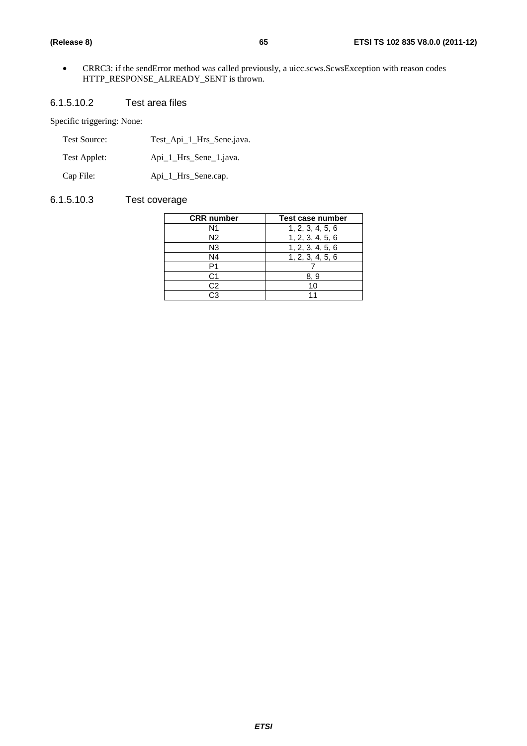- CRRC3: if the sendError method was called previously, a uicc.scws.ScwsException with reason codes HTTP_RESPONSE_ALREADY_SENT is thrown.

### 6.1.5.10.2 Test area files

Specific triggering: None:

Test Source: Test_Api_1_Hrs_Sene.java.

Test Applet: Api_1_Hrs_Sene_1.java.

Cap File: Api_1_Hrs_Sene.cap.

### 6.1.5.10.3 Test coverage

| CRR number | Test case number |
| --- | --- |
| N1 | 1, 2, 3, 4, 5, 6 |
| N2 | 1, 2, 3, 4, 5, 6 |
| N3 | 1, 2, 3, 4, 5, 6 |
| N4 | 1, 2, 3, 4, 5, 6 |
| P1 | 7 |
| C1 | 8, 9 |
| C2 | 10 |
| C3 | 11 |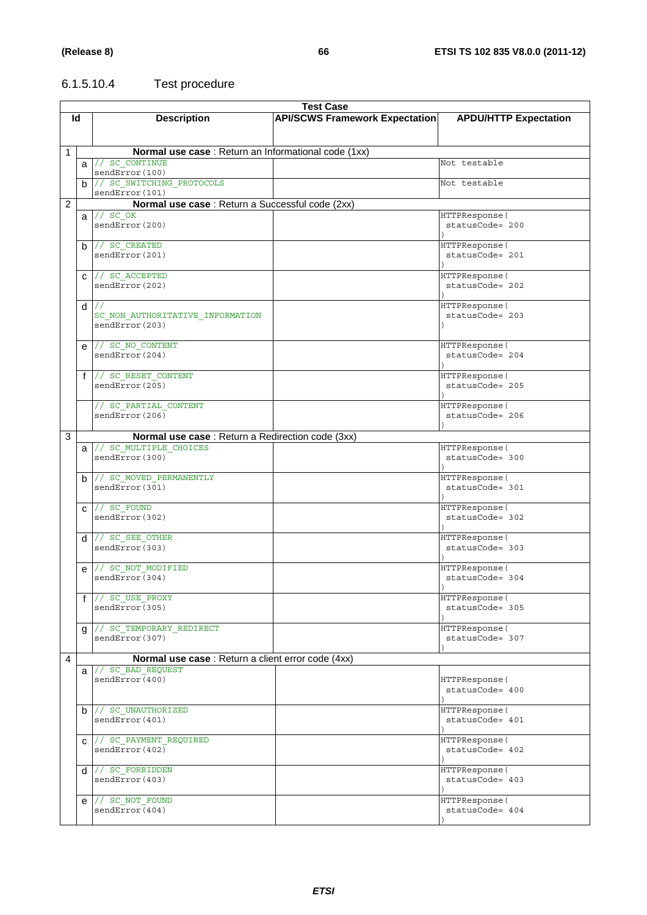### 6.1.5.10.4 Test procedure

| Id | | Description | API/SCWS Framework Expectation | APDU/HTTP Expectation |
|---|---|---|---|---|
| 1 | | **Normal use case** : Return an Informational code (1xx) | | |
| | a | // SC_CONTINUE sendError(100) | | Not testable |
| | b | // SC_SWITCHING_PROTOCOLS sendError(101) | | Not testable |
| 2 | | **Normal use case** : Return a Successful code (2xx) | | |
| | a | // SC_OK sendError(200) | | HTTPResponse( statusCode= 200 ) |
| | b | // SC_CREATED sendError(201) | | HTTPResponse( statusCode= 201 ) |
| | c | // SC_ACCEPTED sendError(202) | | HTTPResponse( statusCode= 202 ) |
| | d | // SC_NON_AUTHORITATIVE_INFORMATION sendError(203) | | HTTPResponse( statusCode= 203 ) |
| | e | // SC_NO_CONTENT sendError(204) | | HTTPResponse( statusCode= 204 ) |
| | f | // SC_RESET_CONTENT sendError(205) | | HTTPResponse( statusCode= 205 ) |
| | | // SC_PARTIAL_CONTENT sendError(206) | | HTTPResponse( statusCode= 206 ) |
| 3 | | **Normal use case** : Return a Redirection code (3xx) | | |
| | a | // SC_MULTIPLE_CHOICES sendError(300) | | HTTPResponse( statusCode= 300 ) |
| | b | // SC_MOVED_PERMANENTLY sendError(301) | | HTTPResponse( statusCode= 301 ) |
| | c | // SC_FOUND sendError(302) | | HTTPResponse( statusCode= 302 ) |
| | d | // SC_SEE_OTHER sendError(303) | | HTTPResponse( statusCode= 303 ) |
| | e | // SC_NOT_MODIFIED sendError(304) | | HTTPResponse( statusCode= 304 ) |
| | f | // SC_USE_PROXY sendError(305) | | HTTPResponse( statusCode= 305 ) |
| | g | // SC_TEMPORARY_REDIRECT sendError(307) | | HTTPResponse( statusCode= 307 ) |
| 4 | | **Normal use case** : Return a client error code (4xx) | | |
| | a | // SC_BAD_REQUEST sendError(400) | | HTTPResponse( statusCode= 400 ) |
| | b | // SC_UNAUTHORIZED sendError(401) | | HTTPResponse( statusCode= 401 ) |
| | c | // SC_PAYMENT_REQUIRED sendError(402) | | HTTPResponse( statusCode= 402 ) |
| | d | // SC_FORBIDDEN sendError(403) | | HTTPResponse( statusCode= 403 ) |
| | e | // SC_NOT_FOUND sendError(404) | | HTTPResponse( statusCode= 404 ) |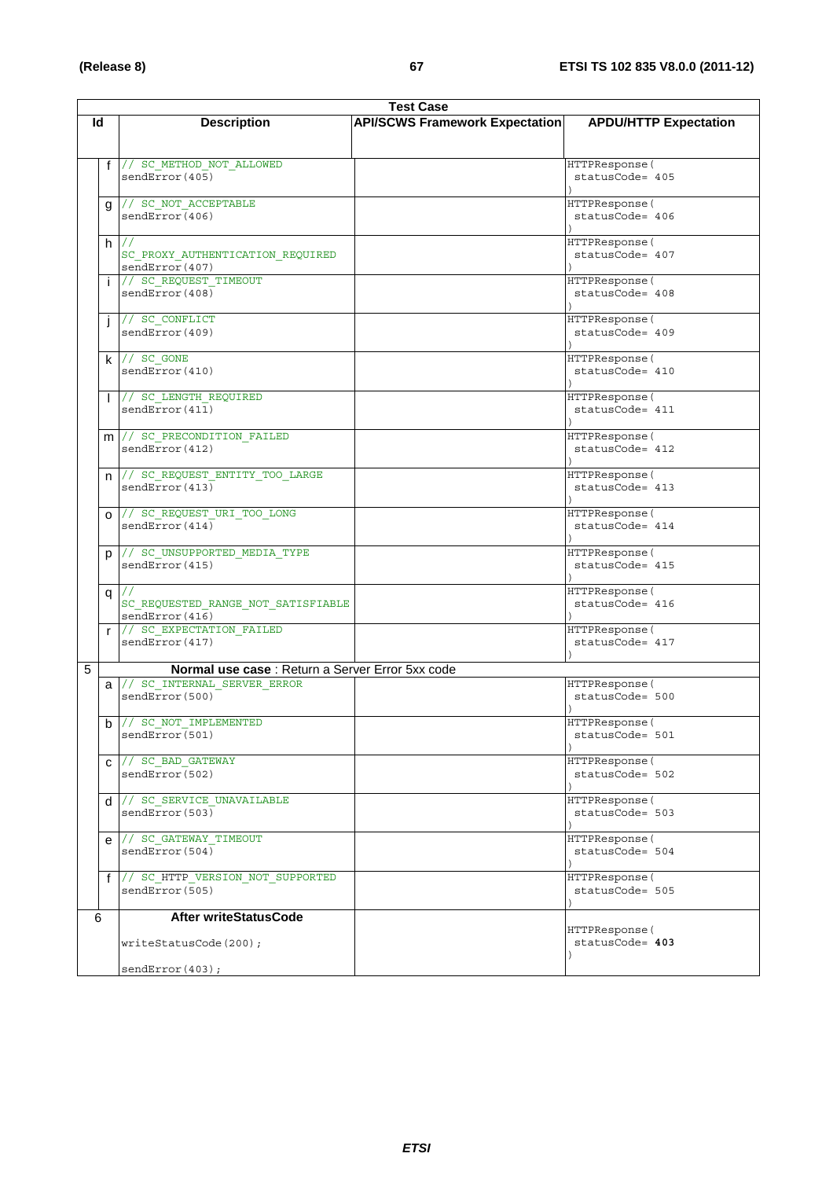| Test Case | | | | |
|---|---|---|---|---|
| **Id** | | **Description** | **API/SCWS Framework Expectation** | **APDU/HTTP Expectation** |
| | f | // SC_METHOD_NOT_ALLOWED<br>sendError(405) | | HTTPResponse(<br>statusCode= 405<br>) |
| | g | // SC_NOT_ACCEPTABLE<br>sendError(406) | | HTTPResponse(<br>statusCode= 406<br>) |
| | h | //<br>SC_PROXY_AUTHENTICATION_REQUIRED<br>sendError(407) | | HTTPResponse(<br>statusCode= 407<br>) |
| | i | // SC_REQUEST_TIMEOUT<br>sendError(408) | | HTTPResponse(<br>statusCode= 408<br>) |
| | j | // SC_CONFLICT<br>sendError(409) | | HTTPResponse(<br>statusCode= 409<br>) |
| | k | // SC_GONE<br>sendError(410) | | HTTPResponse(<br>statusCode= 410<br>) |
| | l | // SC_LENGTH_REQUIRED<br>sendError(411) | | HTTPResponse(<br>statusCode= 411<br>) |
| | m | // SC_PRECONDITION_FAILED<br>sendError(412) | | HTTPResponse(<br>statusCode= 412<br>) |
| | n | // SC_REQUEST_ENTITY_TOO_LARGE<br>sendError(413) | | HTTPResponse(<br>statusCode= 413<br>) |
| | o | // SC_REQUEST_URI_TOO_LONG<br>sendError(414) | | HTTPResponse(<br>statusCode= 414<br>) |
| | p | // SC_UNSUPPORTED_MEDIA_TYPE<br>sendError(415) | | HTTPResponse(<br>statusCode= 415<br>) |
| | q | //<br>SC_REQUESTED_RANGE_NOT_SATISFIABLE<br>sendError(416) | | HTTPResponse(<br>statusCode= 416<br>) |
| | r | // SC_EXPECTATION_FAILED<br>sendError(417) | | HTTPResponse(<br>statusCode= 417<br>) |
| 5 | | **Normal use case** : Return a Server Error 5xx code | | |
| | a | // SC_INTERNAL_SERVER_ERROR<br>sendError(500) | | HTTPResponse(<br>statusCode= 500<br>) |
| | b | // SC_NOT_IMPLEMENTED<br>sendError(501) | | HTTPResponse(<br>statusCode= 501<br>) |
| | c | // SC_BAD_GATEWAY<br>sendError(502) | | HTTPResponse(<br>statusCode= 502<br>) |
| | d | // SC_SERVICE_UNAVAILABLE<br>sendError(503) | | HTTPResponse(<br>statusCode= 503<br>) |
| | e | // SC_GATEWAY_TIMEOUT<br>sendError(504) | | HTTPResponse(<br>statusCode= 504<br>) |
| | f | // SC_HTTP_VERSION_NOT_SUPPORTED<br>sendError(505) | | HTTPResponse(<br>statusCode= 505<br>) |
| 6 | | **After writeStatusCode**<br>writeStatusCode(200);<br>sendError(403); | | HTTPResponse(<br>statusCode= **403**<br>) |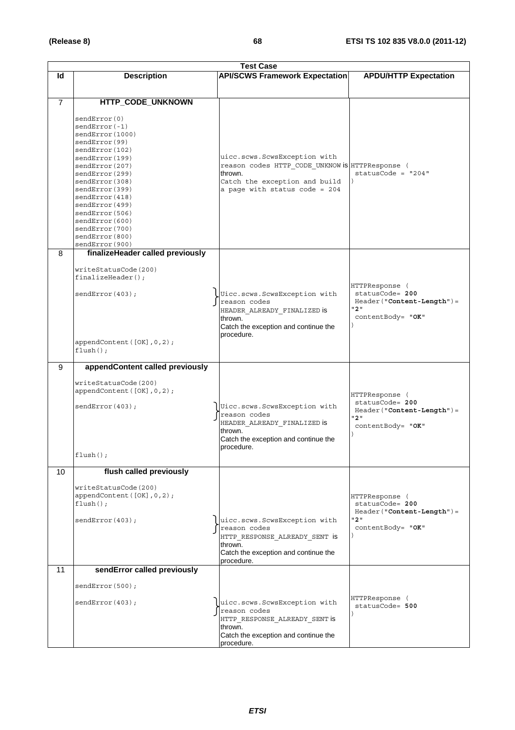| Test Case | | | |
|---|---|---|---|
| **Id** | **Description** | **API/SCWS Framework Expectation** | **APDU/HTTP Expectation** |
| 7 | **HTTP_CODE_UNKNOWN**<br><br>sendError(0)<br>sendError(-1)<br>sendError(1000)<br>sendError(99)<br>sendError(102)<br>sendError(199)<br>sendError(207)<br>sendError(299)<br>sendError(308)<br>sendError(399)<br>sendError(418)<br>sendError(499)<br>sendError(506)<br>sendError(600)<br>sendError(700)<br>sendError(800)<br>sendError(900) | uicc.scws.ScwsException with reason codes HTTP_CODE_UNKNOW is thrown.<br>Catch the exception and build a page with status code = 204 | HTTPResponse (<br>statusCode = "204"<br>) |
| 8 | **finalizeHeader called previously**<br><br>writeStatusCode(200)<br>finalizeHeader();<br><br>sendError(403);<br><br><br><br><br>appendContent([OK],0,2);<br>flush(); | Uicc.scws.ScwsException with reason codes HEADER_ALREADY_FINALIZED is thrown.<br>Catch the exception and continue the procedure. | HTTPResponse (<br>statusCode= **200**<br>Header("**Content-Length**")= "**2**"<br>contentBody= "**OK**"<br>) |
| 9 | **appendContent called previously**<br><br>writeStatusCode(200)<br>appendContent([OK],0,2);<br><br>sendError(403);<br><br><br><br>flush(); | Uicc.scws.ScwsException with reason codes HEADER_ALREADY_FINALIZED is thrown.<br>Catch the exception and continue the procedure. | HTTPResponse (<br>statusCode= **200**<br>Header("**Content-Length**")= "**2**"<br>contentBody= "**OK**"<br>) |
| 10 | **flush called previously**<br><br>writeStatusCode(200)<br>appendContent([OK],0,2);<br>flush();<br><br>sendError(403); | uicc.scws.ScwsException with reason codes HTTP_RESPONSE_ALREADY_SENT is thrown.<br>Catch the exception and continue the procedure. | HTTPResponse (<br>statusCode= **200**<br>Header("**Content-Length**")= "**2**"<br>contentBody= "**OK**"<br>) |
| 11 | **sendError called previously**<br><br>sendError(500);<br><br>sendError(403); | uicc.scws.ScwsException with reason codes HTTP_RESPONSE_ALREADY_SENT is thrown.<br>Catch the exception and continue the procedure. | HTTPResponse (<br>statusCode= **500**<br>) |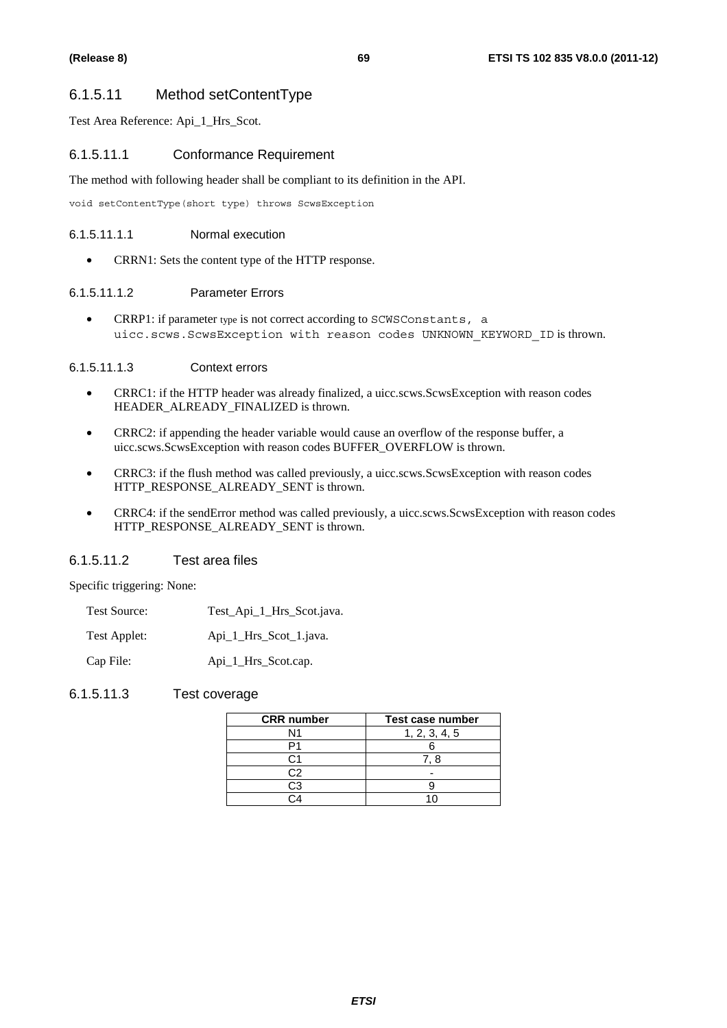### 6.1.5.11 Method setContentType

Test Area Reference: Api_1_Hrs_Scot.

#### 6.1.5.11.1 Conformance Requirement

The method with following header shall be compliant to its definition in the API.

```
void setContentType(short type) throws ScwsException
```

##### 6.1.5.11.1.1 Normal execution

- CRRN1: Sets the content type of the HTTP response.

##### 6.1.5.11.1.2 Parameter Errors

- CRRP1: if parameter type is not correct according to SCWSConstants, a uicc.scws.ScwsException with reason codes UNKNOWN_KEYWORD_ID is thrown.

##### 6.1.5.11.1.3 Context errors

- CRRC1: if the HTTP header was already finalized, a uicc.scws.ScwsException with reason codes HEADER_ALREADY_FINALIZED is thrown.
- CRRC2: if appending the header variable would cause an overflow of the response buffer, a uicc.scws.ScwsException with reason codes BUFFER_OVERFLOW is thrown.
- CRRC3: if the flush method was called previously, a uicc.scws.ScwsException with reason codes HTTP_RESPONSE_ALREADY_SENT is thrown.
- CRRC4: if the sendError method was called previously, a uicc.scws.ScwsException with reason codes HTTP_RESPONSE_ALREADY_SENT is thrown.

#### 6.1.5.11.2 Test area files

Specific triggering: None:

| | |
|---|---|
| Test Source: | Test_Api_1_Hrs_Scot.java. |
| Test Applet: | Api_1_Hrs_Scot_1.java. |
| Cap File: | Api_1_Hrs_Scot.cap. |

#### 6.1.5.11.3 Test coverage

| CRR number | Test case number |
|---|---|
| N1 | 1, 2, 3, 4, 5 |
| P1 | 6 |
| C1 | 7, 8 |
| C2 | - |
| C3 | 9 |
| C4 | 10 |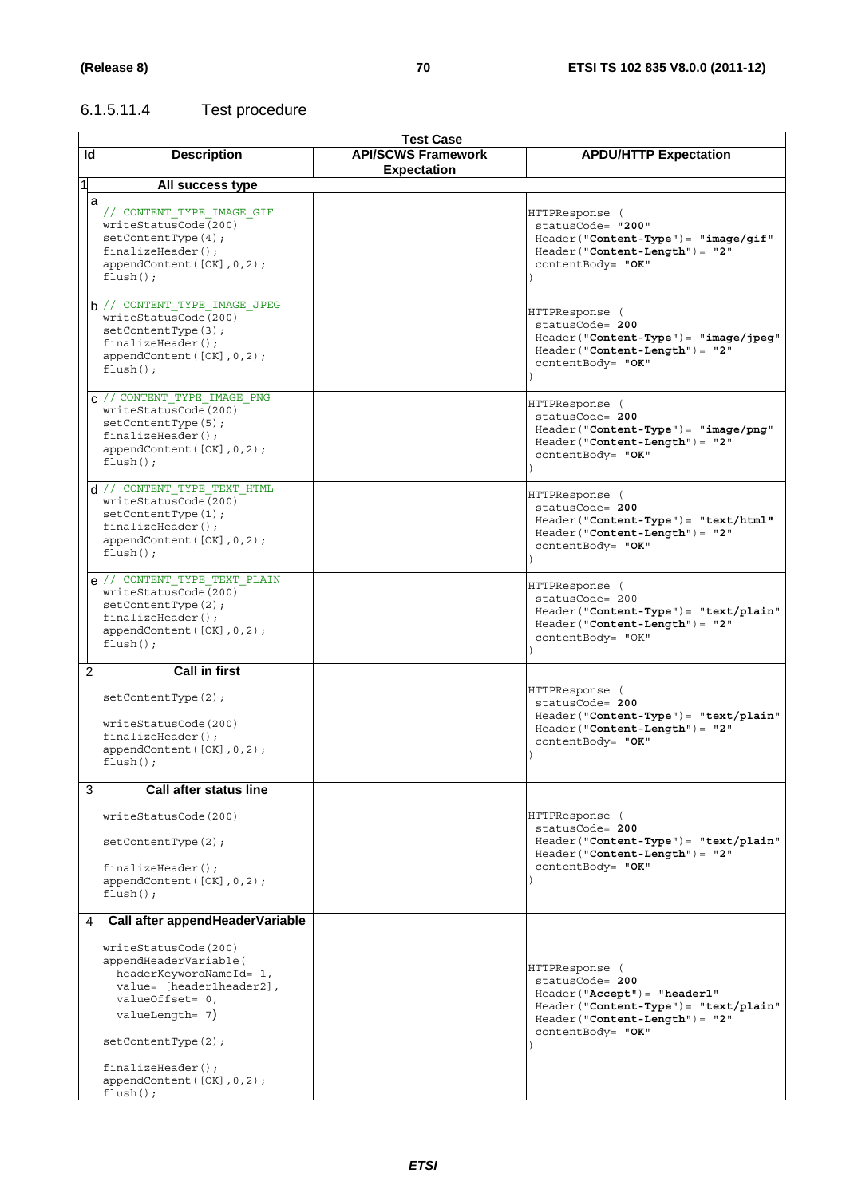#### 6.1.5.11.4 Test procedure

| Test Case | | | | |
|---|---|---|---|---|
| **Id** | | **Description** | **API/SCWS Framework Expectation** | **APDU/HTTP Expectation** |
| 1 | | **All success type** | | |
| | a | // CONTENT_TYPE_IMAGE_GIF<br>writeStatusCode(200)<br>setContentType(4);<br>finalizeHeader();<br>appendContent([OK],0,2);<br>flush(); | | HTTPResponse (<br>statusCode= "**200**"<br>Header("**Content-Type**")= "**image/gif**"<br>Header("**Content-Length**")= "**2**"<br>contentBody= "**OK**"<br>) |
| | b | // CONTENT_TYPE_IMAGE_JPEG<br>writeStatusCode(200)<br>setContentType(3);<br>finalizeHeader();<br>appendContent([OK],0,2);<br>flush(); | | HTTPResponse (<br>statusCode= **200**<br>Header("**Content-Type**")= "**image/jpeg**"<br>Header("**Content-Length**")= "**2**"<br>contentBody= "**OK**"<br>) |
| | c | // CONTENT_TYPE_IMAGE_PNG<br>writeStatusCode(200)<br>setContentType(5);<br>finalizeHeader();<br>appendContent([OK],0,2);<br>flush(); | | HTTPResponse (<br>statusCode= **200**<br>Header("**Content-Type**")= "**image/png**"<br>Header("**Content-Length**")= "**2**"<br>contentBody= "**OK**"<br>) |
| | d | // CONTENT_TYPE_TEXT_HTML<br>writeStatusCode(200)<br>setContentType(1);<br>finalizeHeader();<br>appendContent([OK],0,2);<br>flush(); | | HTTPResponse (<br>statusCode= **200**<br>Header("**Content-Type**")= "**text/html"**<br>Header("**Content-Length**")= "**2**"<br>contentBody= "**OK**"<br>) |
| | e | // CONTENT_TYPE_TEXT_PLAIN<br>writeStatusCode(200)<br>setContentType(2);<br>finalizeHeader();<br>appendContent([OK],0,2);<br>flush(); | | HTTPResponse (<br>statusCode= 200<br>Header("**Content-Type**")= "**text/plain**"<br>Header("**Content-Length**")= "**2**"<br>contentBody= "OK"<br>) |
| 2 | | **Call in first**<br><br>setContentType(2);<br><br>writeStatusCode(200)<br>finalizeHeader();<br>appendContent([OK],0,2);<br>flush(); | | HTTPResponse (<br>statusCode= **200**<br>Header("**Content-Type**")= "**text/plain**"<br>Header("**Content-Length**")= "**2**"<br>contentBody= "**OK**"<br>) |
| 3 | | **Call after status line**<br><br>writeStatusCode(200)<br><br>setContentType(2);<br><br>finalizeHeader();<br>appendContent([OK],0,2);<br>flush(); | | HTTPResponse (<br>statusCode= **200**<br>Header("**Content-Type**")= "**text/plain**"<br>Header("**Content-Length**")= "**2**"<br>contentBody= "**OK**"<br>) |
| 4 | | **Call after appendHeaderVariable**<br><br>writeStatusCode(200)<br>appendHeaderVariable(<br>headerKeywordNameId= 1,<br>value= [header1header2],<br>valueOffset= 0,<br>valueLength= 7)<br><br>setContentType(2);<br><br>finalizeHeader();<br>appendContent([OK],0,2);<br>flush(); | | HTTPResponse (<br>statusCode= **200**<br>Header("**Accept**")= "**header1**"<br>Header("**Content-Type**")= "**text/plain**"<br>Header("**Content-Length**")= "**2**"<br>contentBody= "**OK**"<br>) |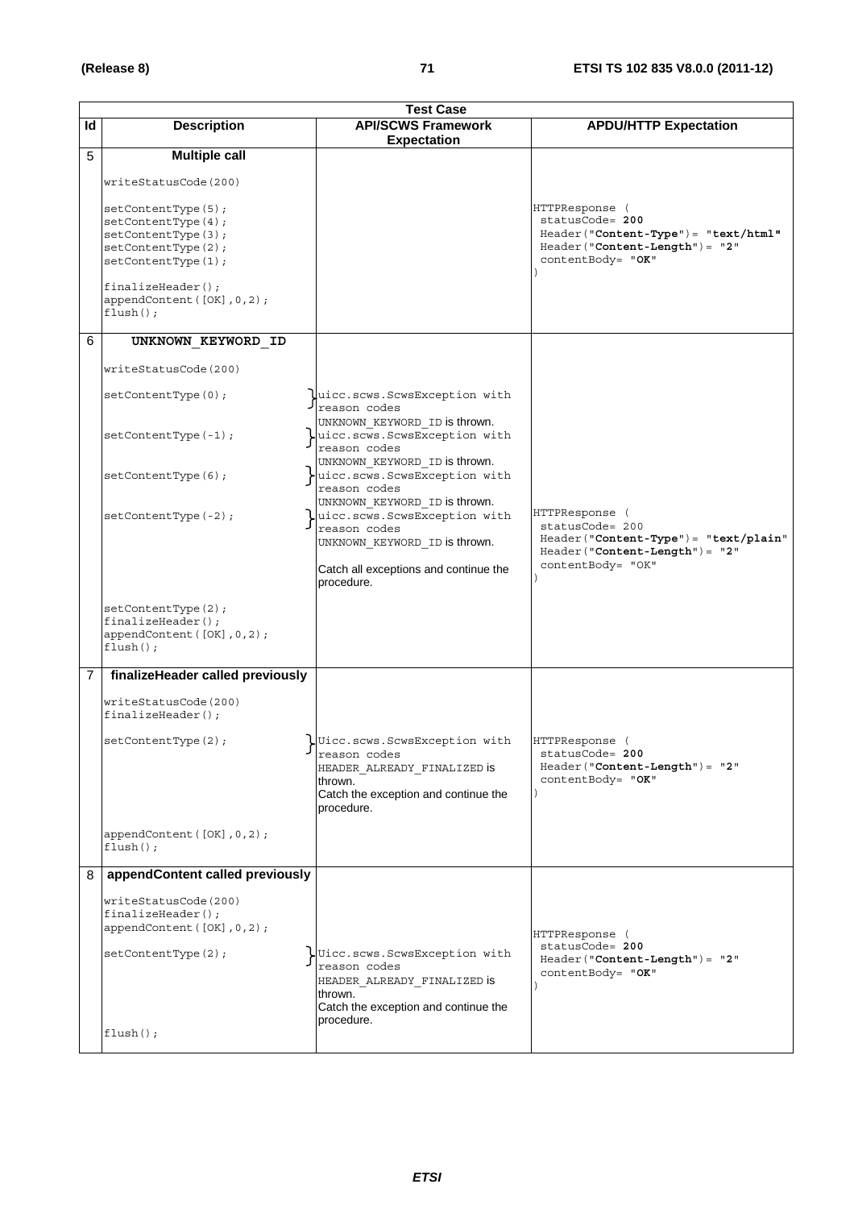| Test Case | | | |
|---|---|---|---|
| **Id** | **Description** | **API/SCWS Framework Expectation** | **APDU/HTTP Expectation** |
| 5 | **Multiple call**<br><br>writeStatusCode(200)<br><br>setContentType(5);<br>setContentType(4);<br>setContentType(3);<br>setContentType(2);<br>setContentType(1);<br><br>finalizeHeader();<br>appendContent([OK],0,2);<br>flush(); | | HTTPResponse (<br>statusCode= **200**<br>Header("**Content-Type**")= "**text/html**"<br>Header("**Content-Length**")= "**2**"<br>contentBody= "**OK**"<br>) |
| 6 | **UNKNOWN_KEYWORD_ID**<br><br>writeStatusCode(200)<br><br>setContentType(0);<br><br>setContentType(-1);<br><br>setContentType(6);<br><br>setContentType(-2);<br><br>setContentType(2);<br>finalizeHeader();<br>appendContent([OK],0,2);<br>flush(); | uicc.scws.ScwsException with reason codes UNKNOWN_KEYWORD_ID is thrown.<br>uicc.scws.ScwsException with reason codes UNKNOWN_KEYWORD_ID is thrown.<br>uicc.scws.ScwsException with reason codes UNKNOWN_KEYWORD_ID is thrown.<br>uicc.scws.ScwsException with reason codes UNKNOWN_KEYWORD_ID is thrown.<br><br>Catch all exceptions and continue the procedure. | HTTPResponse (<br>statusCode= 200<br>Header("**Content-Type**")= "**text/plain**"<br>Header("**Content-Length**")= "**2**"<br>contentBody= "OK"<br>) |
| 7 | **finalizeHeader called previously**<br><br>writeStatusCode(200)<br>finalizeHeader();<br><br>setContentType(2);<br><br>appendContent([OK],0,2);<br>flush(); | Uicc.scws.ScwsException with reason codes HEADER_ALREADY_FINALIZED is thrown.<br>Catch the exception and continue the procedure. | HTTPResponse (<br>statusCode= **200**<br>Header("**Content-Length**")= "**2**"<br>contentBody= "**OK**"<br>) |
| 8 | **appendContent called previously**<br><br>writeStatusCode(200)<br>finalizeHeader();<br>appendContent([OK],0,2);<br><br>setContentType(2);<br><br>flush(); | Uicc.scws.ScwsException with reason codes HEADER_ALREADY_FINALIZED is thrown.<br>Catch the exception and continue the procedure. | HTTPResponse (<br>statusCode= **200**<br>Header("**Content-Length**")= "**2**"<br>contentBody= "**OK**"<br>) |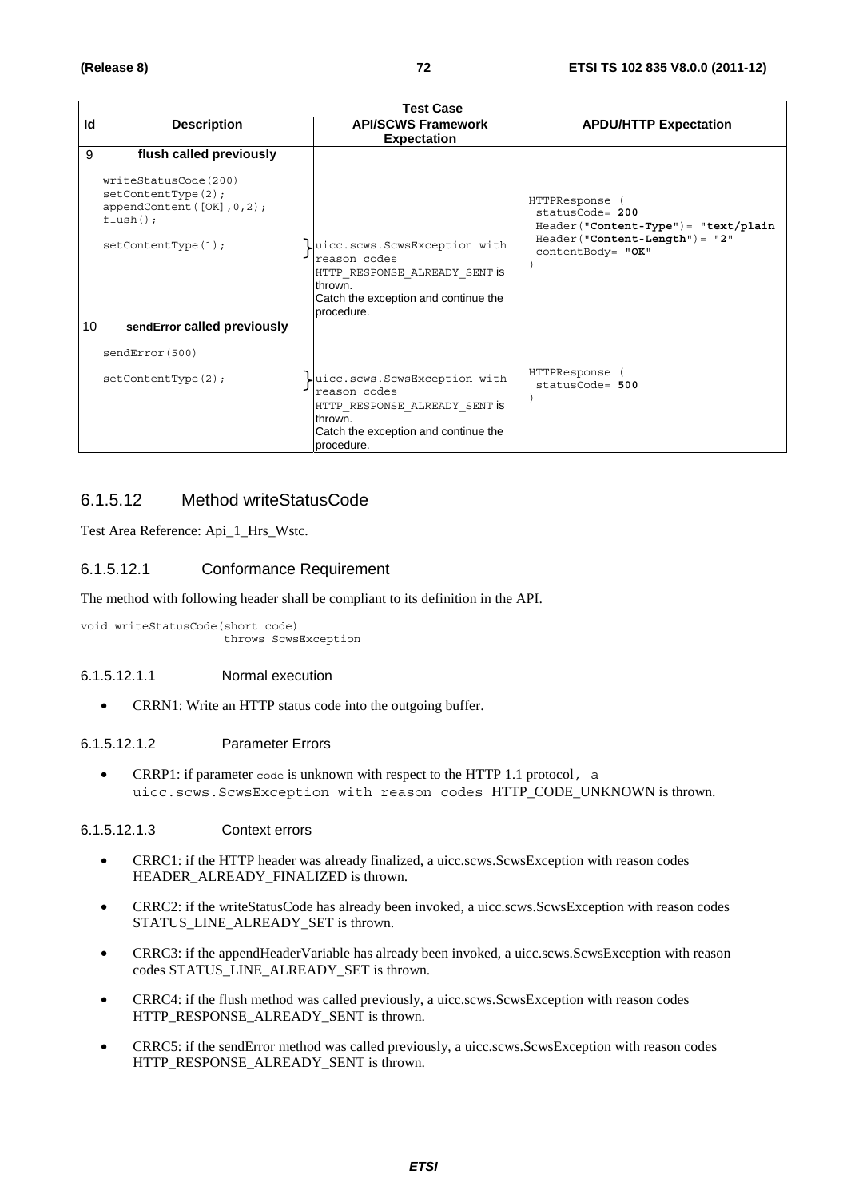| Test Case | | | |
|---|---|---|---|
| **Id** | **Description** | **API/SCWS Framework Expectation** | **APDU/HTTP Expectation** |
| 9 | **flush called previously**<br><br>writeStatusCode(200)<br>setContentType(2);<br>appendContent([OK],0,2);<br>flush();<br><br>setContentType(1); | uicc.scws.ScwsException with reason codes HTTP_RESPONSE_ALREADY_SENT is thrown.<br>Catch the exception and continue the procedure. | HTTPResponse (<br>statusCode= **200**<br>Header("**Content-Type**")= "**text/plain**<br>Header("**Content-Length**")= "**2**"<br>contentBody= "**OK**"<br>) |
| 10 | **sendError called previously**<br><br>sendError(500)<br><br>setContentType(2); | uicc.scws.ScwsException with reason codes HTTP_RESPONSE_ALREADY_SENT is thrown.<br>Catch the exception and continue the procedure. | HTTPResponse (<br>statusCode= **500**<br>) |

## 6.1.5.12 Method writeStatusCode

Test Area Reference: Api_1_Hrs_Wstc.

### 6.1.5.12.1 Conformance Requirement

The method with following header shall be compliant to its definition in the API.

```
void writeStatusCode(short code)
                    throws ScwsException
```

#### 6.1.5.12.1.1 Normal execution

- CRRN1: Write an HTTP status code into the outgoing buffer.

#### 6.1.5.12.1.2 Parameter Errors

- CRRP1: if parameter code is unknown with respect to the HTTP 1.1 protocol, a uicc.scws.ScwsException with reason codes HTTP_CODE_UNKNOWN is thrown.

#### 6.1.5.12.1.3 Context errors

- CRRC1: if the HTTP header was already finalized, a uicc.scws.ScwsException with reason codes HEADER_ALREADY_FINALIZED is thrown.
- CRRC2: if the writeStatusCode has already been invoked, a uicc.scws.ScwsException with reason codes STATUS_LINE_ALREADY_SET is thrown.
- CRRC3: if the appendHeaderVariable has already been invoked, a uicc.scws.ScwsException with reason codes STATUS_LINE_ALREADY_SET is thrown.
- CRRC4: if the flush method was called previously, a uicc.scws.ScwsException with reason codes HTTP_RESPONSE_ALREADY_SENT is thrown.
- CRRC5: if the sendError method was called previously, a uicc.scws.ScwsException with reason codes HTTP_RESPONSE_ALREADY_SENT is thrown.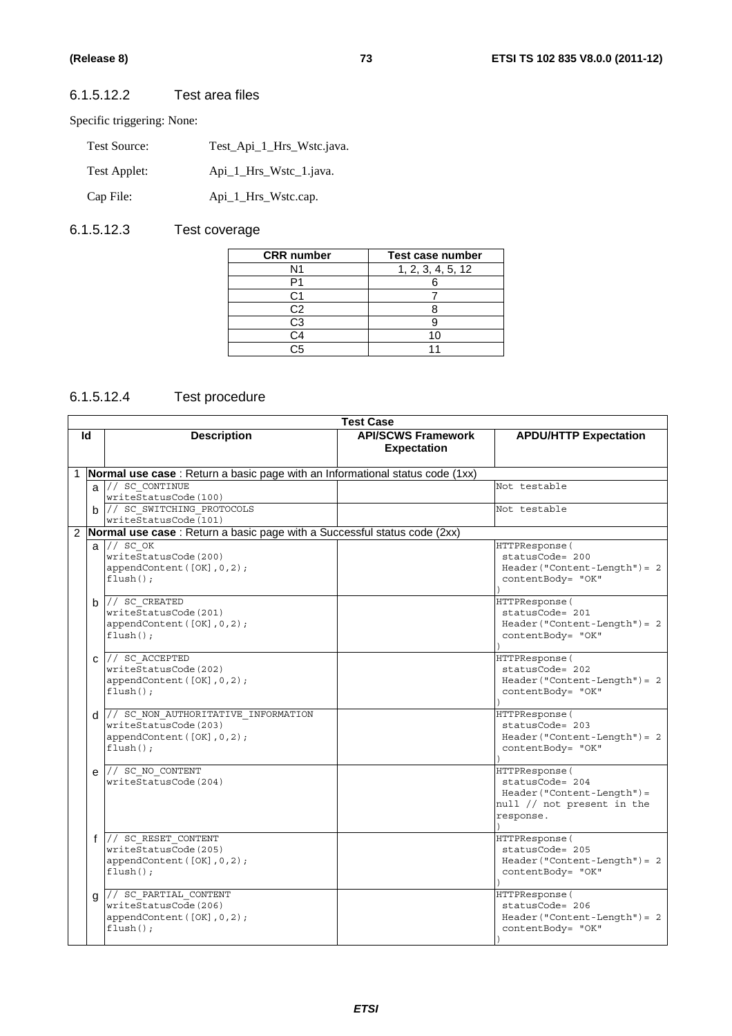#### 6.1.5.12.2 Test area files

Specific triggering: None:

| | |
|---|---|
| Test Source: | Test_Api_1_Hrs_Wstc.java. |
| Test Applet: | Api_1_Hrs_Wstc_1.java. |
| Cap File: | Api_1_Hrs_Wstc.cap. |

#### 6.1.5.12.3 Test coverage

| CRR number | Test case number |
|---|---|
| N1 | 1, 2, 3, 4, 5, 12 |
| P1 | 6 |
| C1 | 7 |
| C2 | 8 |
| C3 | 9 |
| C4 | 10 |
| C5 | 11 |

#### 6.1.5.12.4 Test procedure

| Id | | Description | API/SCWS Framework Expectation | APDU/HTTP Expectation |
|---|---|---|---|---|
| 1 | | **Normal use case** : Return a basic page with an Informational status code (1xx) | | |
| | a | // SC_CONTINUE<br>writeStatusCode(100) | | Not testable |
| | b | // SC_SWITCHING_PROTOCOLS<br>writeStatusCode(101) | | Not testable |
| 2 | | **Normal use case** : Return a basic page with a Successful status code (2xx) | | |
| | a | // SC_OK<br>writeStatusCode(200)<br>appendContent([OK],0,2);<br>flush(); | | HTTPResponse(<br>statusCode= 200<br>Header("Content-Length")= 2<br>contentBody= "OK"<br>) |
| | b | // SC_CREATED<br>writeStatusCode(201)<br>appendContent([OK],0,2);<br>flush(); | | HTTPResponse(<br>statusCode= 201<br>Header("Content-Length")= 2<br>contentBody= "OK"<br>) |
| | c | // SC_ACCEPTED<br>writeStatusCode(202)<br>appendContent([OK],0,2);<br>flush(); | | HTTPResponse(<br>statusCode= 202<br>Header("Content-Length")= 2<br>contentBody= "OK"<br>) |
| | d | // SC_NON_AUTHORITATIVE_INFORMATION<br>writeStatusCode(203)<br>appendContent([OK],0,2);<br>flush(); | | HTTPResponse(<br>statusCode= 203<br>Header("Content-Length")= 2<br>contentBody= "OK"<br>) |
| | e | // SC_NO_CONTENT<br>writeStatusCode(204) | | HTTPResponse(<br>statusCode= 204<br>Header("Content-Length")= null // not present in the response.<br>) |
| | f | // SC_RESET_CONTENT<br>writeStatusCode(205)<br>appendContent([OK],0,2);<br>flush(); | | HTTPResponse(<br>statusCode= 205<br>Header("Content-Length")= 2<br>contentBody= "OK"<br>) |
| | g | // SC_PARTIAL_CONTENT<br>writeStatusCode(206)<br>appendContent([OK],0,2);<br>flush(); | | HTTPResponse(<br>statusCode= 206<br>Header("Content-Length")= 2<br>contentBody= "OK"<br>) |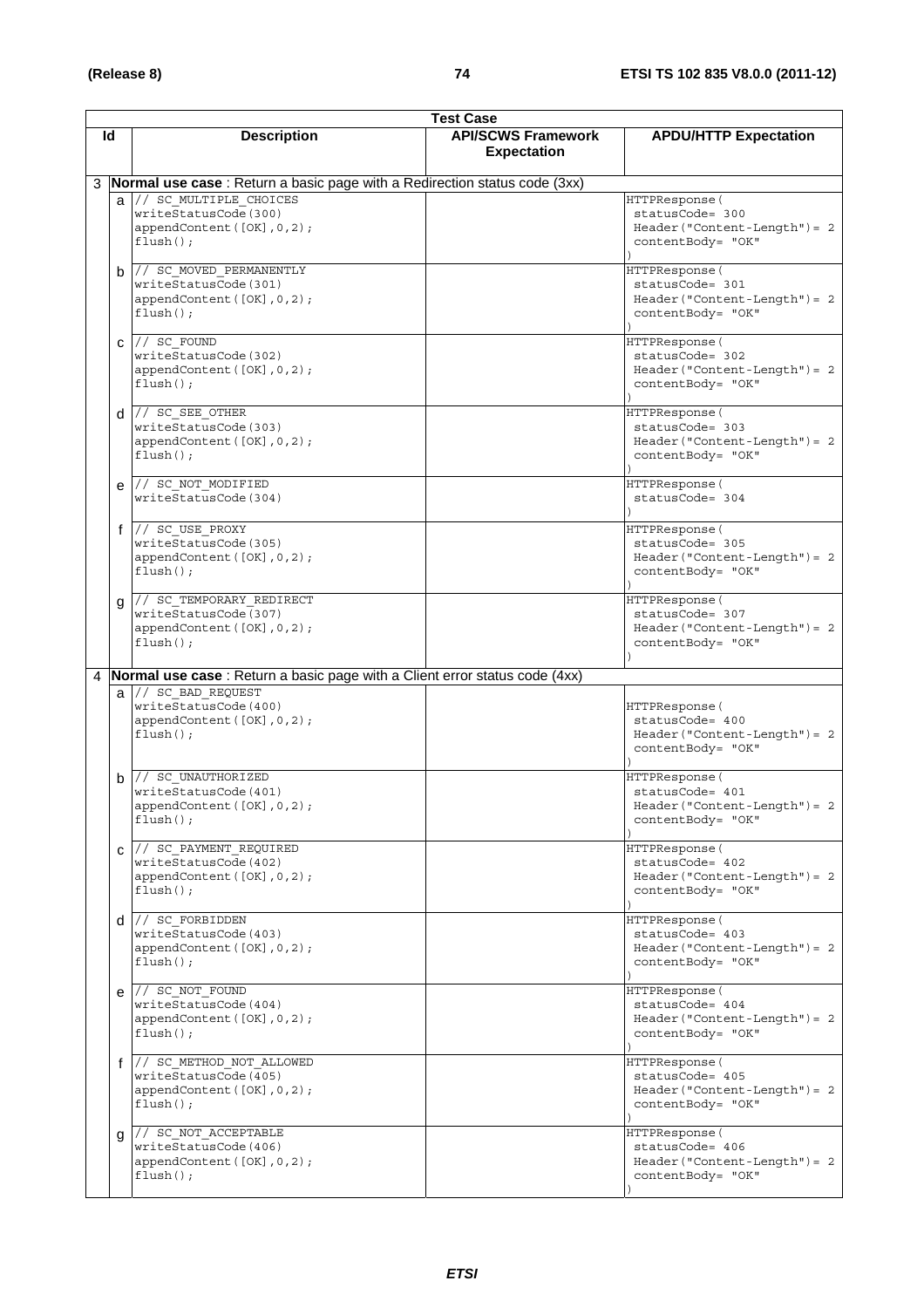| Test Case | | | | |
|---|---|---|---|---|
| **Id** | | **Description** | **API/SCWS Framework Expectation** | **APDU/HTTP Expectation** |
| 3 | **Normal use case** : Return a basic page with a Redirection status code (3xx) | | | |
| | a | // SC_MULTIPLE_CHOICES<br>writeStatusCode(300)<br>appendContent([OK],0,2);<br>flush(); | | HTTPResponse(<br>statusCode= 300<br>Header("Content-Length")= 2<br>contentBody= "OK"<br>) |
| | b | // SC_MOVED_PERMANENTLY<br>writeStatusCode(301)<br>appendContent([OK],0,2);<br>flush(); | | HTTPResponse(<br>statusCode= 301<br>Header("Content-Length")= 2<br>contentBody= "OK"<br>) |
| | c | // SC_FOUND<br>writeStatusCode(302)<br>appendContent([OK],0,2);<br>flush(); | | HTTPResponse(<br>statusCode= 302<br>Header("Content-Length")= 2<br>contentBody= "OK"<br>) |
| | d | // SC_SEE_OTHER<br>writeStatusCode(303)<br>appendContent([OK],0,2);<br>flush(); | | HTTPResponse(<br>statusCode= 303<br>Header("Content-Length")= 2<br>contentBody= "OK"<br>) |
| | e | // SC_NOT_MODIFIED<br>writeStatusCode(304) | | HTTPResponse(<br>statusCode= 304<br>) |
| | f | // SC_USE_PROXY<br>writeStatusCode(305)<br>appendContent([OK],0,2);<br>flush(); | | HTTPResponse(<br>statusCode= 305<br>Header("Content-Length")= 2<br>contentBody= "OK"<br>) |
| | g | // SC_TEMPORARY_REDIRECT<br>writeStatusCode(307)<br>appendContent([OK],0,2);<br>flush(); | | HTTPResponse(<br>statusCode= 307<br>Header("Content-Length")= 2<br>contentBody= "OK"<br>) |
| 4 | **Normal use case** : Return a basic page with a Client error status code (4xx) | | | |
| | a | // SC_BAD_REQUEST<br>writeStatusCode(400)<br>appendContent([OK],0,2);<br>flush(); | | HTTPResponse(<br>statusCode= 400<br>Header("Content-Length")= 2<br>contentBody= "OK"<br>) |
| | b | // SC_UNAUTHORIZED<br>writeStatusCode(401)<br>appendContent([OK],0,2);<br>flush(); | | HTTPResponse(<br>statusCode= 401<br>Header("Content-Length")= 2<br>contentBody= "OK"<br>) |
| | c | // SC_PAYMENT_REQUIRED<br>writeStatusCode(402)<br>appendContent([OK],0,2);<br>flush(); | | HTTPResponse(<br>statusCode= 402<br>Header("Content-Length")= 2<br>contentBody= "OK"<br>) |
| | d | // SC_FORBIDDEN<br>writeStatusCode(403)<br>appendContent([OK],0,2);<br>flush(); | | HTTPResponse(<br>statusCode= 403<br>Header("Content-Length")= 2<br>contentBody= "OK"<br>) |
| | e | // SC_NOT_FOUND<br>writeStatusCode(404)<br>appendContent([OK],0,2);<br>flush(); | | HTTPResponse(<br>statusCode= 404<br>Header("Content-Length")= 2<br>contentBody= "OK"<br>) |
| | f | // SC_METHOD_NOT_ALLOWED<br>writeStatusCode(405)<br>appendContent([OK],0,2);<br>flush(); | | HTTPResponse(<br>statusCode= 405<br>Header("Content-Length")= 2<br>contentBody= "OK"<br>) |
| | g | // SC_NOT_ACCEPTABLE<br>writeStatusCode(406)<br>appendContent([OK],0,2);<br>flush(); | | HTTPResponse(<br>statusCode= 406<br>Header("Content-Length")= 2<br>contentBody= "OK"<br>) |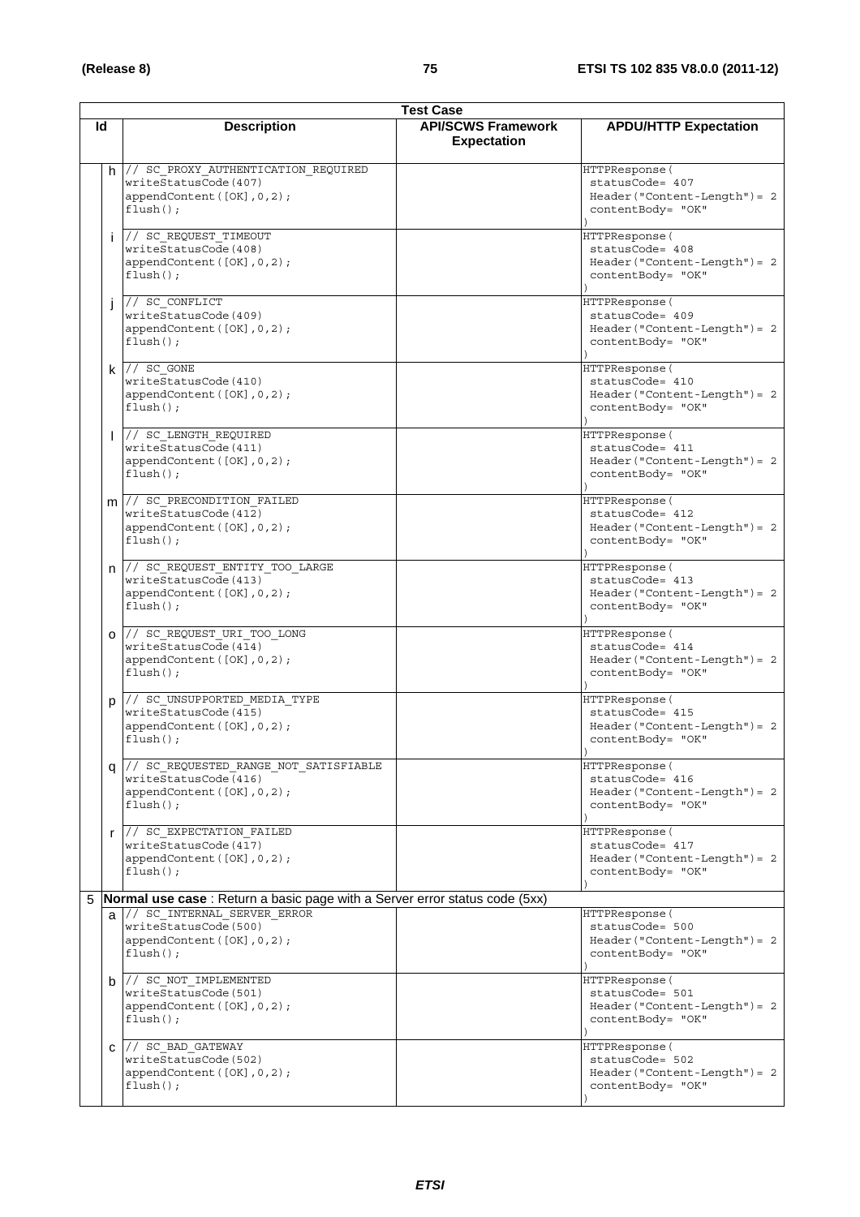| Test Case | | | | |
|---|---|---|---|---|
| **Id** | | **Description** | **API/SCWS Framework Expectation** | **APDU/HTTP Expectation** |
| | h | // SC_PROXY_AUTHENTICATION_REQUIRED<br>writeStatusCode(407)<br>appendContent([OK],0,2);<br>flush(); | | HTTPResponse(<br>statusCode= 407<br>Header("Content-Length")= 2<br>contentBody= "OK"<br>) |
| | i | // SC_REQUEST_TIMEOUT<br>writeStatusCode(408)<br>appendContent([OK],0,2);<br>flush(); | | HTTPResponse(<br>statusCode= 408<br>Header("Content-Length")= 2<br>contentBody= "OK"<br>) |
| | j | // SC_CONFLICT<br>writeStatusCode(409)<br>appendContent([OK],0,2);<br>flush(); | | HTTPResponse(<br>statusCode= 409<br>Header("Content-Length")= 2<br>contentBody= "OK"<br>) |
| | k | // SC_GONE<br>writeStatusCode(410)<br>appendContent([OK],0,2);<br>flush(); | | HTTPResponse(<br>statusCode= 410<br>Header("Content-Length")= 2<br>contentBody= "OK"<br>) |
| | l | // SC_LENGTH_REQUIRED<br>writeStatusCode(411)<br>appendContent([OK],0,2);<br>flush(); | | HTTPResponse(<br>statusCode= 411<br>Header("Content-Length")= 2<br>contentBody= "OK"<br>) |
| | m | // SC_PRECONDITION_FAILED<br>writeStatusCode(412)<br>appendContent([OK],0,2);<br>flush(); | | HTTPResponse(<br>statusCode= 412<br>Header("Content-Length")= 2<br>contentBody= "OK"<br>) |
| | n | // SC_REQUEST_ENTITY_TOO_LARGE<br>writeStatusCode(413)<br>appendContent([OK],0,2);<br>flush(); | | HTTPResponse(<br>statusCode= 413<br>Header("Content-Length")= 2<br>contentBody= "OK"<br>) |
| | o | // SC_REQUEST_URI_TOO_LONG<br>writeStatusCode(414)<br>appendContent([OK],0,2);<br>flush(); | | HTTPResponse(<br>statusCode= 414<br>Header("Content-Length")= 2<br>contentBody= "OK"<br>) |
| | p | // SC_UNSUPPORTED_MEDIA_TYPE<br>writeStatusCode(415)<br>appendContent([OK],0,2);<br>flush(); | | HTTPResponse(<br>statusCode= 415<br>Header("Content-Length")= 2<br>contentBody= "OK"<br>) |
| | q | // SC_REQUESTED_RANGE_NOT_SATISFIABLE<br>writeStatusCode(416)<br>appendContent([OK],0,2);<br>flush(); | | HTTPResponse(<br>statusCode= 416<br>Header("Content-Length")= 2<br>contentBody= "OK"<br>) |
| | r | // SC_EXPECTATION_FAILED<br>writeStatusCode(417)<br>appendContent([OK],0,2);<br>flush(); | | HTTPResponse(<br>statusCode= 417<br>Header("Content-Length")= 2<br>contentBody= "OK"<br>) |
| 5 | | **Normal use case** : Return a basic page with a Server error status code (5xx) | | |
| | a | // SC_INTERNAL_SERVER_ERROR<br>writeStatusCode(500)<br>appendContent([OK],0,2);<br>flush(); | | HTTPResponse(<br>statusCode= 500<br>Header("Content-Length")= 2<br>contentBody= "OK"<br>) |
| | b | // SC_NOT_IMPLEMENTED<br>writeStatusCode(501)<br>appendContent([OK],0,2);<br>flush(); | | HTTPResponse(<br>statusCode= 501<br>Header("Content-Length")= 2<br>contentBody= "OK"<br>) |
| | c | // SC_BAD_GATEWAY<br>writeStatusCode(502)<br>appendContent([OK],0,2);<br>flush(); | | HTTPResponse(<br>statusCode= 502<br>Header("Content-Length")= 2<br>contentBody= "OK"<br>) |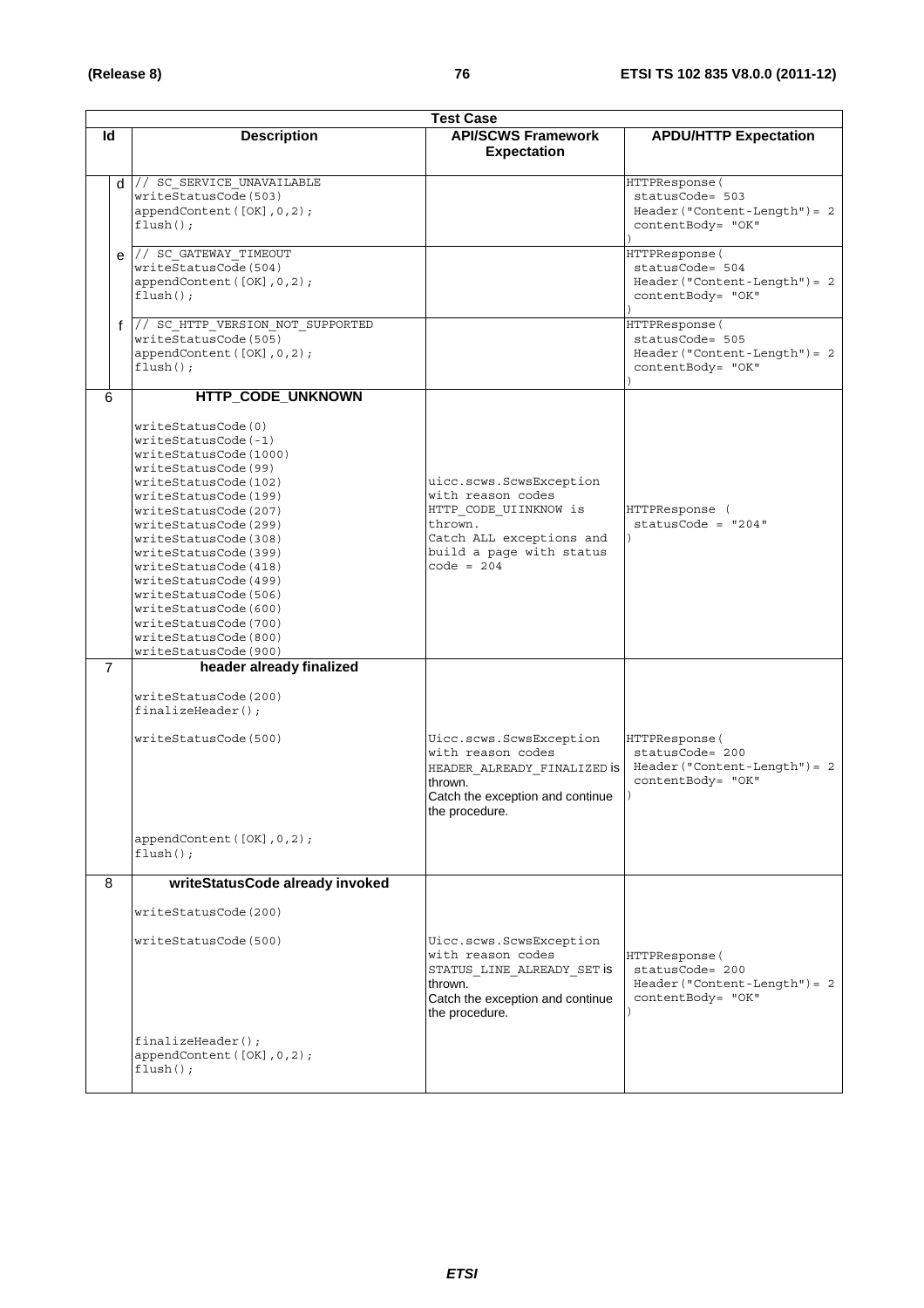| Test Case | | | |
|---|---|---|---|
| **Id** | **Description** | **API/SCWS Framework Expectation** | **APDU/HTTP Expectation** |
| d | // SC_SERVICE_UNAVAILABLE<br>writeStatusCode(503)<br>appendContent([OK],0,2);<br>flush(); | | HTTPResponse(<br>statusCode= 503<br>Header("Content-Length")= 2<br>contentBody= "OK"<br>) |
| e | // SC_GATEWAY_TIMEOUT<br>writeStatusCode(504)<br>appendContent([OK],0,2);<br>flush(); | | HTTPResponse(<br>statusCode= 504<br>Header("Content-Length")= 2<br>contentBody= "OK"<br>) |
| f | // SC_HTTP_VERSION_NOT_SUPPORTED<br>writeStatusCode(505)<br>appendContent([OK],0,2);<br>flush(); | | HTTPResponse(<br>statusCode= 505<br>Header("Content-Length")= 2<br>contentBody= "OK"<br>) |
| 6 | **HTTP_CODE_UNKNOWN**<br><br>writeStatusCode(0)<br>writeStatusCode(-1)<br>writeStatusCode(1000)<br>writeStatusCode(99)<br>writeStatusCode(102)<br>writeStatusCode(199)<br>writeStatusCode(207)<br>writeStatusCode(299)<br>writeStatusCode(308)<br>writeStatusCode(399)<br>writeStatusCode(418)<br>writeStatusCode(499)<br>writeStatusCode(506)<br>writeStatusCode(600)<br>writeStatusCode(700)<br>writeStatusCode(800)<br>writeStatusCode(900) | uicc.scws.ScwsException with reason codes HTTP_CODE_UIINKNOW is thrown.<br>Catch ALL exceptions and build a page with status code = 204 | HTTPResponse (<br>statusCode = "204"<br>) |
| 7 | **header already finalized**<br><br>writeStatusCode(200)<br>finalizeHeader();<br><br>writeStatusCode(500)<br><br>appendContent([OK],0,2);<br>flush(); | Uicc.scws.ScwsException with reason codes HEADER_ALREADY_FINALIZED is thrown.<br>Catch the exception and continue the procedure. | HTTPResponse(<br>statusCode= 200<br>Header("Content-Length")= 2<br>contentBody= "OK"<br>) |
| 8 | **writeStatusCode already invoked**<br><br>writeStatusCode(200)<br><br>writeStatusCode(500)<br><br>finalizeHeader();<br>appendContent([OK],0,2);<br>flush(); | Uicc.scws.ScwsException with reason codes STATUS_LINE_ALREADY_SET is thrown.<br>Catch the exception and continue the procedure. | HTTPResponse(<br>statusCode= 200<br>Header("Content-Length")= 2<br>contentBody= "OK"<br>) |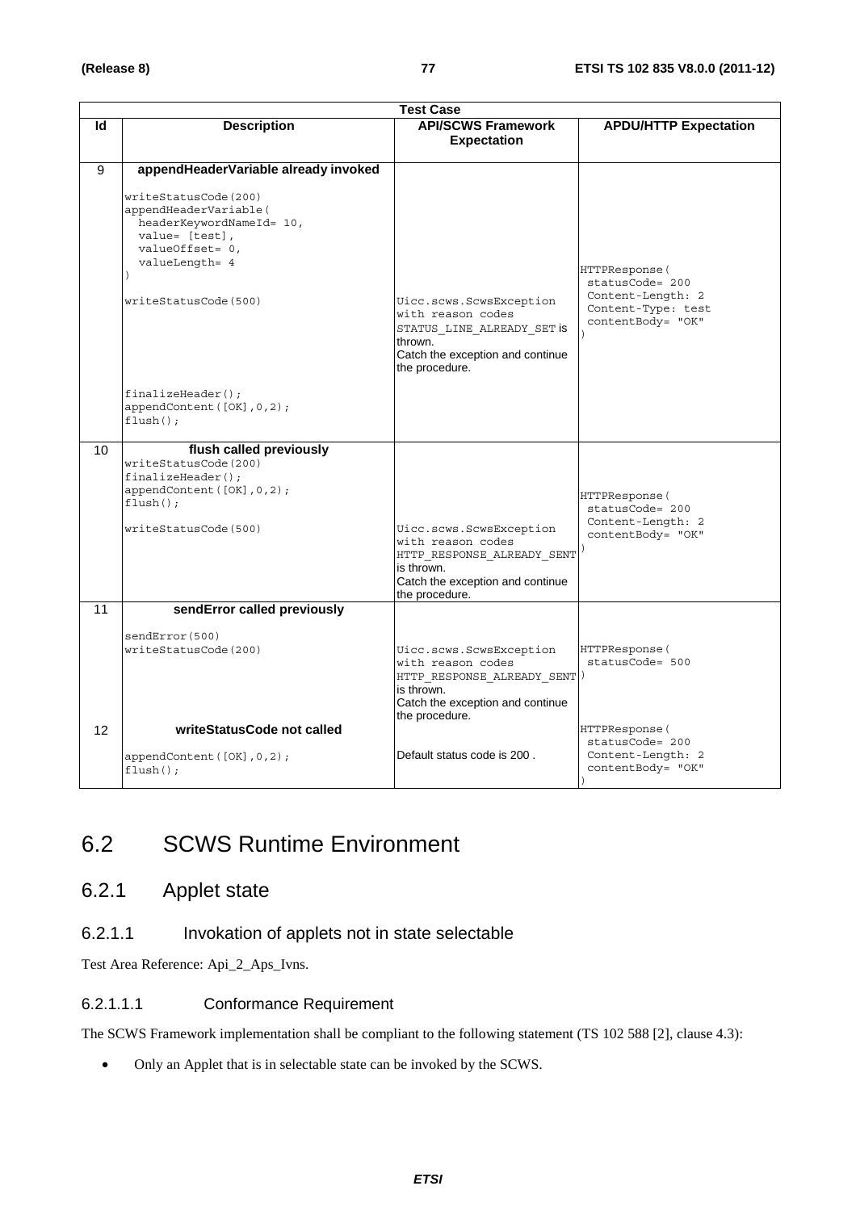| Test Case | | | |
|---|---|---|---|
| **Id** | **Description** | **API/SCWS Framework Expectation** | **APDU/HTTP Expectation** |
| 9 | **appendHeaderVariable already invoked**<br><br>writeStatusCode(200)<br>appendHeaderVariable(<br>headerKeywordNameId= 10,<br>value= [test],<br>valueOffset= 0,<br>valueLength= 4<br>)<br>writeStatusCode(500)<br><br>finalizeHeader();<br>appendContent([OK],0,2);<br>flush(); | Uicc.scws.ScwsException with reason codes STATUS_LINE_ALREADY_SET is thrown.<br>Catch the exception and continue the procedure. | HTTPResponse(<br>statusCode= 200<br>Content-Length: 2<br>Content-Type: test<br>contentBody= "OK"<br>) |
| 10 | **flush called previously**<br>writeStatusCode(200)<br>finalizeHeader();<br>appendContent([OK],0,2);<br>flush();<br><br>writeStatusCode(500) | Uicc.scws.ScwsException with reason codes HTTP_RESPONSE_ALREADY_SENT is thrown.<br>Catch the exception and continue the procedure. | HTTPResponse(<br>statusCode= 200<br>Content-Length: 2<br>contentBody= "OK"<br>) |
| 11 | **sendError called previously**<br><br>sendError(500)<br>writeStatusCode(200) | Uicc.scws.ScwsException with reason codes HTTP_RESPONSE_ALREADY_SENT is thrown.<br>Catch the exception and continue the procedure. | HTTPResponse(<br>statusCode= 500<br>) |
| 12 | **writeStatusCode not called**<br><br>appendContent([OK],0,2);<br>flush(); | Default status code is 200 . | HTTPResponse(<br>statusCode= 200<br>Content-Length: 2<br>contentBody= "OK"<br>) |

# 6.2 SCWS Runtime Environment

## 6.2.1 Applet state

### 6.2.1.1 Invokation of applets not in state selectable

Test Area Reference: Api_2_Aps_Ivns.

#### 6.2.1.1.1 Conformance Requirement

The SCWS Framework implementation shall be compliant to the following statement (TS 102 588 [2], clause 4.3):

- Only an Applet that is in selectable state can be invoked by the SCWS.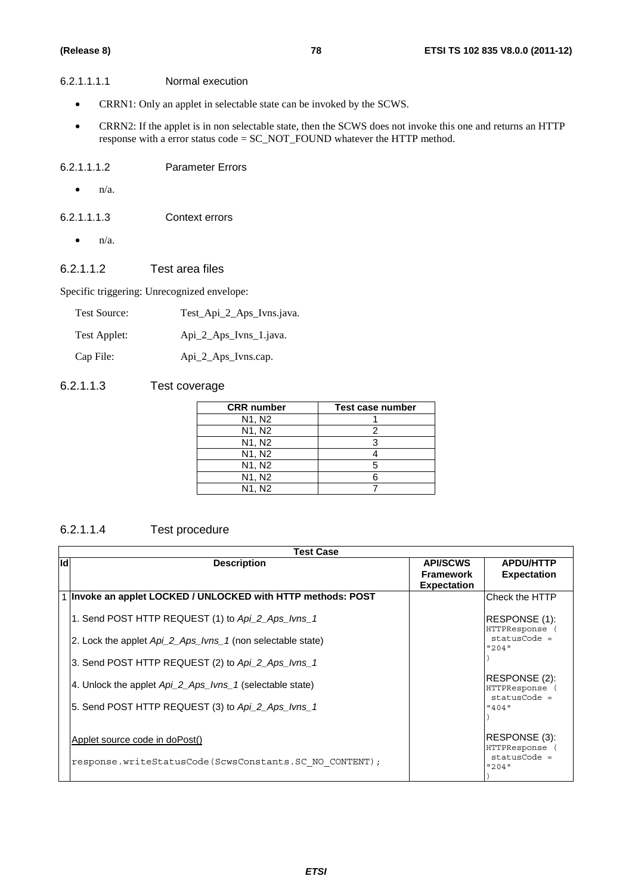###### 6.2.1.1.1.1 Normal execution

- CRRN1: Only an applet in selectable state can be invoked by the SCWS.
- CRRN2: If the applet is in non selectable state, then the SCWS does not invoke this one and returns an HTTP response with a error status code = SC_NOT_FOUND whatever the HTTP method.

###### 6.2.1.1.1.2 Parameter Errors

- n/a.

###### 6.2.1.1.1.3 Context errors

- n/a.

##### 6.2.1.1.2 Test area files

Specific triggering: Unrecognized envelope:

Test Source: Test_Api_2_Aps_Ivns.java.

Test Applet: Api_2_Aps_Ivns_1.java.

Cap File: Api_2_Aps_Ivns.cap.

##### 6.2.1.1.3 Test coverage

| CRR number | Test case number |
|---|---|
| N1, N2 | 1 |
| N1, N2 | 2 |
| N1, N2 | 3 |
| N1, N2 | 4 |
| N1, N2 | 5 |
| N1, N2 | 6 |
| N1, N2 | 7 |

##### 6.2.1.1.4 Test procedure

| Id | Description | API/SCWS Framework Expectation | APDU/HTTP Expectation |
|---|---|---|---|
| 1 | **Invoke an applet LOCKED / UNLOCKED with HTTP methods: POST**<br><br>1. Send POST HTTP REQUEST (1) to *Api_2_Aps_Ivns_1*<br><br>2. Lock the applet *Api_2_Aps_Ivns_1* (non selectable state)<br><br>3. Send POST HTTP REQUEST (2) to *Api_2_Aps_Ivns_1*<br><br>4. Unlock the applet *Api_2_Aps_Ivns_1* (selectable state)<br><br>5. Send POST HTTP REQUEST (3) to *Api_2_Aps_Ivns_1*<br><br><u>Applet source code in doPost()</u><br><br>`response.writeStatusCode(ScwsConstants.SC_NO_CONTENT);` | | Check the HTTP<br><br>RESPONSE (1):<br>`HTTPResponse ( statusCode = "204" )`<br><br>RESPONSE (2):<br>`HTTPResponse ( statusCode = "404" )`<br><br>RESPONSE (3):<br>`HTTPResponse ( statusCode = "204" )` |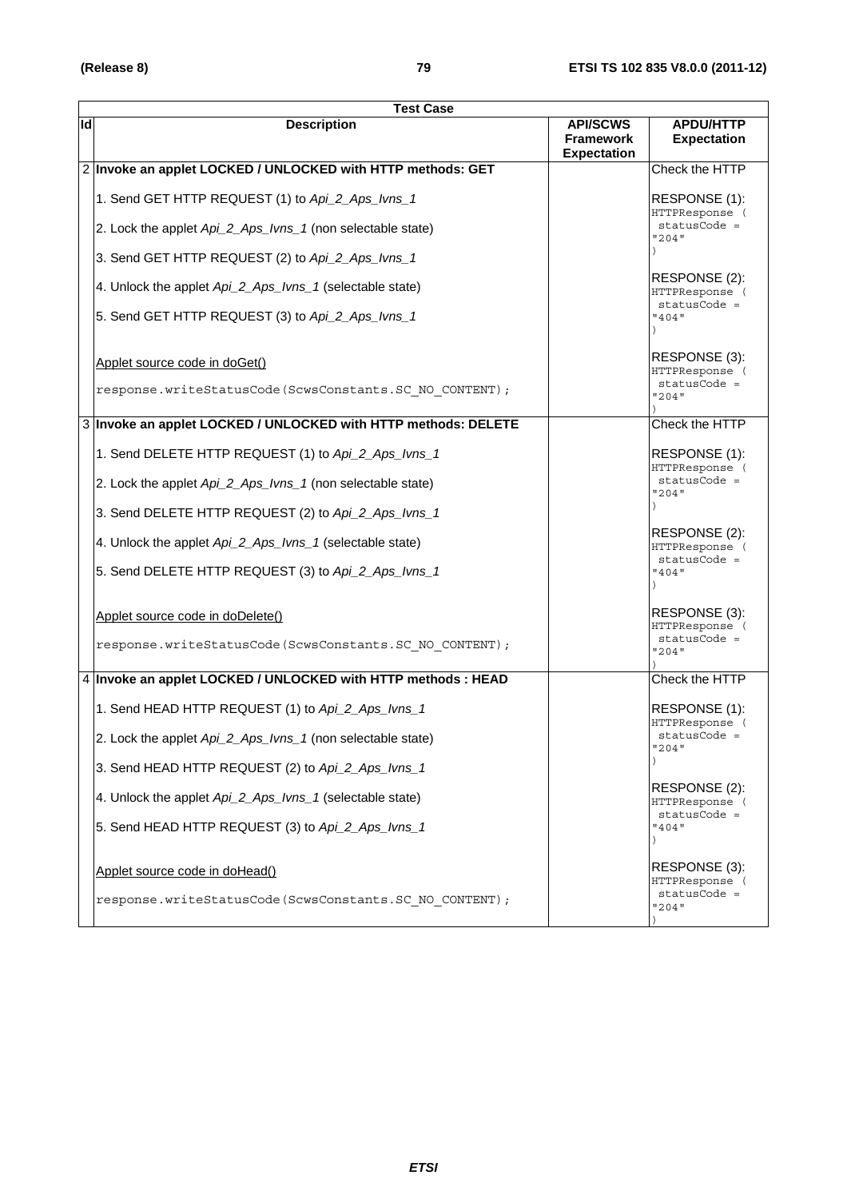| Test Case | | | |
|---|---|---|---|
| **Id** | **Description** | **API/SCWS Framework Expectation** | **APDU/HTTP Expectation** |
| 2 | **Invoke an applet LOCKED / UNLOCKED with HTTP methods: GET**<br><br>1. Send GET HTTP REQUEST (1) to *Api_2_Aps_Ivns_1*<br><br>2. Lock the applet *Api_2_Aps_Ivns_1* (non selectable state)<br><br>3. Send GET HTTP REQUEST (2) to *Api_2_Aps_Ivns_1*<br><br>4. Unlock the applet *Api_2_Aps_Ivns_1* (selectable state)<br><br>5. Send GET HTTP REQUEST (3) to *Api_2_Aps_Ivns_1*<br><br><br>Applet source code in doGet()<br><br>`response.writeStatusCode(ScwsConstants.SC_NO_CONTENT);` | | Check the HTTP<br><br>RESPONSE (1):<br>`HTTPResponse ( statusCode = "204" )`<br><br>RESPONSE (2):<br>`HTTPResponse ( statusCode = "404" )`<br><br>RESPONSE (3):<br>`HTTPResponse ( statusCode = "204" )` |
| 3 | **Invoke an applet LOCKED / UNLOCKED with HTTP methods: DELETE**<br><br>1. Send DELETE HTTP REQUEST (1) to *Api_2_Aps_Ivns_1*<br><br>2. Lock the applet *Api_2_Aps_Ivns_1* (non selectable state)<br><br>3. Send DELETE HTTP REQUEST (2) to *Api_2_Aps_Ivns_1*<br><br>4. Unlock the applet *Api_2_Aps_Ivns_1* (selectable state)<br><br>5. Send DELETE HTTP REQUEST (3) to *Api_2_Aps_Ivns_1*<br><br><br>Applet source code in doDelete()<br><br>`response.writeStatusCode(ScwsConstants.SC_NO_CONTENT);` | | Check the HTTP<br><br>RESPONSE (1):<br>`HTTPResponse ( statusCode = "204" )`<br><br>RESPONSE (2):<br>`HTTPResponse ( statusCode = "404" )`<br><br>RESPONSE (3):<br>`HTTPResponse ( statusCode = "204" )` |
| 4 | **Invoke an applet LOCKED / UNLOCKED with HTTP methods : HEAD**<br><br>1. Send HEAD HTTP REQUEST (1) to *Api_2_Aps_Ivns_1*<br><br>2. Lock the applet *Api_2_Aps_Ivns_1* (non selectable state)<br><br>3. Send HEAD HTTP REQUEST (2) to *Api_2_Aps_Ivns_1*<br><br>4. Unlock the applet *Api_2_Aps_Ivns_1* (selectable state)<br><br>5. Send HEAD HTTP REQUEST (3) to *Api_2_Aps_Ivns_1*<br><br><br>Applet source code in doHead()<br><br>`response.writeStatusCode(ScwsConstants.SC_NO_CONTENT);` | | Check the HTTP<br><br>RESPONSE (1):<br>`HTTPResponse ( statusCode = "204" )`<br><br>RESPONSE (2):<br>`HTTPResponse ( statusCode = "404" )`<br><br>RESPONSE (3):<br>`HTTPResponse ( statusCode = "204" )` |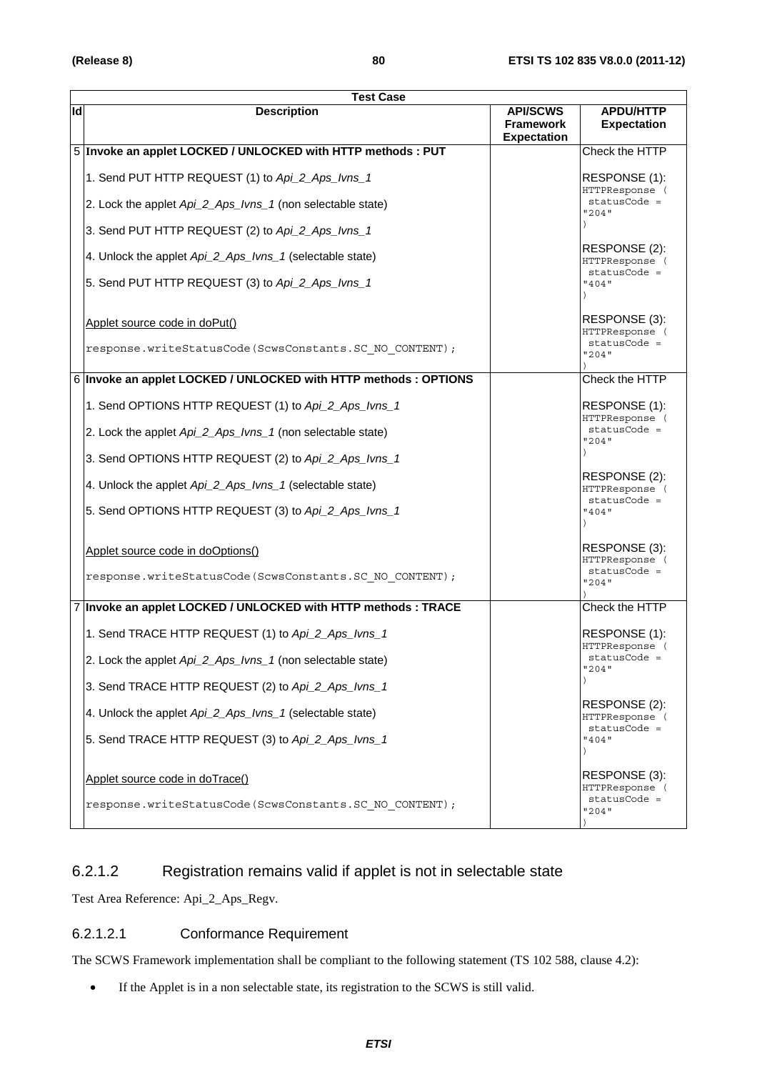| Test Case | | | |
|---|---|---|---|
| **Id** | **Description** | **API/SCWS Framework Expectation** | **APDU/HTTP Expectation** |
| 5 | **Invoke an applet LOCKED / UNLOCKED with HTTP methods : PUT**<br><br>1. Send PUT HTTP REQUEST (1) to *Api_2_Aps_Ivns_1*<br><br>2. Lock the applet *Api_2_Aps_Ivns_1* (non selectable state)<br><br>3. Send PUT HTTP REQUEST (2) to *Api_2_Aps_Ivns_1*<br><br>4. Unlock the applet *Api_2_Aps_Ivns_1* (selectable state)<br><br>5. Send PUT HTTP REQUEST (3) to *Api_2_Aps_Ivns_1*<br><br>Applet source code in doPut()<br><br>`response.writeStatusCode(ScwsConstants.SC_NO_CONTENT);` | | Check the HTTP<br><br>RESPONSE (1):<br>`HTTPResponse ( statusCode = "204" )`<br><br>RESPONSE (2):<br>`HTTPResponse ( statusCode = "404" )`<br><br>RESPONSE (3):<br>`HTTPResponse ( statusCode = "204" )` |
| 6 | **Invoke an applet LOCKED / UNLOCKED with HTTP methods : OPTIONS**<br><br>1. Send OPTIONS HTTP REQUEST (1) to *Api_2_Aps_Ivns_1*<br><br>2. Lock the applet *Api_2_Aps_Ivns_1* (non selectable state)<br><br>3. Send OPTIONS HTTP REQUEST (2) to *Api_2_Aps_Ivns_1*<br><br>4. Unlock the applet *Api_2_Aps_Ivns_1* (selectable state)<br><br>5. Send OPTIONS HTTP REQUEST (3) to *Api_2_Aps_Ivns_1*<br><br>Applet source code in doOptions()<br><br>`response.writeStatusCode(ScwsConstants.SC_NO_CONTENT);` | | Check the HTTP<br><br>RESPONSE (1):<br>`HTTPResponse ( statusCode = "204" )`<br><br>RESPONSE (2):<br>`HTTPResponse ( statusCode = "404" )`<br><br>RESPONSE (3):<br>`HTTPResponse ( statusCode = "204" )` |
| 7 | **Invoke an applet LOCKED / UNLOCKED with HTTP methods : TRACE**<br><br>1. Send TRACE HTTP REQUEST (1) to *Api_2_Aps_Ivns_1*<br><br>2. Lock the applet *Api_2_Aps_Ivns_1* (non selectable state)<br><br>3. Send TRACE HTTP REQUEST (2) to *Api_2_Aps_Ivns_1*<br><br>4. Unlock the applet *Api_2_Aps_Ivns_1* (selectable state)<br><br>5. Send TRACE HTTP REQUEST (3) to *Api_2_Aps_Ivns_1*<br><br>Applet source code in doTrace()<br><br>`response.writeStatusCode(ScwsConstants.SC_NO_CONTENT);` | | Check the HTTP<br><br>RESPONSE (1):<br>`HTTPResponse ( statusCode = "204" )`<br><br>RESPONSE (2):<br>`HTTPResponse ( statusCode = "404" )`<br><br>RESPONSE (3):<br>`HTTPResponse ( statusCode = "204" )` |

### 6.2.1.2 Registration remains valid if applet is not in selectable state

Test Area Reference: Api_2_Aps_Regv.

#### 6.2.1.2.1 Conformance Requirement

The SCWS Framework implementation shall be compliant to the following statement (TS 102 588, clause 4.2):

- If the Applet is in a non selectable state, its registration to the SCWS is still valid.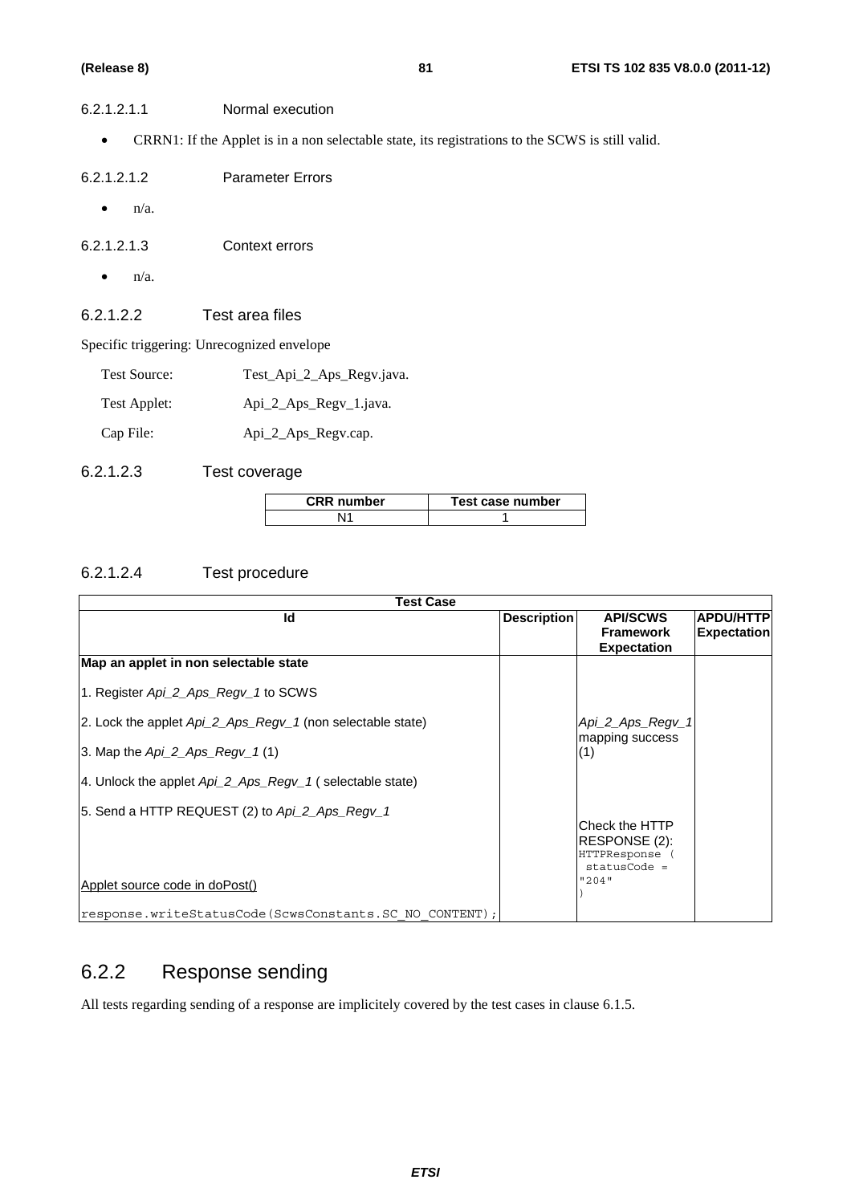###### 6.2.1.2.1.1 Normal execution

- CRRN1: If the Applet is in a non selectable state, its registrations to the SCWS is still valid.

###### 6.2.1.2.1.2 Parameter Errors

- n/a.

###### 6.2.1.2.1.3 Context errors

- n/a.

##### 6.2.1.2.2 Test area files

Specific triggering: Unrecognized envelope

| | |
|---|---|
| Test Source: | Test_Api_2_Aps_Regv.java. |
| Test Applet: | Api_2_Aps_Regv_1.java. |
| Cap File: | Api_2_Aps_Regv.cap. |

##### 6.2.1.2.3 Test coverage

| CRR number | Test case number |
|---|---|
| N1 | 1 |

##### 6.2.1.2.4 Test procedure

| Test Case | | | |
|---|---|---|---|
| **Id** | **Description** | **API/SCWS Framework Expectation** | **APDU/HTTP Expectation** |
| **Map an applet in non selectable state**<br><br>1. Register *Api_2_Aps_Regv_1* to SCWS<br><br>2. Lock the applet *Api_2_Aps_Regv_1* (non selectable state)<br><br>3. Map the *Api_2_Aps_Regv_1* (1)<br><br>4. Unlock the applet *Api_2_Aps_Regv_1* ( selectable state)<br><br>5. Send a HTTP REQUEST (2) to *Api_2_Aps_Regv_1*<br><br>Applet source code in doPost()<br><br>`response.writeStatusCode(ScwsConstants.SC_NO_CONTENT);` | | *Api_2_Aps_Regv_1* mapping success (1)<br><br>Check the HTTP RESPONSE (2): `HTTPResponse ( statusCode = "204" )` | |

### 6.2.2 Response sending

All tests regarding sending of a response are implicitely covered by the test cases in clause 6.1.5.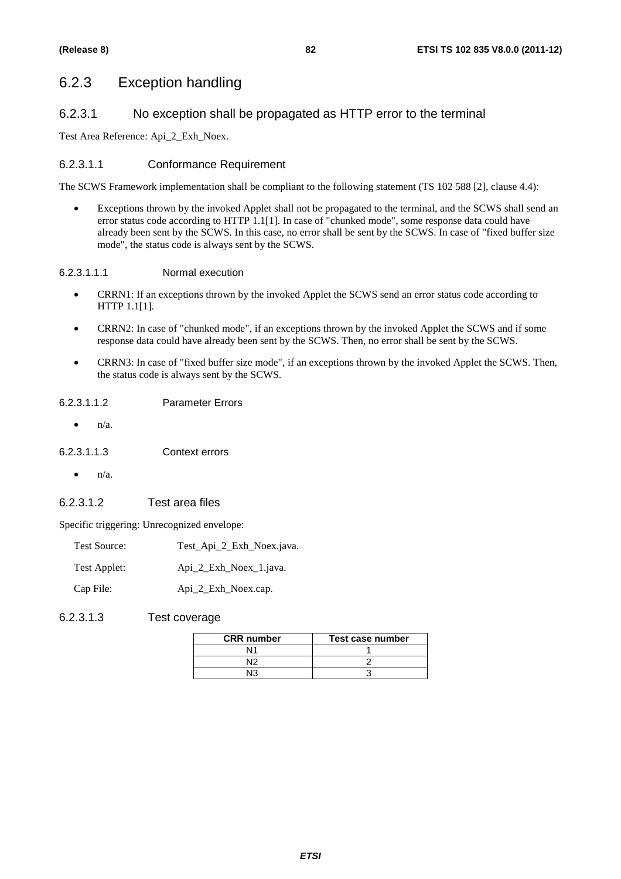### 6.2.3 Exception handling

#### 6.2.3.1 No exception shall be propagated as HTTP error to the terminal

Test Area Reference: Api_2_Exh_Noex.

##### 6.2.3.1.1 Conformance Requirement

The SCWS Framework implementation shall be compliant to the following statement (TS 102 588 [2], clause 4.4):

- Exceptions thrown by the invoked Applet shall not be propagated to the terminal, and the SCWS shall send an error status code according to HTTP 1.1[1]. In case of "chunked mode", some response data could have already been sent by the SCWS. In this case, no error shall be sent by the SCWS. In case of "fixed buffer size mode", the status code is always sent by the SCWS.

###### 6.2.3.1.1.1 Normal execution

- CRRN1: If an exceptions thrown by the invoked Applet the SCWS send an error status code according to HTTP 1.1[1].
- CRRN2: In case of "chunked mode", if an exceptions thrown by the invoked Applet the SCWS and if some response data could have already been sent by the SCWS. Then, no error shall be sent by the SCWS.
- CRRN3: In case of "fixed buffer size mode", if an exceptions thrown by the invoked Applet the SCWS. Then, the status code is always sent by the SCWS.

###### 6.2.3.1.1.2 Parameter Errors

- n/a.

###### 6.2.3.1.1.3 Context errors

- n/a.

##### 6.2.3.1.2 Test area files

Specific triggering: Unrecognized envelope:

Test Source: Test_Api_2_Exh_Noex.java.

Test Applet: Api_2_Exh_Noex_1.java.

Cap File: Api_2_Exh_Noex.cap.

##### 6.2.3.1.3 Test coverage

| CRR number | Test case number |
| --- | --- |
| N1 | 1 |
| N2 | 2 |
| N3 | 3 |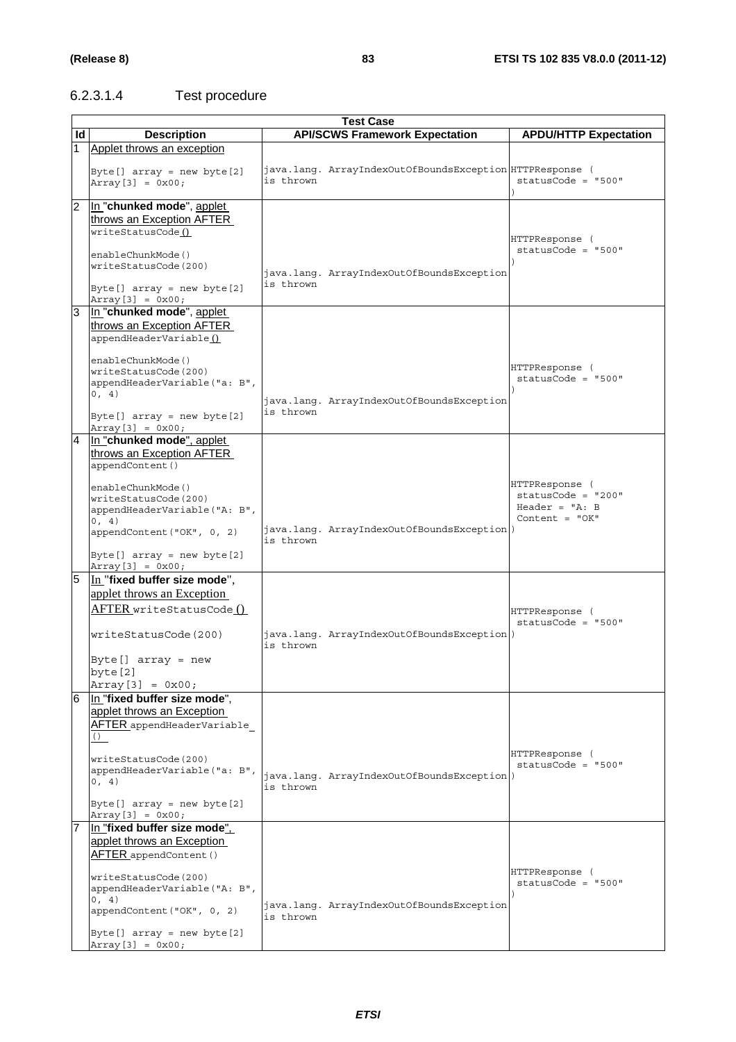### 6.2.3.1.4 Test procedure

| Test Case | | | |
|---|---|---|---|
| **Id** | **Description** | **API/SCWS Framework Expectation** | **APDU/HTTP Expectation** |
| 1 | Applet throws an exception<br><br>Byte[] array = new byte[2]<br>Array[3] = 0x00; | java.lang. ArrayIndexOutOfBoundsException is thrown | HTTPResponse (<br>statusCode = "500"<br>) |
| 2 | In "**chunked mode**", applet throws an Exception AFTER writeStatusCode()<br><br>enableChunkMode()<br>writeStatusCode(200)<br><br>Byte[] array = new byte[2]<br>Array[3] = 0x00; | java.lang. ArrayIndexOutOfBoundsException is thrown | HTTPResponse (<br>statusCode = "500"<br>) |
| 3 | In "**chunked mode**", applet throws an Exception AFTER appendHeaderVariable()<br><br>enableChunkMode()<br>writeStatusCode(200)<br>appendHeaderVariable("a: B", 0, 4)<br><br>Byte[] array = new byte[2]<br>Array[3] = 0x00; | java.lang. ArrayIndexOutOfBoundsException is thrown | HTTPResponse (<br>statusCode = "500"<br>) |
| 4 | In "**chunked mode**", applet throws an Exception AFTER appendContent()<br><br>enableChunkMode()<br>writeStatusCode(200)<br>appendHeaderVariable("A: B", 0, 4)<br>appendContent("OK", 0, 2)<br><br>Byte[] array = new byte[2]<br>Array[3] = 0x00; | java.lang. ArrayIndexOutOfBoundsException is thrown | HTTPResponse (<br>statusCode = "200"<br>Header = "A: B<br>Content = "OK"<br>) |
| 5 | In "**fixed buffer size mode**", applet throws an Exception AFTER writeStatusCode()<br><br>writeStatusCode(200)<br><br>Byte[] array = new byte[2]<br>Array[3] = 0x00; | java.lang. ArrayIndexOutOfBoundsException is thrown | HTTPResponse (<br>statusCode = "500"<br>) |
| 6 | In "**fixed buffer size mode**", applet throws an Exception AFTER appendHeaderVariable()<br><br>writeStatusCode(200)<br>appendHeaderVariable("a: B", 0, 4)<br><br>Byte[] array = new byte[2]<br>Array[3] = 0x00; | java.lang. ArrayIndexOutOfBoundsException is thrown | HTTPResponse (<br>statusCode = "500"<br>) |
| 7 | In "**fixed buffer size mode**", applet throws an Exception AFTER appendContent()<br><br>writeStatusCode(200)<br>appendHeaderVariable("A: B", 0, 4)<br>appendContent("OK", 0, 2)<br><br>Byte[] array = new byte[2]<br>Array[3] = 0x00; | java.lang. ArrayIndexOutOfBoundsException is thrown | HTTPResponse (<br>statusCode = "500"<br>) |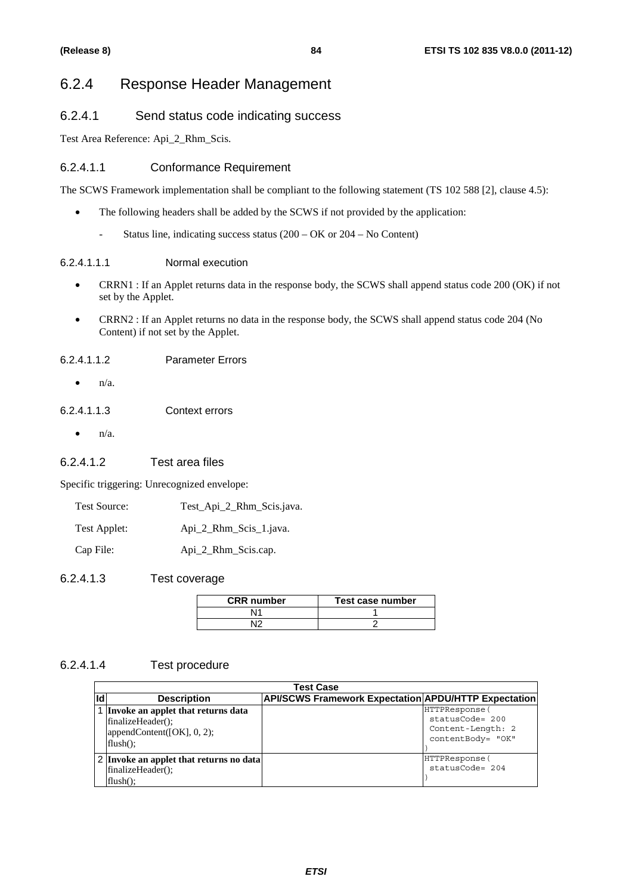## 6.2.4 Response Header Management

### 6.2.4.1 Send status code indicating success

Test Area Reference: Api_2_Rhm_Scis.

#### 6.2.4.1.1 Conformance Requirement

The SCWS Framework implementation shall be compliant to the following statement (TS 102 588 [2], clause 4.5):

- The following headers shall be added by the SCWS if not provided by the application:
  - Status line, indicating success status (200 – OK or 204 – No Content)

##### 6.2.4.1.1.1 Normal execution

- CRRN1 : If an Applet returns data in the response body, the SCWS shall append status code 200 (OK) if not set by the Applet.
- CRRN2 : If an Applet returns no data in the response body, the SCWS shall append status code 204 (No Content) if not set by the Applet.

##### 6.2.4.1.1.2 Parameter Errors

- n/a.

##### 6.2.4.1.1.3 Context errors

- n/a.

#### 6.2.4.1.2 Test area files

Specific triggering: Unrecognized envelope:

Test Source: Test_Api_2_Rhm_Scis.java.

Test Applet: Api_2_Rhm_Scis_1.java.

Cap File: Api_2_Rhm_Scis.cap.

#### 6.2.4.1.3 Test coverage

| CRR number | Test case number |
|---|---|
| N1 | 1 |
| N2 | 2 |

#### 6.2.4.1.4 Test procedure

| Test Case | | | |
|---|---|---|---|
| **Id** | **Description** | **API/SCWS Framework Expectation** | **APDU/HTTP Expectation** |
| 1 | **Invoke an applet that returns data**<br>finalizeHeader();<br>appendContent([OK], 0, 2);<br>flush(); | | HTTPResponse(<br>statusCode= 200<br>Content-Length: 2<br>contentBody= "OK"<br>) |
| 2 | **Invoke an applet that returns no data**<br>finalizeHeader();<br>flush(); | | HTTPResponse(<br>statusCode= 204<br>) |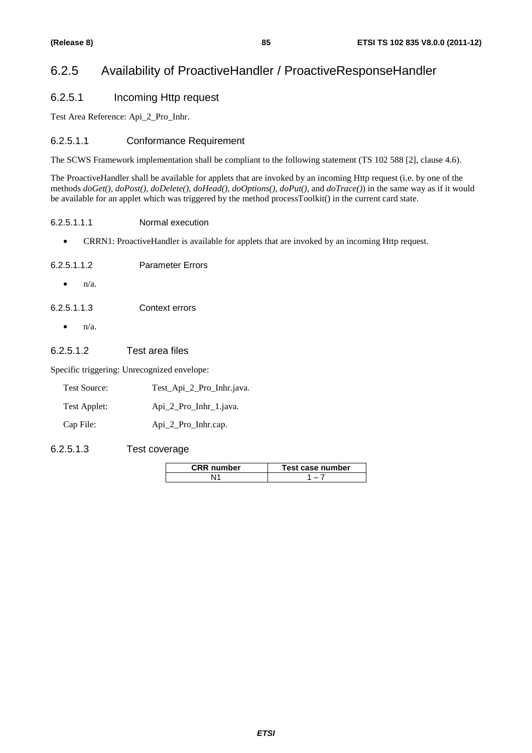## 6.2.5 Availability of ProactiveHandler / ProactiveResponseHandler

### 6.2.5.1 Incoming Http request

Test Area Reference: Api_2_Pro_Inhr.

#### 6.2.5.1.1 Conformance Requirement

The SCWS Framework implementation shall be compliant to the following statement (TS 102 588 [2], clause 4.6).

The ProactiveHandler shall be available for applets that are invoked by an incoming Http request (i.e. by one of the methods *doGet()*, *doPost()*, *doDelete()*, *doHead()*, *doOptions()*, *doPut()*, and *doTrace()*) in the same way as if it would be available for an applet which was triggered by the method processToolkit() in the current card state.

##### 6.2.5.1.1.1 Normal execution

- CRRN1: ProactiveHandler is available for applets that are invoked by an incoming Http request.

##### 6.2.5.1.1.2 Parameter Errors

- n/a.

##### 6.2.5.1.1.3 Context errors

- n/a.

#### 6.2.5.1.2 Test area files

Specific triggering: Unrecognized envelope:

Test Source: Test_Api_2_Pro_Inhr.java.

Test Applet: Api_2_Pro_Inhr_1.java.

Cap File: Api_2_Pro_Inhr.cap.

#### 6.2.5.1.3 Test coverage

| CRR number | Test case number |
|---|---|
| N1 | 1 – 7 |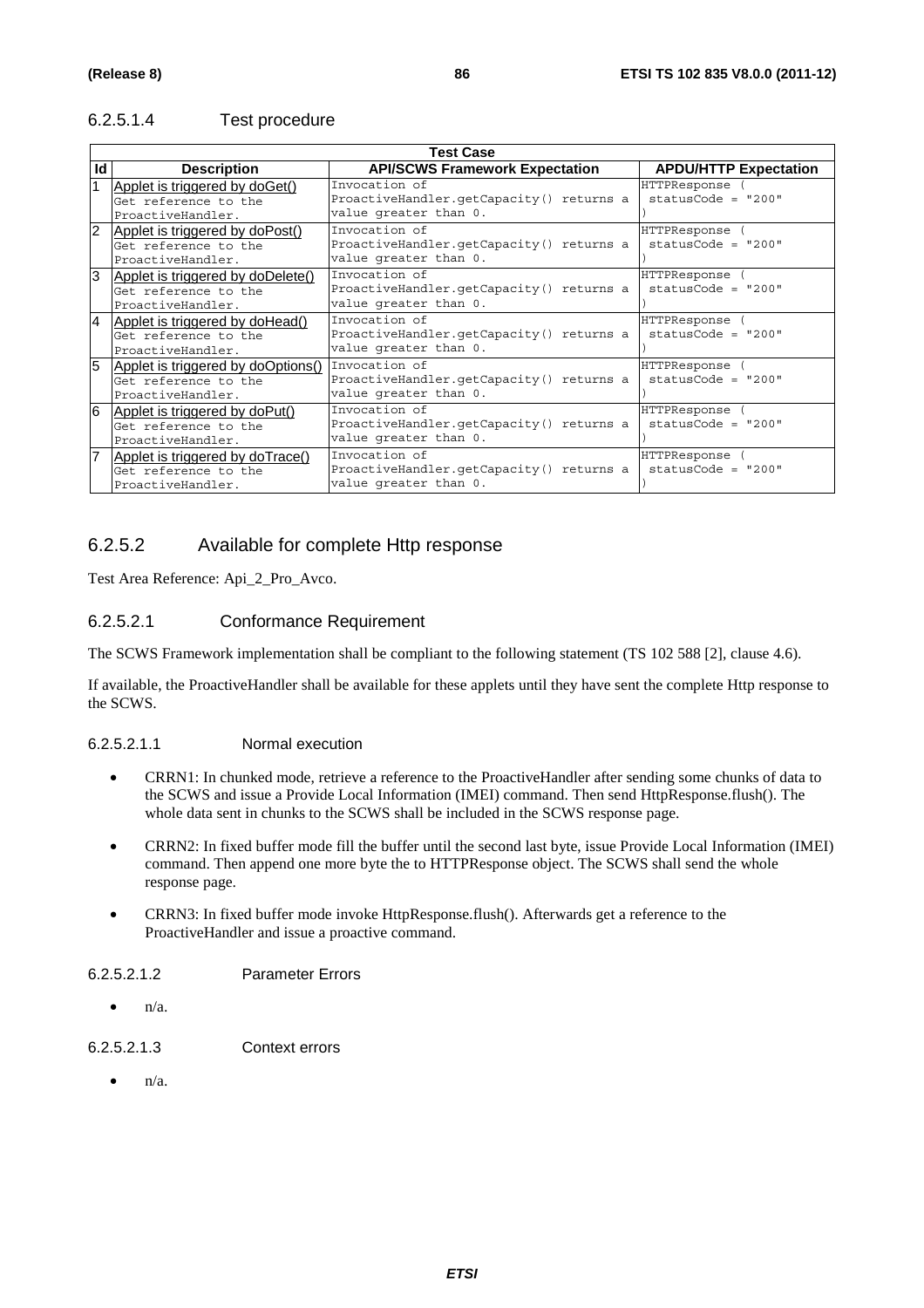#### 6.2.5.1.4 Test procedure

| Test Case | | | |
|---|---|---|---|
| **Id** | **Description** | **API/SCWS Framework Expectation** | **APDU/HTTP Expectation** |
| 1 | Applet is triggered by doGet()<br>Get reference to the ProactiveHandler. | Invocation of ProactiveHandler.getCapacity() returns a value greater than 0. | HTTPResponse (<br>statusCode = "200"<br>) |
| 2 | Applet is triggered by doPost()<br>Get reference to the ProactiveHandler. | Invocation of ProactiveHandler.getCapacity() returns a value greater than 0. | HTTPResponse (<br>statusCode = "200"<br>) |
| 3 | Applet is triggered by doDelete()<br>Get reference to the ProactiveHandler. | Invocation of ProactiveHandler.getCapacity() returns a value greater than 0. | HTTPResponse (<br>statusCode = "200"<br>) |
| 4 | Applet is triggered by doHead()<br>Get reference to the ProactiveHandler. | Invocation of ProactiveHandler.getCapacity() returns a value greater than 0. | HTTPResponse (<br>statusCode = "200"<br>) |
| 5 | Applet is triggered by doOptions()<br>Get reference to the ProactiveHandler. | Invocation of ProactiveHandler.getCapacity() returns a value greater than 0. | HTTPResponse (<br>statusCode = "200"<br>) |
| 6 | Applet is triggered by doPut()<br>Get reference to the ProactiveHandler. | Invocation of ProactiveHandler.getCapacity() returns a value greater than 0. | HTTPResponse (<br>statusCode = "200"<br>) |
| 7 | Applet is triggered by doTrace()<br>Get reference to the ProactiveHandler. | Invocation of ProactiveHandler.getCapacity() returns a value greater than 0. | HTTPResponse (<br>statusCode = "200"<br>) |

### 6.2.5.2 Available for complete Http response

Test Area Reference: Api_2_Pro_Avco.

#### 6.2.5.2.1 Conformance Requirement

The SCWS Framework implementation shall be compliant to the following statement (TS 102 588 [2], clause 4.6).

If available, the ProactiveHandler shall be available for these applets until they have sent the complete Http response to the SCWS.

##### 6.2.5.2.1.1 Normal execution

- CRRN1: In chunked mode, retrieve a reference to the ProactiveHandler after sending some chunks of data to the SCWS and issue a Provide Local Information (IMEI) command. Then send HttpResponse.flush(). The whole data sent in chunks to the SCWS shall be included in the SCWS response page.
- CRRN2: In fixed buffer mode fill the buffer until the second last byte, issue Provide Local Information (IMEI) command. Then append one more byte the to HTTPResponse object. The SCWS shall send the whole response page.
- CRRN3: In fixed buffer mode invoke HttpResponse.flush(). Afterwards get a reference to the ProactiveHandler and issue a proactive command.

##### 6.2.5.2.1.2 Parameter Errors

- n/a.

##### 6.2.5.2.1.3 Context errors

- n/a.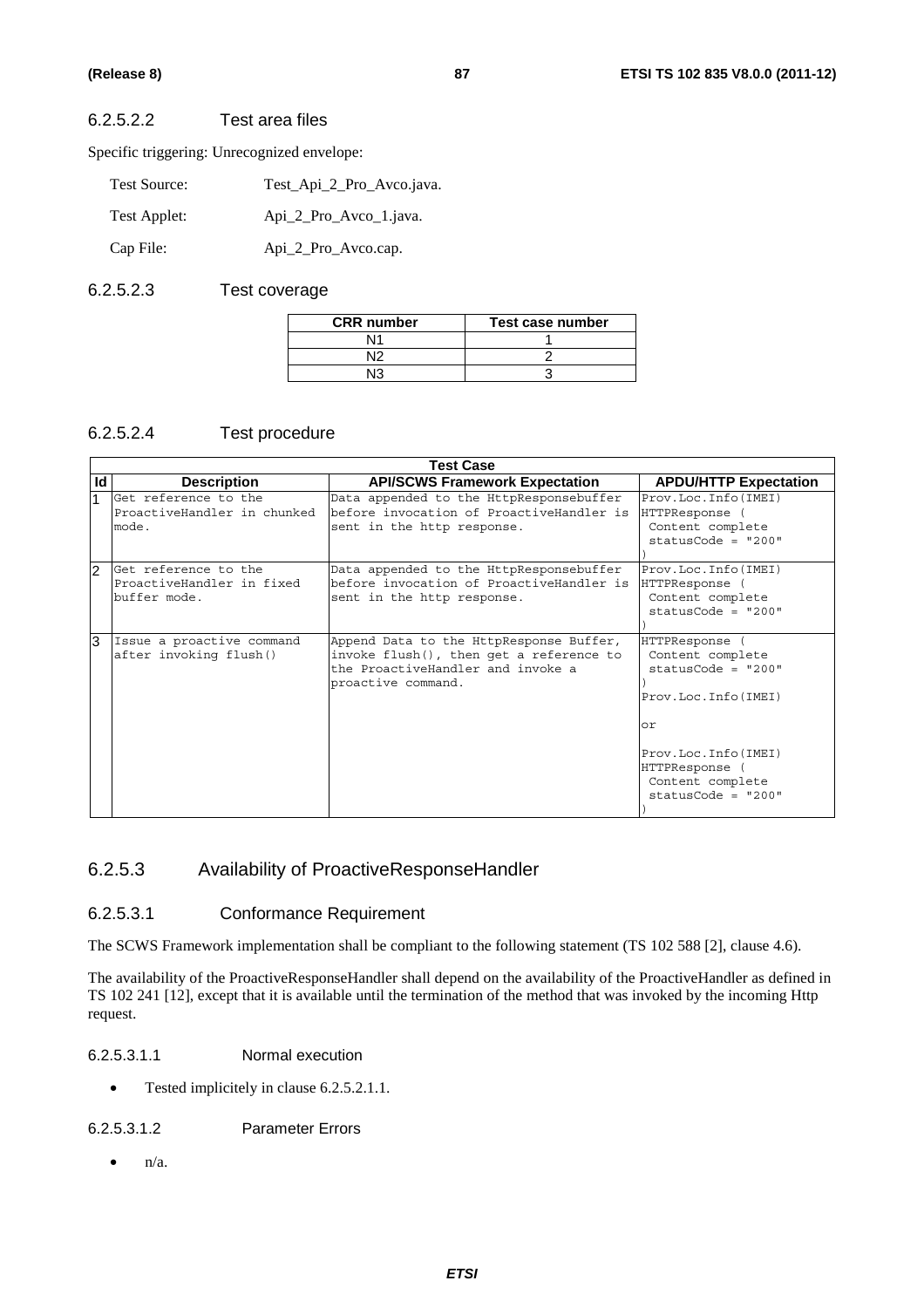#### 6.2.5.2.2 Test area files

Specific triggering: Unrecognized envelope:

Test Source: Test_Api_2_Pro_Avco.java.

Test Applet: Api_2_Pro_Avco_1.java.

Cap File: Api_2_Pro_Avco.cap.

#### 6.2.5.2.3 Test coverage

| CRR number | Test case number |
|---|---|
| N1 | 1 |
| N2 | 2 |
| N3 | 3 |

#### 6.2.5.2.4 Test procedure

| Test Case | | | |
|---|---|---|---|
| **Id** | **Description** | **API/SCWS Framework Expectation** | **APDU/HTTP Expectation** |
| 1 | Get reference to the ProactiveHandler in chunked mode. | Data appended to the HttpResponsebuffer before invocation of ProactiveHandler is sent in the http response. | Prov.Loc.Info(IMEI)<br>HTTPResponse (<br>Content complete<br>statusCode = "200"<br>) |
| 2 | Get reference to the ProactiveHandler in fixed buffer mode. | Data appended to the HttpResponsebuffer before invocation of ProactiveHandler is sent in the http response. | Prov.Loc.Info(IMEI)<br>HTTPResponse (<br>Content complete<br>statusCode = "200"<br>) |
| 3 | Issue a proactive command after invoking flush() | Append Data to the HttpResponse Buffer, invoke flush(), then get a reference to the ProactiveHandler and invoke a proactive command. | HTTPResponse (<br>Content complete<br>statusCode = "200"<br>)<br>Prov.Loc.Info(IMEI)<br><br>or<br><br>Prov.Loc.Info(IMEI)<br>HTTPResponse (<br>Content complete<br>statusCode = "200"<br>) |

### 6.2.5.3 Availability of ProactiveResponseHandler

#### 6.2.5.3.1 Conformance Requirement

The SCWS Framework implementation shall be compliant to the following statement (TS 102 588 [2], clause 4.6).

The availability of the ProactiveResponseHandler shall depend on the availability of the ProactiveHandler as defined in TS 102 241 [12], except that it is available until the termination of the method that was invoked by the incoming Http request.

##### 6.2.5.3.1.1 Normal execution

- Tested implicitely in clause 6.2.5.2.1.1.

##### 6.2.5.3.1.2 Parameter Errors

- n/a.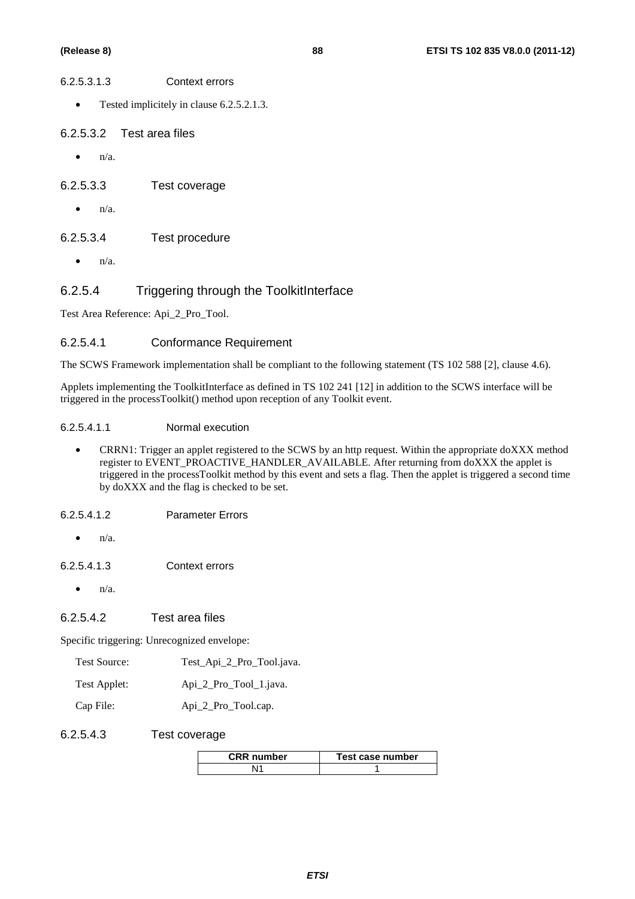##### 6.2.5.3.1.3 Context errors

- Tested implicitely in clause 6.2.5.2.1.3.

#### 6.2.5.3.2 Test area files

- n/a.

#### 6.2.5.3.3 Test coverage

- n/a.

#### 6.2.5.3.4 Test procedure

- n/a.

### 6.2.5.4 Triggering through the ToolkitInterface

Test Area Reference: Api_2_Pro_Tool.

#### 6.2.5.4.1 Conformance Requirement

The SCWS Framework implementation shall be compliant to the following statement (TS 102 588 [2], clause 4.6).

Applets implementing the ToolkitInterface as defined in TS 102 241 [12] in addition to the SCWS interface will be triggered in the processToolkit() method upon reception of any Toolkit event.

##### 6.2.5.4.1.1 Normal execution

- CRRN1: Trigger an applet registered to the SCWS by an http request. Within the appropriate doXXX method register to EVENT_PROACTIVE_HANDLER_AVAILABLE. After returning from doXXX the applet is triggered in the processToolkit method by this event and sets a flag. Then the applet is triggered a second time by doXXX and the flag is checked to be set.

##### 6.2.5.4.1.2 Parameter Errors

- n/a.

##### 6.2.5.4.1.3 Context errors

- n/a.

#### 6.2.5.4.2 Test area files

Specific triggering: Unrecognized envelope:

| | |
|---|---|
| Test Source: | Test_Api_2_Pro_Tool.java. |
| Test Applet: | Api_2_Pro_Tool_1.java. |
| Cap File: | Api_2_Pro_Tool.cap. |

#### 6.2.5.4.3 Test coverage

| CRR number | Test case number |
|---|---|
| N1 | 1 |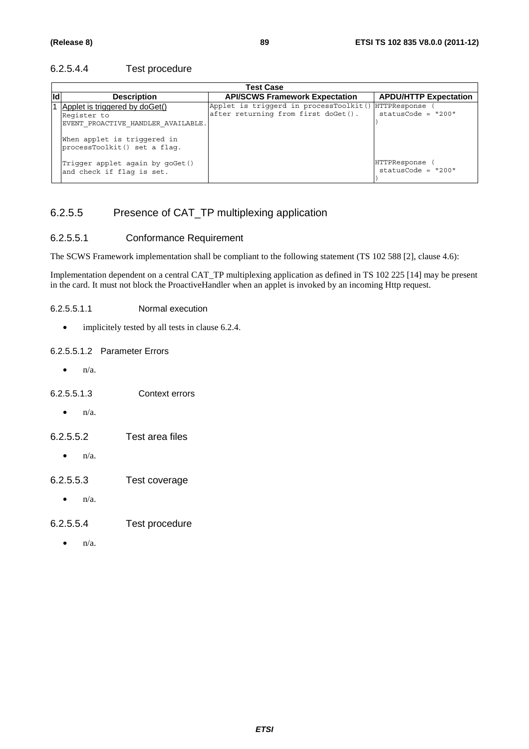#### 6.2.5.4.4 Test procedure

| Test Case | | | |
|---|---|---|---|
| **Id** | **Description** | **API/SCWS Framework Expectation** | **APDU/HTTP Expectation** |
| 1 | Applet is triggered by doGet()<br>Register to EVENT_PROACTIVE_HANDLER_AVAILABLE.<br><br>When applet is triggered in processToolkit() set a flag.<br><br>Trigger applet again by goGet() and check if flag is set. | Applet is triggerd in processToolkit() after returning from first doGet(). | HTTPResponse ( statusCode = "200" )<br><br><br><br>HTTPResponse ( statusCode = "200" ) |

### 6.2.5.5 Presence of CAT_TP multiplexing application

#### 6.2.5.5.1 Conformance Requirement

The SCWS Framework implementation shall be compliant to the following statement (TS 102 588 [2], clause 4.6):

Implementation dependent on a central CAT_TP multiplexing application as defined in TS 102 225 [14] may be present in the card. It must not block the ProactiveHandler when an applet is invoked by an incoming Http request.

##### 6.2.5.5.1.1 Normal execution

- implicitely tested by all tests in clause 6.2.4.

##### 6.2.5.5.1.2 Parameter Errors

- n/a.

##### 6.2.5.5.1.3 Context errors

- n/a.

#### 6.2.5.5.2 Test area files

- n/a.

#### 6.2.5.5.3 Test coverage

- n/a.

#### 6.2.5.5.4 Test procedure

- n/a.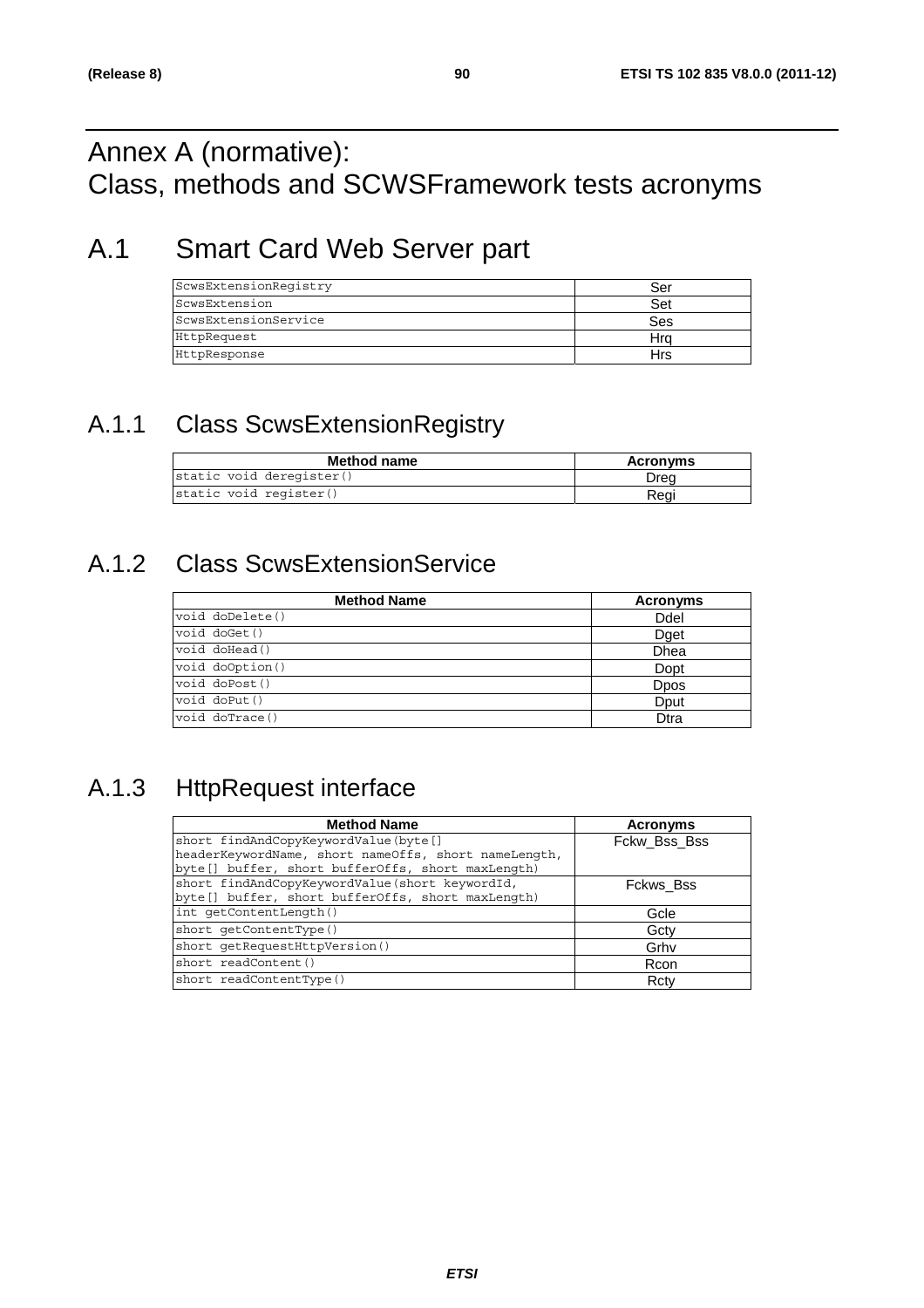# Annex A (normative): Class, methods and SCWSFramework tests acronyms

## A.1 Smart Card Web Server part

| | |
|---|---|
| ScwsExtensionRegistry | Ser |
| ScwsExtension | Set |
| ScwsExtensionService | Ses |
| HttpRequest | Hrq |
| HttpResponse | Hrs |

### A.1.1 Class ScwsExtensionRegistry

| Method name | Acronyms |
|---|---|
| static void deregister() | Dreg |
| static void register() | Regi |

### A.1.2 Class ScwsExtensionService

| Method Name | Acronyms |
|---|---|
| void doDelete() | Ddel |
| void doGet() | Dget |
| void doHead() | Dhea |
| void doOption() | Dopt |
| void doPost() | Dpos |
| void doPut() | Dput |
| void doTrace() | Dtra |

### A.1.3 HttpRequest interface

| Method Name | Acronyms |
|---|---|
| short findAndCopyKeywordValue(byte[] headerKeywordName, short nameOffs, short nameLength, byte[] buffer, short bufferOffs, short maxLength) | Fckw_Bss_Bss |
| short findAndCopyKeywordValue(short keywordId, byte[] buffer, short bufferOffs, short maxLength) | Fckws_Bss |
| int getContentLength() | Gcle |
| short getContentType() | Gcty |
| short getRequestHttpVersion() | Grhv |
| short readContent() | Rcon |
| short readContentType() | Rcty |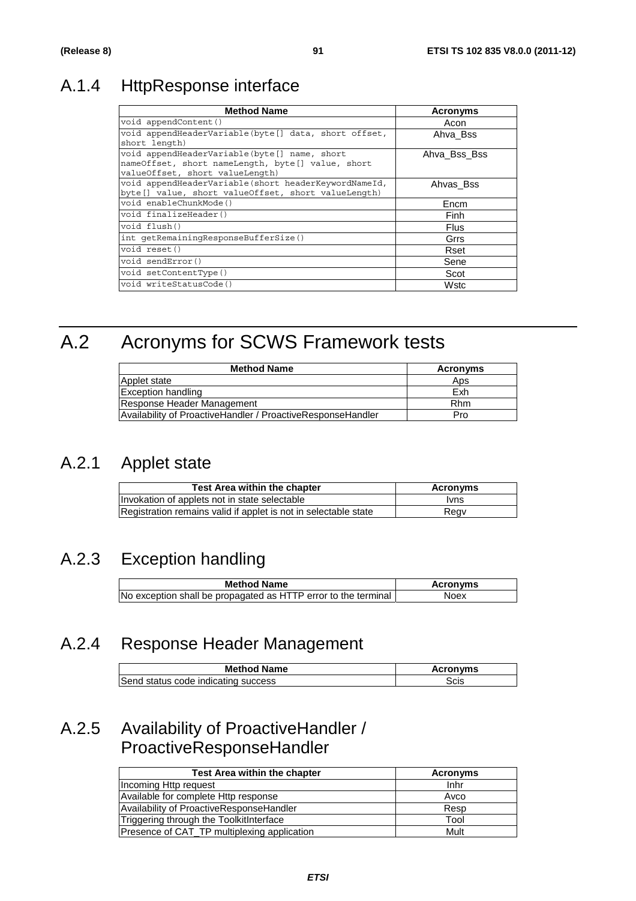### A.1.4 HttpResponse interface

| Method Name | Acronyms |
|---|---|
| void appendContent() | Acon |
| void appendHeaderVariable(byte[] data, short offset, short length) | Ahva_Bss |
| void appendHeaderVariable(byte[] name, short nameOffset, short nameLength, byte[] value, short valueOffset, short valueLength) | Ahva_Bss_Bss |
| void appendHeaderVariable(short headerKeywordNameId, byte[] value, short valueOffset, short valueLength) | Ahvas_Bss |
| void enableChunkMode() | Encm |
| void finalizeHeader() | Finh |
| void flush() | Flus |
| int getRemainingResponseBufferSize() | Grrs |
| void reset() | Rset |
| void sendError() | Sene |
| void setContentType() | Scot |
| void writeStatusCode() | Wstc |

# A.2 Acronyms for SCWS Framework tests

| Method Name | Acronyms |
|---|---|
| Applet state | Aps |
| Exception handling | Exh |
| Response Header Management | Rhm |
| Availability of ProactiveHandler / ProactiveResponseHandler | Pro |

## A.2.1 Applet state

| Test Area within the chapter | Acronyms |
|---|---|
| Invokation of applets not in state selectable | Ivns |
| Registration remains valid if applet is not in selectable state | Regv |

## A.2.3 Exception handling

| Method Name | Acronyms |
|---|---|
| No exception shall be propagated as HTTP error to the terminal | Noex |

## A.2.4 Response Header Management

| Method Name | Acronyms |
|---|---|
| Send status code indicating success | Scis |

## A.2.5 Availability of ProactiveHandler / ProactiveResponseHandler

| Test Area within the chapter | Acronyms |
|---|---|
| Incoming Http request | Inhr |
| Available for complete Http response | Avco |
| Availability of ProactiveResponseHandler | Resp |
| Triggering through the ToolkitInterface | Tool |
| Presence of CAT_TP multiplexing application | Mult |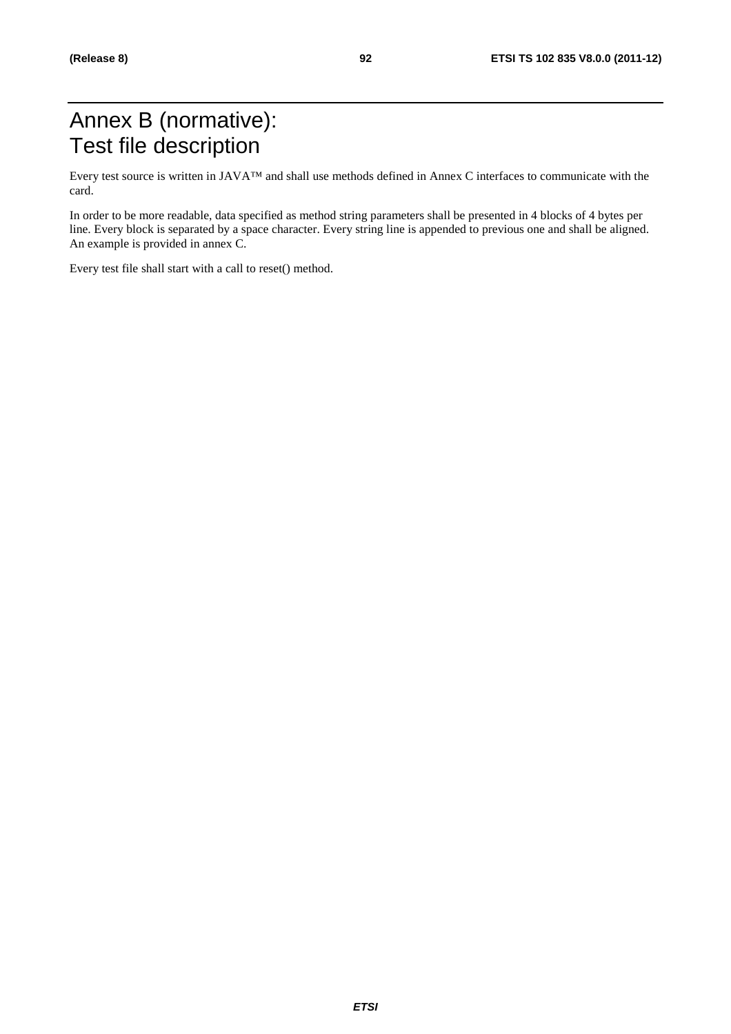# Annex B (normative): Test file description

Every test source is written in JAVA™ and shall use methods defined in Annex C interfaces to communicate with the card.

In order to be more readable, data specified as method string parameters shall be presented in 4 blocks of 4 bytes per line. Every block is separated by a space character. Every string line is appended to previous one and shall be aligned. An example is provided in annex C.

Every test file shall start with a call to reset() method.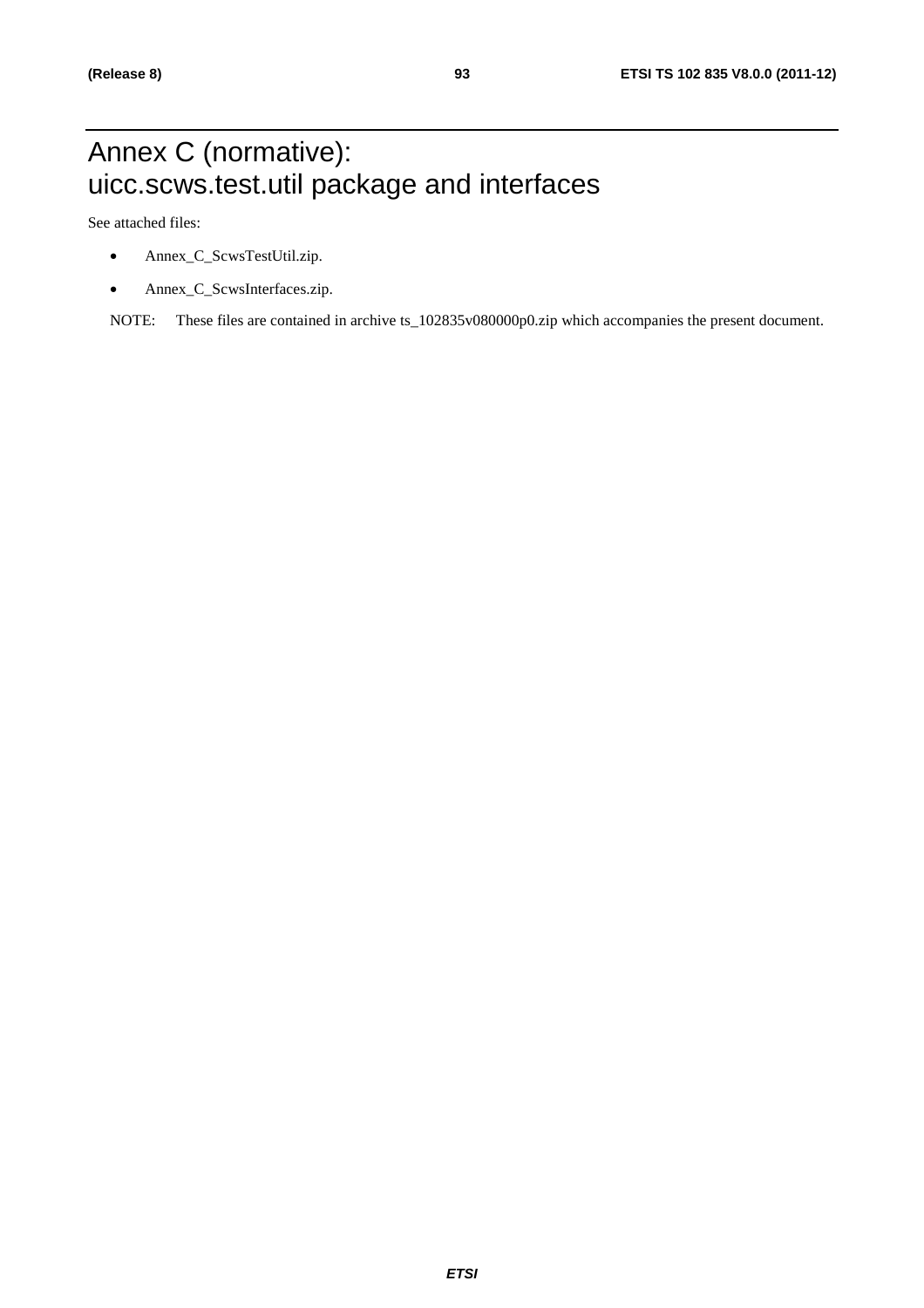# Annex C (normative): uicc.scws.test.util package and interfaces

See attached files:

- Annex_C_ScwsTestUtil.zip.
- Annex_C_ScwsInterfaces.zip.

NOTE: These files are contained in archive ts_102835v080000p0.zip which accompanies the present document.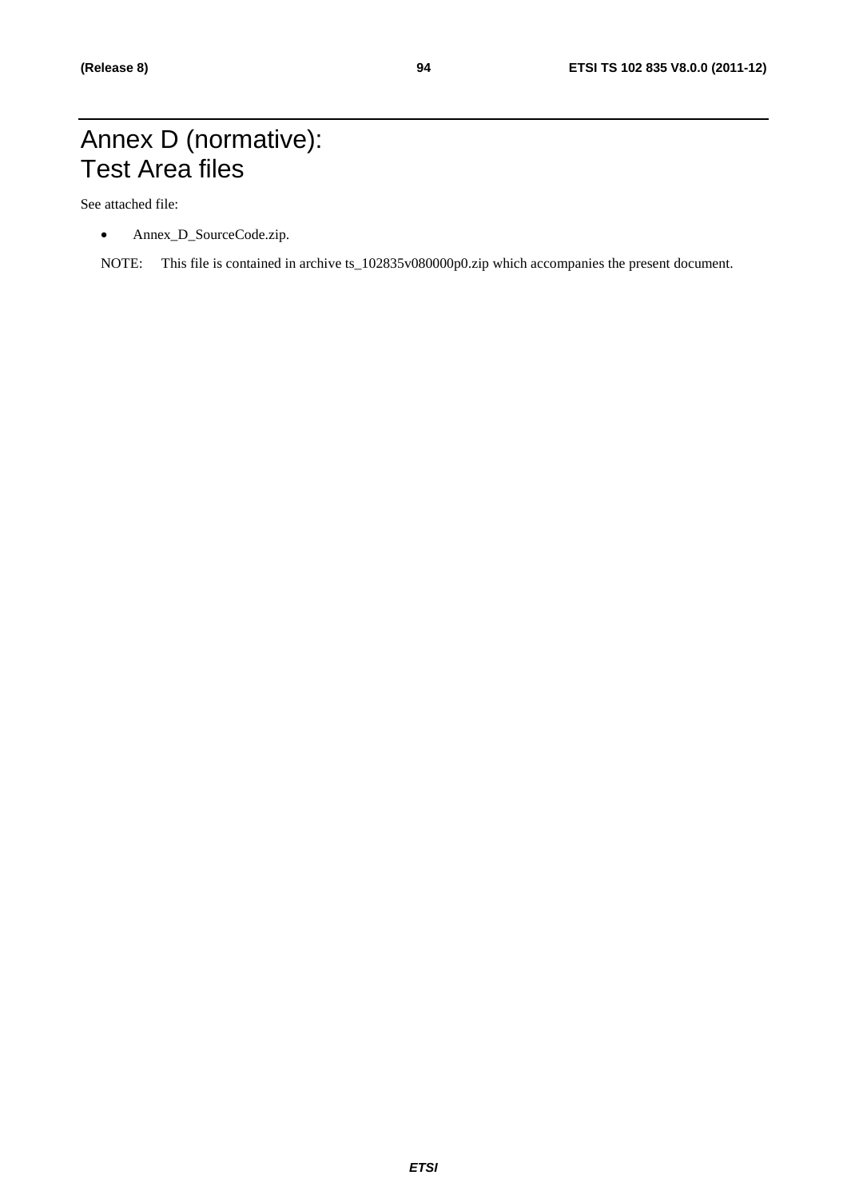# Annex D (normative): Test Area files

See attached file:

- Annex_D_SourceCode.zip.

NOTE: This file is contained in archive ts_102835v080000p0.zip which accompanies the present document.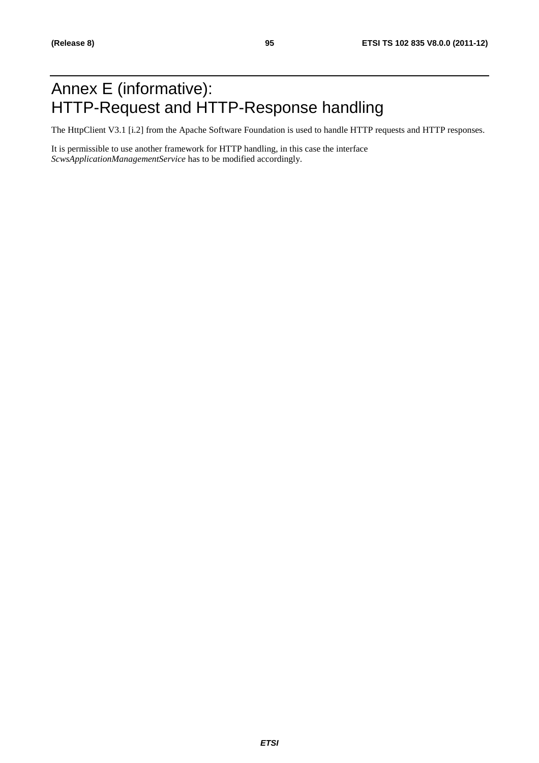# Annex E (informative): HTTP-Request and HTTP-Response handling

The HttpClient V3.1 [i.2] from the Apache Software Foundation is used to handle HTTP requests and HTTP responses.

It is permissible to use another framework for HTTP handling, in this case the interface *ScwsApplicationManagementService* has to be modified accordingly.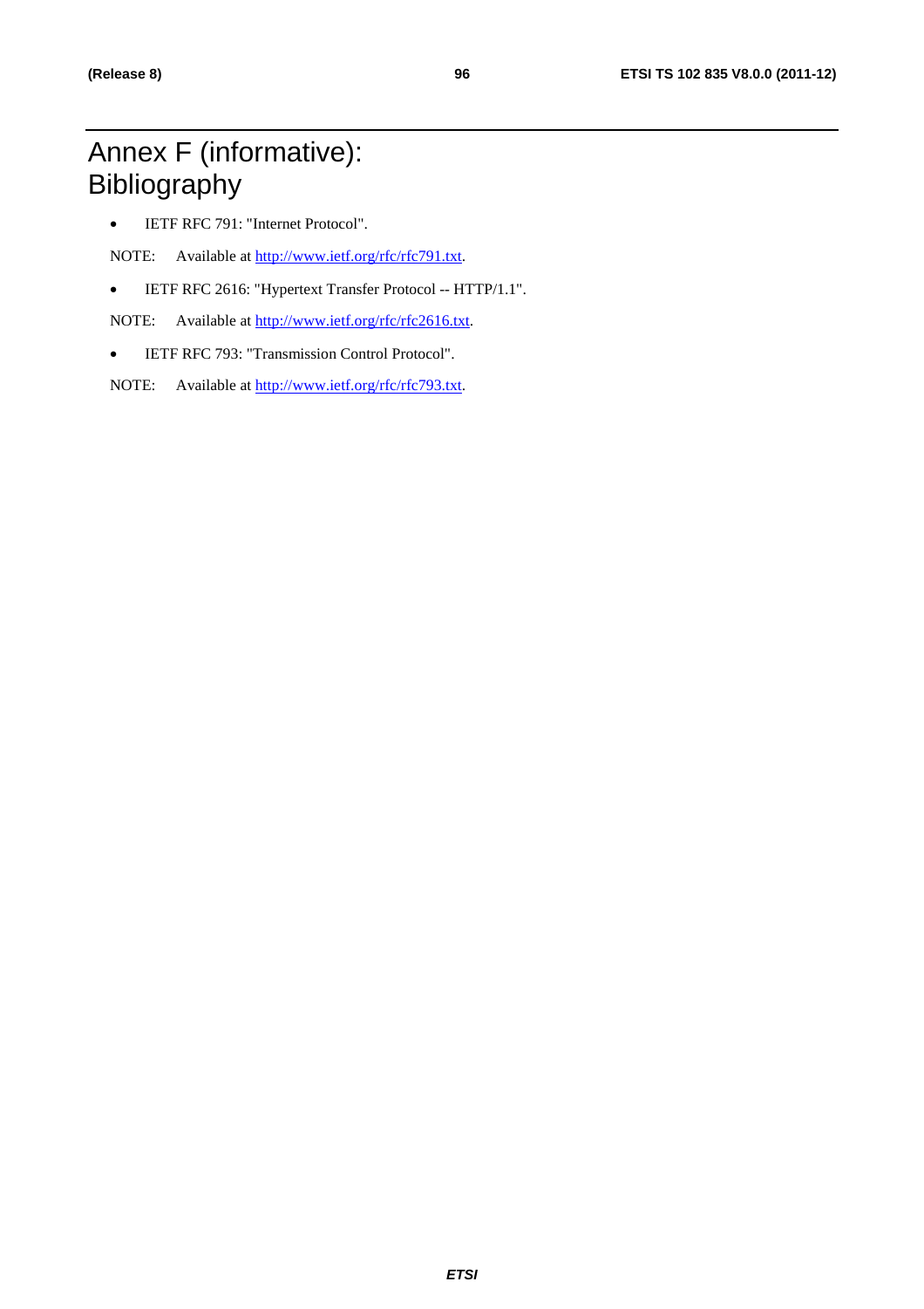# Annex F (informative): Bibliography

- IETF RFC 791: "Internet Protocol".

NOTE: Available at http://www.ietf.org/rfc/rfc791.txt.

- IETF RFC 2616: "Hypertext Transfer Protocol -- HTTP/1.1".

NOTE: Available at http://www.ietf.org/rfc/rfc2616.txt.

- IETF RFC 793: "Transmission Control Protocol".

NOTE: Available at http://www.ietf.org/rfc/rfc793.txt.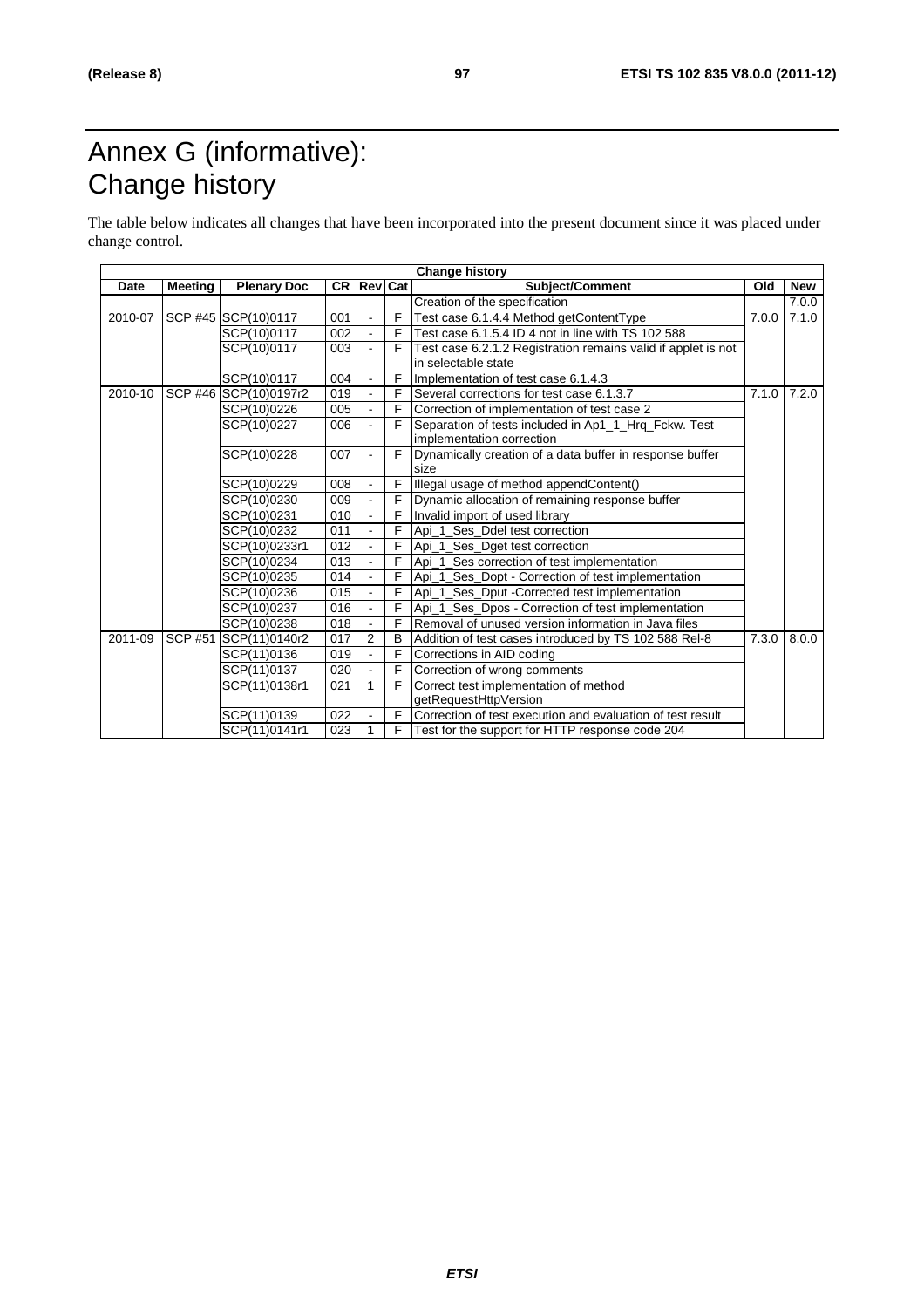# Annex G (informative): Change history

The table below indicates all changes that have been incorporated into the present document since it was placed under change control.

| Change history | | | | | | | | |
|---|---|---|---|---|---|---|---|---|
| **Date** | **Meeting** | **Plenary Doc** | **CR** | **Rev** | **Cat** | **Subject/Comment** | **Old** | **New** |
| | | | | | | Creation of the specification | | 7.0.0 |
| 2010-07 | SCP #45 | SCP(10)0117 | 001 | - | F | Test case 6.1.4.4 Method getContentType | 7.0.0 | 7.1.0 |
| | | SCP(10)0117 | 002 | - | F | Test case 6.1.5.4 ID 4 not in line with TS 102 588 | | |
| | | SCP(10)0117 | 003 | - | F | Test case 6.2.1.2 Registration remains valid if applet is not in selectable state | | |
| | | SCP(10)0117 | 004 | - | F | Implementation of test case 6.1.4.3 | | |
| 2010-10 | SCP #46 | SCP(10)0197r2 | 019 | - | F | Several corrections for test case 6.1.3.7 | 7.1.0 | 7.2.0 |
| | | SCP(10)0226 | 005 | - | F | Correction of implementation of test case 2 | | |
| | | SCP(10)0227 | 006 | - | F | Separation of tests included in Ap1_1_Hrq_Fckw. Test implementation correction | | |
| | | SCP(10)0228 | 007 | - | F | Dynamically creation of a data buffer in response buffer size | | |
| | | SCP(10)0229 | 008 | - | F | Illegal usage of method appendContent() | | |
| | | SCP(10)0230 | 009 | - | F | Dynamic allocation of remaining response buffer | | |
| | | SCP(10)0231 | 010 | - | F | Invalid import of used library | | |
| | | SCP(10)0232 | 011 | - | F | Api_1_Ses_Ddel test correction | | |
| | | SCP(10)0233r1 | 012 | - | F | Api_1_Ses_Dget test correction | | |
| | | SCP(10)0234 | 013 | - | F | Api_1_Ses correction of test implementation | | |
| | | SCP(10)0235 | 014 | - | F | Api_1_Ses_Dopt - Correction of test implementation | | |
| | | SCP(10)0236 | 015 | - | F | Api_1_Ses_Dput -Corrected test implementation | | |
| | | SCP(10)0237 | 016 | - | F | Api_1_Ses_Dpos - Correction of test implementation | | |
| | | SCP(10)0238 | 018 | - | F | Removal of unused version information in Java files | | |
| 2011-09 | SCP #51 | SCP(11)0140r2 | 017 | 2 | B | Addition of test cases introduced by TS 102 588 Rel-8 | 7.3.0 | 8.0.0 |
| | | SCP(11)0136 | 019 | - | F | Corrections in AID coding | | |
| | | SCP(11)0137 | 020 | - | F | Correction of wrong comments | | |
| | | SCP(11)0138r1 | 021 | 1 | F | Correct test implementation of method getRequestHttpVersion | | |
| | | SCP(11)0139 | 022 | - | F | Correction of test execution and evaluation of test result | | |
| | | SCP(11)0141r1 | 023 | 1 | F | Test for the support for HTTP response code 204 | | |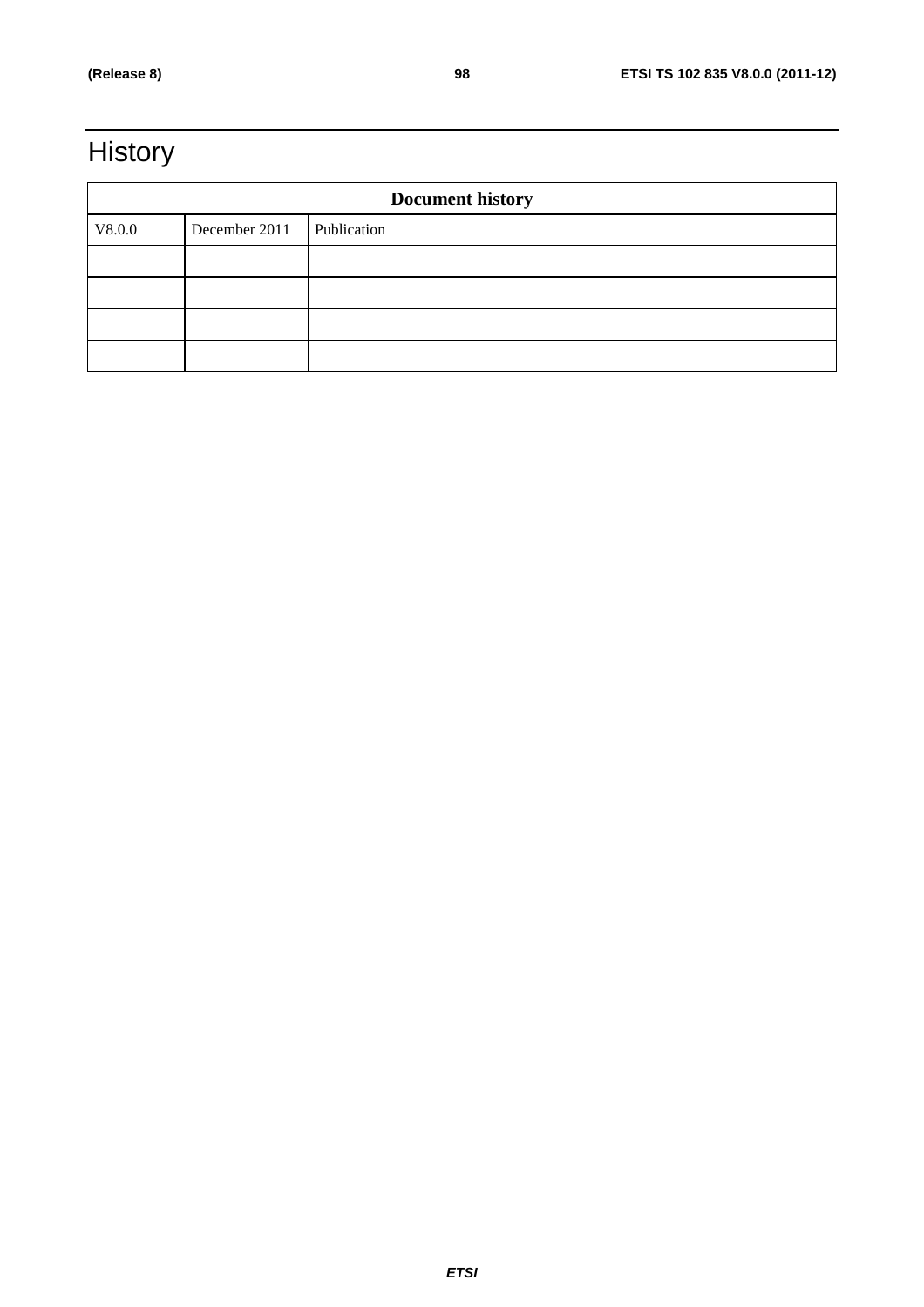# History

| Document history | | |
|---|---|---|
| V8.0.0 | December 2011 | Publication |
| | | |
| | | |
| | | |
| | | |